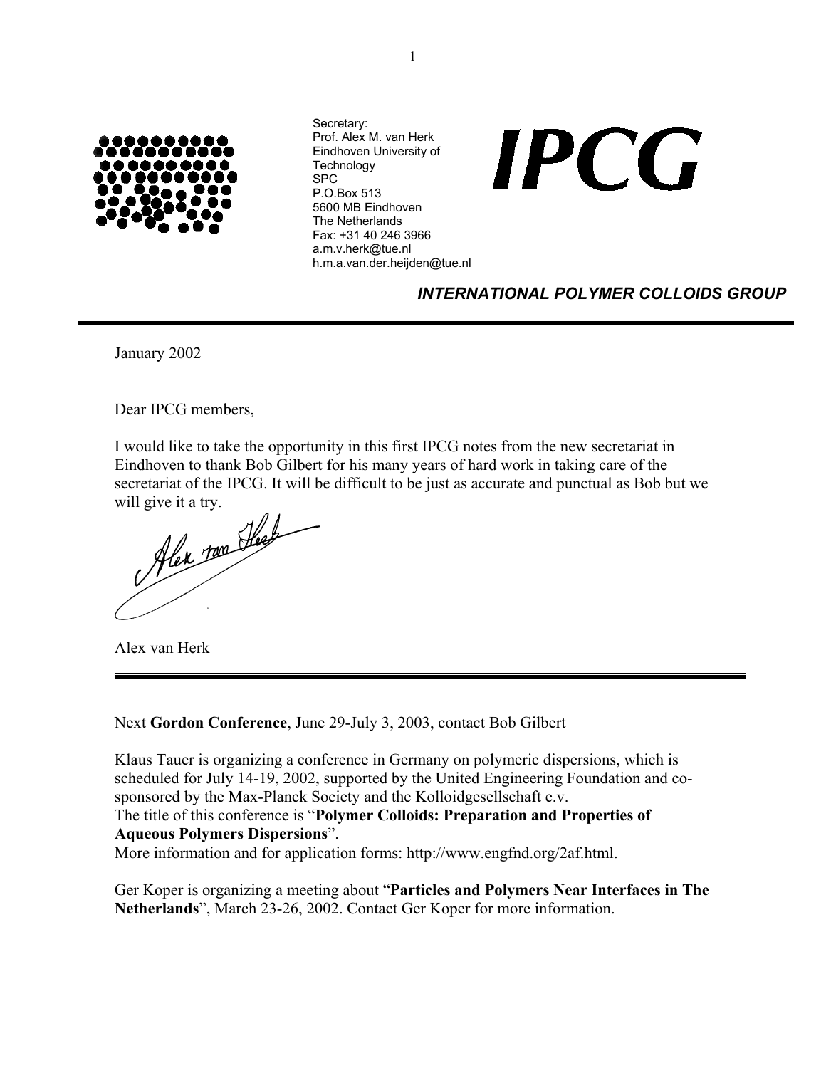Secretary:
Prof. Alex M. van Herk
Eindhoven University of Technology
SPC
P.O.Box 513
5600 MB Eindhoven
The Netherlands
Fax: +31 40 246 3966
a.m.v.herk@tue.nl
h.m.a.van.der.heijden@tue.nl

# IPCG

***INTERNATIONAL POLYMER COLLOIDS GROUP***

---

January 2002

Dear IPCG members,

I would like to take the opportunity in this first IPCG notes from the new secretariat in Eindhoven to thank Bob Gilbert for his many years of hard work in taking care of the secretariat of the IPCG. It will be difficult to be just as accurate and punctual as Bob but we will give it a try.

Alex van Herk

---

Next **Gordon Conference**, June 29-July 3, 2003, contact Bob Gilbert

Klaus Tauer is organizing a conference in Germany on polymeric dispersions, which is scheduled for July 14-19, 2002, supported by the United Engineering Foundation and co-sponsored by the Max-Planck Society and the Kolloidgesellschaft e.v.
The title of this conference is "**Polymer Colloids: Preparation and Properties of Aqueous Polymers Dispersions**".
More information and for application forms: http://www.engfnd.org/2af.html.

Ger Koper is organizing a meeting about "**Particles and Polymers Near Interfaces in The Netherlands**", March 23-26, 2002. Contact Ger Koper for more information.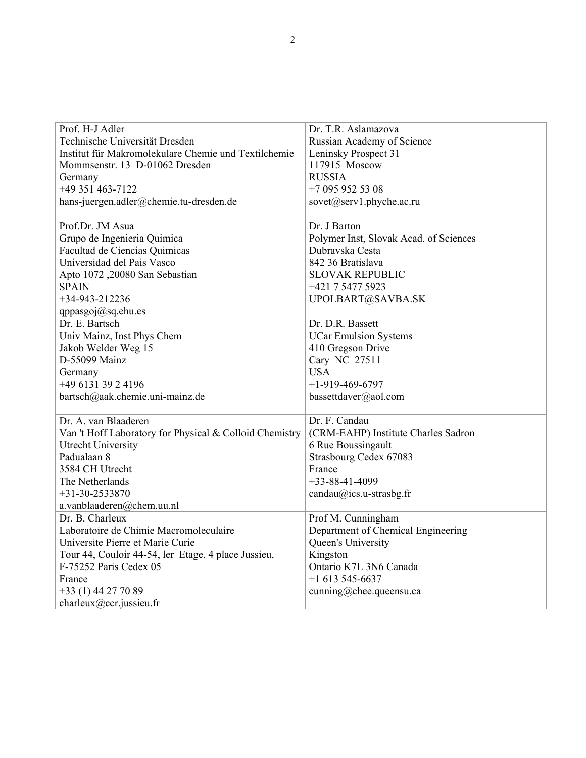| Prof. H-J Adler<br>Technische Universität Dresden<br>Institut für Makromolekulare Chemie und Textilchemie<br>Mommsenstr. 13 D-01062 Dresden<br>Germany<br>+49 351 463-7122<br>hans-juergen.adler@chemie.tu-dresden.de | Dr. T.R. Aslamazova<br>Russian Academy of Science<br>Leninsky Prospect 31<br>117915 Moscow<br>RUSSIA<br>+7 095 952 53 08<br>sovet@serv1.phyche.ac.ru |
|---|---|
| Prof.Dr. JM Asua<br>Grupo de Ingenieria Quimica<br>Facultad de Ciencias Quimicas<br>Universidad del Pais Vasco<br>Apto 1072 ,20080 San Sebastian<br>SPAIN<br>+34-943-212236<br>qppasgoj@sq.ehu.es | Dr. J Barton<br>Polymer Inst, Slovak Acad. of Sciences<br>Dubravska Cesta<br>842 36 Bratislava<br>SLOVAK REPUBLIC<br>+421 7 5477 5923<br>UPOLBART@SAVBA.SK |
| Dr. E. Bartsch<br>Univ Mainz, Inst Phys Chem<br>Jakob Welder Weg 15<br>D-55099 Mainz<br>Germany<br>+49 6131 39 2 4196<br>bartsch@aak.chemie.uni-mainz.de | Dr. D.R. Bassett<br>UCar Emulsion Systems<br>410 Gregson Drive<br>Cary NC 27511<br>USA<br>+1-919-469-6797<br>bassettdaver@aol.com |
| Dr. A. van Blaaderen<br>Van 't Hoff Laboratory for Physical & Colloid Chemistry<br>Utrecht University<br>Padualaan 8<br>3584 CH Utrecht<br>The Netherlands<br>+31-30-2533870<br>a.vanblaaderen@chem.uu.nl | Dr. F. Candau<br>(CRM-EAHP) Institute Charles Sadron<br>6 Rue Boussingault<br>Strasbourg Cedex 67083<br>France<br>+33-88-41-4099<br>candau@ics.u-strasbg.fr |
| Dr. B. Charleux<br>Laboratoire de Chimie Macromoleculaire<br>Universite Pierre et Marie Curie<br>Tour 44, Couloir 44-54, ler Etage, 4 place Jussieu,<br>F-75252 Paris Cedex 05<br>France<br>+33 (1) 44 27 70 89<br>charleux@ccr.jussieu.fr | Prof M. Cunningham<br>Department of Chemical Engineering<br>Queen's University<br>Kingston<br>Ontario K7L 3N6 Canada<br>+1 613 545-6637<br>cunning@chee.queensu.ca |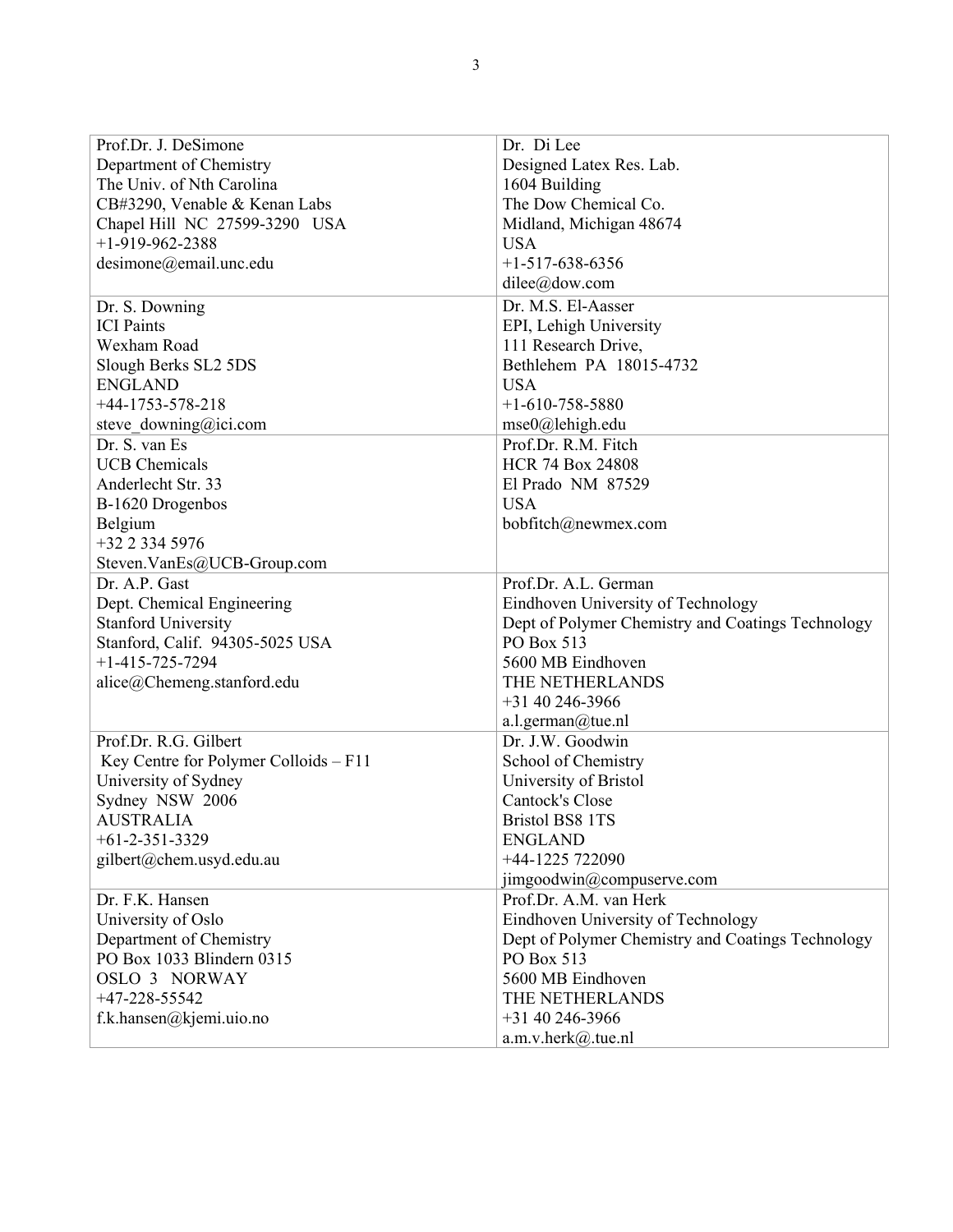| Prof.Dr. J. DeSimone<br>Department of Chemistry<br>The Univ. of Nth Carolina<br>CB#3290, Venable & Kenan Labs<br>Chapel Hill NC 27599-3290 USA<br>+1-919-962-2388<br>desimone@email.unc.edu | Dr. Di Lee<br>Designed Latex Res. Lab.<br>1604 Building<br>The Dow Chemical Co.<br>Midland, Michigan 48674<br>USA<br>+1-517-638-6356<br>dilee@dow.com |
|---|---|
| Dr. S. Downing<br>ICI Paints<br>Wexham Road<br>Slough Berks SL2 5DS<br>ENGLAND<br>+44-1753-578-218<br>steve_downing@ici.com | Dr. M.S. El-Aasser<br>EPI, Lehigh University<br>111 Research Drive,<br>Bethlehem PA 18015-4732<br>USA<br>+1-610-758-5880<br>mse0@lehigh.edu |
| Dr. S. van Es<br>UCB Chemicals<br>Anderlecht Str. 33<br>B-1620 Drogenbos<br>Belgium<br>+32 2 334 5976<br>Steven.VanEs@UCB-Group.com | Prof.Dr. R.M. Fitch<br>HCR 74 Box 24808<br>El Prado NM 87529<br>USA<br>bobfitch@newmex.com |
| Dr. A.P. Gast<br>Dept. Chemical Engineering<br>Stanford University<br>Stanford, Calif. 94305-5025 USA<br>+1-415-725-7294<br>alice@Chemeng.stanford.edu | Prof.Dr. A.L. German<br>Eindhoven University of Technology<br>Dept of Polymer Chemistry and Coatings Technology<br>PO Box 513<br>5600 MB Eindhoven<br>THE NETHERLANDS<br>+31 40 246-3966<br>a.l.german@tue.nl |
| Prof.Dr. R.G. Gilbert<br>Key Centre for Polymer Colloids – F11<br>University of Sydney<br>Sydney NSW 2006<br>AUSTRALIA<br>+61-2-351-3329<br>gilbert@chem.usyd.edu.au | Dr. J.W. Goodwin<br>School of Chemistry<br>University of Bristol<br>Cantock's Close<br>Bristol BS8 1TS<br>ENGLAND<br>+44-1225 722090<br>jimgoodwin@compuserve.com |
| Dr. F.K. Hansen<br>University of Oslo<br>Department of Chemistry<br>PO Box 1033 Blindern 0315<br>OSLO 3 NORWAY<br>+47-228-55542<br>f.k.hansen@kjemi.uio.no | Prof.Dr. A.M. van Herk<br>Eindhoven University of Technology<br>Dept of Polymer Chemistry and Coatings Technology<br>PO Box 513<br>5600 MB Eindhoven<br>THE NETHERLANDS<br>+31 40 246-3966<br>a.m.v.herk@.tue.nl |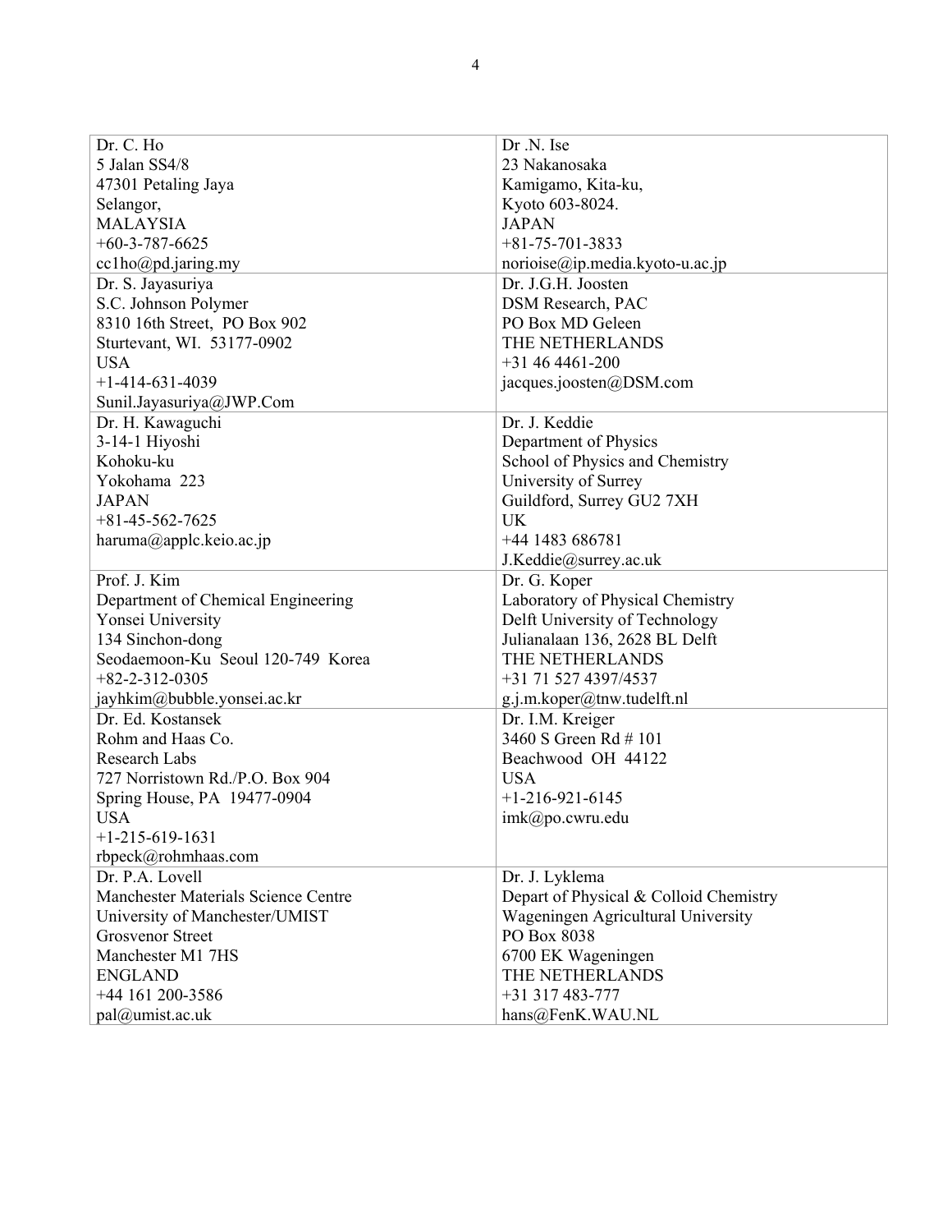| Dr. C. Ho<br>5 Jalan SS4/8<br>47301 Petaling Jaya<br>Selangor,<br>MALAYSIA<br>+60-3-787-6625<br>cc1ho@pd.jaring.my | Dr .N. Ise<br>23 Nakanosaka<br>Kamigamo, Kita-ku,<br>Kyoto 603-8024.<br>JAPAN<br>+81-75-701-3833<br>norioise@ip.media.kyoto-u.ac.jp |
|---|---|
| Dr. S. Jayasuriya<br>S.C. Johnson Polymer<br>8310 16th Street, PO Box 902<br>Sturtevant, WI. 53177-0902<br>USA<br>+1-414-631-4039<br>Sunil.Jayasuriya@JWP.Com | Dr. J.G.H. Joosten<br>DSM Research, PAC<br>PO Box MD Geleen<br>THE NETHERLANDS<br>+31 46 4461-200<br>jacques.joosten@DSM.com |
| Dr. H. Kawaguchi<br>3-14-1 Hiyoshi<br>Kohoku-ku<br>Yokohama 223<br>JAPAN<br>+81-45-562-7625<br>haruma@applc.keio.ac.jp | Dr. J. Keddie<br>Department of Physics<br>School of Physics and Chemistry<br>University of Surrey<br>Guildford, Surrey GU2 7XH<br>UK<br>+44 1483 686781<br>J.Keddie@surrey.ac.uk |
| Prof. J. Kim<br>Department of Chemical Engineering<br>Yonsei University<br>134 Sinchon-dong<br>Seodaemoon-Ku Seoul 120-749 Korea<br>+82-2-312-0305<br>jayhkim@bubble.yonsei.ac.kr | Dr. G. Koper<br>Laboratory of Physical Chemistry<br>Delft University of Technology<br>Julianalaan 136, 2628 BL Delft<br>THE NETHERLANDS<br>+31 71 527 4397/4537<br>g.j.m.koper@tnw.tudelft.nl |
| Dr. Ed. Kostansek<br>Rohm and Haas Co.<br>Research Labs<br>727 Norristown Rd./P.O. Box 904<br>Spring House, PA 19477-0904<br>USA<br>+1-215-619-1631<br>rbpeck@rohmhaas.com | Dr. I.M. Kreiger<br>3460 S Green Rd # 101<br>Beachwood OH 44122<br>USA<br>+1-216-921-6145<br>imk@po.cwru.edu |
| Dr. P.A. Lovell<br>Manchester Materials Science Centre<br>University of Manchester/UMIST<br>Grosvenor Street<br>Manchester M1 7HS<br>ENGLAND<br>+44 161 200-3586<br>pal@umist.ac.uk | Dr. J. Lyklema<br>Depart of Physical & Colloid Chemistry<br>Wageningen Agricultural University<br>PO Box 8038<br>6700 EK Wageningen<br>THE NETHERLANDS<br>+31 317 483-777<br>hans@FenK.WAU.NL |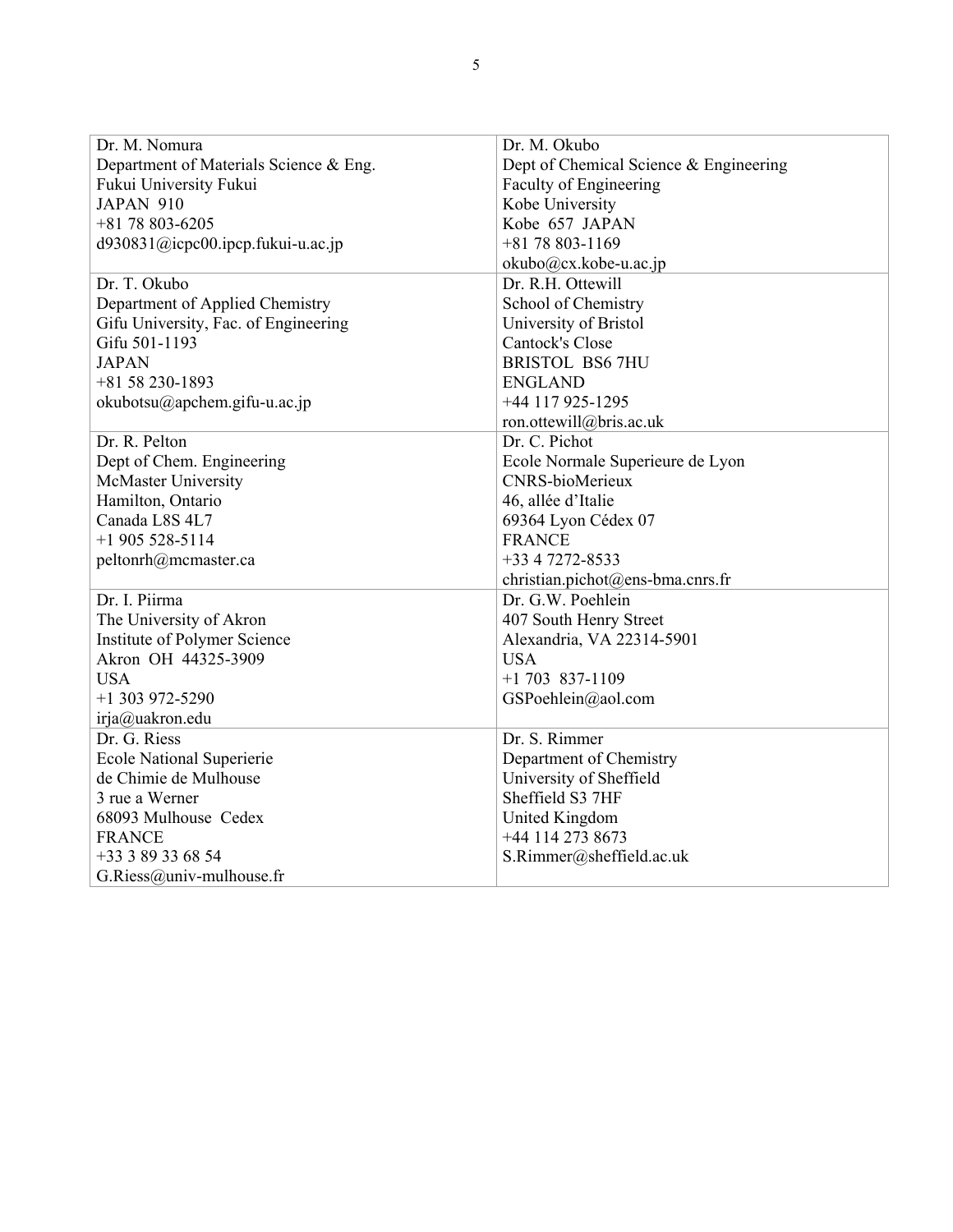| Dr. M. Nomura<br>Department of Materials Science & Eng.<br>Fukui University Fukui<br>JAPAN 910<br>+81 78 803-6205<br>d930831@icpc00.ipcp.fukui-u.ac.jp | Dr. M. Okubo<br>Dept of Chemical Science & Engineering<br>Faculty of Engineering<br>Kobe University<br>Kobe 657 JAPAN<br>+81 78 803-1169<br>okubo@cx.kobe-u.ac.jp |
|---|---|
| Dr. T. Okubo<br>Department of Applied Chemistry<br>Gifu University, Fac. of Engineering<br>Gifu 501-1193<br>JAPAN<br>+81 58 230-1893<br>okubotsu@apchem.gifu-u.ac.jp | Dr. R.H. Ottewill<br>School of Chemistry<br>University of Bristol<br>Cantock's Close<br>BRISTOL BS6 7HU<br>ENGLAND<br>+44 117 925-1295<br>ron.ottewill@bris.ac.uk |
| Dr. R. Pelton<br>Dept of Chem. Engineering<br>McMaster University<br>Hamilton, Ontario<br>Canada L8S 4L7<br>+1 905 528-5114<br>peltonrh@mcmaster.ca | Dr. C. Pichot<br>Ecole Normale Superieure de Lyon<br>CNRS-bioMerieux<br>46, allée d'Italie<br>69364 Lyon Cédex 07<br>FRANCE<br>+33 4 7272-8533<br>christian.pichot@ens-bma.cnrs.fr |
| Dr. I. Piirma<br>The University of Akron<br>Institute of Polymer Science<br>Akron OH 44325-3909<br>USA<br>+1 303 972-5290<br>irja@uakron.edu | Dr. G.W. Poehlein<br>407 South Henry Street<br>Alexandria, VA 22314-5901<br>USA<br>+1 703 837-1109<br>GSPoehlein@aol.com |
| Dr. G. Riess<br>Ecole National Superierie<br>de Chimie de Mulhouse<br>3 rue a Werner<br>68093 Mulhouse Cedex<br>FRANCE<br>+33 3 89 33 68 54<br>G.Riess@univ-mulhouse.fr | Dr. S. Rimmer<br>Department of Chemistry<br>University of Sheffield<br>Sheffield S3 7HF<br>United Kingdom<br>+44 114 273 8673<br>S.Rimmer@sheffield.ac.uk |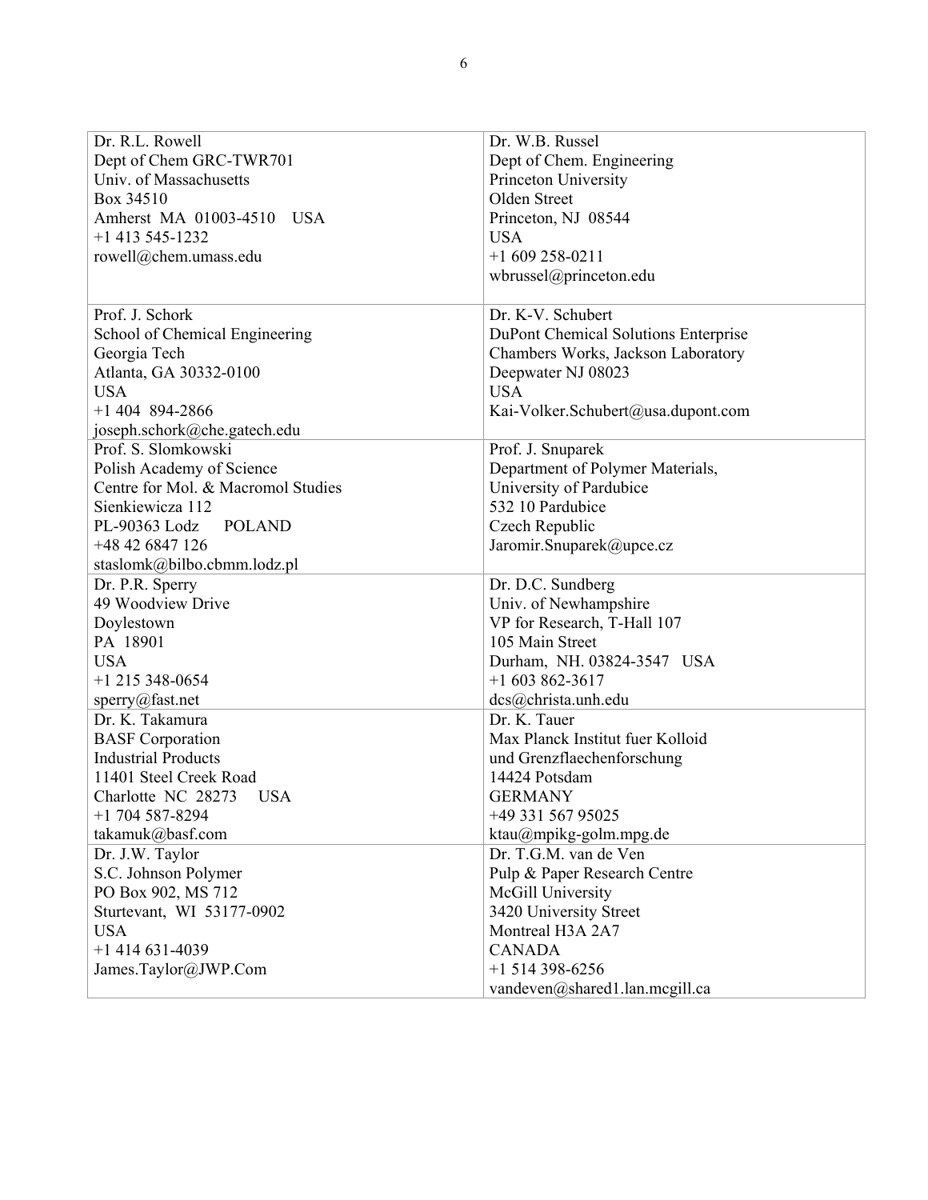| Dr. R.L. Rowell<br>Dept of Chem GRC-TWR701<br>Univ. of Massachusetts<br>Box 34510<br>Amherst MA 01003-4510 USA<br>+1 413 545-1232<br>rowell@chem.umass.edu | Dr. W.B. Russel<br>Dept of Chem. Engineering<br>Princeton University<br>Olden Street<br>Princeton, NJ 08544<br>USA<br>+1 609 258-0211<br>wbrussel@princeton.edu |
|---|---|
| Prof. J. Schork<br>School of Chemical Engineering<br>Georgia Tech<br>Atlanta, GA 30332-0100<br>USA<br>+1 404 894-2866<br>joseph.schork@che.gatech.edu | Dr. K-V. Schubert<br>DuPont Chemical Solutions Enterprise<br>Chambers Works, Jackson Laboratory<br>Deepwater NJ 08023<br>USA<br>Kai-Volker.Schubert@usa.dupont.com |
| Prof. S. Slomkowski<br>Polish Academy of Science<br>Centre for Mol. & Macromol Studies<br>Sienkiewicza 112<br>PL-90363 Lodz POLAND<br>+48 42 6847 126<br>staslomk@bilbo.cbmm.lodz.pl | Prof. J. Snuparek<br>Department of Polymer Materials,<br>University of Pardubice<br>532 10 Pardubice<br>Czech Republic<br>Jaromir.Snuparek@upce.cz |
| Dr. P.R. Sperry<br>49 Woodview Drive<br>Doylestown<br>PA 18901<br>USA<br>+1 215 348-0654<br>sperry@fast.net | Dr. D.C. Sundberg<br>Univ. of Newhampshire<br>VP for Research, T-Hall 107<br>105 Main Street<br>Durham, NH. 03824-3547 USA<br>+1 603 862-3617<br>dcs@christa.unh.edu |
| Dr. K. Takamura<br>BASF Corporation<br>Industrial Products<br>11401 Steel Creek Road<br>Charlotte NC 28273 USA<br>+1 704 587-8294<br>takamuk@basf.com | Dr. K. Tauer<br>Max Planck Institut fuer Kolloid<br>und Grenzflaechenforschung<br>14424 Potsdam<br>GERMANY<br>+49 331 567 95025<br>ktau@mpikg-golm.mpg.de |
| Dr. J.W. Taylor<br>S.C. Johnson Polymer<br>PO Box 902, MS 712<br>Sturtevant, WI 53177-0902<br>USA<br>+1 414 631-4039<br>James.Taylor@JWP.Com | Dr. T.G.M. van de Ven<br>Pulp & Paper Research Centre<br>McGill University<br>3420 University Street<br>Montreal H3A 2A7<br>CANADA<br>+1 514 398-6256<br>vandeven@shared1.lan.mcgill.ca |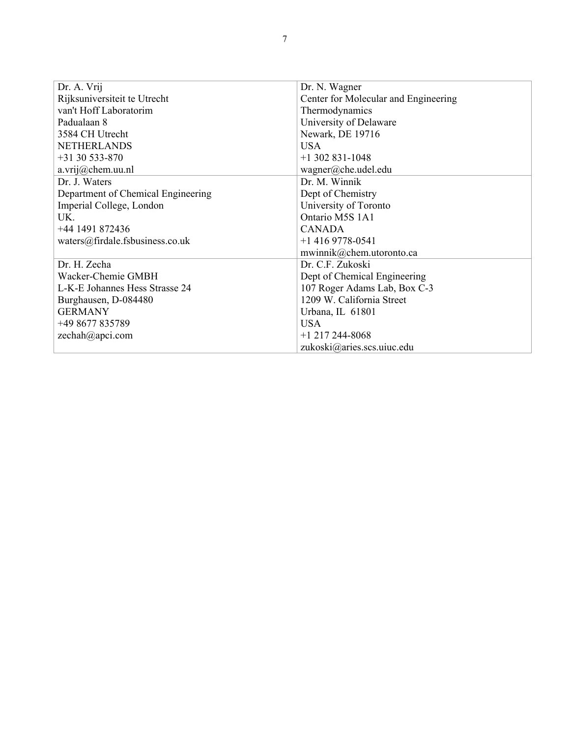| Dr. A. Vrij<br>Rijksuniversiteit te Utrecht<br>van't Hoff Laboratorim<br>Padualaan 8<br>3584 CH Utrecht<br>NETHERLANDS<br>+31 30 533-870<br>a.vrij@chem.uu.nl | Dr. N. Wagner<br>Center for Molecular and Engineering Thermodynamics<br>University of Delaware<br>Newark, DE 19716<br>USA<br>+1 302 831-1048<br>wagner@che.udel.edu |
|---|---|
| Dr. J. Waters<br>Department of Chemical Engineering<br>Imperial College, London<br>UK.<br>+44 1491 872436<br>waters@firdale.fsbusiness.co.uk | Dr. M. Winnik<br>Dept of Chemistry<br>University of Toronto<br>Ontario M5S 1A1<br>CANADA<br>+1 416 9778-0541<br>mwinnik@chem.utoronto.ca |
| Dr. H. Zecha<br>Wacker-Chemie GMBH<br>L-K-E Johannes Hess Strasse 24<br>Burghausen, D-084480<br>GERMANY<br>+49 8677 835789<br>zechah@apci.com | Dr. C.F. Zukoski<br>Dept of Chemical Engineering<br>107 Roger Adams Lab, Box C-3<br>1209 W. California Street<br>Urbana, IL 61801<br>USA<br>+1 217 244-8068<br>zukoski@aries.scs.uiuc.edu |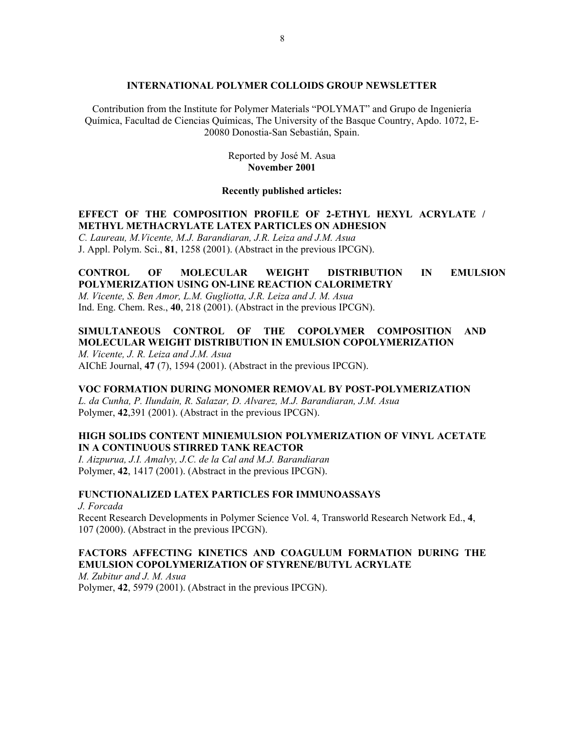## INTERNATIONAL POLYMER COLLOIDS GROUP NEWSLETTER

Contribution from the Institute for Polymer Materials "POLYMAT" and Grupo de Ingeniería Química, Facultad de Ciencias Químicas, The University of the Basque Country, Apdo. 1072, E-20080 Donostia-San Sebastián, Spain.

Reported by José M. Asua
**November 2001**

### Recently published articles:

**EFFECT OF THE COMPOSITION PROFILE OF 2-ETHYL HEXYL ACRYLATE / METHYL METHACRYLATE LATEX PARTICLES ON ADHESION**
*C. Laureau, M.Vicente, M.J. Barandiaran, J.R. Leiza and J.M. Asua*
J. Appl. Polym. Sci., **81**, 1258 (2001). (Abstract in the previous IPCGN).

**CONTROL OF MOLECULAR WEIGHT DISTRIBUTION IN EMULSION POLYMERIZATION USING ON-LINE REACTION CALORIMETRY**
*M. Vicente, S. Ben Amor, L.M. Gugliotta, J.R. Leiza and J. M. Asua*
Ind. Eng. Chem. Res., **40**, 218 (2001). (Abstract in the previous IPCGN).

**SIMULTANEOUS CONTROL OF THE COPOLYMER COMPOSITION AND MOLECULAR WEIGHT DISTRIBUTION IN EMULSION COPOLYMERIZATION**
*M. Vicente, J. R. Leiza and J.M. Asua*
AIChE Journal, **47** (7), 1594 (2001). (Abstract in the previous IPCGN).

**VOC FORMATION DURING MONOMER REMOVAL BY POST-POLYMERIZATION**
*L. da Cunha, P. Ilundain, R. Salazar, D. Alvarez, M.J. Barandiaran, J.M. Asua*
Polymer, **42**,391 (2001). (Abstract in the previous IPCGN).

**HIGH SOLIDS CONTENT MINIEMULSION POLYMERIZATION OF VINYL ACETATE IN A CONTINUOUS STIRRED TANK REACTOR**
*I. Aizpurua, J.I. Amalvy, J.C. de la Cal and M.J. Barandiaran*
Polymer, **42**, 1417 (2001). (Abstract in the previous IPCGN).

**FUNCTIONALIZED LATEX PARTICLES FOR IMMUNOASSAYS**
*J. Forcada*
Recent Research Developments in Polymer Science Vol. 4, Transworld Research Network Ed., **4**, 107 (2000). (Abstract in the previous IPCGN).

**FACTORS AFFECTING KINETICS AND COAGULUM FORMATION DURING THE EMULSION COPOLYMERIZATION OF STYRENE/BUTYL ACRYLATE**
*M. Zubitur and J. M. Asua*
Polymer, **42**, 5979 (2001). (Abstract in the previous IPCGN).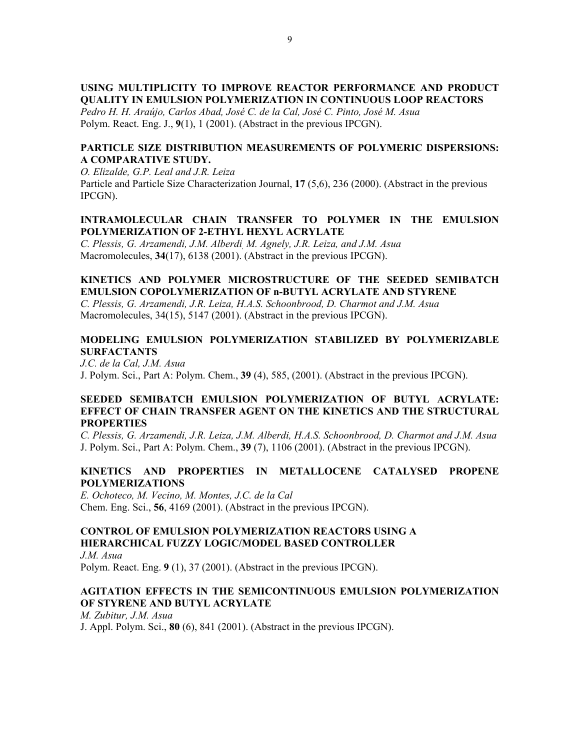**USING MULTIPLICITY TO IMPROVE REACTOR PERFORMANCE AND PRODUCT QUALITY IN EMULSION POLYMERIZATION IN CONTINUOUS LOOP REACTORS**
*Pedro H. H. Araújo, Carlos Abad, José C. de la Cal, José C. Pinto, José M. Asua*
Polym. React. Eng. J., **9**(1), 1 (2001). (Abstract in the previous IPCGN).

**PARTICLE SIZE DISTRIBUTION MEASUREMENTS OF POLYMERIC DISPERSIONS: A COMPARATIVE STUDY.**
*O. Elizalde, G.P. Leal and J.R. Leiza*
Particle and Particle Size Characterization Journal, **17** (5,6), 236 (2000). (Abstract in the previous IPCGN).

**INTRAMOLECULAR CHAIN TRANSFER TO POLYMER IN THE EMULSION POLYMERIZATION OF 2-ETHYL HEXYL ACRYLATE**
*C. Plessis, G. Arzamendi, J.M. Alberdi, M. Agnely, J.R. Leiza, and J.M. Asua*
Macromolecules, **34**(17), 6138 (2001). (Abstract in the previous IPCGN).

**KINETICS AND POLYMER MICROSTRUCTURE OF THE SEEDED SEMIBATCH EMULSION COPOLYMERIZATION OF n-BUTYL ACRYLATE AND STYRENE**
*C. Plessis, G. Arzamendi, J.R. Leiza, H.A.S. Schoonbrood, D. Charmot and J.M. Asua*
Macromolecules, 34(15), 5147 (2001). (Abstract in the previous IPCGN).

**MODELING EMULSION POLYMERIZATION STABILIZED BY POLYMERIZABLE SURFACTANTS**
*J.C. de la Cal, J.M. Asua*
J. Polym. Sci., Part A: Polym. Chem., **39** (4), 585, (2001). (Abstract in the previous IPCGN).

**SEEDED SEMIBATCH EMULSION POLYMERIZATION OF BUTYL ACRYLATE: EFFECT OF CHAIN TRANSFER AGENT ON THE KINETICS AND THE STRUCTURAL PROPERTIES**
*C. Plessis, G. Arzamendi, J.R. Leiza, J.M. Alberdi, H.A.S. Schoonbrood, D. Charmot and J.M. Asua*
J. Polym. Sci., Part A: Polym. Chem., **39** (7), 1106 (2001). (Abstract in the previous IPCGN).

**KINETICS AND PROPERTIES IN METALLOCENE CATALYSED PROPENE POLYMERIZATIONS**
*E. Ochoteco, M. Vecino, M. Montes, J.C. de la Cal*
Chem. Eng. Sci., **56**, 4169 (2001). (Abstract in the previous IPCGN).

**CONTROL OF EMULSION POLYMERIZATION REACTORS USING A HIERARCHICAL FUZZY LOGIC/MODEL BASED CONTROLLER**
*J.M. Asua*
Polym. React. Eng. **9** (1), 37 (2001). (Abstract in the previous IPCGN).

**AGITATION EFFECTS IN THE SEMICONTINUOUS EMULSION POLYMERIZATION OF STYRENE AND BUTYL ACRYLATE**
*M. Zubitur, J.M. Asua*
J. Appl. Polym. Sci., **80** (6), 841 (2001). (Abstract in the previous IPCGN).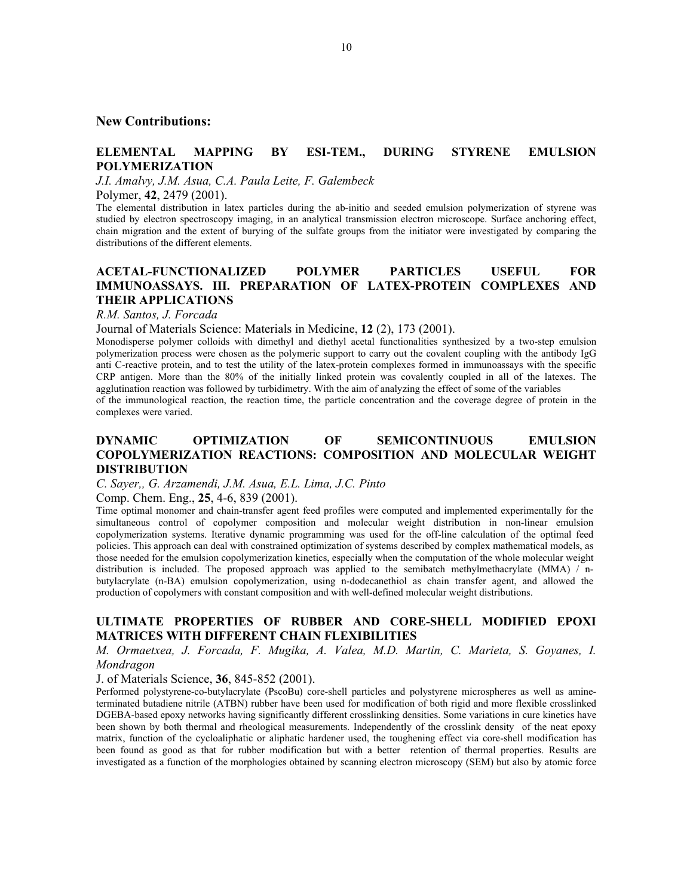## New Contributions:

### ELEMENTAL MAPPING BY ESI-TEM., DURING STYRENE EMULSION POLYMERIZATION

*J.I. Amalvy, J.M. Asua, C.A. Paula Leite, F. Galembeck*

Polymer, **42**, 2479 (2001).

The elemental distribution in latex particles during the ab-initio and seeded emulsion polymerization of styrene was studied by electron spectroscopy imaging, in an analytical transmission electron microscope. Surface anchoring effect, chain migration and the extent of burying of the sulfate groups from the initiator were investigated by comparing the distributions of the different elements.

### ACETAL-FUNCTIONALIZED POLYMER PARTICLES USEFUL FOR IMMUNOASSAYS. III. PREPARATION OF LATEX-PROTEIN COMPLEXES AND THEIR APPLICATIONS

*R.M. Santos, J. Forcada*

Journal of Materials Science: Materials in Medicine, **12** (2), 173 (2001).

Monodisperse polymer colloids with dimethyl and diethyl acetal functionalities synthesized by a two-step emulsion polymerization process were chosen as the polymeric support to carry out the covalent coupling with the antibody IgG anti C-reactive protein, and to test the utility of the latex-protein complexes formed in immunoassays with the specific CRP antigen. More than the 80% of the initially linked protein was covalently coupled in all of the latexes. The agglutination reaction was followed by turbidimetry. With the aim of analyzing the effect of some of the variables of the immunological reaction, the reaction time, the particle concentration and the coverage degree of protein in the complexes were varied.

### DYNAMIC OPTIMIZATION OF SEMICONTINUOUS EMULSION COPOLYMERIZATION REACTIONS: COMPOSITION AND MOLECULAR WEIGHT DISTRIBUTION

*C. Sayer,, G. Arzamendi, J.M. Asua, E.L. Lima, J.C. Pinto*

Comp. Chem. Eng., **25**, 4-6, 839 (2001).

Time optimal monomer and chain-transfer agent feed profiles were computed and implemented experimentally for the simultaneous control of copolymer composition and molecular weight distribution in non-linear emulsion copolymerization systems. Iterative dynamic programming was used for the off-line calculation of the optimal feed policies. This approach can deal with constrained optimization of systems described by complex mathematical models, as those needed for the emulsion copolymerization kinetics, especially when the computation of the whole molecular weight distribution is included. The proposed approach was applied to the semibatch methylmethacrylate (MMA) / n-butylacrylate (n-BA) emulsion copolymerization, using n-dodecanethiol as chain transfer agent, and allowed the production of copolymers with constant composition and with well-defined molecular weight distributions.

### ULTIMATE PROPERTIES OF RUBBER AND CORE-SHELL MODIFIED EPOXI MATRICES WITH DIFFERENT CHAIN FLEXIBILITIES

*M. Ormaetxea, J. Forcada, F. Mugika, A. Valea, M.D. Martin, C. Marieta, S. Goyanes, I. Mondragon*

J. of Materials Science, **36**, 845-852 (2001).

Performed polystyrene-co-butylacrylate (PscoBu) core-shell particles and polystyrene microspheres as well as amine-terminated butadiene nitrile (ATBN) rubber have been used for modification of both rigid and more flexible crosslinked DGEBA-based epoxy networks having significantly different crosslinking densities. Some variations in cure kinetics have been shown by both thermal and rheological measurements. Independently of the crosslink density of the neat epoxy matrix, function of the cycloaliphatic or aliphatic hardener used, the toughening effect via core-shell modification has been found as good as that for rubber modification but with a better retention of thermal properties. Results are investigated as a function of the morphologies obtained by scanning electron microscopy (SEM) but also by atomic force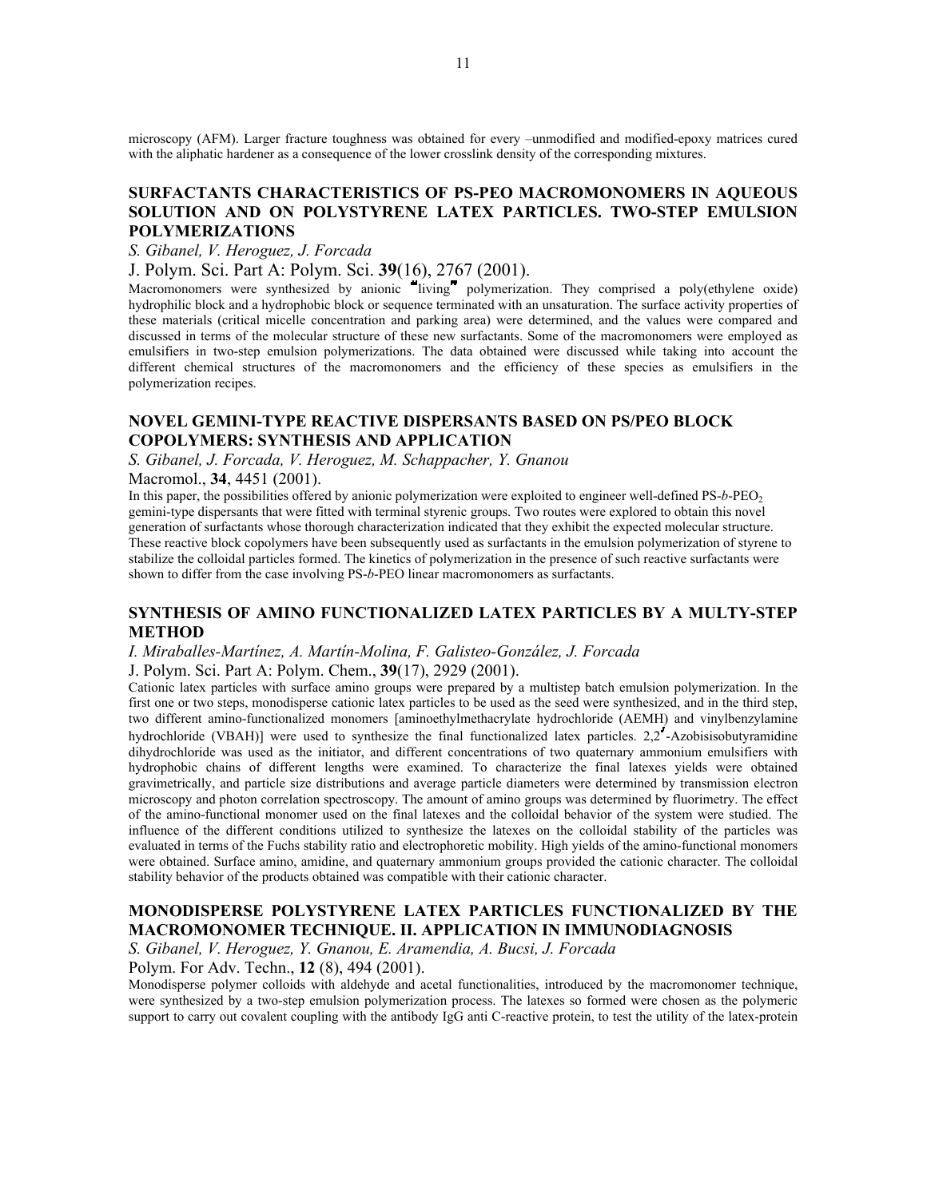microscopy (AFM). Larger fracture toughness was obtained for every –unmodified and modified-epoxy matrices cured with the aliphatic hardener as a consequence of the lower crosslink density of the corresponding mixtures.

## SURFACTANTS CHARACTERISTICS OF PS-PEO MACROMONOMERS IN AQUEOUS SOLUTION AND ON POLYSTYRENE LATEX PARTICLES. TWO-STEP EMULSION POLYMERIZATIONS

*S. Gibanel, V. Heroguez, J. Forcada*

J. Polym. Sci. Part A: Polym. Sci. **39**(16), 2767 (2001).

Macromonomers were synthesized by anionic "living" polymerization. They comprised a poly(ethylene oxide) hydrophilic block and a hydrophobic block or sequence terminated with an unsaturation. The surface activity properties of these materials (critical micelle concentration and parking area) were determined, and the values were compared and discussed in terms of the molecular structure of these new surfactants. Some of the macromonomers were employed as emulsifiers in two-step emulsion polymerizations. The data obtained were discussed while taking into account the different chemical structures of the macromonomers and the efficiency of these species as emulsifiers in the polymerization recipes.

## NOVEL GEMINI-TYPE REACTIVE DISPERSANTS BASED ON PS/PEO BLOCK COPOLYMERS: SYNTHESIS AND APPLICATION

*S. Gibanel, J. Forcada, V. Heroguez, M. Schappacher, Y. Gnanou*

Macromol., **34**, 4451 (2001).

In this paper, the possibilities offered by anionic polymerization were exploited to engineer well-defined PS-*b*-$PEO_2$ gemini-type dispersants that were fitted with terminal styrenic groups. Two routes were explored to obtain this novel generation of surfactants whose thorough characterization indicated that they exhibit the expected molecular structure. These reactive block copolymers have been subsequently used as surfactants in the emulsion polymerization of styrene to stabilize the colloidal particles formed. The kinetics of polymerization in the presence of such reactive surfactants were shown to differ from the case involving PS-*b*-PEO linear macromonomers as surfactants.

## SYNTHESIS OF AMINO FUNCTIONALIZED LATEX PARTICLES BY A MULTY-STEP METHOD

*I. Miraballes-Martínez, A. Martín-Molina, F. Galisteo-González, J. Forcada*

J. Polym. Sci. Part A: Polym. Chem., **39**(17), 2929 (2001).

Cationic latex particles with surface amino groups were prepared by a multistep batch emulsion polymerization. In the first one or two steps, monodisperse cationic latex particles to be used as the seed were synthesized, and in the third step, two different amino-functionalized monomers [aminoethylmethacrylate hydrochloride (AEMH) and vinylbenzylamine hydrochloride (VBAH)] were used to synthesize the final functionalized latex particles. 2,2'-Azobisisobutyramidine dihydrochloride was used as the initiator, and different concentrations of two quaternary ammonium emulsifiers with hydrophobic chains of different lengths were examined. To characterize the final latexes yields were obtained gravimetrically, and particle size distributions and average particle diameters were determined by transmission electron microscopy and photon correlation spectroscopy. The amount of amino groups was determined by fluorimetry. The effect of the amino-functional monomer used on the final latexes and the colloidal behavior of the system were studied. The influence of the different conditions utilized to synthesize the latexes on the colloidal stability of the particles was evaluated in terms of the Fuchs stability ratio and electrophoretic mobility. High yields of the amino-functional monomers were obtained. Surface amino, amidine, and quaternary ammonium groups provided the cationic character. The colloidal stability behavior of the products obtained was compatible with their cationic character.

## MONODISPERSE POLYSTYRENE LATEX PARTICLES FUNCTIONALIZED BY THE MACROMONOMER TECHNIQUE. II. APPLICATION IN IMMUNODIAGNOSIS

*S. Gibanel, V. Heroguez, Y. Gnanou, E. Aramendia, A. Bucsi, J. Forcada*

Polym. For Adv. Techn., **12** (8), 494 (2001).

Monodisperse polymer colloids with aldehyde and acetal functionalities, introduced by the macromonomer technique, were synthesized by a two-step emulsion polymerization process. The latexes so formed were chosen as the polymeric support to carry out covalent coupling with the antibody IgG anti C-reactive protein, to test the utility of the latex-protein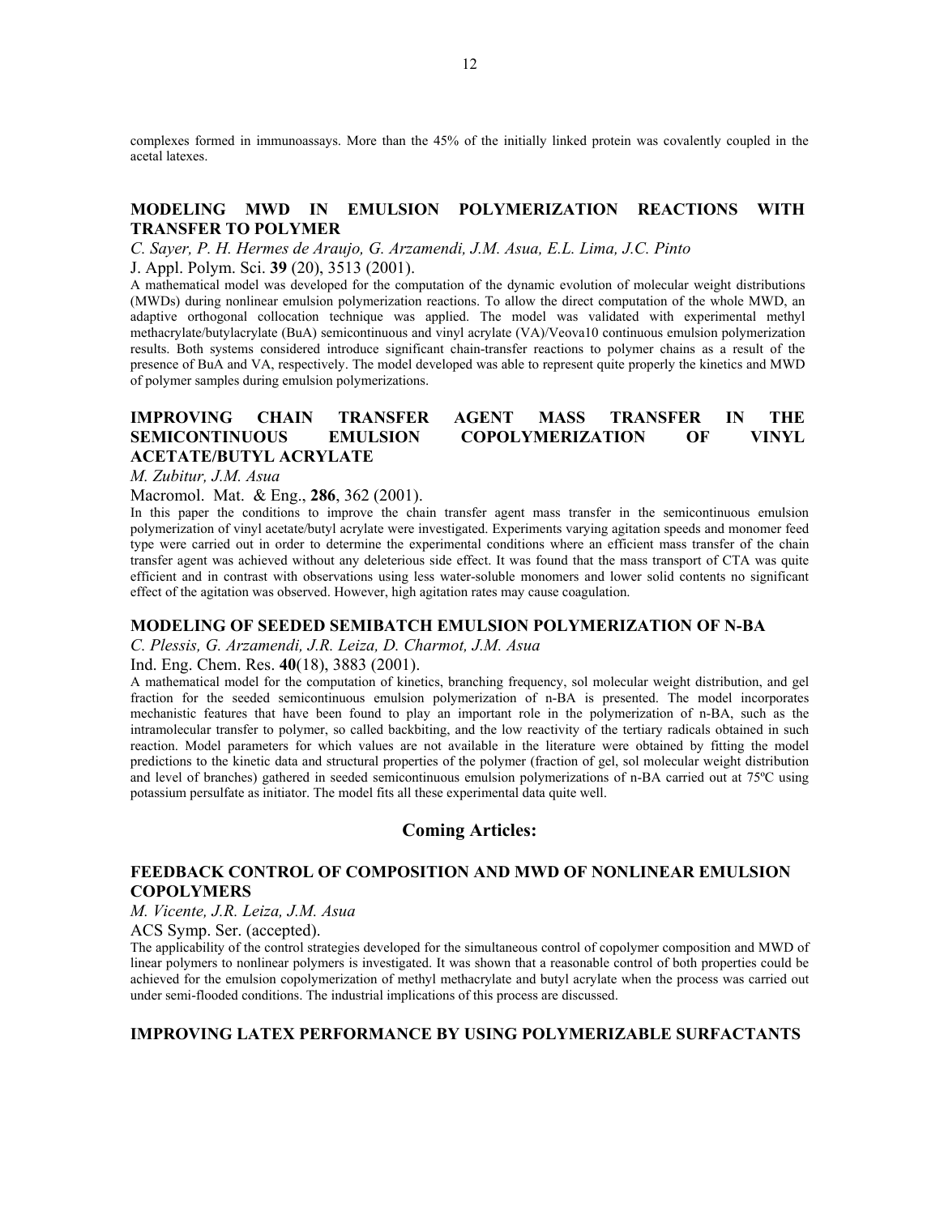complexes formed in immunoassays. More than the 45% of the initially linked protein was covalently coupled in the acetal latexes.

### MODELING MWD IN EMULSION POLYMERIZATION REACTIONS WITH TRANSFER TO POLYMER

*C. Sayer, P. H. Hermes de Araujo, G. Arzamendi, J.M. Asua, E.L. Lima, J.C. Pinto*

J. Appl. Polym. Sci. **39** (20), 3513 (2001).

A mathematical model was developed for the computation of the dynamic evolution of molecular weight distributions (MWDs) during nonlinear emulsion polymerization reactions. To allow the direct computation of the whole MWD, an adaptive orthogonal collocation technique was applied. The model was validated with experimental methyl methacrylate/butylacrylate (BuA) semicontinuous and vinyl acrylate (VA)/Veova10 continuous emulsion polymerization results. Both systems considered introduce significant chain-transfer reactions to polymer chains as a result of the presence of BuA and VA, respectively. The model developed was able to represent quite properly the kinetics and MWD of polymer samples during emulsion polymerizations.

### IMPROVING CHAIN TRANSFER AGENT MASS TRANSFER IN THE SEMICONTINUOUS EMULSION COPOLYMERIZATION OF VINYL ACETATE/BUTYL ACRYLATE

*M. Zubitur, J.M. Asua*

Macromol. Mat. & Eng., **286**, 362 (2001).

In this paper the conditions to improve the chain transfer agent mass transfer in the semicontinuous emulsion polymerization of vinyl acetate/butyl acrylate were investigated. Experiments varying agitation speeds and monomer feed type were carried out in order to determine the experimental conditions where an efficient mass transfer of the chain transfer agent was achieved without any deleterious side effect. It was found that the mass transport of CTA was quite efficient and in contrast with observations using less water-soluble monomers and lower solid contents no significant effect of the agitation was observed. However, high agitation rates may cause coagulation.

### MODELING OF SEEDED SEMIBATCH EMULSION POLYMERIZATION OF N-BA

*C. Plessis, G. Arzamendi, J.R. Leiza, D. Charmot, J.M. Asua*

Ind. Eng. Chem. Res. **40**(18), 3883 (2001).

A mathematical model for the computation of kinetics, branching frequency, sol molecular weight distribution, and gel fraction for the seeded semicontinuous emulsion polymerization of n-BA is presented. The model incorporates mechanistic features that have been found to play an important role in the polymerization of n-BA, such as the intramolecular transfer to polymer, so called backbiting, and the low reactivity of the tertiary radicals obtained in such reaction. Model parameters for which values are not available in the literature were obtained by fitting the model predictions to the kinetic data and structural properties of the polymer (fraction of gel, sol molecular weight distribution and level of branches) gathered in seeded semicontinuous emulsion polymerizations of n-BA carried out at 75ºC using potassium persulfate as initiator. The model fits all these experimental data quite well.

## Coming Articles:

### FEEDBACK CONTROL OF COMPOSITION AND MWD OF NONLINEAR EMULSION COPOLYMERS

*M. Vicente, J.R. Leiza, J.M. Asua*

ACS Symp. Ser. (accepted).

The applicability of the control strategies developed for the simultaneous control of copolymer composition and MWD of linear polymers to nonlinear polymers is investigated. It was shown that a reasonable control of both properties could be achieved for the emulsion copolymerization of methyl methacrylate and butyl acrylate when the process was carried out under semi-flooded conditions. The industrial implications of this process are discussed.

### IMPROVING LATEX PERFORMANCE BY USING POLYMERIZABLE SURFACTANTS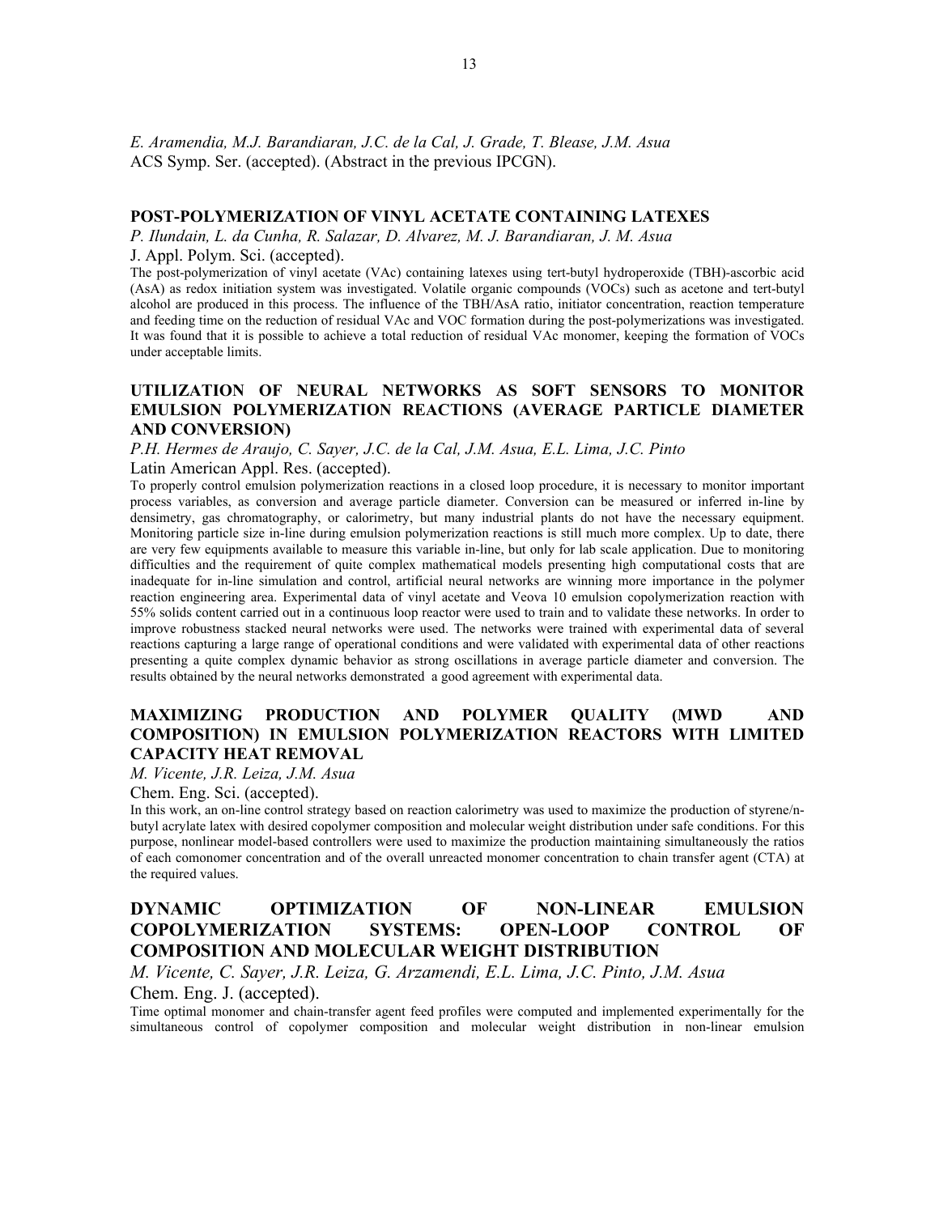*E. Aramendia, M.J. Barandiaran, J.C. de la Cal, J. Grade, T. Blease, J.M. Asua*
ACS Symp. Ser. (accepted). (Abstract in the previous IPCGN).

### POST-POLYMERIZATION OF VINYL ACETATE CONTAINING LATEXES

*P. Ilundain, L. da Cunha, R. Salazar, D. Alvarez, M. J. Barandiaran, J. M. Asua*
J. Appl. Polym. Sci. (accepted).

The post-polymerization of vinyl acetate (VAc) containing latexes using tert-butyl hydroperoxide (TBH)-ascorbic acid (AsA) as redox initiation system was investigated. Volatile organic compounds (VOCs) such as acetone and tert-butyl alcohol are produced in this process. The influence of the TBH/AsA ratio, initiator concentration, reaction temperature and feeding time on the reduction of residual VAc and VOC formation during the post-polymerizations was investigated. It was found that it is possible to achieve a total reduction of residual VAc monomer, keeping the formation of VOCs under acceptable limits.

### UTILIZATION OF NEURAL NETWORKS AS SOFT SENSORS TO MONITOR EMULSION POLYMERIZATION REACTIONS (AVERAGE PARTICLE DIAMETER AND CONVERSION)

*P.H. Hermes de Araujo, C. Sayer, J.C. de la Cal, J.M. Asua, E.L. Lima, J.C. Pinto*
Latin American Appl. Res. (accepted).

To properly control emulsion polymerization reactions in a closed loop procedure, it is necessary to monitor important process variables, as conversion and average particle diameter. Conversion can be measured or inferred in-line by densimetry, gas chromatography, or calorimetry, but many industrial plants do not have the necessary equipment. Monitoring particle size in-line during emulsion polymerization reactions is still much more complex. Up to date, there are very few equipments available to measure this variable in-line, but only for lab scale application. Due to monitoring difficulties and the requirement of quite complex mathematical models presenting high computational costs that are inadequate for in-line simulation and control, artificial neural networks are winning more importance in the polymer reaction engineering area. Experimental data of vinyl acetate and Veova 10 emulsion copolymerization reaction with 55% solids content carried out in a continuous loop reactor were used to train and to validate these networks. In order to improve robustness stacked neural networks were used. The networks were trained with experimental data of several reactions capturing a large range of operational conditions and were validated with experimental data of other reactions presenting a quite complex dynamic behavior as strong oscillations in average particle diameter and conversion. The results obtained by the neural networks demonstrated a good agreement with experimental data.

### MAXIMIZING PRODUCTION AND POLYMER QUALITY (MWD AND COMPOSITION) IN EMULSION POLYMERIZATION REACTORS WITH LIMITED CAPACITY HEAT REMOVAL

*M. Vicente, J.R. Leiza, J.M. Asua*
Chem. Eng. Sci. (accepted).

In this work, an on-line control strategy based on reaction calorimetry was used to maximize the production of styrene/n-butyl acrylate latex with desired copolymer composition and molecular weight distribution under safe conditions. For this purpose, nonlinear model-based controllers were used to maximize the production maintaining simultaneously the ratios of each comonomer concentration and of the overall unreacted monomer concentration to chain transfer agent (CTA) at the required values.

### DYNAMIC OPTIMIZATION OF NON-LINEAR EMULSION COPOLYMERIZATION SYSTEMS: OPEN-LOOP CONTROL OF COMPOSITION AND MOLECULAR WEIGHT DISTRIBUTION

*M. Vicente, C. Sayer, J.R. Leiza, G. Arzamendi, E.L. Lima, J.C. Pinto, J.M. Asua*
Chem. Eng. J. (accepted).

Time optimal monomer and chain-transfer agent feed profiles were computed and implemented experimentally for the simultaneous control of copolymer composition and molecular weight distribution in non-linear emulsion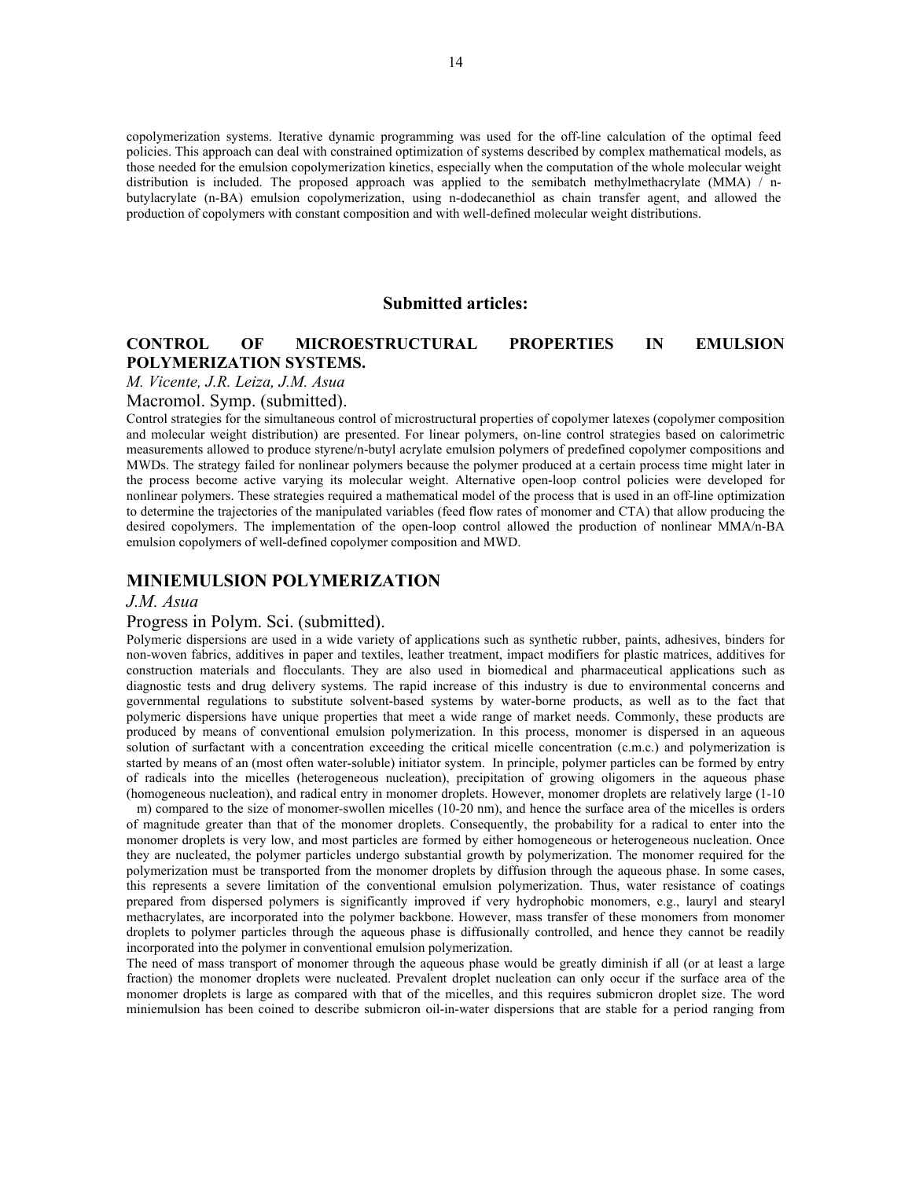copolymerization systems. Iterative dynamic programming was used for the off-line calculation of the optimal feed policies. This approach can deal with constrained optimization of systems described by complex mathematical models, as those needed for the emulsion copolymerization kinetics, especially when the computation of the whole molecular weight distribution is included. The proposed approach was applied to the semibatch methylmethacrylate (MMA) / n-butylacrylate (n-BA) emulsion copolymerization, using n-dodecanethiol as chain transfer agent, and allowed the production of copolymers with constant composition and with well-defined molecular weight distributions.

## Submitted articles:

### CONTROL OF MICROESTRUCTURAL PROPERTIES IN EMULSION POLYMERIZATION SYSTEMS.

*M. Vicente, J.R. Leiza, J.M. Asua*

Macromol. Symp. (submitted).

Control strategies for the simultaneous control of microstructural properties of copolymer latexes (copolymer composition and molecular weight distribution) are presented. For linear polymers, on-line control strategies based on calorimetric measurements allowed to produce styrene/n-butyl acrylate emulsion polymers of predefined copolymer compositions and MWDs. The strategy failed for nonlinear polymers because the polymer produced at a certain process time might later in the process become active varying its molecular weight. Alternative open-loop control policies were developed for nonlinear polymers. These strategies required a mathematical model of the process that is used in an off-line optimization to determine the trajectories of the manipulated variables (feed flow rates of monomer and CTA) that allow producing the desired copolymers. The implementation of the open-loop control allowed the production of nonlinear MMA/n-BA emulsion copolymers of well-defined copolymer composition and MWD.

### MINIEMULSION POLYMERIZATION

*J.M. Asua*

Progress in Polym. Sci. (submitted).

Polymeric dispersions are used in a wide variety of applications such as synthetic rubber, paints, adhesives, binders for non-woven fabrics, additives in paper and textiles, leather treatment, impact modifiers for plastic matrices, additives for construction materials and flocculants. They are also used in biomedical and pharmaceutical applications such as diagnostic tests and drug delivery systems. The rapid increase of this industry is due to environmental concerns and governmental regulations to substitute solvent-based systems by water-borne products, as well as to the fact that polymeric dispersions have unique properties that meet a wide range of market needs. Commonly, these products are produced by means of conventional emulsion polymerization. In this process, monomer is dispersed in an aqueous solution of surfactant with a concentration exceeding the critical micelle concentration (c.m.c.) and polymerization is started by means of an (most often water-soluble) initiator system. In principle, polymer particles can be formed by entry of radicals into the micelles (heterogeneous nucleation), precipitation of growing oligomers in the aqueous phase (homogeneous nucleation), and radical entry in monomer droplets. However, monomer droplets are relatively large (1-10 m) compared to the size of monomer-swollen micelles (10-20 nm), and hence the surface area of the micelles is orders of magnitude greater than that of the monomer droplets. Consequently, the probability for a radical to enter into the monomer droplets is very low, and most particles are formed by either homogeneous or heterogeneous nucleation. Once they are nucleated, the polymer particles undergo substantial growth by polymerization. The monomer required for the polymerization must be transported from the monomer droplets by diffusion through the aqueous phase. In some cases, this represents a severe limitation of the conventional emulsion polymerization. Thus, water resistance of coatings prepared from dispersed polymers is significantly improved if very hydrophobic monomers, e.g., lauryl and stearyl methacrylates, are incorporated into the polymer backbone. However, mass transfer of these monomers from monomer droplets to polymer particles through the aqueous phase is diffusionally controlled, and hence they cannot be readily incorporated into the polymer in conventional emulsion polymerization.

The need of mass transport of monomer through the aqueous phase would be greatly diminish if all (or at least a large fraction) the monomer droplets were nucleated. Prevalent droplet nucleation can only occur if the surface area of the monomer droplets is large as compared with that of the micelles, and this requires submicron droplet size. The word miniemulsion has been coined to describe submicron oil-in-water dispersions that are stable for a period ranging from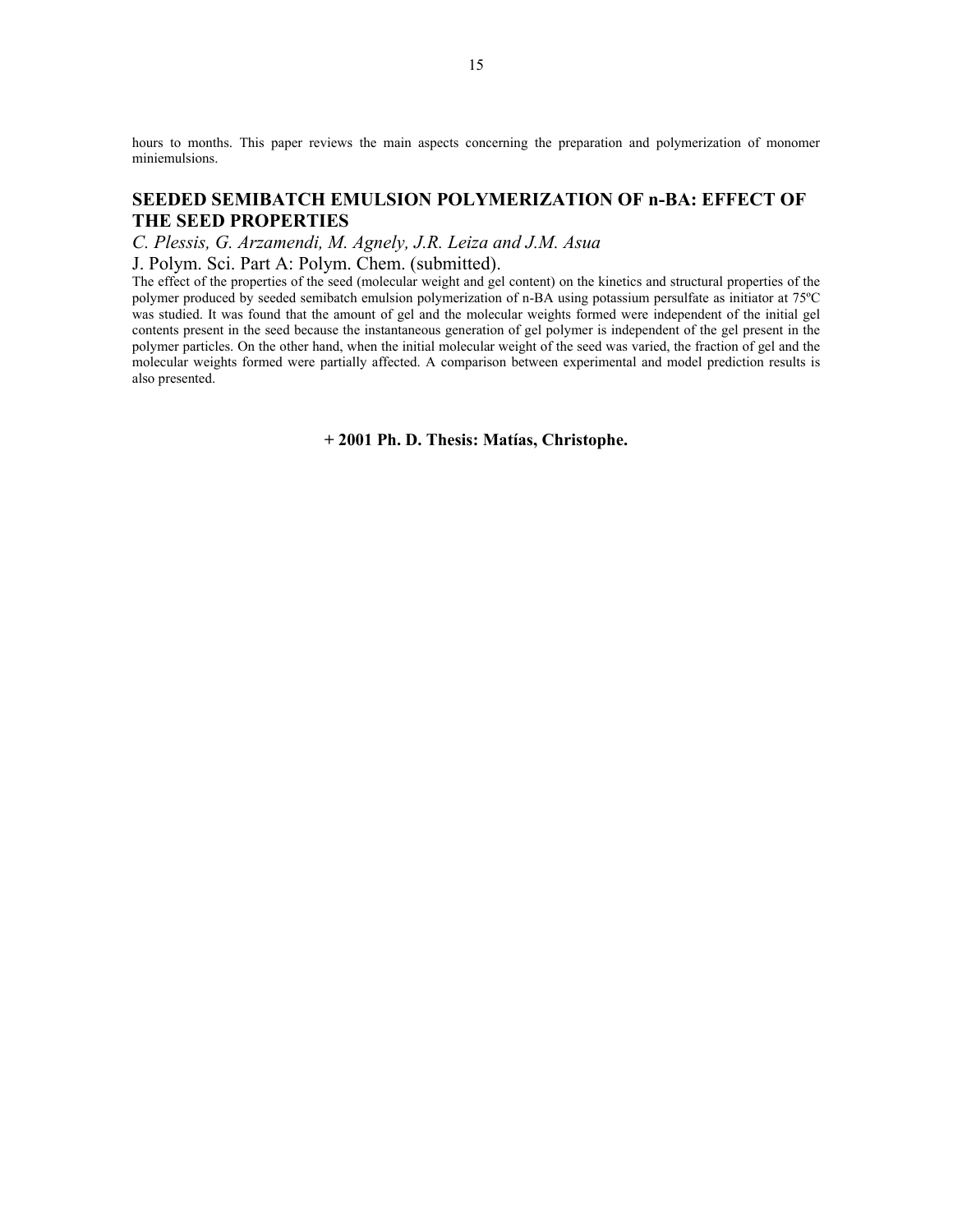hours to months. This paper reviews the main aspects concerning the preparation and polymerization of monomer miniemulsions.

## SEEDED SEMIBATCH EMULSION POLYMERIZATION OF n-BA: EFFECT OF THE SEED PROPERTIES

*C. Plessis, G. Arzamendi, M. Agnely, J.R. Leiza and J.M. Asua*

J. Polym. Sci. Part A: Polym. Chem. (submitted).

The effect of the properties of the seed (molecular weight and gel content) on the kinetics and structural properties of the polymer produced by seeded semibatch emulsion polymerization of n-BA using potassium persulfate as initiator at 75ºC was studied. It was found that the amount of gel and the molecular weights formed were independent of the initial gel contents present in the seed because the instantaneous generation of gel polymer is independent of the gel present in the polymer particles. On the other hand, when the initial molecular weight of the seed was varied, the fraction of gel and the molecular weights formed were partially affected. A comparison between experimental and model prediction results is also presented.

**+ 2001 Ph. D. Thesis: Matías, Christophe.**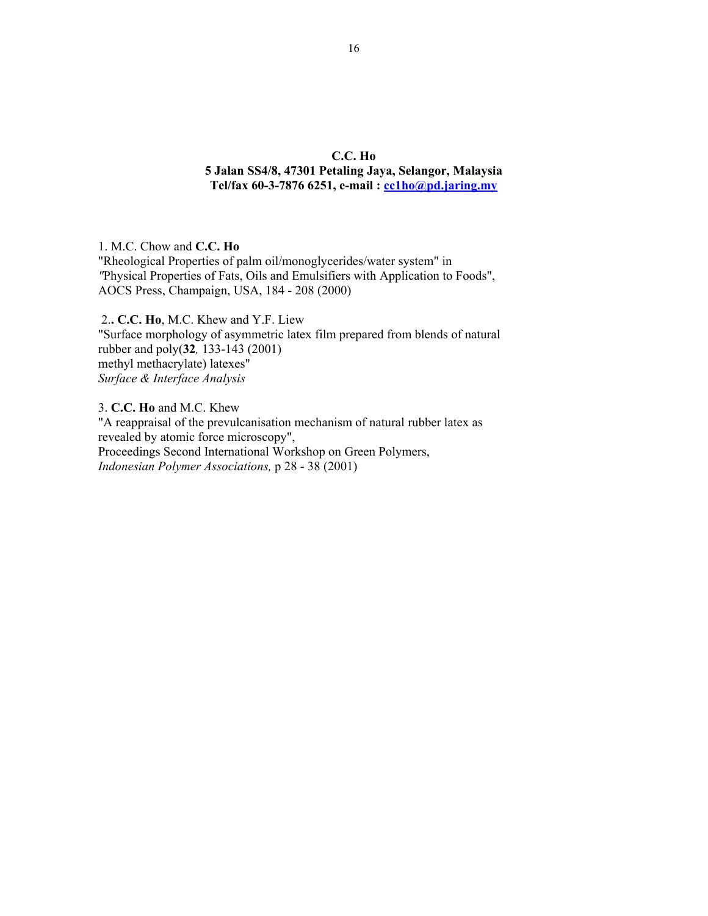**C.C. Ho**
**5 Jalan SS4/8, 47301 Petaling Jaya, Selangor, Malaysia**
**Tel/fax 60-3-7876 6251, e-mail : cc1ho@pd.jaring.my**

1. M.C. Chow and **C.C. Ho**
"Rheological Properties of palm oil/monoglycerides/water system" in *"*Physical Properties of Fats, Oils and Emulsifiers with Application to Foods", AOCS Press, Champaign, USA, 184 - 208 (2000)

2.**. C.C. Ho**, M.C. Khew and Y.F. Liew
"Surface morphology of asymmetric latex film prepared from blends of natural rubber and poly(**32***,* 133-143 (2001)
methyl methacrylate) latexes"
*Surface & Interface Analysis*

3. **C.C. Ho** and M.C. Khew
"A reappraisal of the prevulcanisation mechanism of natural rubber latex as revealed by atomic force microscopy",
Proceedings Second International Workshop on Green Polymers,
*Indonesian Polymer Associations,* p 28 - 38 (2001)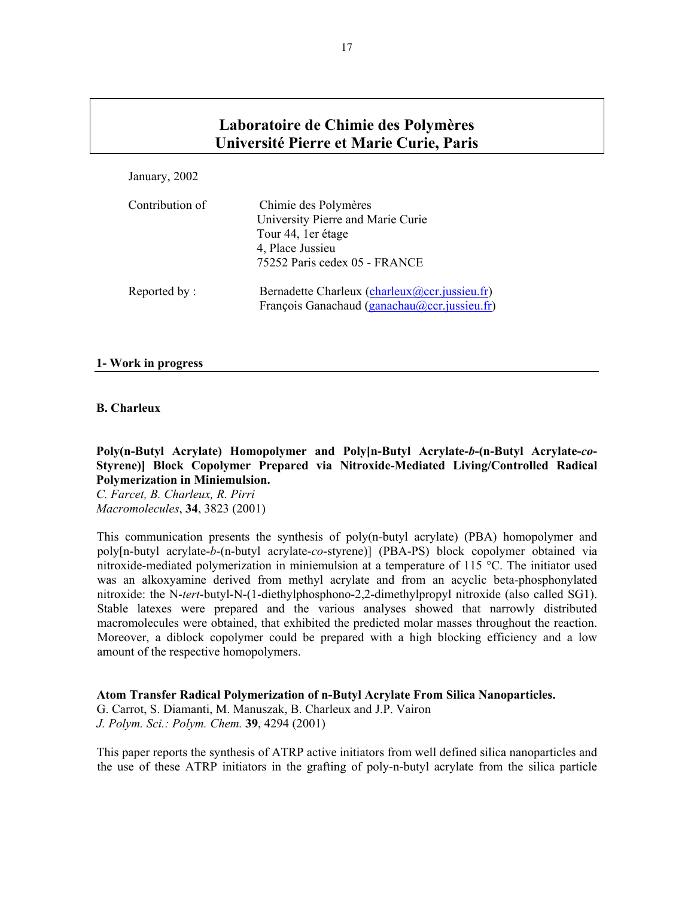# Laboratoire de Chimie des Polymères
# Université Pierre et Marie Curie, Paris

January, 2002

Contribution of
Chimie des Polymères
University Pierre and Marie Curie
Tour 44, 1er étage
4, Place Jussieu
75252 Paris cedex 05 - FRANCE

Reported by :
Bernadette Charleux (charleux@ccr.jussieu.fr)
François Ganachaud (ganachau@ccr.jussieu.fr)

## 1- Work in progress

### B. Charleux

**Poly(n-Butyl Acrylate) Homopolymer and Poly[n-Butyl Acrylate-*b*-(n-Butyl Acrylate-*co*-Styrene)] Block Copolymer Prepared via Nitroxide-Mediated Living/Controlled Radical Polymerization in Miniemulsion.**
*C. Farcet, B. Charleux, R. Pirri*
*Macromolecules*, **34**, 3823 (2001)

This communication presents the synthesis of poly(n-butyl acrylate) (PBA) homopolymer and poly[n-butyl acrylate-*b*-(n-butyl acrylate-*co*-styrene)] (PBA-PS) block copolymer obtained via nitroxide-mediated polymerization in miniemulsion at a temperature of 115 °C. The initiator used was an alkoxyamine derived from methyl acrylate and from an acyclic beta-phosphonylated nitroxide: the N-*tert*-butyl-N-(1-diethylphosphono-2,2-dimethylpropyl nitroxide (also called SG1). Stable latexes were prepared and the various analyses showed that narrowly distributed macromolecules were obtained, that exhibited the predicted molar masses throughout the reaction. Moreover, a diblock copolymer could be prepared with a high blocking efficiency and a low amount of the respective homopolymers.

**Atom Transfer Radical Polymerization of n-Butyl Acrylate From Silica Nanoparticles.**
G. Carrot, S. Diamanti, M. Manuszak, B. Charleux and J.P. Vairon
*J. Polym. Sci.: Polym. Chem.* **39**, 4294 (2001)

This paper reports the synthesis of ATRP active initiators from well defined silica nanoparticles and the use of these ATRP initiators in the grafting of poly-n-butyl acrylate from the silica particle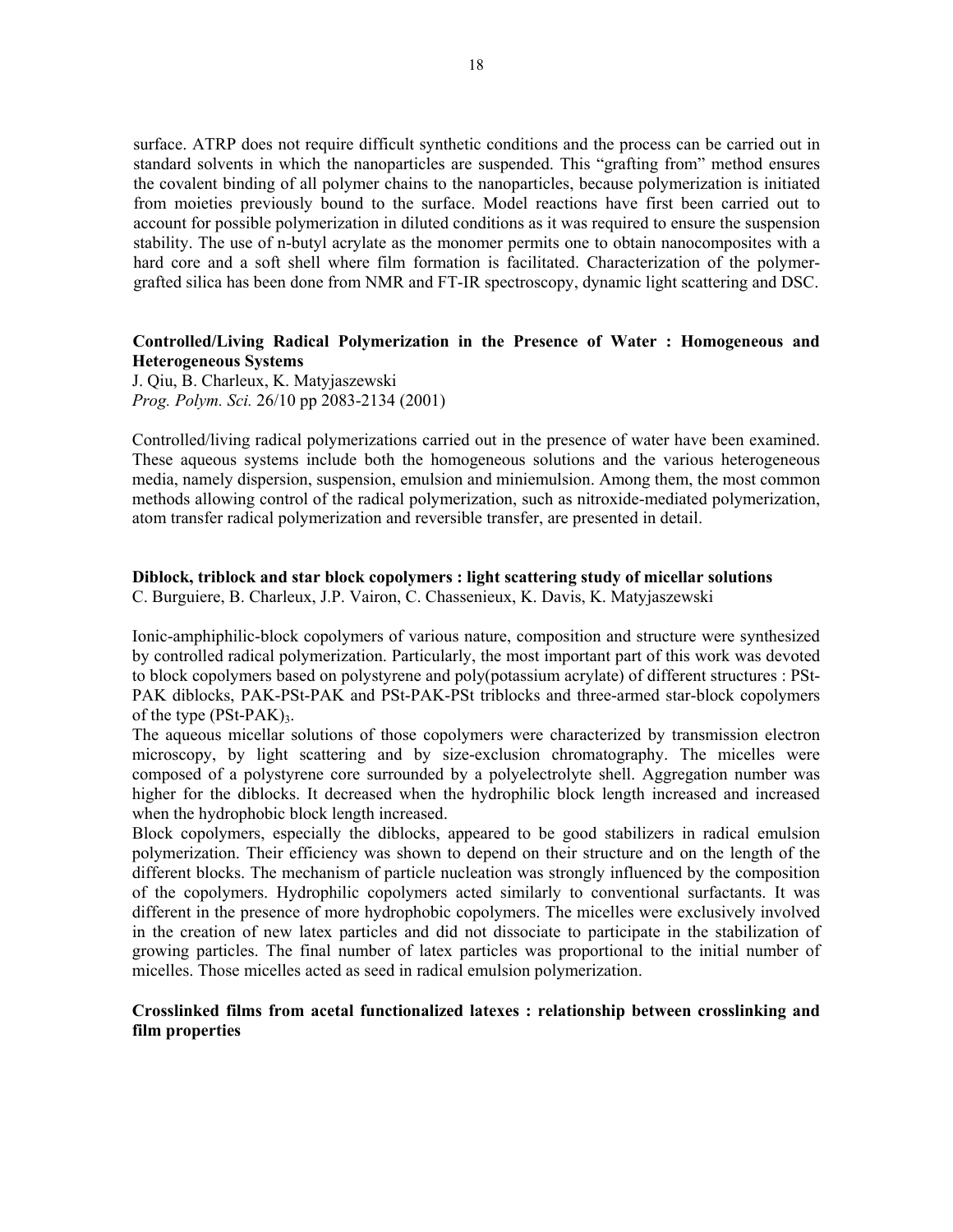surface. ATRP does not require difficult synthetic conditions and the process can be carried out in standard solvents in which the nanoparticles are suspended. This "grafting from" method ensures the covalent binding of all polymer chains to the nanoparticles, because polymerization is initiated from moieties previously bound to the surface. Model reactions have first been carried out to account for possible polymerization in diluted conditions as it was required to ensure the suspension stability. The use of n-butyl acrylate as the monomer permits one to obtain nanocomposites with a hard core and a soft shell where film formation is facilitated. Characterization of the polymer-grafted silica has been done from NMR and FT-IR spectroscopy, dynamic light scattering and DSC.

**Controlled/Living Radical Polymerization in the Presence of Water : Homogeneous and Heterogeneous Systems**
J. Qiu, B. Charleux, K. Matyjaszewski
*Prog. Polym. Sci.* 26/10 pp 2083-2134 (2001)

Controlled/living radical polymerizations carried out in the presence of water have been examined. These aqueous systems include both the homogeneous solutions and the various heterogeneous media, namely dispersion, suspension, emulsion and miniemulsion. Among them, the most common methods allowing control of the radical polymerization, such as nitroxide-mediated polymerization, atom transfer radical polymerization and reversible transfer, are presented in detail.

**Diblock, triblock and star block copolymers : light scattering study of micellar solutions**
C. Burguiere, B. Charleux, J.P. Vairon, C. Chassenieux, K. Davis, K. Matyjaszewski

Ionic-amphiphilic-block copolymers of various nature, composition and structure were synthesized by controlled radical polymerization. Particularly, the most important part of this work was devoted to block copolymers based on polystyrene and poly(potassium acrylate) of different structures : PSt-PAK diblocks, PAK-PSt-PAK and PSt-PAK-PSt triblocks and three-armed star-block copolymers of the type $(PSt\text{-}PAK)_3$.
The aqueous micellar solutions of those copolymers were characterized by transmission electron microscopy, by light scattering and by size-exclusion chromatography. The micelles were composed of a polystyrene core surrounded by a polyelectrolyte shell. Aggregation number was higher for the diblocks. It decreased when the hydrophilic block length increased and increased when the hydrophobic block length increased.
Block copolymers, especially the diblocks, appeared to be good stabilizers in radical emulsion polymerization. Their efficiency was shown to depend on their structure and on the length of the different blocks. The mechanism of particle nucleation was strongly influenced by the composition of the copolymers. Hydrophilic copolymers acted similarly to conventional surfactants. It was different in the presence of more hydrophobic copolymers. The micelles were exclusively involved in the creation of new latex particles and did not dissociate to participate in the stabilization of growing particles. The final number of latex particles was proportional to the initial number of micelles. Those micelles acted as seed in radical emulsion polymerization.

**Crosslinked films from acetal functionalized latexes : relationship between crosslinking and film properties**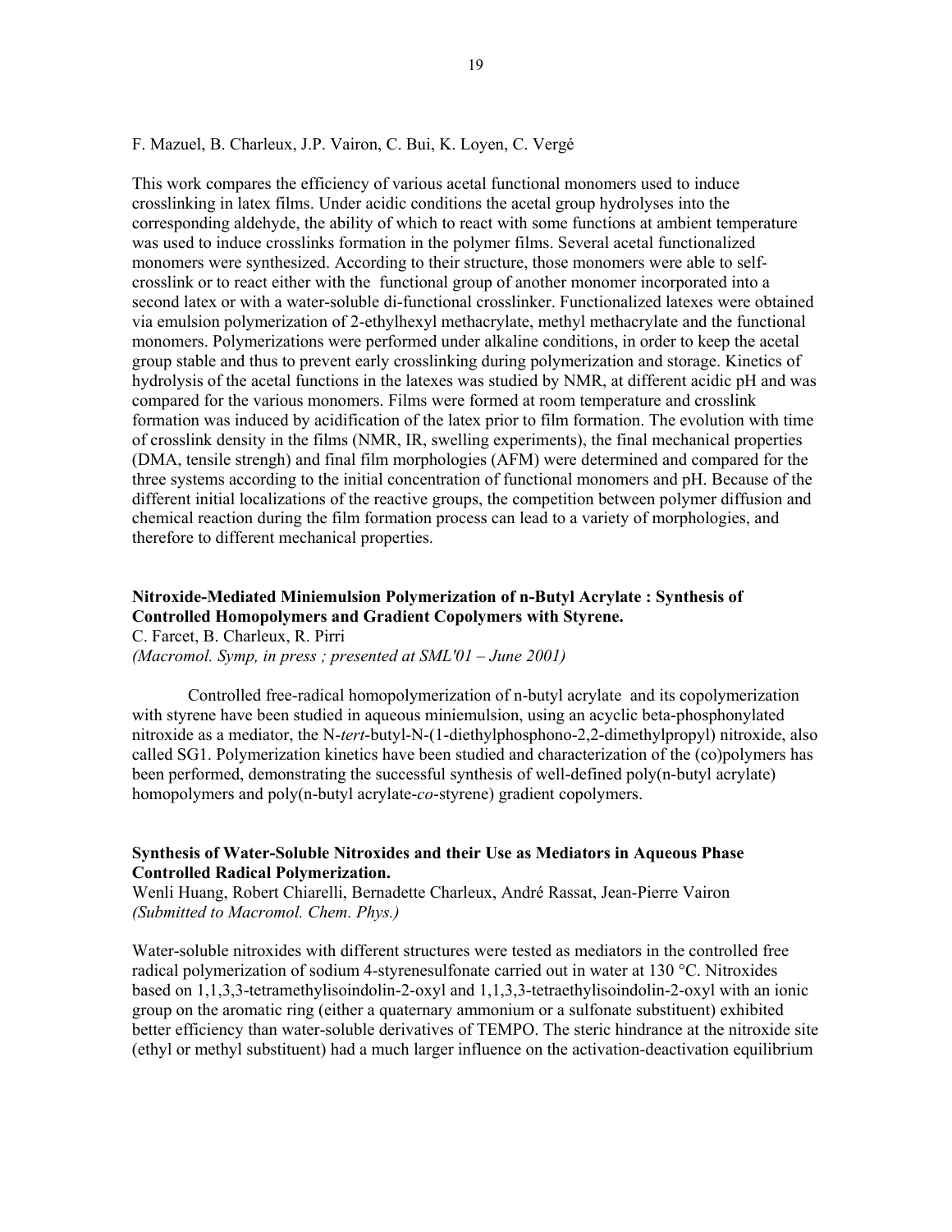F. Mazuel, B. Charleux, J.P. Vairon, C. Bui, K. Loyen, C. Vergé

This work compares the efficiency of various acetal functional monomers used to induce crosslinking in latex films. Under acidic conditions the acetal group hydrolyses into the corresponding aldehyde, the ability of which to react with some functions at ambient temperature was used to induce crosslinks formation in the polymer films. Several acetal functionalized monomers were synthesized. According to their structure, those monomers were able to self-crosslink or to react either with the functional group of another monomer incorporated into a second latex or with a water-soluble di-functional crosslinker. Functionalized latexes were obtained via emulsion polymerization of 2-ethylhexyl methacrylate, methyl methacrylate and the functional monomers. Polymerizations were performed under alkaline conditions, in order to keep the acetal group stable and thus to prevent early crosslinking during polymerization and storage. Kinetics of hydrolysis of the acetal functions in the latexes was studied by NMR, at different acidic pH and was compared for the various monomers. Films were formed at room temperature and crosslink formation was induced by acidification of the latex prior to film formation. The evolution with time of crosslink density in the films (NMR, IR, swelling experiments), the final mechanical properties (DMA, tensile strengh) and final film morphologies (AFM) were determined and compared for the three systems according to the initial concentration of functional monomers and pH. Because of the different initial localizations of the reactive groups, the competition between polymer diffusion and chemical reaction during the film formation process can lead to a variety of morphologies, and therefore to different mechanical properties.

**Nitroxide-Mediated Miniemulsion Polymerization of n-Butyl Acrylate : Synthesis of Controlled Homopolymers and Gradient Copolymers with Styrene.**
C. Farcet, B. Charleux, R. Pirri
*(Macromol. Symp, in press ; presented at SML'01 – June 2001)*

Controlled free-radical homopolymerization of n-butyl acrylate and its copolymerization with styrene have been studied in aqueous miniemulsion, using an acyclic beta-phosphonylated nitroxide as a mediator, the N-*tert*-butyl-N-(1-diethylphosphono-2,2-dimethylpropyl) nitroxide, also called SG1. Polymerization kinetics have been studied and characterization of the (co)polymers has been performed, demonstrating the successful synthesis of well-defined poly(n-butyl acrylate) homopolymers and poly(n-butyl acrylate-*co*-styrene) gradient copolymers.

**Synthesis of Water-Soluble Nitroxides and their Use as Mediators in Aqueous Phase Controlled Radical Polymerization.**
Wenli Huang, Robert Chiarelli, Bernadette Charleux, André Rassat, Jean-Pierre Vairon
*(Submitted to Macromol. Chem. Phys.)*

Water-soluble nitroxides with different structures were tested as mediators in the controlled free radical polymerization of sodium 4-styrenesulfonate carried out in water at 130 °C. Nitroxides based on 1,1,3,3-tetramethylisoindolin-2-oxyl and 1,1,3,3-tetraethylisoindolin-2-oxyl with an ionic group on the aromatic ring (either a quaternary ammonium or a sulfonate substituent) exhibited better efficiency than water-soluble derivatives of TEMPO. The steric hindrance at the nitroxide site (ethyl or methyl substituent) had a much larger influence on the activation-deactivation equilibrium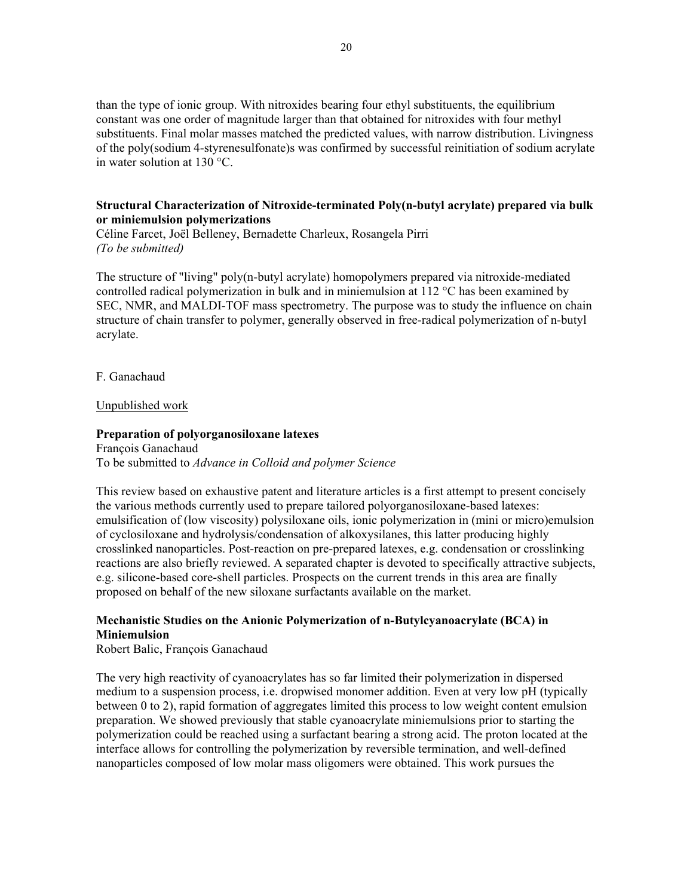than the type of ionic group. With nitroxides bearing four ethyl substituents, the equilibrium constant was one order of magnitude larger than that obtained for nitroxides with four methyl substituents. Final molar masses matched the predicted values, with narrow distribution. Livingness of the poly(sodium 4-styrenesulfonate)s was confirmed by successful reinitiation of sodium acrylate in water solution at 130 °C.

**Structural Characterization of Nitroxide-terminated Poly(n-butyl acrylate) prepared via bulk or miniemulsion polymerizations**
Céline Farcet, Joël Belleney, Bernadette Charleux, Rosangela Pirri
*(To be submitted)*

The structure of "living" poly(n-butyl acrylate) homopolymers prepared via nitroxide-mediated controlled radical polymerization in bulk and in miniemulsion at 112 °C has been examined by SEC, NMR, and MALDI-TOF mass spectrometry. The purpose was to study the influence on chain structure of chain transfer to polymer, generally observed in free-radical polymerization of n-butyl acrylate.

F. Ganachaud

Unpublished work

**Preparation of polyorganosiloxane latexes**
François Ganachaud
To be submitted to *Advance in Colloid and polymer Science*

This review based on exhaustive patent and literature articles is a first attempt to present concisely the various methods currently used to prepare tailored polyorganosiloxane-based latexes: emulsification of (low viscosity) polysiloxane oils, ionic polymerization in (mini or micro)emulsion of cyclosiloxane and hydrolysis/condensation of alkoxysilanes, this latter producing highly crosslinked nanoparticles. Post-reaction on pre-prepared latexes, e.g. condensation or crosslinking reactions are also briefly reviewed. A separated chapter is devoted to specifically attractive subjects, e.g. silicone-based core-shell particles. Prospects on the current trends in this area are finally proposed on behalf of the new siloxane surfactants available on the market.

**Mechanistic Studies on the Anionic Polymerization of n-Butylcyanoacrylate (BCA) in Miniemulsion**
Robert Balic, François Ganachaud

The very high reactivity of cyanoacrylates has so far limited their polymerization in dispersed medium to a suspension process, i.e. dropwised monomer addition. Even at very low pH (typically between 0 to 2), rapid formation of aggregates limited this process to low weight content emulsion preparation. We showed previously that stable cyanoacrylate miniemulsions prior to starting the polymerization could be reached using a surfactant bearing a strong acid. The proton located at the interface allows for controlling the polymerization by reversible termination, and well-defined nanoparticles composed of low molar mass oligomers were obtained. This work pursues the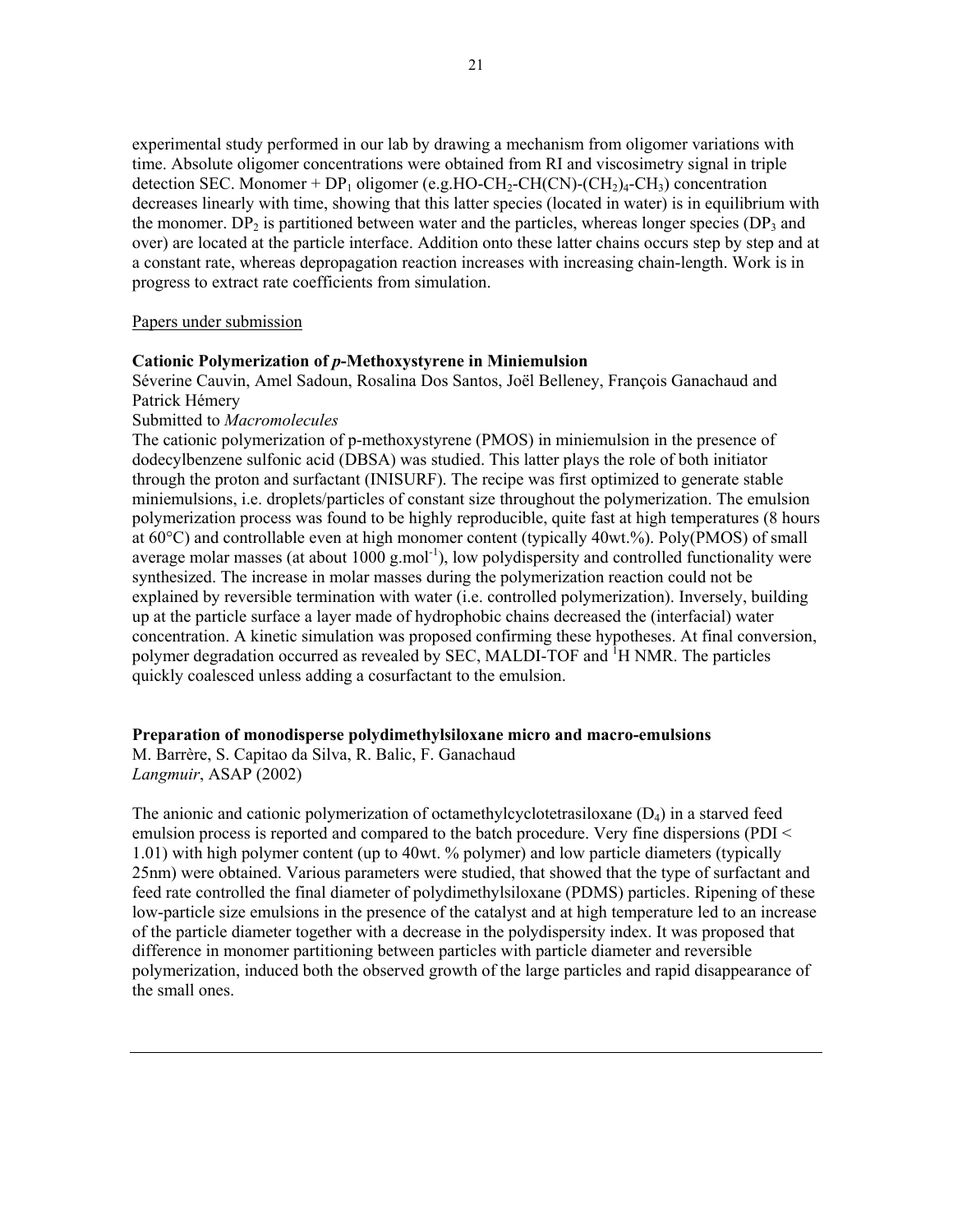experimental study performed in our lab by drawing a mechanism from oligomer variations with time. Absolute oligomer concentrations were obtained from RI and viscosimetry signal in triple detection SEC. Monomer + $DP_1$ oligomer (e.g.$HO-CH_2-CH(CN)-(CH_2)_4-CH_3$) concentration decreases linearly with time, showing that this latter species (located in water) is in equilibrium with the monomer. $DP_2$ is partitioned between water and the particles, whereas longer species ($DP_3$ and over) are located at the particle interface. Addition onto these latter chains occurs step by step and at a constant rate, whereas depropagation reaction increases with increasing chain-length. Work is in progress to extract rate coefficients from simulation.

Papers under submission

**Cationic Polymerization of *p*-Methoxystyrene in Miniemulsion**

Séverine Cauvin, Amel Sadoun, Rosalina Dos Santos, Joël Belleney, François Ganachaud and Patrick Hémery

Submitted to *Macromolecules*

The cationic polymerization of p-methoxystyrene (PMOS) in miniemulsion in the presence of dodecylbenzene sulfonic acid (DBSA) was studied. This latter plays the role of both initiator through the proton and surfactant (INISURF). The recipe was first optimized to generate stable miniemulsions, i.e. droplets/particles of constant size throughout the polymerization. The emulsion polymerization process was found to be highly reproducible, quite fast at high temperatures (8 hours at 60°C) and controllable even at high monomer content (typically 40wt.%). Poly(PMOS) of small average molar masses (at about 1000 $g.mol^{-1}$), low polydispersity and controlled functionality were synthesized. The increase in molar masses during the polymerization reaction could not be explained by reversible termination with water (i.e. controlled polymerization). Inversely, building up at the particle surface a layer made of hydrophobic chains decreased the (interfacial) water concentration. A kinetic simulation was proposed confirming these hypotheses. At final conversion, polymer degradation occurred as revealed by SEC, MALDI-TOF and $^1H$ NMR. The particles quickly coalesced unless adding a cosurfactant to the emulsion.

**Preparation of monodisperse polydimethylsiloxane micro and macro-emulsions**

M. Barrère, S. Capitao da Silva, R. Balic, F. Ganachaud

*Langmuir*, ASAP (2002)

The anionic and cationic polymerization of octamethylcyclotetrasiloxane ($D_4$) in a starved feed emulsion process is reported and compared to the batch procedure. Very fine dispersions (PDI < 1.01) with high polymer content (up to 40wt. % polymer) and low particle diameters (typically 25nm) were obtained. Various parameters were studied, that showed that the type of surfactant and feed rate controlled the final diameter of polydimethylsiloxane (PDMS) particles. Ripening of these low-particle size emulsions in the presence of the catalyst and at high temperature led to an increase of the particle diameter together with a decrease in the polydispersity index. It was proposed that difference in monomer partitioning between particles with particle diameter and reversible polymerization, induced both the observed growth of the large particles and rapid disappearance of the small ones.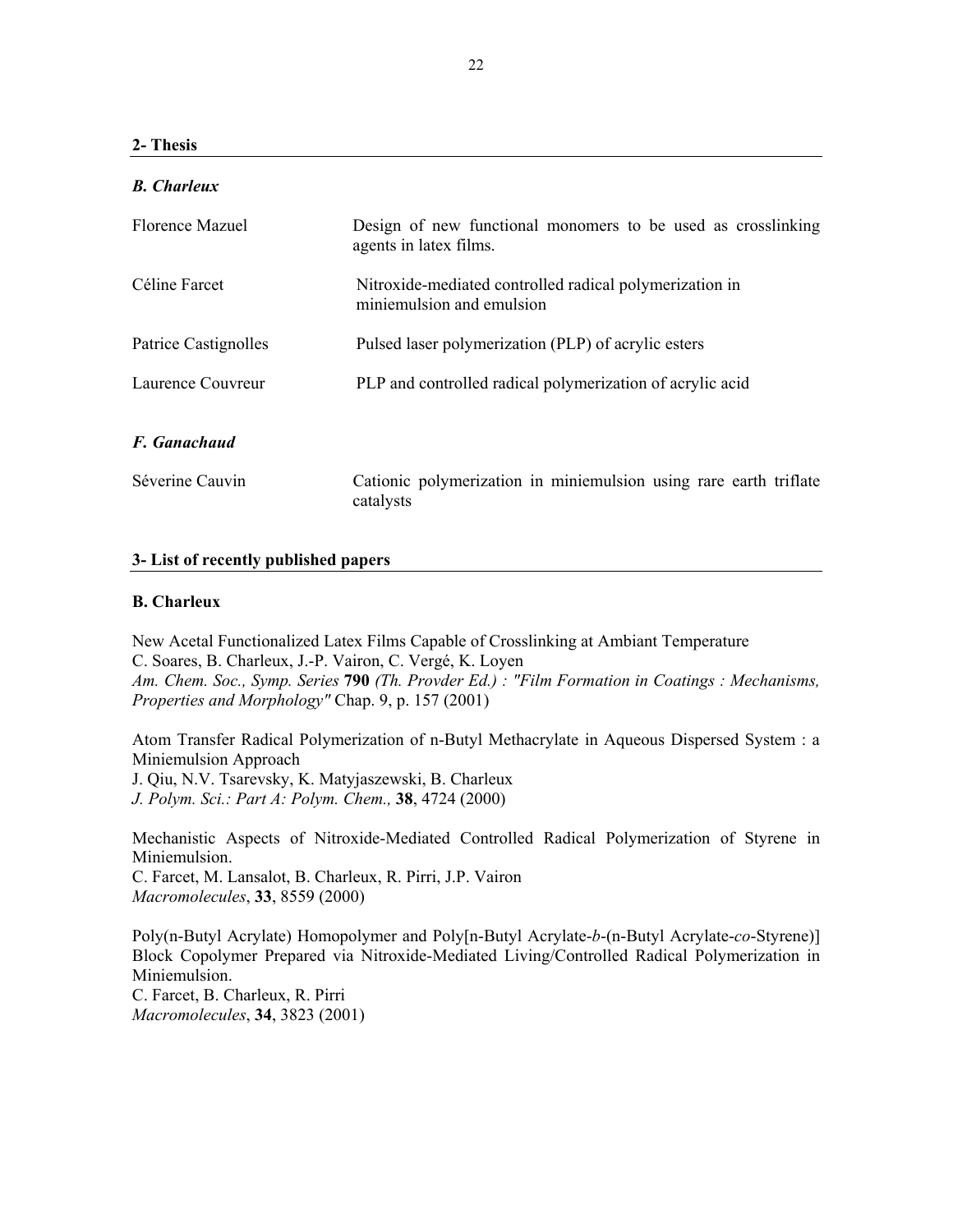## 2- Thesis

### *B. Charleux*

| | |
|---|---|
| Florence Mazuel | Design of new functional monomers to be used as crosslinking agents in latex films. |
| Céline Farcet | Nitroxide-mediated controlled radical polymerization in miniemulsion and emulsion |
| Patrice Castignolles | Pulsed laser polymerization (PLP) of acrylic esters |
| Laurence Couvreur | PLP and controlled radical polymerization of acrylic acid |

### *F. Ganachaud*

| | |
|---|---|
| Séverine Cauvin | Cationic polymerization in miniemulsion using rare earth triflate catalysts |

## 3- List of recently published papers

### B. Charleux

New Acetal Functionalized Latex Films Capable of Crosslinking at Ambiant Temperature
C. Soares, B. Charleux, J.-P. Vairon, C. Vergé, K. Loyen
*Am. Chem. Soc., Symp. Series* **790** *(Th. Provder Ed.) : "Film Formation in Coatings : Mechanisms, Properties and Morphology"* Chap. 9, p. 157 (2001)

Atom Transfer Radical Polymerization of n-Butyl Methacrylate in Aqueous Dispersed System : a Miniemulsion Approach
J. Qiu, N.V. Tsarevsky, K. Matyjaszewski, B. Charleux
*J. Polym. Sci.: Part A: Polym. Chem.,* **38**, 4724 (2000)

Mechanistic Aspects of Nitroxide-Mediated Controlled Radical Polymerization of Styrene in Miniemulsion.
C. Farcet, M. Lansalot, B. Charleux, R. Pirri, J.P. Vairon
*Macromolecules*, **33**, 8559 (2000)

Poly(n-Butyl Acrylate) Homopolymer and Poly[n-Butyl Acrylate-*b*-(n-Butyl Acrylate-*co*-Styrene)] Block Copolymer Prepared via Nitroxide-Mediated Living/Controlled Radical Polymerization in Miniemulsion.
C. Farcet, B. Charleux, R. Pirri
*Macromolecules*, **34**, 3823 (2001)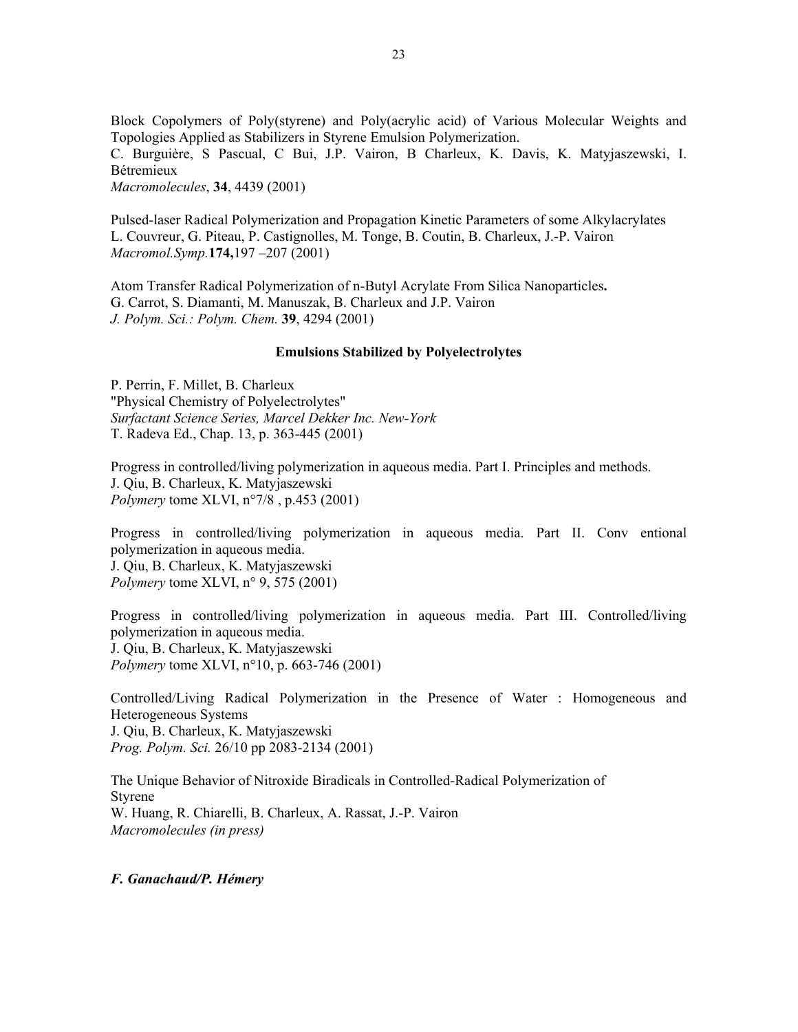Block Copolymers of Poly(styrene) and Poly(acrylic acid) of Various Molecular Weights and Topologies Applied as Stabilizers in Styrene Emulsion Polymerization.
C. Burguière, S Pascual, C Bui, J.P. Vairon, B Charleux, K. Davis, K. Matyjaszewski, I. Bétremieux
*Macromolecules*, **34**, 4439 (2001)

Pulsed-laser Radical Polymerization and Propagation Kinetic Parameters of some Alkylacrylates
L. Couvreur, G. Piteau, P. Castignolles, M. Tonge, B. Coutin, B. Charleux, J.-P. Vairon
*Macromol.Symp.***174,**197 –207 (2001)

Atom Transfer Radical Polymerization of n-Butyl Acrylate From Silica Nanoparticles**.**
G. Carrot, S. Diamanti, M. Manuszak, B. Charleux and J.P. Vairon
*J. Polym. Sci.: Polym. Chem.* **39**, 4294 (2001)

**Emulsions Stabilized by Polyelectrolytes**

P. Perrin, F. Millet, B. Charleux
"Physical Chemistry of Polyelectrolytes"
*Surfactant Science Series, Marcel Dekker Inc. New-York*
T. Radeva Ed., Chap. 13, p. 363-445 (2001)

Progress in controlled/living polymerization in aqueous media. Part I. Principles and methods.
J. Qiu, B. Charleux, K. Matyjaszewski
*Polymery* tome XLVI, n°7/8 , p.453 (2001)

Progress in controlled/living polymerization in aqueous media. Part II. Conv entional polymerization in aqueous media.
J. Qiu, B. Charleux, K. Matyjaszewski
*Polymery* tome XLVI, n° 9, 575 (2001)

Progress in controlled/living polymerization in aqueous media. Part III. Controlled/living polymerization in aqueous media.
J. Qiu, B. Charleux, K. Matyjaszewski
*Polymery* tome XLVI, n°10, p. 663-746 (2001)

Controlled/Living Radical Polymerization in the Presence of Water : Homogeneous and Heterogeneous Systems
J. Qiu, B. Charleux, K. Matyjaszewski
*Prog. Polym. Sci.* 26/10 pp 2083-2134 (2001)

The Unique Behavior of Nitroxide Biradicals in Controlled-Radical Polymerization of Styrene
W. Huang, R. Chiarelli, B. Charleux, A. Rassat, J.-P. Vairon
*Macromolecules (in press)*

***F. Ganachaud/P. Hémery***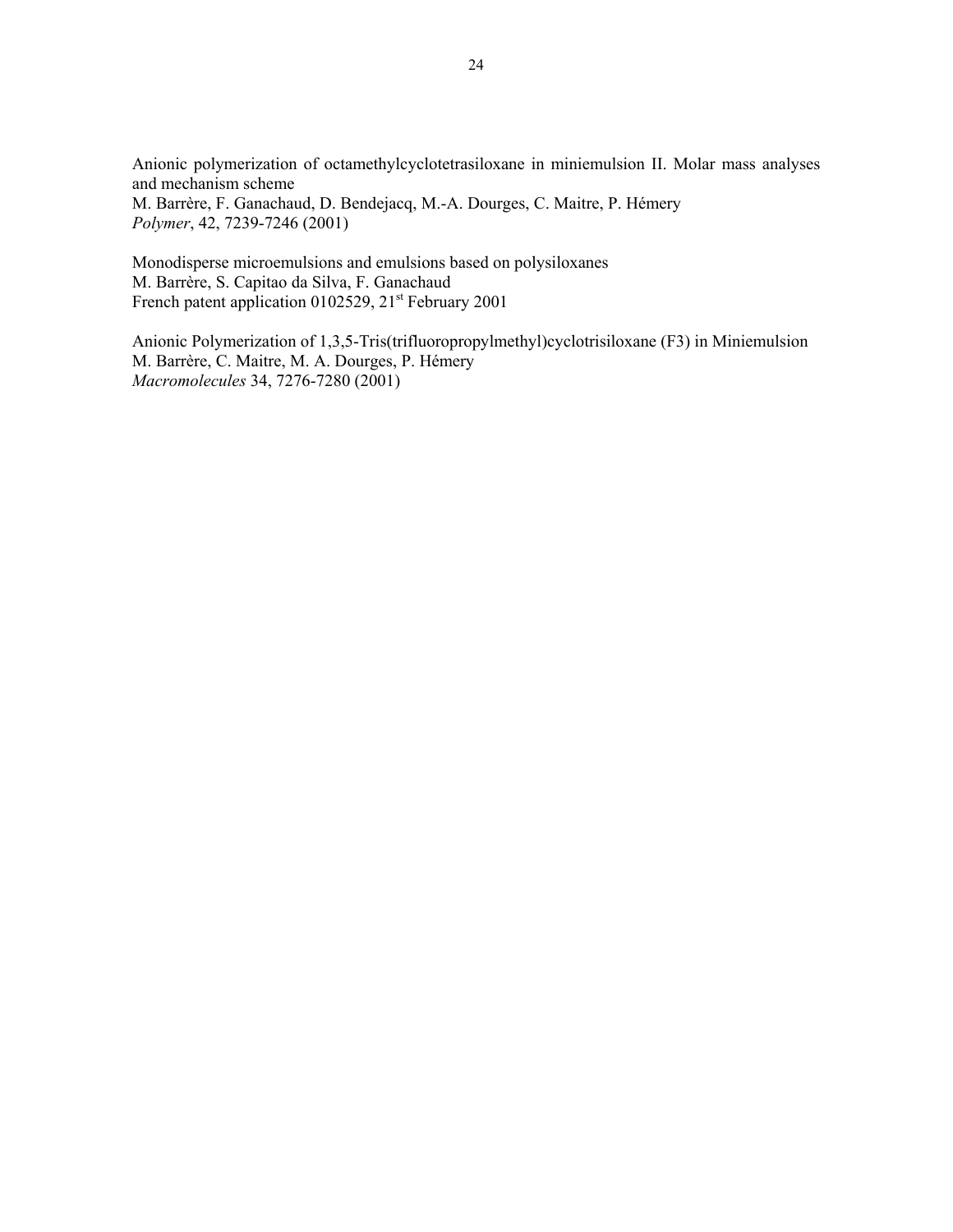Anionic polymerization of octamethylcyclotetrasiloxane in miniemulsion II. Molar mass analyses and mechanism scheme
M. Barrère, F. Ganachaud, D. Bendejacq, M.-A. Dourges, C. Maitre, P. Hémery
*Polymer*, 42, 7239-7246 (2001)

Monodisperse microemulsions and emulsions based on polysiloxanes
M. Barrère, S. Capitao da Silva, F. Ganachaud
French patent application 0102529, 21st February 2001

Anionic Polymerization of 1,3,5-Tris(trifluoropropylmethyl)cyclotrisiloxane (F3) in Miniemulsion
M. Barrère, C. Maitre, M. A. Dourges, P. Hémery
*Macromolecules* 34, 7276-7280 (2001)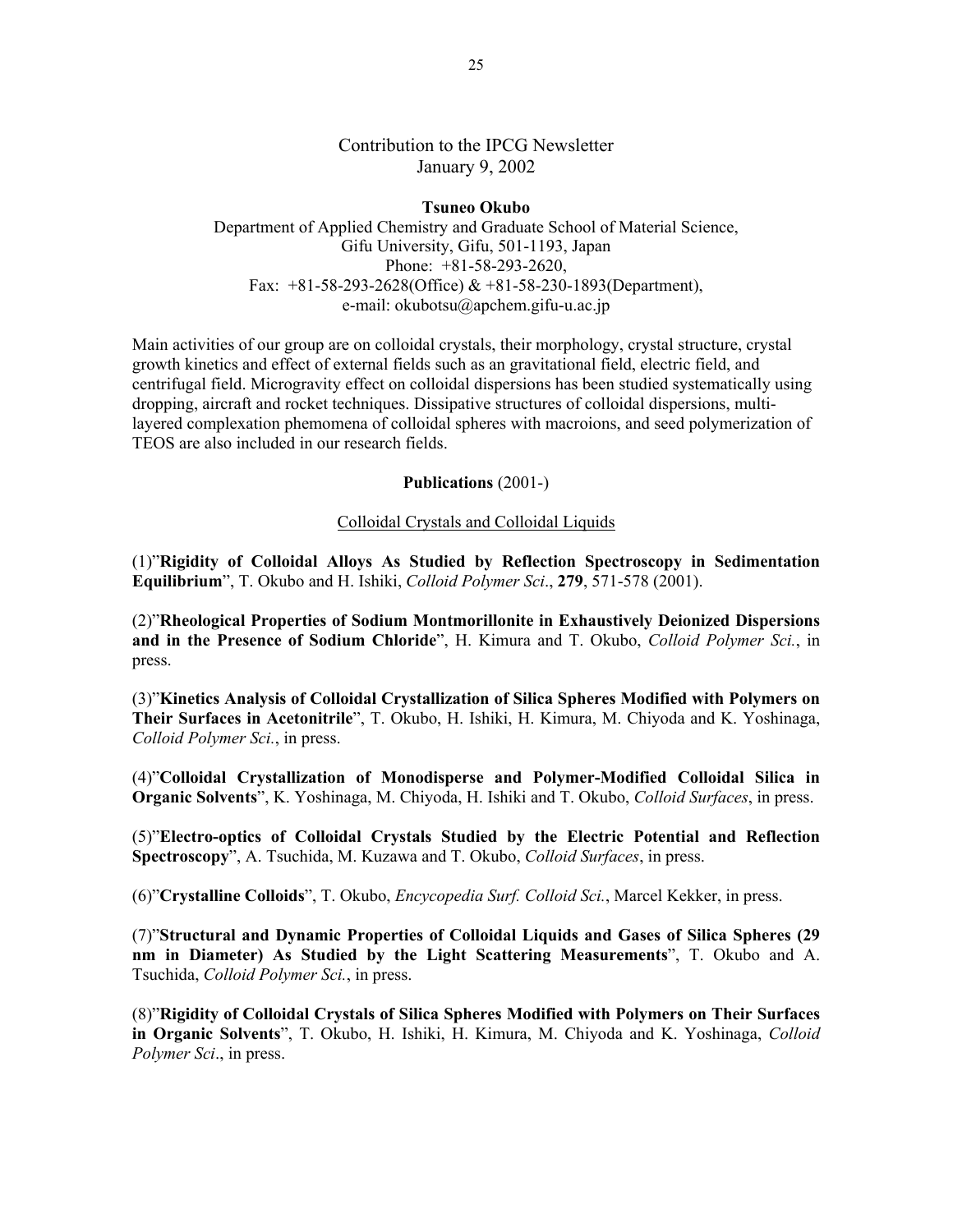Contribution to the IPCG Newsletter
January 9, 2002

**Tsuneo Okubo**
Department of Applied Chemistry and Graduate School of Material Science,
Gifu University, Gifu, 501-1193, Japan
Phone: +81-58-293-2620,
Fax: +81-58-293-2628(Office) & +81-58-230-1893(Department),
e-mail: okubotsu@apchem.gifu-u.ac.jp

Main activities of our group are on colloidal crystals, their morphology, crystal structure, crystal growth kinetics and effect of external fields such as an gravitational field, electric field, and centrifugal field. Microgravity effect on colloidal dispersions has been studied systematically using dropping, aircraft and rocket techniques. Dissipative structures of colloidal dispersions, multi-layered complexation phemomena of colloidal spheres with macroions, and seed polymerization of TEOS are also included in our research fields.

**Publications** (2001-)

Colloidal Crystals and Colloidal Liquids

(1)"**Rigidity of Colloidal Alloys As Studied by Reflection Spectroscopy in Sedimentation Equilibrium**", T. Okubo and H. Ishiki, *Colloid Polymer Sci*., **279**, 571-578 (2001).

(2)"**Rheological Properties of Sodium Montmorillonite in Exhaustively Deionized Dispersions and in the Presence of Sodium Chloride**", H. Kimura and T. Okubo, *Colloid Polymer Sci.*, in press.

(3)"**Kinetics Analysis of Colloidal Crystallization of Silica Spheres Modified with Polymers on Their Surfaces in Acetonitrile**", T. Okubo, H. Ishiki, H. Kimura, M. Chiyoda and K. Yoshinaga, *Colloid Polymer Sci.*, in press.

(4)"**Colloidal Crystallization of Monodisperse and Polymer-Modified Colloidal Silica in Organic Solvents**", K. Yoshinaga, M. Chiyoda, H. Ishiki and T. Okubo, *Colloid Surfaces*, in press.

(5)"**Electro-optics of Colloidal Crystals Studied by the Electric Potential and Reflection Spectroscopy**", A. Tsuchida, M. Kuzawa and T. Okubo, *Colloid Surfaces*, in press.

(6)"**Crystalline Colloids**", T. Okubo, *Encycopedia Surf. Colloid Sci.*, Marcel Kekker, in press.

(7)"**Structural and Dynamic Properties of Colloidal Liquids and Gases of Silica Spheres (29 nm in Diameter) As Studied by the Light Scattering Measurements**", T. Okubo and A. Tsuchida, *Colloid Polymer Sci.*, in press.

(8)"**Rigidity of Colloidal Crystals of Silica Spheres Modified with Polymers on Their Surfaces in Organic Solvents**", T. Okubo, H. Ishiki, H. Kimura, M. Chiyoda and K. Yoshinaga, *Colloid Polymer Sci*., in press.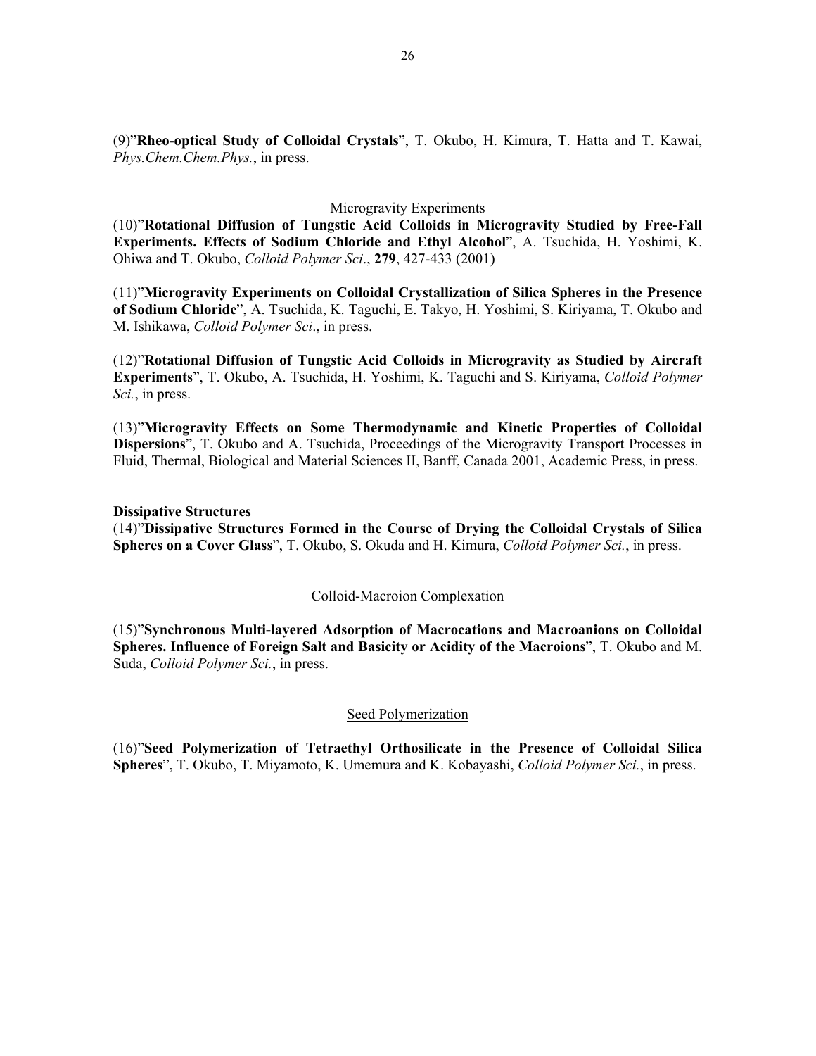(9)"**Rheo-optical Study of Colloidal Crystals**", T. Okubo, H. Kimura, T. Hatta and T. Kawai, *Phys.Chem.Chem.Phys.*, in press.

<u>Microgravity Experiments</u>

(10)"**Rotational Diffusion of Tungstic Acid Colloids in Microgravity Studied by Free-Fall Experiments. Effects of Sodium Chloride and Ethyl Alcohol**", A. Tsuchida, H. Yoshimi, K. Ohiwa and T. Okubo, *Colloid Polymer Sci*., **279**, 427-433 (2001)

(11)"**Microgravity Experiments on Colloidal Crystallization of Silica Spheres in the Presence of Sodium Chloride**", A. Tsuchida, K. Taguchi, E. Takyo, H. Yoshimi, S. Kiriyama, T. Okubo and M. Ishikawa, *Colloid Polymer Sci*., in press.

(12)"**Rotational Diffusion of Tungstic Acid Colloids in Microgravity as Studied by Aircraft Experiments**", T. Okubo, A. Tsuchida, H. Yoshimi, K. Taguchi and S. Kiriyama, *Colloid Polymer Sci.*, in press.

(13)"**Microgravity Effects on Some Thermodynamic and Kinetic Properties of Colloidal Dispersions**", T. Okubo and A. Tsuchida, Proceedings of the Microgravity Transport Processes in Fluid, Thermal, Biological and Material Sciences II, Banff, Canada 2001, Academic Press, in press.

**Dissipative Structures**

(14)"**Dissipative Structures Formed in the Course of Drying the Colloidal Crystals of Silica Spheres on a Cover Glass**", T. Okubo, S. Okuda and H. Kimura, *Colloid Polymer Sci.*, in press.

<u>Colloid-Macroion Complexation</u>

(15)"**Synchronous Multi-layered Adsorption of Macrocations and Macroanions on Colloidal Spheres. Influence of Foreign Salt and Basicity or Acidity of the Macroions**", T. Okubo and M. Suda, *Colloid Polymer Sci.*, in press.

<u>Seed Polymerization</u>

(16)"**Seed Polymerization of Tetraethyl Orthosilicate in the Presence of Colloidal Silica Spheres**", T. Okubo, T. Miyamoto, K. Umemura and K. Kobayashi, *Colloid Polymer Sci.*, in press.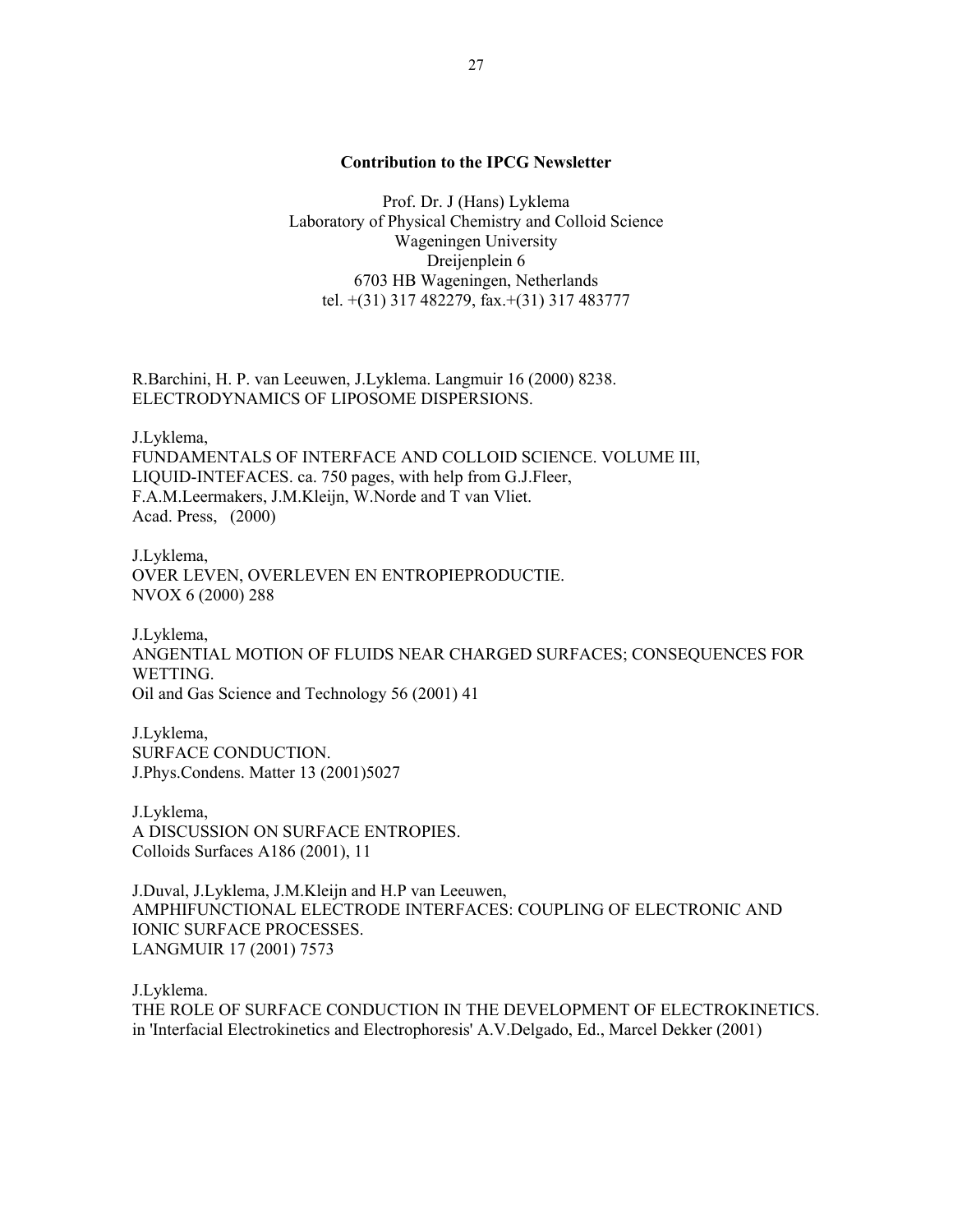**Contribution to the IPCG Newsletter**

Prof. Dr. J (Hans) Lyklema
Laboratory of Physical Chemistry and Colloid Science
Wageningen University
Dreijenplein 6
6703 HB Wageningen, Netherlands
tel. +(31) 317 482279, fax.+(31) 317 483777

R.Barchini, H. P. van Leeuwen, J.Lyklema. Langmuir 16 (2000) 8238.
ELECTRODYNAMICS OF LIPOSOME DISPERSIONS.

J.Lyklema,
FUNDAMENTALS OF INTERFACE AND COLLOID SCIENCE. VOLUME III, LIQUID-INTEFACES. ca. 750 pages, with help from G.J.Fleer, F.A.M.Leermakers, J.M.Kleijn, W.Norde and T van Vliet.
Acad. Press, (2000)

J.Lyklema,
OVER LEVEN, OVERLEVEN EN ENTROPIEPRODUCTIE.
NVOX 6 (2000) 288

J.Lyklema,
ANGENTIAL MOTION OF FLUIDS NEAR CHARGED SURFACES; CONSEQUENCES FOR WETTING.
Oil and Gas Science and Technology 56 (2001) 41

J.Lyklema,
SURFACE CONDUCTION.
J.Phys.Condens. Matter 13 (2001)5027

J.Lyklema,
A DISCUSSION ON SURFACE ENTROPIES.
Colloids Surfaces A186 (2001), 11

J.Duval, J.Lyklema, J.M.Kleijn and H.P van Leeuwen,
AMPHIFUNCTIONAL ELECTRODE INTERFACES: COUPLING OF ELECTRONIC AND IONIC SURFACE PROCESSES.
LANGMUIR 17 (2001) 7573

J.Lyklema.
THE ROLE OF SURFACE CONDUCTION IN THE DEVELOPMENT OF ELECTROKINETICS.
in 'Interfacial Electrokinetics and Electrophoresis' A.V.Delgado, Ed., Marcel Dekker (2001)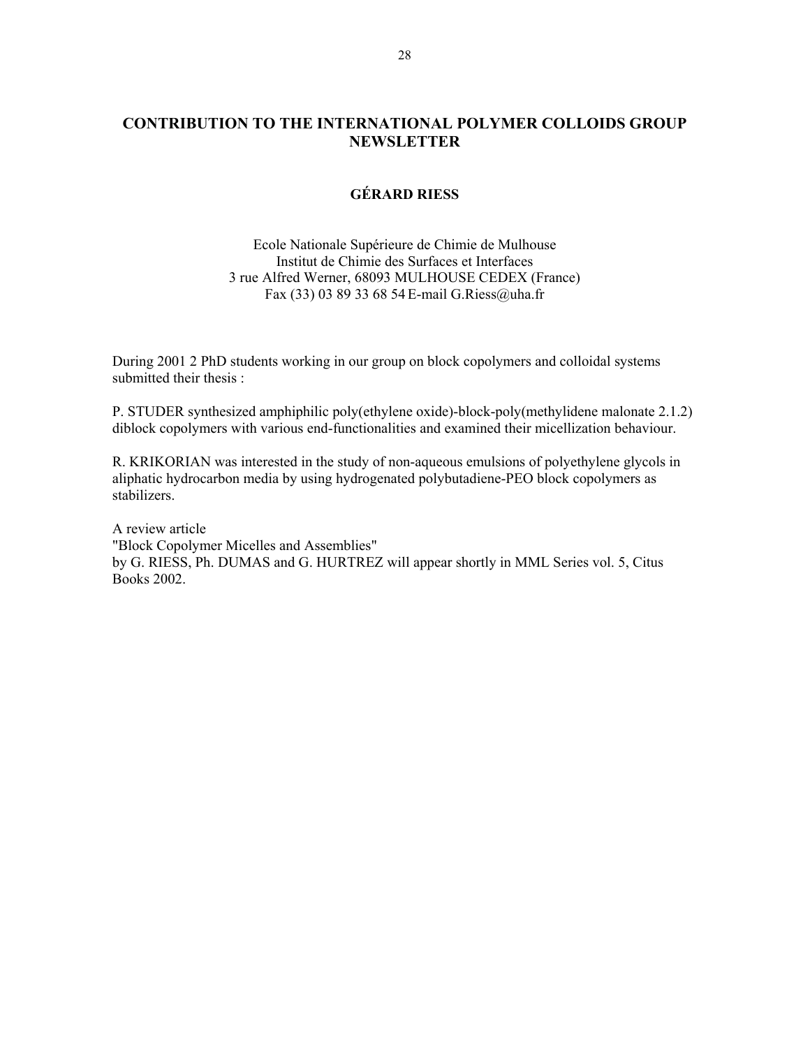# CONTRIBUTION TO THE INTERNATIONAL POLYMER COLLOIDS GROUP NEWSLETTER

## GÉRARD RIESS

Ecole Nationale Supérieure de Chimie de Mulhouse
Institut de Chimie des Surfaces et Interfaces
3 rue Alfred Werner, 68093 MULHOUSE CEDEX (France)
Fax (33) 03 89 33 68 54 E-mail G.Riess@uha.fr

During 2001 2 PhD students working in our group on block copolymers and colloidal systems submitted their thesis :

P. STUDER synthesized amphiphilic poly(ethylene oxide)-block-poly(methylidene malonate 2.1.2) diblock copolymers with various end-functionalities and examined their micellization behaviour.

R. KRIKORIAN was interested in the study of non-aqueous emulsions of polyethylene glycols in aliphatic hydrocarbon media by using hydrogenated polybutadiene-PEO block copolymers as stabilizers.

A review article
"Block Copolymer Micelles and Assemblies"
by G. RIESS, Ph. DUMAS and G. HURTREZ will appear shortly in MML Series vol. 5, Citus Books 2002.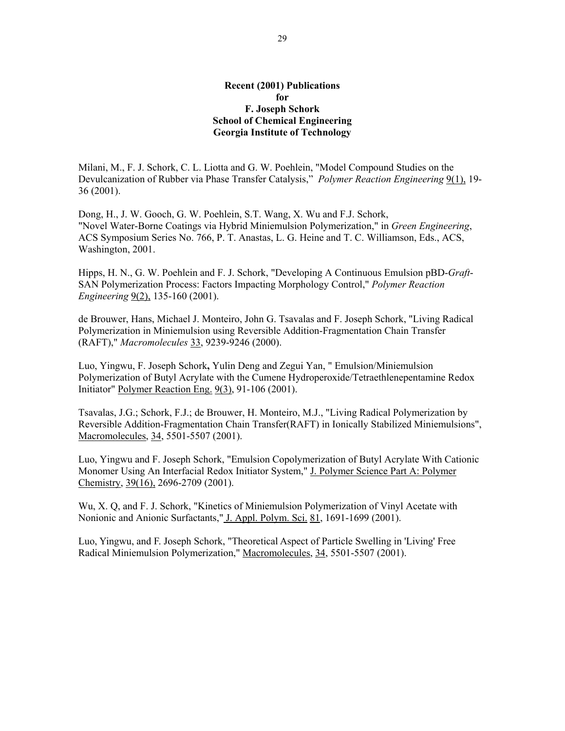**Recent (2001) Publications**
**for**
**F. Joseph Schork**
**School of Chemical Engineering**
**Georgia Institute of Technology**

Milani, M., F. J. Schork, C. L. Liotta and G. W. Poehlein, "Model Compound Studies on the Devulcanization of Rubber via Phase Transfer Catalysis," *Polymer Reaction Engineering* 9(1), 19-36 (2001).

Dong, H., J. W. Gooch, G. W. Poehlein, S.T. Wang, X. Wu and F.J. Schork, "Novel Water-Borne Coatings via Hybrid Miniemulsion Polymerization," in *Green Engineering*, ACS Symposium Series No. 766, P. T. Anastas, L. G. Heine and T. C. Williamson, Eds., ACS, Washington, 2001.

Hipps, H. N., G. W. Poehlein and F. J. Schork, "Developing A Continuous Emulsion pBD-*Graft*-SAN Polymerization Process: Factors Impacting Morphology Control," *Polymer Reaction Engineering* 9(2), 135-160 (2001).

de Brouwer, Hans, Michael J. Monteiro, John G. Tsavalas and F. Joseph Schork, "Living Radical Polymerization in Miniemulsion using Reversible Addition-Fragmentation Chain Transfer (RAFT)," *Macromolecules* 33, 9239-9246 (2000).

Luo, Yingwu, F. Joseph Schork**,** Yulin Deng and Zegui Yan, " Emulsion/Miniemulsion Polymerization of Butyl Acrylate with the Cumene Hydroperoxide/Tetraethlenepentamine Redox Initiator" Polymer Reaction Eng. 9(3), 91-106 (2001).

Tsavalas, J.G.; Schork, F.J.; de Brouwer, H. Monteiro, M.J., "Living Radical Polymerization by Reversible Addition-Fragmentation Chain Transfer(RAFT) in Ionically Stabilized Miniemulsions", Macromolecules, 34, 5501-5507 (2001).

Luo, Yingwu and F. Joseph Schork, "Emulsion Copolymerization of Butyl Acrylate With Cationic Monomer Using An Interfacial Redox Initiator System," J. Polymer Science Part A: Polymer Chemistry, 39(16), 2696-2709 (2001).

Wu, X. Q, and F. J. Schork, "Kinetics of Miniemulsion Polymerization of Vinyl Acetate with Nonionic and Anionic Surfactants," J. Appl. Polym. Sci. 81, 1691-1699 (2001).

Luo, Yingwu, and F. Joseph Schork, "Theoretical Aspect of Particle Swelling in 'Living' Free Radical Miniemulsion Polymerization," Macromolecules, 34, 5501-5507 (2001).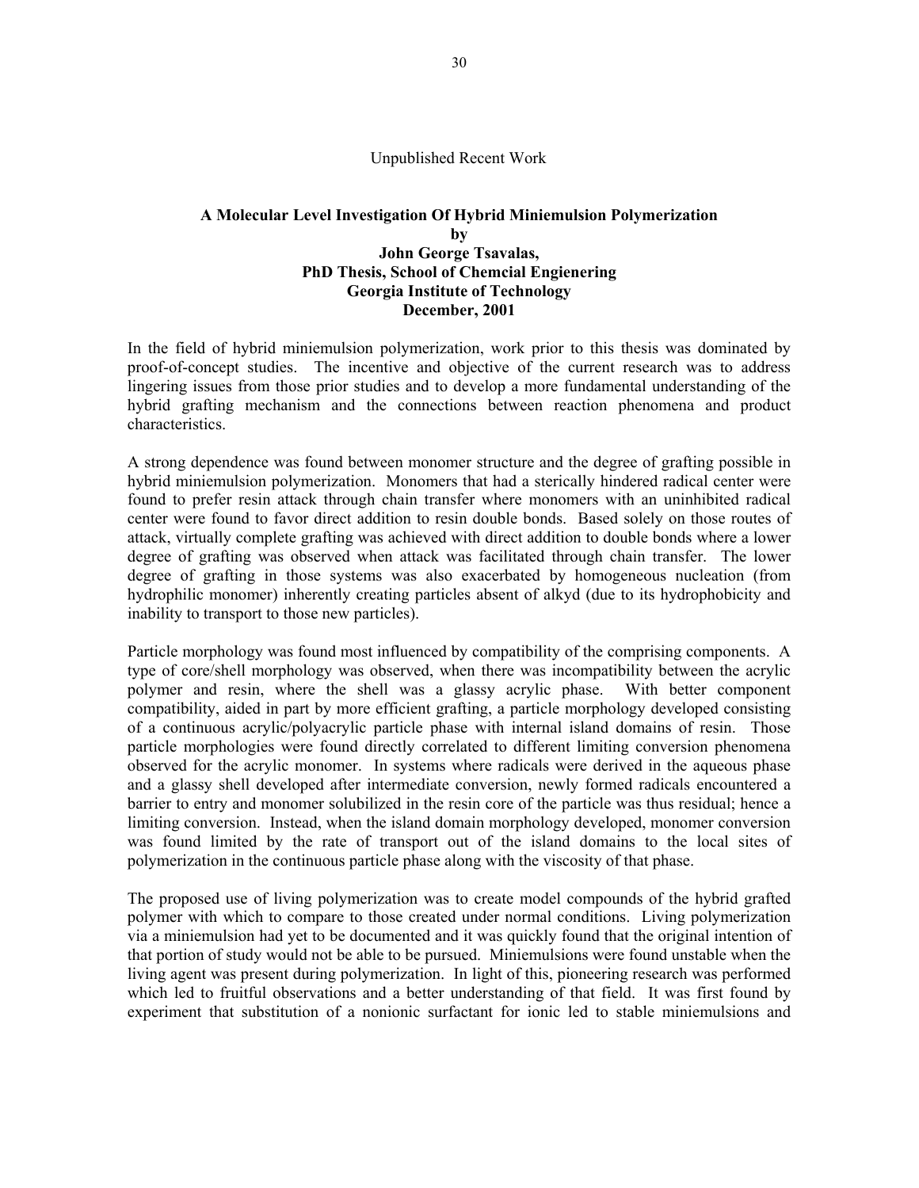Unpublished Recent Work

**A Molecular Level Investigation Of Hybrid Miniemulsion Polymerization**
**by**
**John George Tsavalas,**
**PhD Thesis, School of Chemcial Engienering**
**Georgia Institute of Technology**
**December, 2001**

In the field of hybrid miniemulsion polymerization, work prior to this thesis was dominated by proof-of-concept studies. The incentive and objective of the current research was to address lingering issues from those prior studies and to develop a more fundamental understanding of the hybrid grafting mechanism and the connections between reaction phenomena and product characteristics.

A strong dependence was found between monomer structure and the degree of grafting possible in hybrid miniemulsion polymerization. Monomers that had a sterically hindered radical center were found to prefer resin attack through chain transfer where monomers with an uninhibited radical center were found to favor direct addition to resin double bonds. Based solely on those routes of attack, virtually complete grafting was achieved with direct addition to double bonds where a lower degree of grafting was observed when attack was facilitated through chain transfer. The lower degree of grafting in those systems was also exacerbated by homogeneous nucleation (from hydrophilic monomer) inherently creating particles absent of alkyd (due to its hydrophobicity and inability to transport to those new particles).

Particle morphology was found most influenced by compatibility of the comprising components. A type of core/shell morphology was observed, when there was incompatibility between the acrylic polymer and resin, where the shell was a glassy acrylic phase. With better component compatibility, aided in part by more efficient grafting, a particle morphology developed consisting of a continuous acrylic/polyacrylic particle phase with internal island domains of resin. Those particle morphologies were found directly correlated to different limiting conversion phenomena observed for the acrylic monomer. In systems where radicals were derived in the aqueous phase and a glassy shell developed after intermediate conversion, newly formed radicals encountered a barrier to entry and monomer solubilized in the resin core of the particle was thus residual; hence a limiting conversion. Instead, when the island domain morphology developed, monomer conversion was found limited by the rate of transport out of the island domains to the local sites of polymerization in the continuous particle phase along with the viscosity of that phase.

The proposed use of living polymerization was to create model compounds of the hybrid grafted polymer with which to compare to those created under normal conditions. Living polymerization via a miniemulsion had yet to be documented and it was quickly found that the original intention of that portion of study would not be able to be pursued. Miniemulsions were found unstable when the living agent was present during polymerization. In light of this, pioneering research was performed which led to fruitful observations and a better understanding of that field. It was first found by experiment that substitution of a nonionic surfactant for ionic led to stable miniemulsions and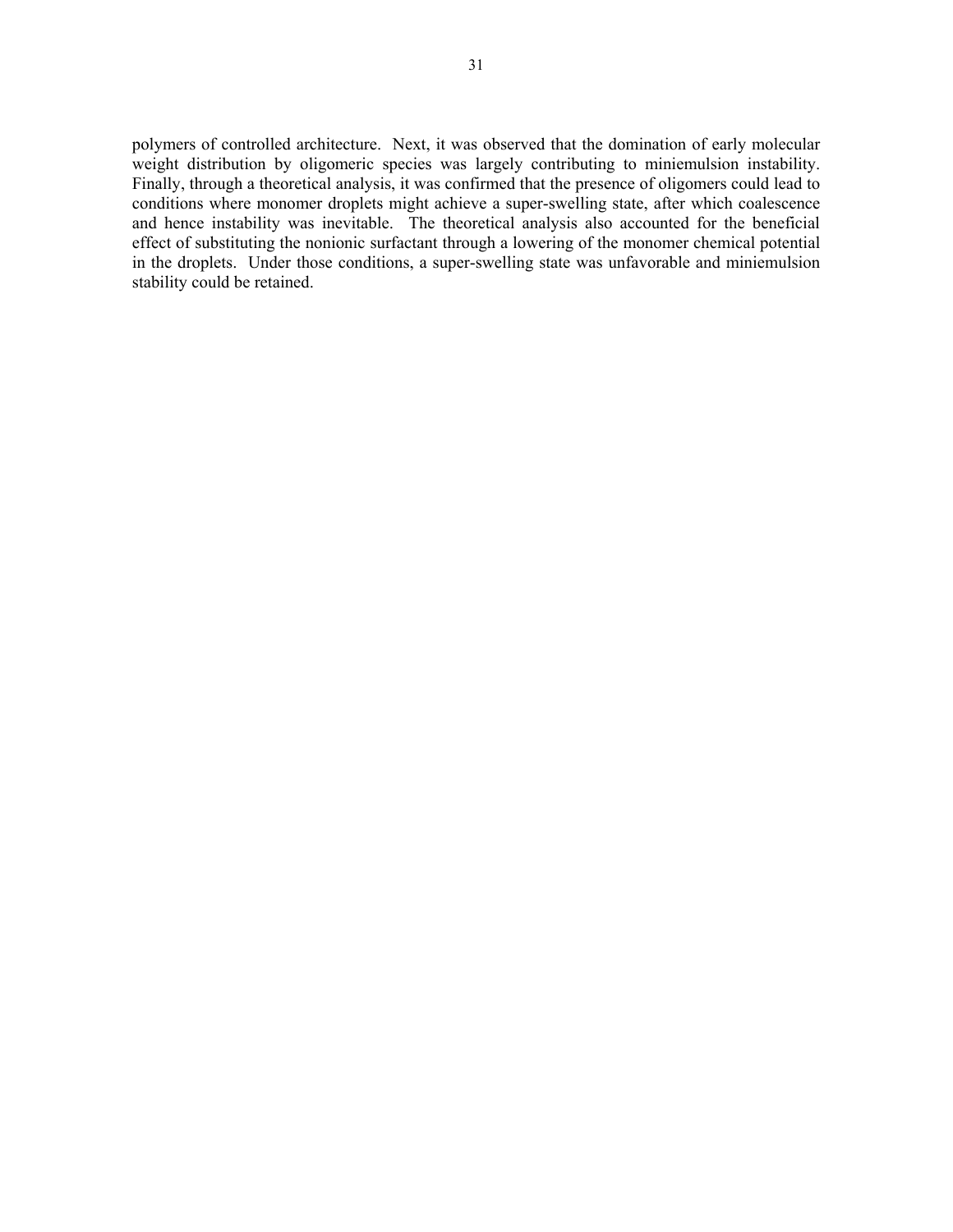polymers of controlled architecture. Next, it was observed that the domination of early molecular weight distribution by oligomeric species was largely contributing to miniemulsion instability. Finally, through a theoretical analysis, it was confirmed that the presence of oligomers could lead to conditions where monomer droplets might achieve a super-swelling state, after which coalescence and hence instability was inevitable. The theoretical analysis also accounted for the beneficial effect of substituting the nonionic surfactant through a lowering of the monomer chemical potential in the droplets. Under those conditions, a super-swelling state was unfavorable and miniemulsion stability could be retained.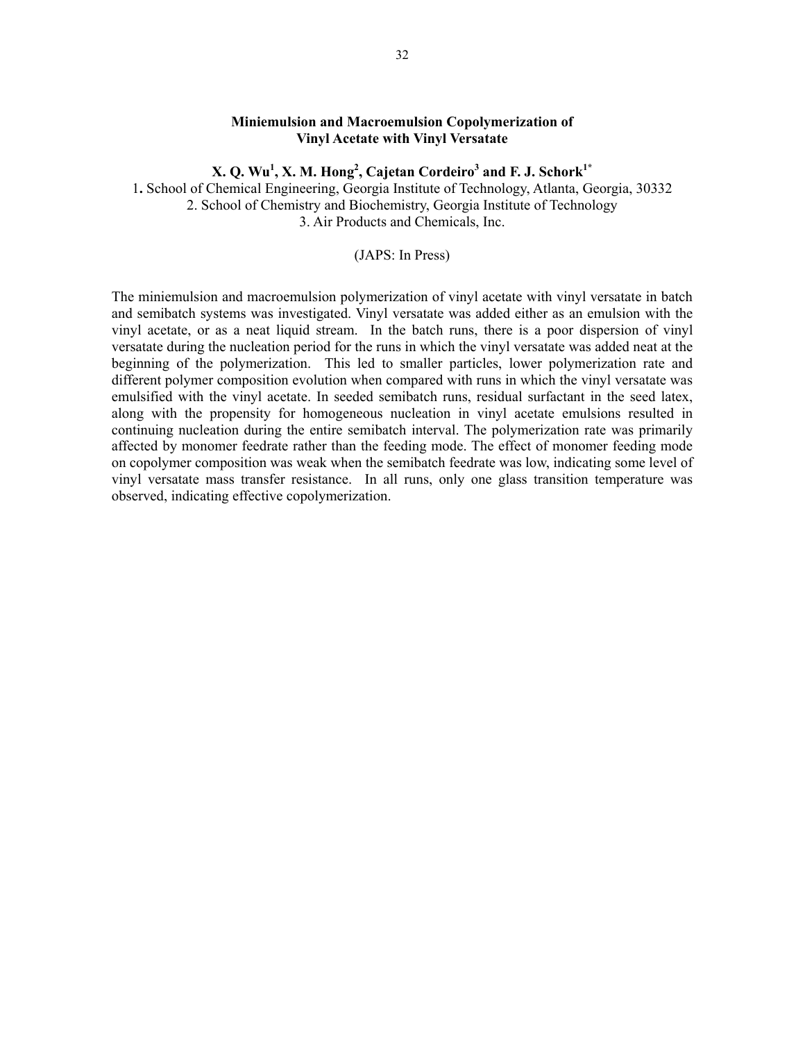## Miniemulsion and Macroemulsion Copolymerization of Vinyl Acetate with Vinyl Versatate

**X. Q. Wu[1], X. M. Hong[2], Cajetan Cordeiro[3] and F. J. Schork[1*]**

1. School of Chemical Engineering, Georgia Institute of Technology, Atlanta, Georgia, 30332
2. School of Chemistry and Biochemistry, Georgia Institute of Technology
3. Air Products and Chemicals, Inc.

(JAPS: In Press)

The miniemulsion and macroemulsion polymerization of vinyl acetate with vinyl versatate in batch and semibatch systems was investigated. Vinyl versatate was added either as an emulsion with the vinyl acetate, or as a neat liquid stream. In the batch runs, there is a poor dispersion of vinyl versatate during the nucleation period for the runs in which the vinyl versatate was added neat at the beginning of the polymerization. This led to smaller particles, lower polymerization rate and different polymer composition evolution when compared with runs in which the vinyl versatate was emulsified with the vinyl acetate. In seeded semibatch runs, residual surfactant in the seed latex, along with the propensity for homogeneous nucleation in vinyl acetate emulsions resulted in continuing nucleation during the entire semibatch interval. The polymerization rate was primarily affected by monomer feedrate rather than the feeding mode. The effect of monomer feeding mode on copolymer composition was weak when the semibatch feedrate was low, indicating some level of vinyl versatate mass transfer resistance. In all runs, only one glass transition temperature was observed, indicating effective copolymerization.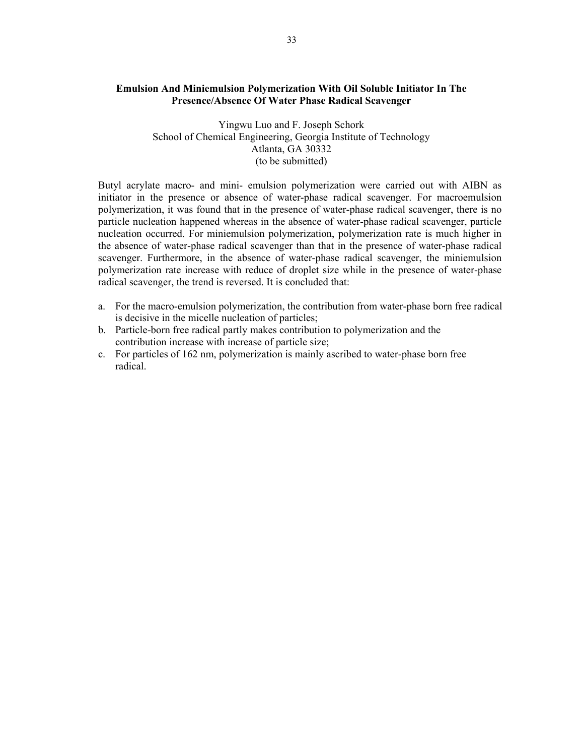## Emulsion And Miniemulsion Polymerization With Oil Soluble Initiator In The Presence/Absence Of Water Phase Radical Scavenger

Yingwu Luo and F. Joseph Schork
School of Chemical Engineering, Georgia Institute of Technology
Atlanta, GA 30332
(to be submitted)

Butyl acrylate macro- and mini- emulsion polymerization were carried out with AIBN as initiator in the presence or absence of water-phase radical scavenger. For macroemulsion polymerization, it was found that in the presence of water-phase radical scavenger, there is no particle nucleation happened whereas in the absence of water-phase radical scavenger, particle nucleation occurred. For miniemulsion polymerization, polymerization rate is much higher in the absence of water-phase radical scavenger than that in the presence of water-phase radical scavenger. Furthermore, in the absence of water-phase radical scavenger, the miniemulsion polymerization rate increase with reduce of droplet size while in the presence of water-phase radical scavenger, the trend is reversed. It is concluded that:

a. For the macro-emulsion polymerization, the contribution from water-phase born free radical is decisive in the micelle nucleation of particles;
b. Particle-born free radical partly makes contribution to polymerization and the contribution increase with increase of particle size;
c. For particles of 162 nm, polymerization is mainly ascribed to water-phase born free radical.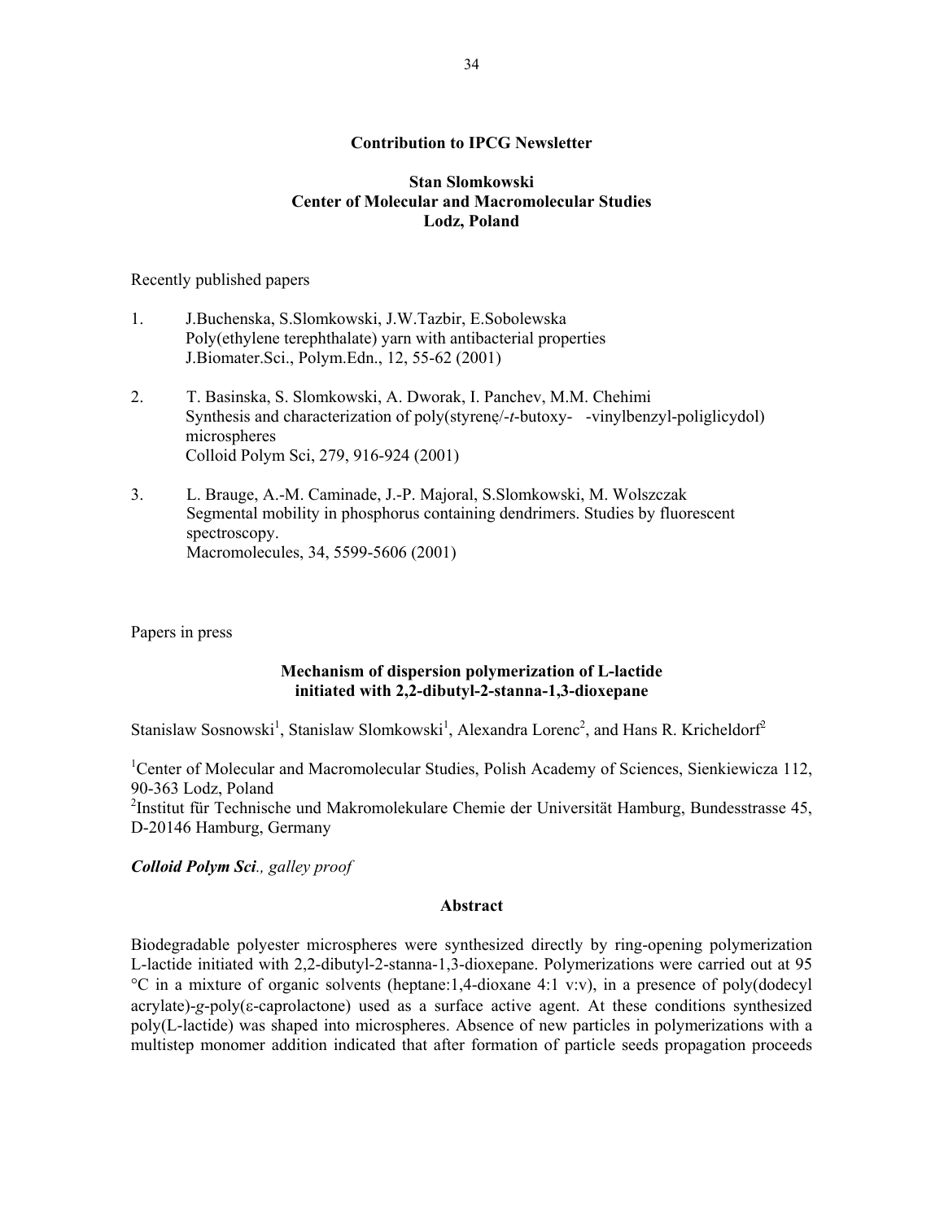**Contribution to IPCG Newsletter**

**Stan Slomkowski**
**Center of Molecular and Macromolecular Studies**
**Lodz, Poland**

Recently published papers

1. J.Buchenska, S.Slomkowski, J.W.Tazbir, E.Sobolewska
   Poly(ethylene terephthalate) yarn with antibacterial properties
   J.Biomater.Sci., Polym.Edn., 12, 55-62 (2001)

2. T. Basinska, S. Slomkowski, A. Dworak, I. Panchev, M.M. Chehimi
   Synthesis and characterization of poly(styrene/-*t*-butoxy- -vinylbenzyl-poliglicydol) microspheres
   Colloid Polym Sci, 279, 916-924 (2001)

3. L. Brauge, A.-M. Caminade, J.-P. Majoral, S.Slomkowski, M. Wolszczak
   Segmental mobility in phosphorus containing dendrimers. Studies by fluorescent spectroscopy.
   Macromolecules, 34, 5599-5606 (2001)

Papers in press

**Mechanism of dispersion polymerization of L-lactide initiated with 2,2-dibutyl-2-stanna-1,3-dioxepane**

Stanislaw Sosnowski[1], Stanislaw Slomkowski[1], Alexandra Lorenc[2], and Hans R. Kricheldorf[2]

[1]Center of Molecular and Macromolecular Studies, Polish Academy of Sciences, Sienkiewicza 112, 90-363 Lodz, Poland

[2]Institut für Technische und Makromolekulare Chemie der Universität Hamburg, Bundesstrasse 45, D-20146 Hamburg, Germany

***Colloid Polym Sci**., galley proof*

**Abstract**

Biodegradable polyester microspheres were synthesized directly by ring-opening polymerization L-lactide initiated with 2,2-dibutyl-2-stanna-1,3-dioxepane. Polymerizations were carried out at 95 °C in a mixture of organic solvents (heptane:1,4-dioxane 4:1 v:v), in a presence of poly(dodecyl acrylate)-*g*-poly(ε-caprolactone) used as a surface active agent. At these conditions synthesized poly(L-lactide) was shaped into microspheres. Absence of new particles in polymerizations with a multistep monomer addition indicated that after formation of particle seeds propagation proceeds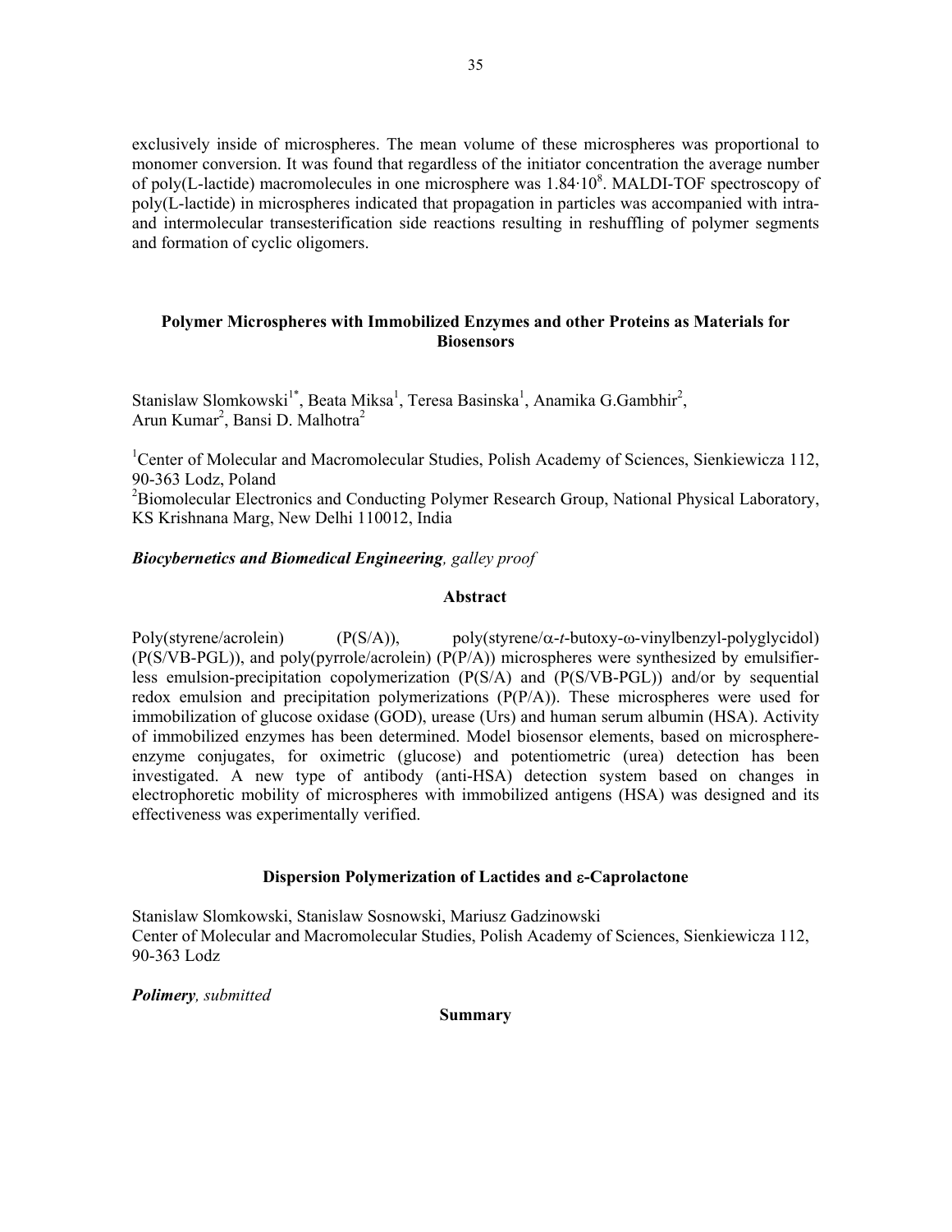exclusively inside of microspheres. The mean volume of these microspheres was proportional to monomer conversion. It was found that regardless of the initiator concentration the average number of poly(L-lactide) macromolecules in one microsphere was $1.84 \cdot 10^8$. MALDI-TOF spectroscopy of poly(L-lactide) in microspheres indicated that propagation in particles was accompanied with intra- and intermolecular transesterification side reactions resulting in reshuffling of polymer segments and formation of cyclic oligomers.

## Polymer Microspheres with Immobilized Enzymes and other Proteins as Materials for Biosensors

Stanislaw Slomkowski[1*], Beata Miksa[1], Teresa Basinska[1], Anamika G.Gambhir[2], Arun Kumar[2], Bansi D. Malhotra[2]

[1]Center of Molecular and Macromolecular Studies, Polish Academy of Sciences, Sienkiewicza 112, 90-363 Lodz, Poland
[2]Biomolecular Electronics and Conducting Polymer Research Group, National Physical Laboratory, KS Krishnana Marg, New Delhi 110012, India

***Biocybernetics and Biomedical Engineering**, galley proof*

**Abstract**

Poly(styrene/acrolein) (P(S/A)), poly(styrene/α-*t*-butoxy-ω-vinylbenzyl-polyglycidol) (P(S/VB-PGL)), and poly(pyrrole/acrolein) (P(P/A)) microspheres were synthesized by emulsifier-less emulsion-precipitation copolymerization (P(S/A) and (P(S/VB-PGL)) and/or by sequential redox emulsion and precipitation polymerizations (P(P/A)). These microspheres were used for immobilization of glucose oxidase (GOD), urease (Urs) and human serum albumin (HSA). Activity of immobilized enzymes has been determined. Model biosensor elements, based on microsphere-enzyme conjugates, for oximetric (glucose) and potentiometric (urea) detection has been investigated. A new type of antibody (anti-HSA) detection system based on changes in electrophoretic mobility of microspheres with immobilized antigens (HSA) was designed and its effectiveness was experimentally verified.

## Dispersion Polymerization of Lactides and ε-Caprolactone

Stanislaw Slomkowski, Stanislaw Sosnowski, Mariusz Gadzinowski
Center of Molecular and Macromolecular Studies, Polish Academy of Sciences, Sienkiewicza 112, 90-363 Lodz

***Polimery**, submitted*

**Summary**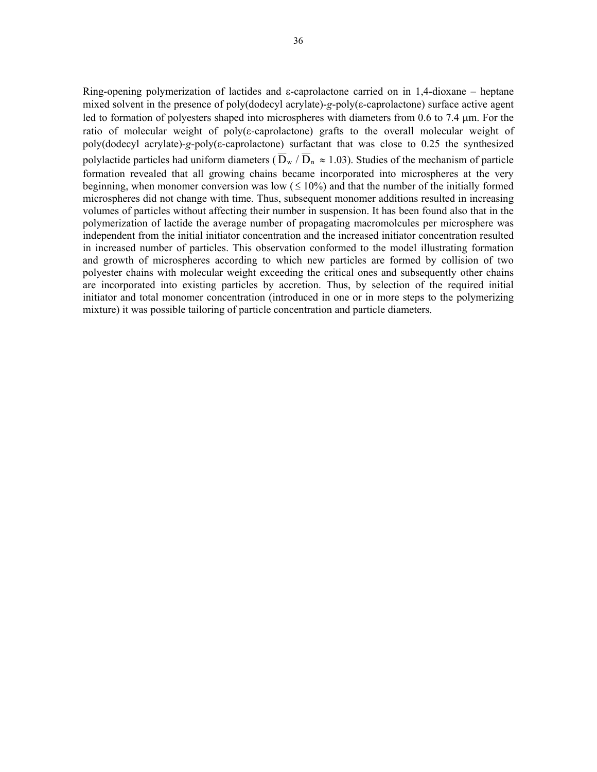Ring-opening polymerization of lactides and ε-caprolactone carried on in 1,4-dioxane – heptane mixed solvent in the presence of poly(dodecyl acrylate)-*g*-poly(ε-caprolactone) surface active agent led to formation of polyesters shaped into microspheres with diameters from 0.6 to 7.4 μm. For the ratio of molecular weight of poly(ε-caprolactone) grafts to the overall molecular weight of poly(dodecyl acrylate)-*g*-poly(ε-caprolactone) surfactant that was close to 0.25 the synthesized polylactide particles had uniform diameters ($\overline{D}_w / \overline{D}_n \approx 1.03$). Studies of the mechanism of particle formation revealed that all growing chains became incorporated into microspheres at the very beginning, when monomer conversion was low ($\leq 10\%$) and that the number of the initially formed microspheres did not change with time. Thus, subsequent monomer additions resulted in increasing volumes of particles without affecting their number in suspension. It has been found also that in the polymerization of lactide the average number of propagating macromolcules per microsphere was independent from the initial initiator concentration and the increased initiator concentration resulted in increased number of particles. This observation conformed to the model illustrating formation and growth of microspheres according to which new particles are formed by collision of two polyester chains with molecular weight exceeding the critical ones and subsequently other chains are incorporated into existing particles by accretion. Thus, by selection of the required initial initiator and total monomer concentration (introduced in one or in more steps to the polymerizing mixture) it was possible tailoring of particle concentration and particle diameters.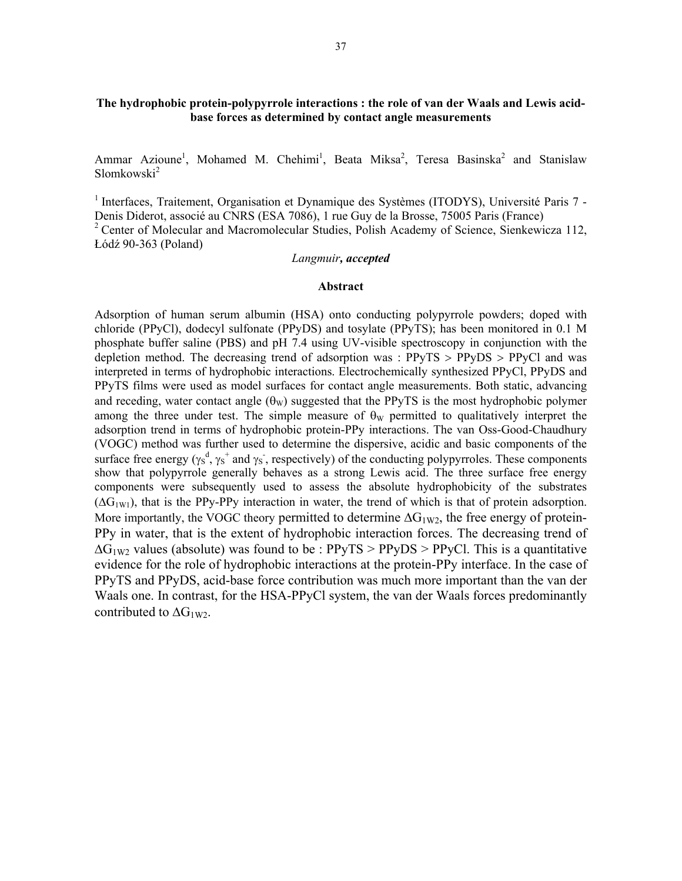### The hydrophobic protein-polypyrrole interactions : the role of van der Waals and Lewis acid-base forces as determined by contact angle measurements

Ammar Azioune[1], Mohamed M. Chehimi[1], Beata Miksa[2], Teresa Basinska[2] and Stanislaw Slomkowski[2]

[1] Interfaces, Traitement, Organisation et Dynamique des Systèmes (ITODYS), Université Paris 7 - Denis Diderot, associé au CNRS (ESA 7086), 1 rue Guy de la Brosse, 75005 Paris (France)
[2] Center of Molecular and Macromolecular Studies, Polish Academy of Science, Sienkewicza 112, Łódź 90-363 (Poland)

*Langmuir*, ***accepted***

#### Abstract

Adsorption of human serum albumin (HSA) onto conducting polypyrrole powders; doped with chloride (PPyCl), dodecyl sulfonate (PPyDS) and tosylate (PPyTS); has been monitored in 0.1 M phosphate buffer saline (PBS) and pH 7.4 using UV-visible spectroscopy in conjunction with the depletion method. The decreasing trend of adsorption was : PPyTS > PPyDS > PPyCl and was interpreted in terms of hydrophobic interactions. Electrochemically synthesized PPyCl, PPyDS and PPyTS films were used as model surfaces for contact angle measurements. Both static, advancing and receding, water contact angle ($\theta_W$) suggested that the PPyTS is the most hydrophobic polymer among the three under test. The simple measure of $\theta_W$ permitted to qualitatively interpret the adsorption trend in terms of hydrophobic protein-PPy interactions. The van Oss-Good-Chaudhury (VOGC) method was further used to determine the dispersive, acidic and basic components of the surface free energy ($\gamma_S^d$, $\gamma_S^+$ and $\gamma_S^-$, respectively) of the conducting polypyrroles. These components show that polypyrrole generally behaves as a strong Lewis acid. The three surface free energy components were subsequently used to assess the absolute hydrophobicity of the substrates ($\Delta G_{1W1}$), that is the PPy-PPy interaction in water, the trend of which is that of protein adsorption. More importantly, the VOGC theory permitted to determine $\Delta G_{1W2}$, the free energy of protein-PPy in water, that is the extent of hydrophobic interaction forces. The decreasing trend of $\Delta G_{1W2}$ values (absolute) was found to be : PPyTS > PPyDS > PPyCl. This is a quantitative evidence for the role of hydrophobic interactions at the protein-PPy interface. In the case of PPyTS and PPyDS, acid-base force contribution was much more important than the van der Waals one. In contrast, for the HSA-PPyCl system, the van der Waals forces predominantly contributed to $\Delta G_{1W2}$.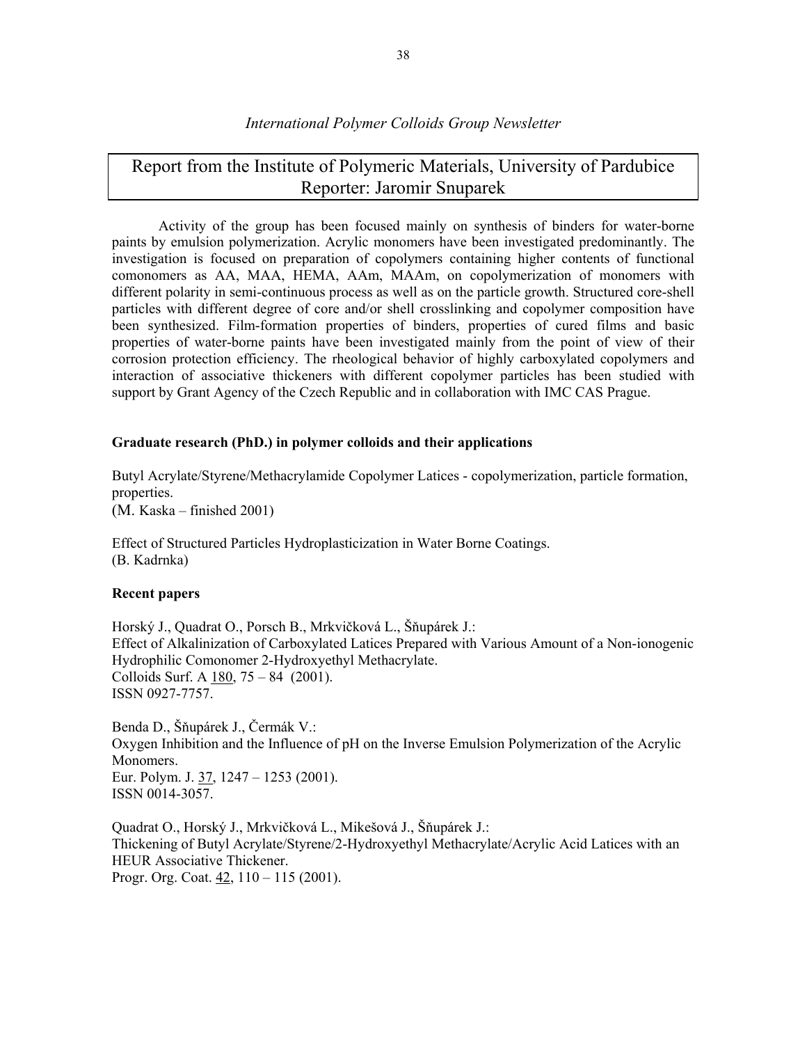*International Polymer Colloids Group Newsletter*

# Report from the Institute of Polymeric Materials, University of Pardubice
## Reporter: Jaromir Snuparek

Activity of the group has been focused mainly on synthesis of binders for water-borne paints by emulsion polymerization. Acrylic monomers have been investigated predominantly. The investigation is focused on preparation of copolymers containing higher contents of functional comonomers as AA, MAA, HEMA, AAm, MAAm, on copolymerization of monomers with different polarity in semi-continuous process as well as on the particle growth. Structured core-shell particles with different degree of core and/or shell crosslinking and copolymer composition have been synthesized. Film-formation properties of binders, properties of cured films and basic properties of water-borne paints have been investigated mainly from the point of view of their corrosion protection efficiency. The rheological behavior of highly carboxylated copolymers and interaction of associative thickeners with different copolymer particles has been studied with support by Grant Agency of the Czech Republic and in collaboration with IMC CAS Prague.

**Graduate research (PhD.) in polymer colloids and their applications**

Butyl Acrylate/Styrene/Methacrylamide Copolymer Latices - copolymerization, particle formation, properties.
(M. Kaska – finished 2001)

Effect of Structured Particles Hydroplasticization in Water Borne Coatings.
(B. Kadrnka)

**Recent papers**

Horský J., Quadrat O., Porsch B., Mrkvičková L., Šňupárek J.:
Effect of Alkalinization of Carboxylated Latices Prepared with Various Amount of a Non-ionogenic Hydrophilic Comonomer 2-Hydroxyethyl Methacrylate.
Colloids Surf. A 180, 75 – 84 (2001).
ISSN 0927-7757.

Benda D., Šňupárek J., Čermák V.:
Oxygen Inhibition and the Influence of pH on the Inverse Emulsion Polymerization of the Acrylic Monomers.
Eur. Polym. J. 37, 1247 – 1253 (2001).
ISSN 0014-3057.

Quadrat O., Horský J., Mrkvičková L., Mikešová J., Šňupárek J.:
Thickening of Butyl Acrylate/Styrene/2-Hydroxyethyl Methacrylate/Acrylic Acid Latices with an HEUR Associative Thickener.
Progr. Org. Coat. 42, 110 – 115 (2001).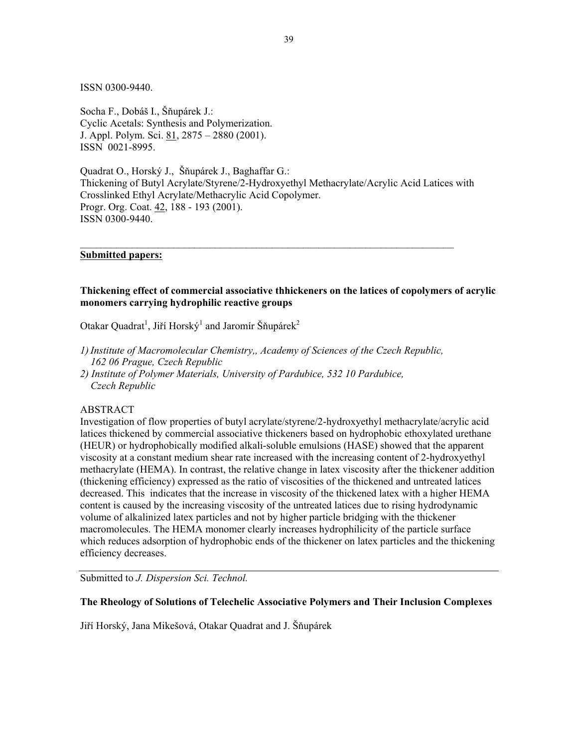ISSN 0300-9440.

Socha F., Dobáš I., Šňupárek J.:
Cyclic Acetals: Synthesis and Polymerization.
J. Appl. Polym. Sci. 81, 2875 – 2880 (2001).
ISSN 0021-8995.

Quadrat O., Horský J., Šňupárek J., Baghaffar G.:
Thickening of Butyl Acrylate/Styrene/2-Hydroxyethyl Methacrylate/Acrylic Acid Latices with Crosslinked Ethyl Acrylate/Methacrylic Acid Copolymer.
Progr. Org. Coat. 42, 188 - 193 (2001).
ISSN 0300-9440.

---

**Submitted papers:**

**Thickening effect of commercial associative thhickeners on the latices of copolymers of acrylic monomers carrying hydrophilic reactive groups**

Otakar Quadrat[1], Jiří Horský[1] and Jaromír Šňupárek[2]

*1) Institute of Macromolecular Chemistry,, Academy of Sciences of the Czech Republic, 162 06 Prague, Czech Republic*
*2) Institute of Polymer Materials, University of Pardubice, 532 10 Pardubice, Czech Republic*

ABSTRACT
Investigation of flow properties of butyl acrylate/styrene/2-hydroxyethyl methacrylate/acrylic acid latices thickened by commercial associative thickeners based on hydrophobic ethoxylated urethane (HEUR) or hydrophobically modified alkali-soluble emulsions (HASE) showed that the apparent viscosity at a constant medium shear rate increased with the increasing content of 2-hydroxyethyl methacrylate (HEMA). In contrast, the relative change in latex viscosity after the thickener addition (thickening efficiency) expressed as the ratio of viscosities of the thickened and untreated latices decreased. This indicates that the increase in viscosity of the thickened latex with a higher HEMA content is caused by the increasing viscosity of the untreated latices due to rising hydrodynamic volume of alkalinized latex particles and not by higher particle bridging with the thickener macromolecules. The HEMA monomer clearly increases hydrophilicity of the particle surface which reduces adsorption of hydrophobic ends of the thickener on latex particles and the thickening efficiency decreases.

---

Submitted to *J. Dispersion Sci. Technol.*

**The Rheology of Solutions of Telechelic Associative Polymers and Their Inclusion Complexes**

Jiří Horský, Jana Mikešová, Otakar Quadrat and J. Šňupárek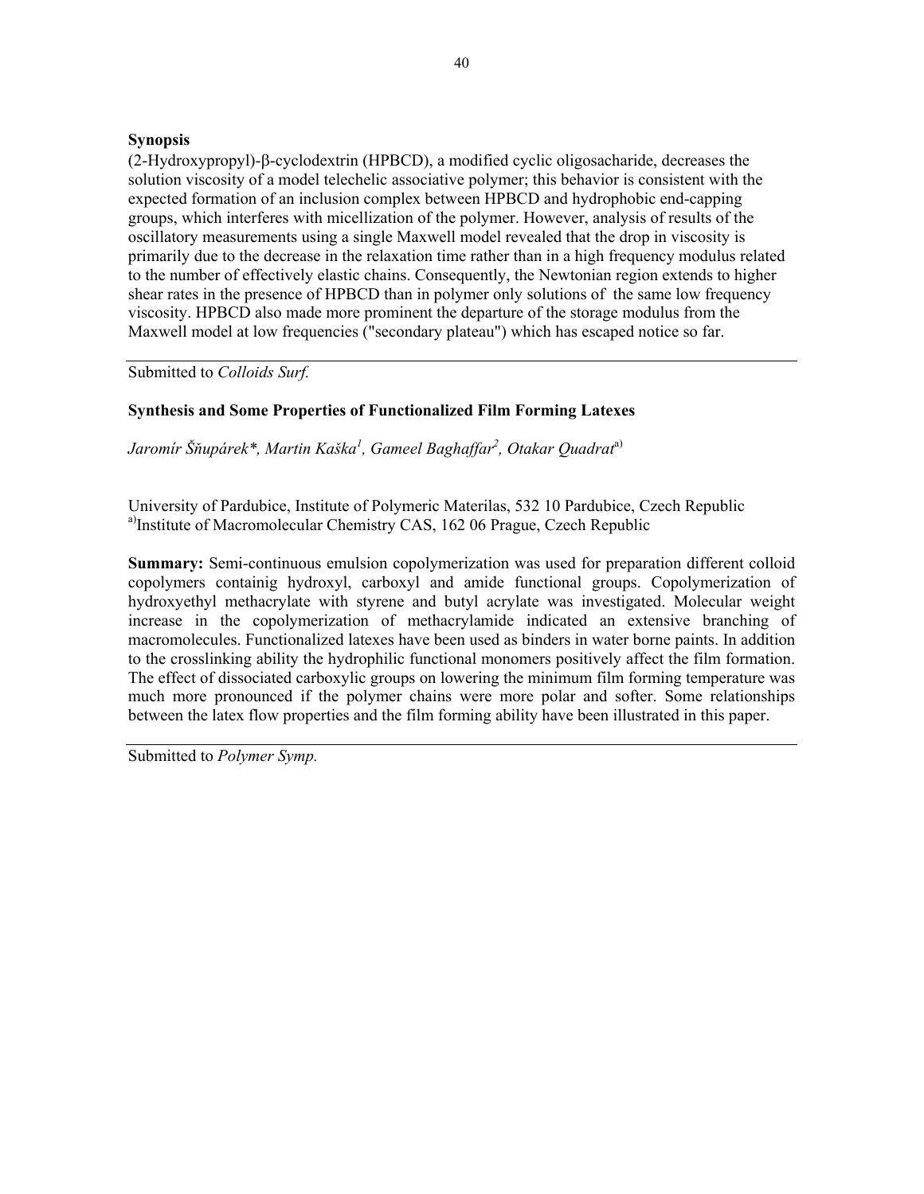**Synopsis**

(2-Hydroxypropyl)-β-cyclodextrin (HPBCD), a modified cyclic oligosacharide, decreases the solution viscosity of a model telechelic associative polymer; this behavior is consistent with the expected formation of an inclusion complex between HPBCD and hydrophobic end-capping groups, which interferes with micellization of the polymer. However, analysis of results of the oscillatory measurements using a single Maxwell model revealed that the drop in viscosity is primarily due to the decrease in the relaxation time rather than in a high frequency modulus related to the number of effectively elastic chains. Consequently, the Newtonian region extends to higher shear rates in the presence of HPBCD than in polymer only solutions of the same low frequency viscosity. HPBCD also made more prominent the departure of the storage modulus from the Maxwell model at low frequencies ("secondary plateau") which has escaped notice so far.

Submitted to *Colloids Surf.*

---

**Synthesis and Some Properties of Functionalized Film Forming Latexes**

*Jaromír Šňupárek\*, Martin Kaška[1], Gameel Baghaffar[2], Otakar Quadrat*[a)]

University of Pardubice, Institute of Polymeric Materilas, 532 10 Pardubice, Czech Republic
[a)]Institute of Macromolecular Chemistry CAS, 162 06 Prague, Czech Republic

**Summary:** Semi-continuous emulsion copolymerization was used for preparation different colloid copolymers containig hydroxyl, carboxyl and amide functional groups. Copolymerization of hydroxyethyl methacrylate with styrene and butyl acrylate was investigated. Molecular weight increase in the copolymerization of methacrylamide indicated an extensive branching of macromolecules. Functionalized latexes have been used as binders in water borne paints. In addition to the crosslinking ability the hydrophilic functional monomers positively affect the film formation. The effect of dissociated carboxylic groups on lowering the minimum film forming temperature was much more pronounced if the polymer chains were more polar and softer. Some relationships between the latex flow properties and the film forming ability have been illustrated in this paper.

Submitted to *Polymer Symp.*

---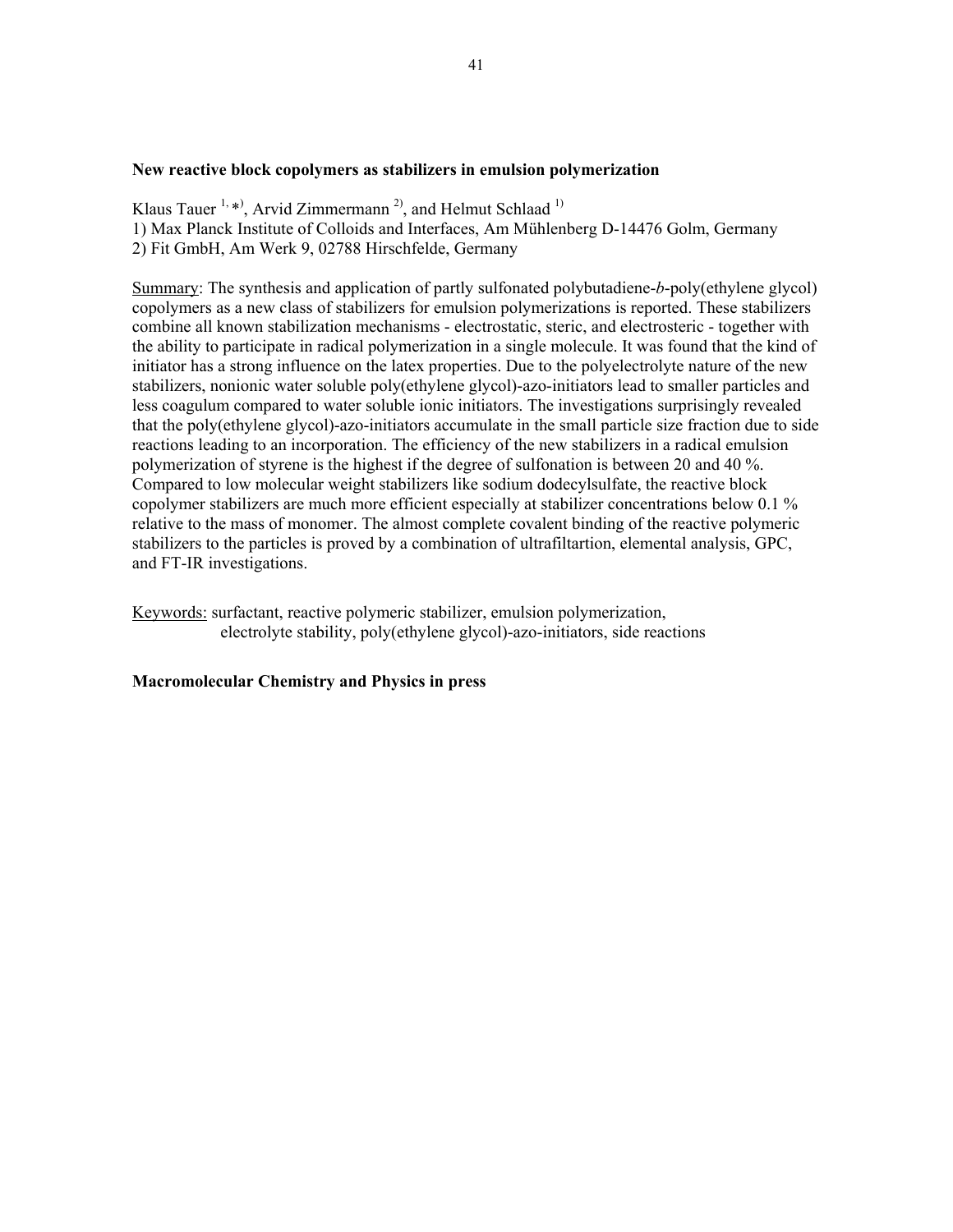**New reactive block copolymers as stabilizers in emulsion polymerization**

Klaus Tauer [1,*], Arvid Zimmermann [2], and Helmut Schlaad [1]

1) Max Planck Institute of Colloids and Interfaces, Am Mühlenberg D-14476 Golm, Germany
2) Fit GmbH, Am Werk 9, 02788 Hirschfelde, Germany

Summary: The synthesis and application of partly sulfonated polybutadiene-*b*-poly(ethylene glycol) copolymers as a new class of stabilizers for emulsion polymerizations is reported. These stabilizers combine all known stabilization mechanisms - electrostatic, steric, and electrosteric - together with the ability to participate in radical polymerization in a single molecule. It was found that the kind of initiator has a strong influence on the latex properties. Due to the polyelectrolyte nature of the new stabilizers, nonionic water soluble poly(ethylene glycol)-azo-initiators lead to smaller particles and less coagulum compared to water soluble ionic initiators. The investigations surprisingly revealed that the poly(ethylene glycol)-azo-initiators accumulate in the small particle size fraction due to side reactions leading to an incorporation. The efficiency of the new stabilizers in a radical emulsion polymerization of styrene is the highest if the degree of sulfonation is between 20 and 40 %. Compared to low molecular weight stabilizers like sodium dodecylsulfate, the reactive block copolymer stabilizers are much more efficient especially at stabilizer concentrations below 0.1 % relative to the mass of monomer. The almost complete covalent binding of the reactive polymeric stabilizers to the particles is proved by a combination of ultrafiltartion, elemental analysis, GPC, and FT-IR investigations.

Keywords: surfactant, reactive polymeric stabilizer, emulsion polymerization, electrolyte stability, poly(ethylene glycol)-azo-initiators, side reactions

**Macromolecular Chemistry and Physics in press**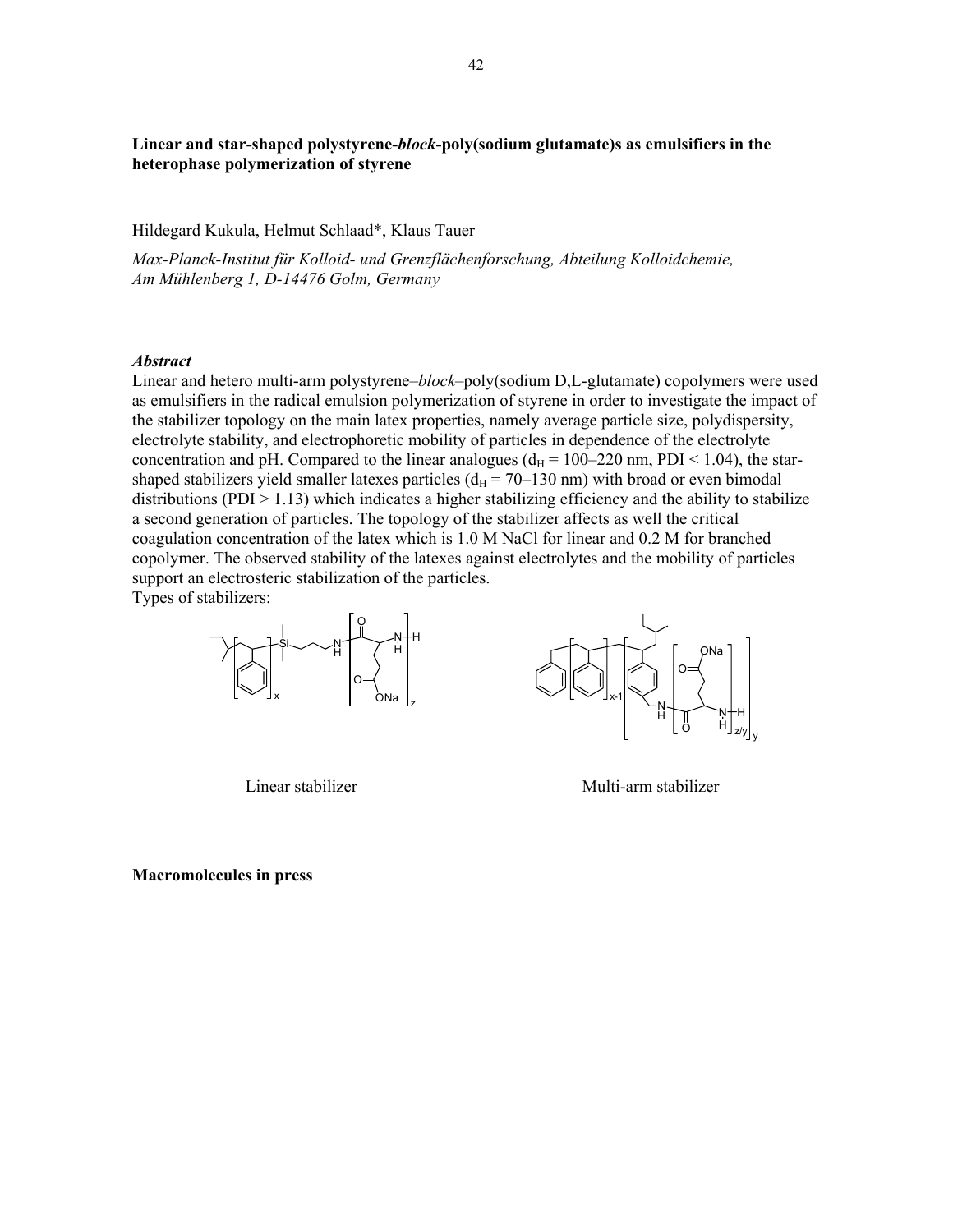**Linear and star-shaped polystyrene-*block*-poly(sodium glutamate)s as emulsifiers in the heterophase polymerization of styrene**

Hildegard Kukula, Helmut Schlaad*, Klaus Tauer

*Max-Planck-Institut für Kolloid- und Grenzflächenforschung, Abteilung Kolloidchemie, Am Mühlenberg 1, D-14476 Golm, Germany*

***Abstract***

Linear and hetero multi-arm polystyrene–*block*–poly(sodium D,L-glutamate) copolymers were used as emulsifiers in the radical emulsion polymerization of styrene in order to investigate the impact of the stabilizer topology on the main latex properties, namely average particle size, polydispersity, electrolyte stability, and electrophoretic mobility of particles in dependence of the electrolyte concentration and pH. Compared to the linear analogues ($d_H$ = 100–220 nm, PDI < 1.04), the star-shaped stabilizers yield smaller latexes particles ($d_H$ = 70–130 nm) with broad or even bimodal distributions (PDI > 1.13) which indicates a higher stabilizing efficiency and the ability to stabilize a second generation of particles. The topology of the stabilizer affects as well the critical coagulation concentration of the latex which is 1.0 M NaCl for linear and 0.2 M for branched copolymer. The observed stability of the latexes against electrolytes and the mobility of particles support an electrosteric stabilization of the particles.

Types of stabilizers:

Linear stabilizer

Multi-arm stabilizer

**Macromolecules in press**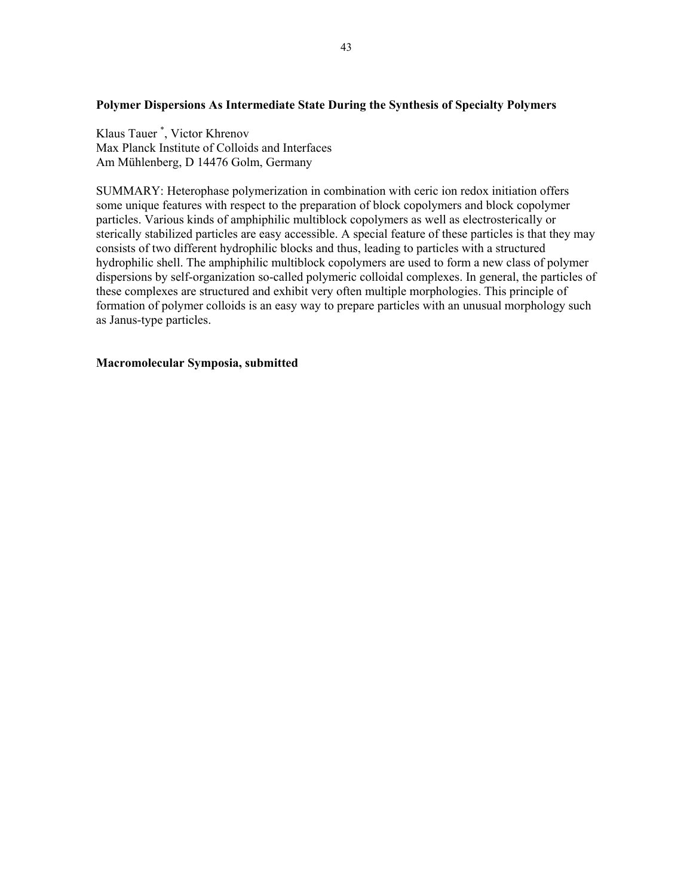**Polymer Dispersions As Intermediate State During the Synthesis of Specialty Polymers**

Klaus Tauer *, Victor Khrenov
Max Planck Institute of Colloids and Interfaces
Am Mühlenberg, D 14476 Golm, Germany

SUMMARY: Heterophase polymerization in combination with ceric ion redox initiation offers some unique features with respect to the preparation of block copolymers and block copolymer particles. Various kinds of amphiphilic multiblock copolymers as well as electrosterically or sterically stabilized particles are easy accessible. A special feature of these particles is that they may consists of two different hydrophilic blocks and thus, leading to particles with a structured hydrophilic shell. The amphiphilic multiblock copolymers are used to form a new class of polymer dispersions by self-organization so-called polymeric colloidal complexes. In general, the particles of these complexes are structured and exhibit very often multiple morphologies. This principle of formation of polymer colloids is an easy way to prepare particles with an unusual morphology such as Janus-type particles.

**Macromolecular Symposia, submitted**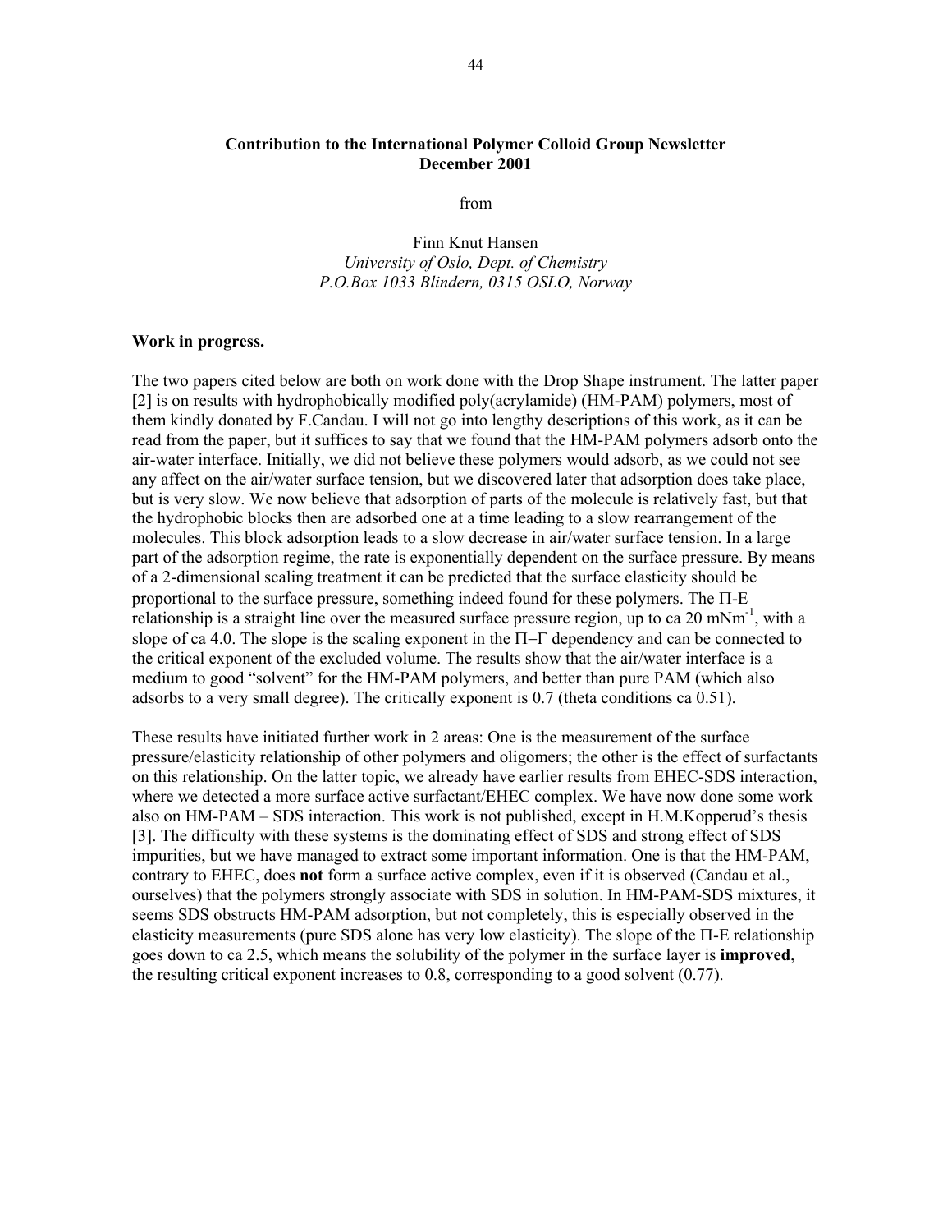**Contribution to the International Polymer Colloid Group Newsletter**
**December 2001**

from

Finn Knut Hansen
*University of Oslo, Dept. of Chemistry*
*P.O.Box 1033 Blindern, 0315 OSLO, Norway*

**Work in progress.**

The two papers cited below are both on work done with the Drop Shape instrument. The latter paper [2] is on results with hydrophobically modified poly(acrylamide) (HM-PAM) polymers, most of them kindly donated by F.Candau. I will not go into lengthy descriptions of this work, as it can be read from the paper, but it suffices to say that we found that the HM-PAM polymers adsorb onto the air-water interface. Initially, we did not believe these polymers would adsorb, as we could not see any affect on the air/water surface tension, but we discovered later that adsorption does take place, but is very slow. We now believe that adsorption of parts of the molecule is relatively fast, but that the hydrophobic blocks then are adsorbed one at a time leading to a slow rearrangement of the molecules. This block adsorption leads to a slow decrease in air/water surface tension. In a large part of the adsorption regime, the rate is exponentially dependent on the surface pressure. By means of a 2-dimensional scaling treatment it can be predicted that the surface elasticity should be proportional to the surface pressure, something indeed found for these polymers. The Π-E relationship is a straight line over the measured surface pressure region, up to ca 20 $mNm^{-1}$, with a slope of ca 4.0. The slope is the scaling exponent in the Π−Γ dependency and can be connected to the critical exponent of the excluded volume. The results show that the air/water interface is a medium to good "solvent" for the HM-PAM polymers, and better than pure PAM (which also adsorbs to a very small degree). The critically exponent is 0.7 (theta conditions ca 0.51).

These results have initiated further work in 2 areas: One is the measurement of the surface pressure/elasticity relationship of other polymers and oligomers; the other is the effect of surfactants on this relationship. On the latter topic, we already have earlier results from EHEC-SDS interaction, where we detected a more surface active surfactant/EHEC complex. We have now done some work also on HM-PAM – SDS interaction. This work is not published, except in H.M.Kopperud's thesis [3]. The difficulty with these systems is the dominating effect of SDS and strong effect of SDS impurities, but we have managed to extract some important information. One is that the HM-PAM, contrary to EHEC, does **not** form a surface active complex, even if it is observed (Candau et al., ourselves) that the polymers strongly associate with SDS in solution. In HM-PAM-SDS mixtures, it seems SDS obstructs HM-PAM adsorption, but not completely, this is especially observed in the elasticity measurements (pure SDS alone has very low elasticity). The slope of the Π-E relationship goes down to ca 2.5, which means the solubility of the polymer in the surface layer is **improved**, the resulting critical exponent increases to 0.8, corresponding to a good solvent (0.77).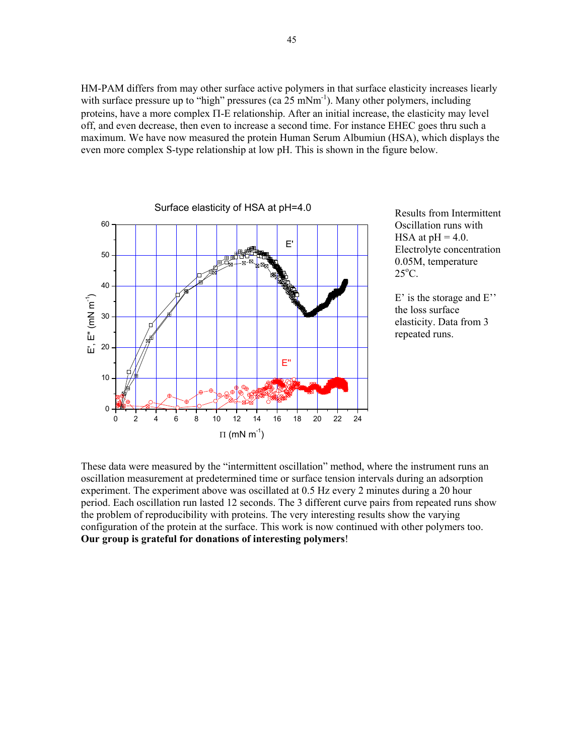HM-PAM differs from may other surface active polymers in that surface elasticity increases liearly with surface pressure up to "high" pressures (ca 25 $mNm^{-1}$). Many other polymers, including proteins, have a more complex Π-E relationship. After an initial increase, the elasticity may level off, and even decrease, then even to increase a second time. For instance EHEC goes thru such a maximum. We have now measured the protein Human Serum Albumiun (HSA), which displays the even more complex S-type relationship at low pH. This is shown in the figure below.

Results from Intermittent Oscillation runs with HSA at pH = 4.0. Electrolyte concentration 0.05M, temperature 25°C.

E' is the storage and E'' the loss surface elasticity. Data from 3 repeated runs.

These data were measured by the "intermittent oscillation" method, where the instrument runs an oscillation measurement at predetermined time or surface tension intervals during an adsorption experiment. The experiment above was oscillated at 0.5 Hz every 2 minutes during a 20 hour period. Each oscillation run lasted 12 seconds. The 3 different curve pairs from repeated runs show the problem of reproducibility with proteins. The very interesting results show the varying configuration of the protein at the surface. This work is now continued with other polymers too. **Our group is grateful for donations of interesting polymers**!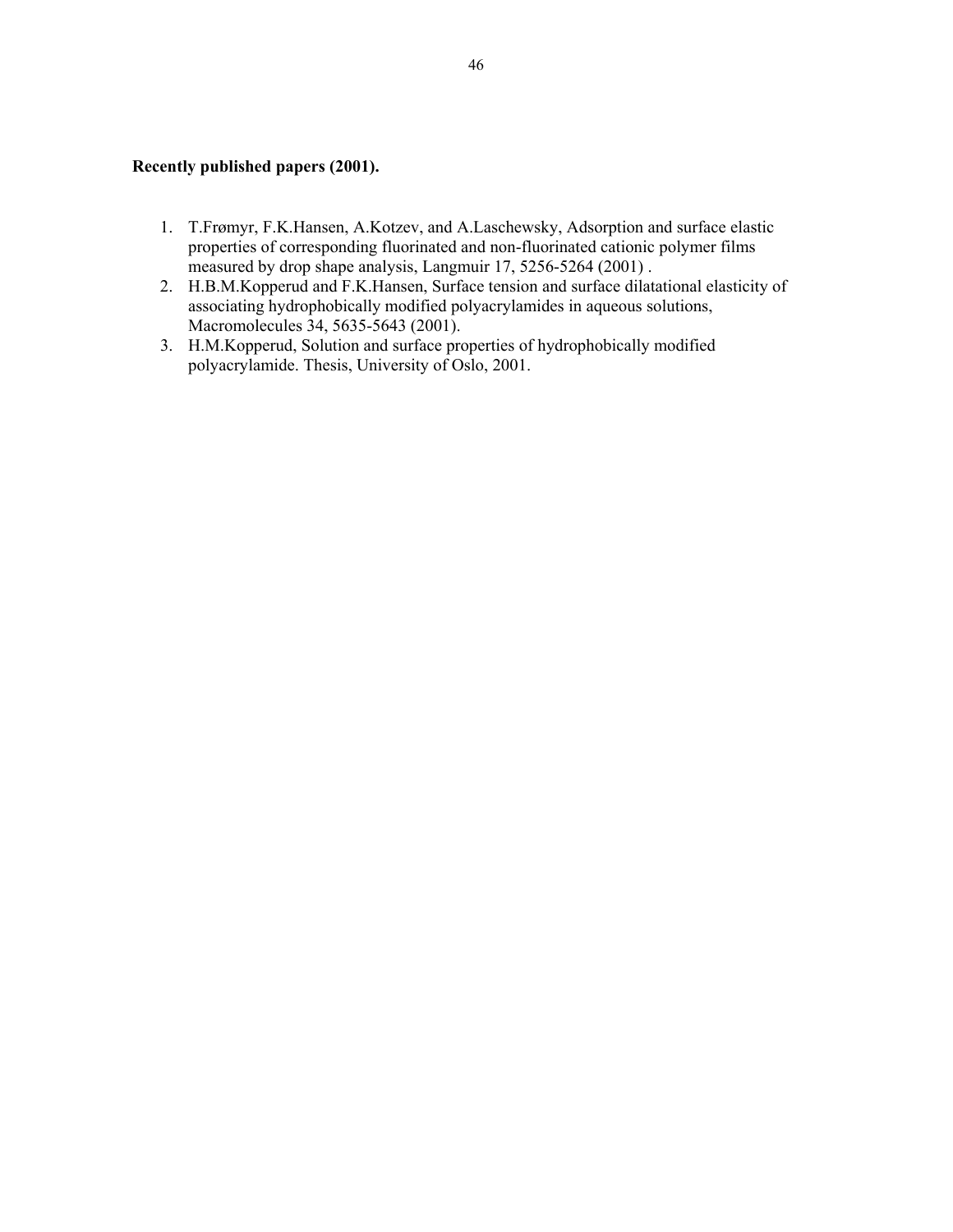**Recently published papers (2001).**

1. T.Frømyr, F.K.Hansen, A.Kotzev, and A.Laschewsky, Adsorption and surface elastic properties of corresponding fluorinated and non-fluorinated cationic polymer films measured by drop shape analysis, Langmuir 17, 5256-5264 (2001) .
2. H.B.M.Kopperud and F.K.Hansen, Surface tension and surface dilatational elasticity of associating hydrophobically modified polyacrylamides in aqueous solutions, Macromolecules 34, 5635-5643 (2001).
3. H.M.Kopperud, Solution and surface properties of hydrophobically modified polyacrylamide. Thesis, University of Oslo, 2001.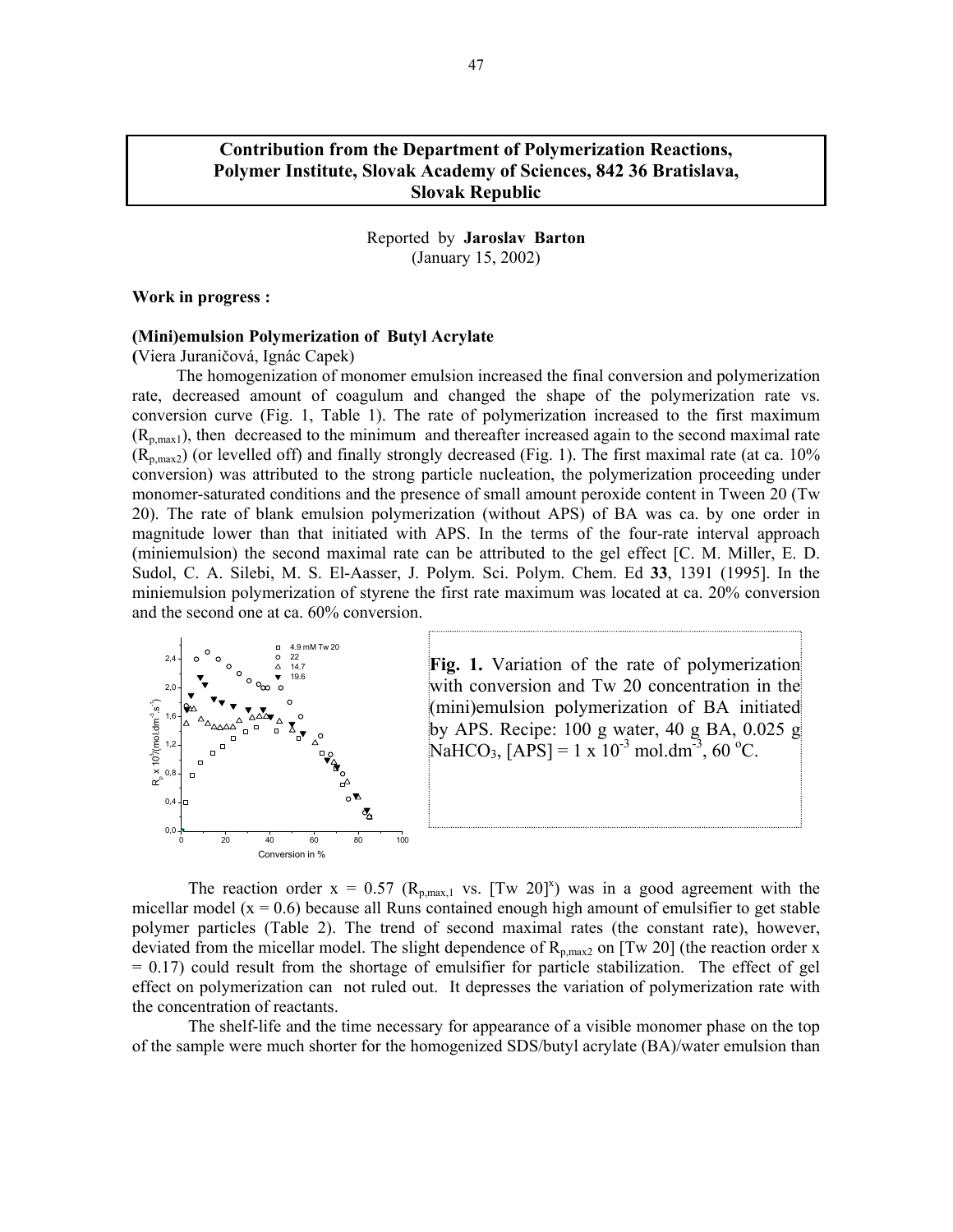**Contribution from the Department of Polymerization Reactions, Polymer Institute, Slovak Academy of Sciences, 842 36 Bratislava, Slovak Republic**

Reported by **Jaroslav Barton**
(January 15, 2002)

**Work in progress :**

**(Mini)emulsion Polymerization of Butyl Acrylate**
(Viera Juraničová, Ignác Capek)

The homogenization of monomer emulsion increased the final conversion and polymerization rate, decreased amount of coagulum and changed the shape of the polymerization rate vs. conversion curve (Fig. 1, Table 1). The rate of polymerization increased to the first maximum ($R_{p,max1}$), then decreased to the minimum and thereafter increased again to the second maximal rate ($R_{p,max2}$) (or levelled off) and finally strongly decreased (Fig. 1). The first maximal rate (at ca. 10% conversion) was attributed to the strong particle nucleation, the polymerization proceeding under monomer-saturated conditions and the presence of small amount peroxide content in Tween 20 (Tw 20). The rate of blank emulsion polymerization (without APS) of BA was ca. by one order in magnitude lower than that initiated with APS. In the terms of the four-rate interval approach (miniemulsion) the second maximal rate can be attributed to the gel effect [C. M. Miller, E. D. Sudol, C. A. Silebi, M. S. El-Aasser, J. Polym. Sci. Polym. Chem. Ed **33**, 1391 (1995]. In the miniemulsion polymerization of styrene the first rate maximum was located at ca. 20% conversion and the second one at ca. 60% conversion.

**Fig. 1.** Variation of the rate of polymerization with conversion and Tw 20 concentration in the (mini)emulsion polymerization of BA initiated by APS. Recipe: 100 g water, 40 g BA, 0.025 g $NaHCO_3$, $[APS] = 1 \times 10^{-3}$ mol.dm$^{-3}$, 60 °C.

The reaction order $x = 0.57$ ($R_{p,max,1}$ vs. $[Tw\ 20]^x$) was in a good agreement with the micellar model ($x = 0.6$) because all Runs contained enough high amount of emulsifier to get stable polymer particles (Table 2). The trend of second maximal rates (the constant rate), however, deviated from the micellar model. The slight dependence of $R_{p,max2}$ on [Tw 20] (the reaction order $x = 0.17$) could result from the shortage of emulsifier for particle stabilization. The effect of gel effect on polymerization can not ruled out. It depresses the variation of polymerization rate with the concentration of reactants.

The shelf-life and the time necessary for appearance of a visible monomer phase on the top of the sample were much shorter for the homogenized SDS/butyl acrylate (BA)/water emulsion than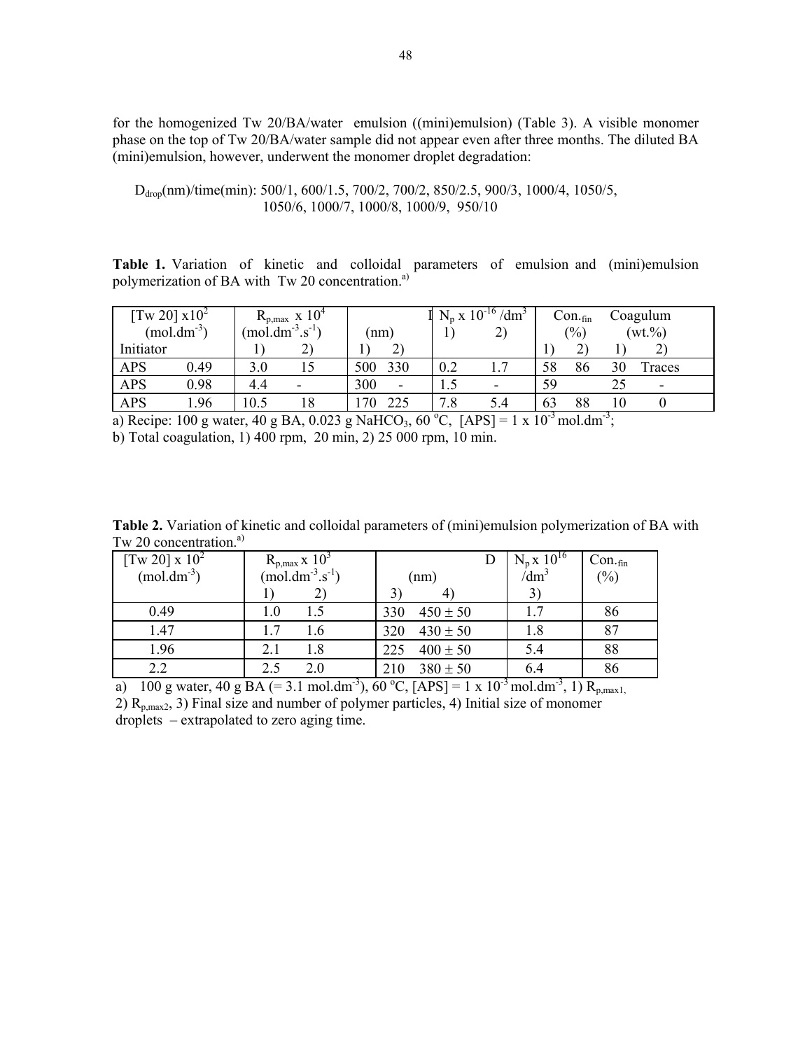for the homogenized Tw 20/BA/water emulsion ((mini)emulsion) (Table 3). A visible monomer phase on the top of Tw 20/BA/water sample did not appear even after three months. The diluted BA (mini)emulsion, however, underwent the monomer droplet degradation:

$D_{drop}$(nm)/time(min): 500/1, 600/1.5, 700/2, 700/2, 850/2.5, 900/3, 1000/4, 1050/5, 1050/6, 1000/7, 1000/8, 1000/9, 950/10

**Table 1.** Variation of kinetic and colloidal parameters of emulsion and (mini)emulsion polymerization of BA with Tw 20 concentration.[a)]

| [Tw 20] x$10^2$ (mol.dm$^{-3}$) | | $R_{p,max}$ x $10^4$ (mol.dm$^{-3}$.s$^{-1}$) | | D (nm) | | $N_p$ x $10^{-16}$ /dm$^3$ | | Con.$_{fin}$ (%) | | Coagulum (wt.%) | |
|---|---|---|---|---|---|---|---|---|---|---|---|
| Initiator | | 1) | 2) | 1) | 2) | 1) | 2) | 1) | 2) | 1) | 2) |
| APS | 0.49 | 3.0 | 15 | 500 | 330 | 0.2 | 1.7 | 58 | 86 | 30 | Traces |
| APS | 0.98 | 4.4 | - | 300 | - | 1.5 | - | 59 | | 25 | - |
| APS | 1.96 | 10.5 | 18 | 170 | 225 | 7.8 | 5.4 | 63 | 88 | 10 | 0 |

a) Recipe: 100 g water, 40 g BA, 0.023 g $NaHCO_3$, 60 °C, [APS] = 1 x $10^{-3}$ mol.dm$^{-3}$;
b) Total coagulation, 1) 400 rpm, 20 min, 2) 25 000 rpm, 10 min.

**Table 2.** Variation of kinetic and colloidal parameters of (mini)emulsion polymerization of BA with Tw 20 concentration.[a)]

| [Tw 20] x $10^2$ (mol.dm$^{-3}$) | $R_{p,max}$ x $10^3$ (mol.dm$^{-3}$.s$^{-1}$) | | D (nm) | | $N_p$ x $10^{16}$ /dm$^3$ | Con.$_{fin}$ (%) |
|---|---|---|---|---|---|---|
| | 1) | 2) | 3) | 4) | 3) | |
| 0.49 | 1.0 | 1.5 | 330 | 450 ± 50 | 1.7 | 86 |
| 1.47 | 1.7 | 1.6 | 320 | 430 ± 50 | 1.8 | 87 |
| 1.96 | 2.1 | 1.8 | 225 | 400 ± 50 | 5.4 | 88 |
| 2.2 | 2.5 | 2.0 | 210 | 380 ± 50 | 6.4 | 86 |

a) 100 g water, 40 g BA (= 3.1 mol.dm$^{-3}$), 60 °C, [APS] = 1 x $10^{-3}$ mol.dm$^{-3}$, 1) $R_{p,max1}$, 2) $R_{p,max2}$, 3) Final size and number of polymer particles, 4) Initial size of monomer droplets – extrapolated to zero aging time.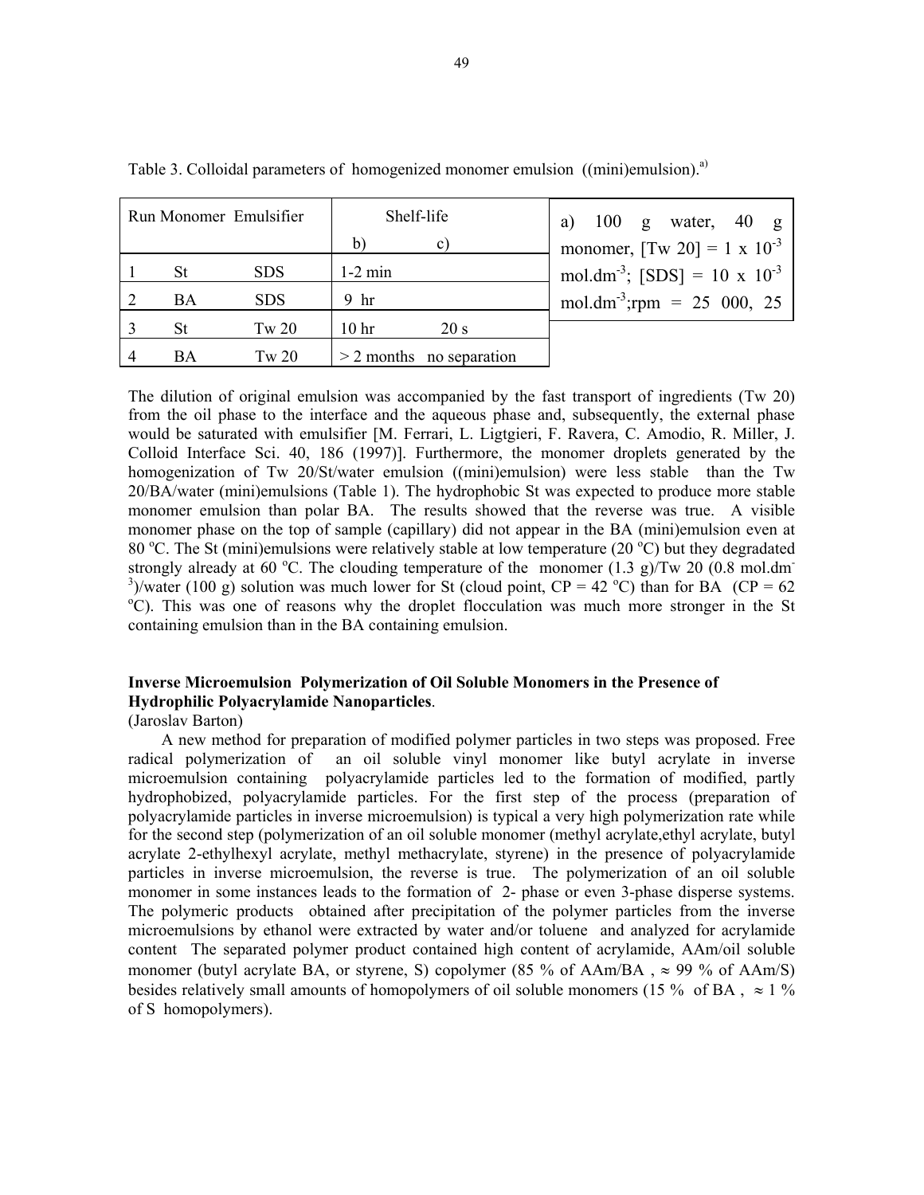Table 3. Colloidal parameters of homogenized monomer emulsion ((mini)emulsion).[a)]

| Run | Monomer | Emulsifier | Shelf-life b) | Shelf-life c) |
|---|---|---|---|---|
| 1 | St | SDS | 1-2 min | |
| 2 | BA | SDS | 9 hr | |
| 3 | St | Tw 20 | 10 hr | 20 s |
| 4 | BA | Tw 20 | > 2 months | no separation |

a) 100 g water, 40 g monomer, [Tw 20] = 1 x $10^{-3}$ mol.dm$^{-3}$; [SDS] = 10 x $10^{-3}$ mol.dm$^{-3}$;rpm = 25 000, 25

The dilution of original emulsion was accompanied by the fast transport of ingredients (Tw 20) from the oil phase to the interface and the aqueous phase and, subsequently, the external phase would be saturated with emulsifier [M. Ferrari, L. Ligtgieri, F. Ravera, C. Amodio, R. Miller, J. Colloid Interface Sci. 40, 186 (1997)]. Furthermore, the monomer droplets generated by the homogenization of Tw 20/St/water emulsion ((mini)emulsion) were less stable than the Tw 20/BA/water (mini)emulsions (Table 1). The hydrophobic St was expected to produce more stable monomer emulsion than polar BA. The results showed that the reverse was true. A visible monomer phase on the top of sample (capillary) did not appear in the BA (mini)emulsion even at 80 °C. The St (mini)emulsions were relatively stable at low temperature (20 °C) but they degradated strongly already at 60 °C. The clouding temperature of the monomer (1.3 g)/Tw 20 (0.8 mol.dm$^{-3}$)/water (100 g) solution was much lower for St (cloud point, CP = 42 °C) than for BA (CP = 62 °C). This was one of reasons why the droplet flocculation was much more stronger in the St containing emulsion than in the BA containing emulsion.

**Inverse Microemulsion Polymerization of Oil Soluble Monomers in the Presence of Hydrophilic Polyacrylamide Nanoparticles**.

(Jaroslav Barton)

A new method for preparation of modified polymer particles in two steps was proposed. Free radical polymerization of an oil soluble vinyl monomer like butyl acrylate in inverse microemulsion containing polyacrylamide particles led to the formation of modified, partly hydrophobized, polyacrylamide particles. For the first step of the process (preparation of polyacrylamide particles in inverse microemulsion) is typical a very high polymerization rate while for the second step (polymerization of an oil soluble monomer (methyl acrylate,ethyl acrylate, butyl acrylate 2-ethylhexyl acrylate, methyl methacrylate, styrene) in the presence of polyacrylamide particles in inverse microemulsion, the reverse is true. The polymerization of an oil soluble monomer in some instances leads to the formation of 2- phase or even 3-phase disperse systems. The polymeric products obtained after precipitation of the polymer particles from the inverse microemulsions by ethanol were extracted by water and/or toluene and analyzed for acrylamide content The separated polymer product contained high content of acrylamide, AAm/oil soluble monomer (butyl acrylate BA, or styrene, S) copolymer (85 % of AAm/BA , ≈ 99 % of AAm/S) besides relatively small amounts of homopolymers of oil soluble monomers (15 % of BA , ≈ 1 % of S homopolymers).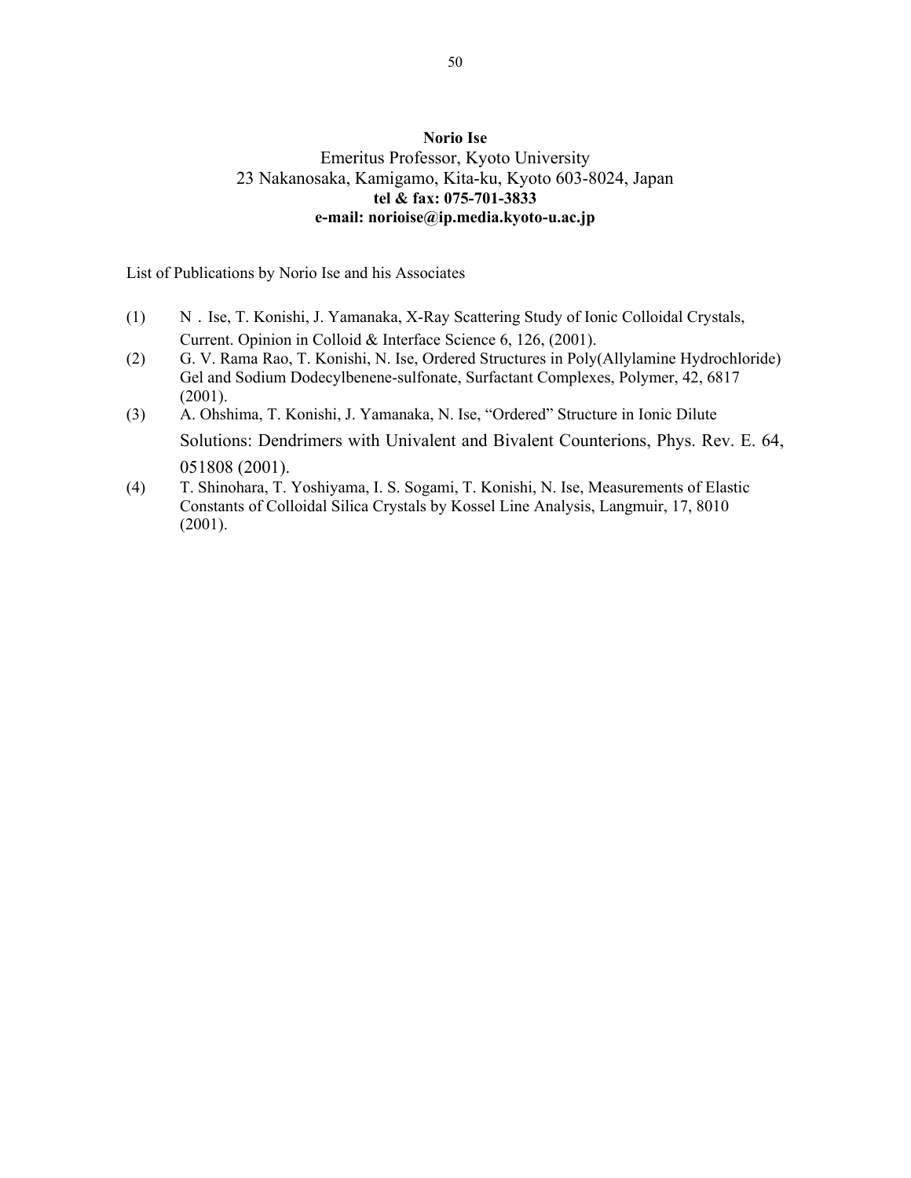**Norio Ise**
Emeritus Professor, Kyoto University
23 Nakanosaka, Kamigamo, Kita-ku, Kyoto 603-8024, Japan
**tel & fax: 075-701-3833**
**e-mail: norioise@ip.media.kyoto-u.ac.jp**

List of Publications by Norio Ise and his Associates

(1) N．Ise, T. Konishi, J. Yamanaka, X-Ray Scattering Study of Ionic Colloidal Crystals, Current. Opinion in Colloid & Interface Science 6, 126, (2001).

(2) G. V. Rama Rao, T. Konishi, N. Ise, Ordered Structures in Poly(Allylamine Hydrochloride) Gel and Sodium Dodecylbenene-sulfonate, Surfactant Complexes, Polymer, 42, 6817 (2001).

(3) A. Ohshima, T. Konishi, J. Yamanaka, N. Ise, "Ordered" Structure in Ionic Dilute Solutions: Dendrimers with Univalent and Bivalent Counterions, Phys. Rev. E. 64, 051808 (2001).

(4) T. Shinohara, T. Yoshiyama, I. S. Sogami, T. Konishi, N. Ise, Measurements of Elastic Constants of Colloidal Silica Crystals by Kossel Line Analysis, Langmuir, 17, 8010 (2001).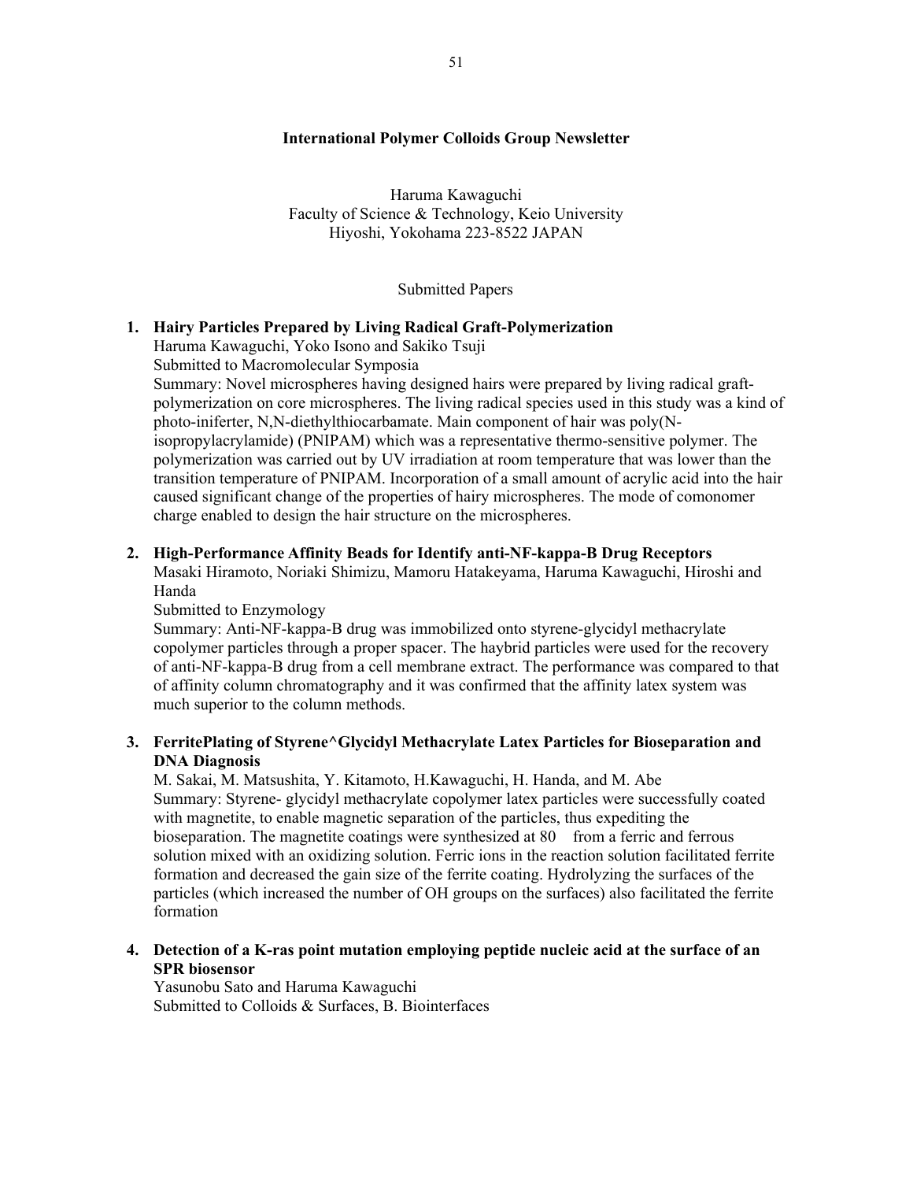**International Polymer Colloids Group Newsletter**

Haruma Kawaguchi
Faculty of Science & Technology, Keio University
Hiyoshi, Yokohama 223-8522 JAPAN

Submitted Papers

1. **Hairy Particles Prepared by Living Radical Graft-Polymerization**
   Haruma Kawaguchi, Yoko Isono and Sakiko Tsuji
   Submitted to Macromolecular Symposia
   Summary: Novel microspheres having designed hairs were prepared by living radical graft-polymerization on core microspheres. The living radical species used in this study was a kind of photo-iniferter, N,N-diethylthiocarbamate. Main component of hair was poly(N-isopropylacrylamide) (PNIPAM) which was a representative thermo-sensitive polymer. The polymerization was carried out by UV irradiation at room temperature that was lower than the transition temperature of PNIPAM. Incorporation of a small amount of acrylic acid into the hair caused significant change of the properties of hairy microspheres. The mode of comonomer charge enabled to design the hair structure on the microspheres.

2. **High-Performance Affinity Beads for Identify anti-NF-kappa-B Drug Receptors**
   Masaki Hiramoto, Noriaki Shimizu, Mamoru Hatakeyama, Haruma Kawaguchi, Hiroshi and Handa
   Submitted to Enzymology
   Summary: Anti-NF-kappa-B drug was immobilized onto styrene-glycidyl methacrylate copolymer particles through a proper spacer. The haybrid particles were used for the recovery of anti-NF-kappa-B drug from a cell membrane extract. The performance was compared to that of affinity column chromatography and it was confirmed that the affinity latex system was much superior to the column methods.

3. **FerritePlating of Styrene^Glycidyl Methacrylate Latex Particles for Bioseparation and DNA Diagnosis**
   M. Sakai, M. Matsushita, Y. Kitamoto, H.Kawaguchi, H. Handa, and M. Abe
   Summary: Styrene- glycidyl methacrylate copolymer latex particles were successfully coated with magnetite, to enable magnetic separation of the particles, thus expediting the bioseparation. The magnetite coatings were synthesized at 80 from a ferric and ferrous solution mixed with an oxidizing solution. Ferric ions in the reaction solution facilitated ferrite formation and decreased the gain size of the ferrite coating. Hydrolyzing the surfaces of the particles (which increased the number of OH groups on the surfaces) also facilitated the ferrite formation

4. **Detection of a K-ras point mutation employing peptide nucleic acid at the surface of an SPR biosensor**
   Yasunobu Sato and Haruma Kawaguchi
   Submitted to Colloids & Surfaces, B. Biointerfaces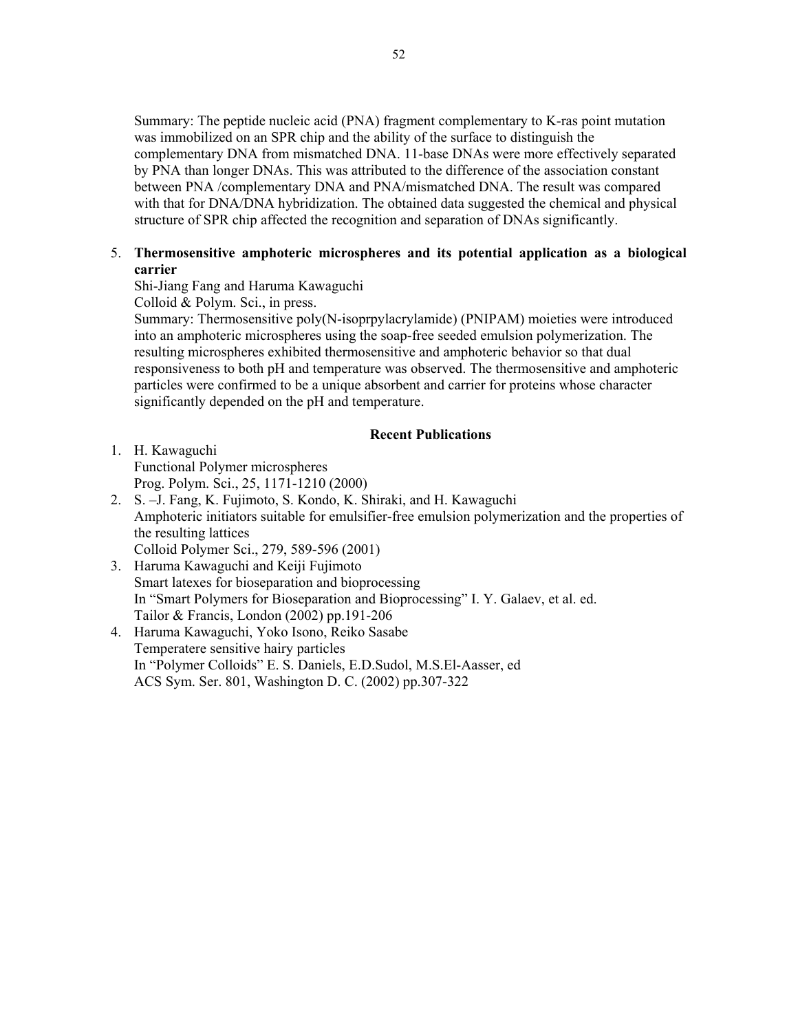Summary: The peptide nucleic acid (PNA) fragment complementary to K-ras point mutation was immobilized on an SPR chip and the ability of the surface to distinguish the complementary DNA from mismatched DNA. 11-base DNAs were more effectively separated by PNA than longer DNAs. This was attributed to the difference of the association constant between PNA /complementary DNA and PNA/mismatched DNA. The result was compared with that for DNA/DNA hybridization. The obtained data suggested the chemical and physical structure of SPR chip affected the recognition and separation of DNAs significantly.

5. **Thermosensitive amphoteric microspheres and its potential application as a biological carrier**
   Shi-Jiang Fang and Haruma Kawaguchi
   Colloid & Polym. Sci., in press.
   Summary: Thermosensitive poly(N-isoprpylacrylamide) (PNIPAM) moieties were introduced into an amphoteric microspheres using the soap-free seeded emulsion polymerization. The resulting microspheres exhibited thermosensitive and amphoteric behavior so that dual responsiveness to both pH and temperature was observed. The thermosensitive and amphoteric particles were confirmed to be a unique absorbent and carrier for proteins whose character significantly depended on the pH and temperature.

## Recent Publications

1. H. Kawaguchi
   Functional Polymer microspheres
   Prog. Polym. Sci., 25, 1171-1210 (2000)
2. S. –J. Fang, K. Fujimoto, S. Kondo, K. Shiraki, and H. Kawaguchi
   Amphoteric initiators suitable for emulsifier-free emulsion polymerization and the properties of the resulting lattices
   Colloid Polymer Sci., 279, 589-596 (2001)
3. Haruma Kawaguchi and Keiji Fujimoto
   Smart latexes for bioseparation and bioprocessing
   In "Smart Polymers for Bioseparation and Bioprocessing" I. Y. Galaev, et al. ed.
   Tailor & Francis, London (2002) pp.191-206
4. Haruma Kawaguchi, Yoko Isono, Reiko Sasabe
   Temperatere sensitive hairy particles
   In "Polymer Colloids" E. S. Daniels, E.D.Sudol, M.S.El-Aasser, ed
   ACS Sym. Ser. 801, Washington D. C. (2002) pp.307-322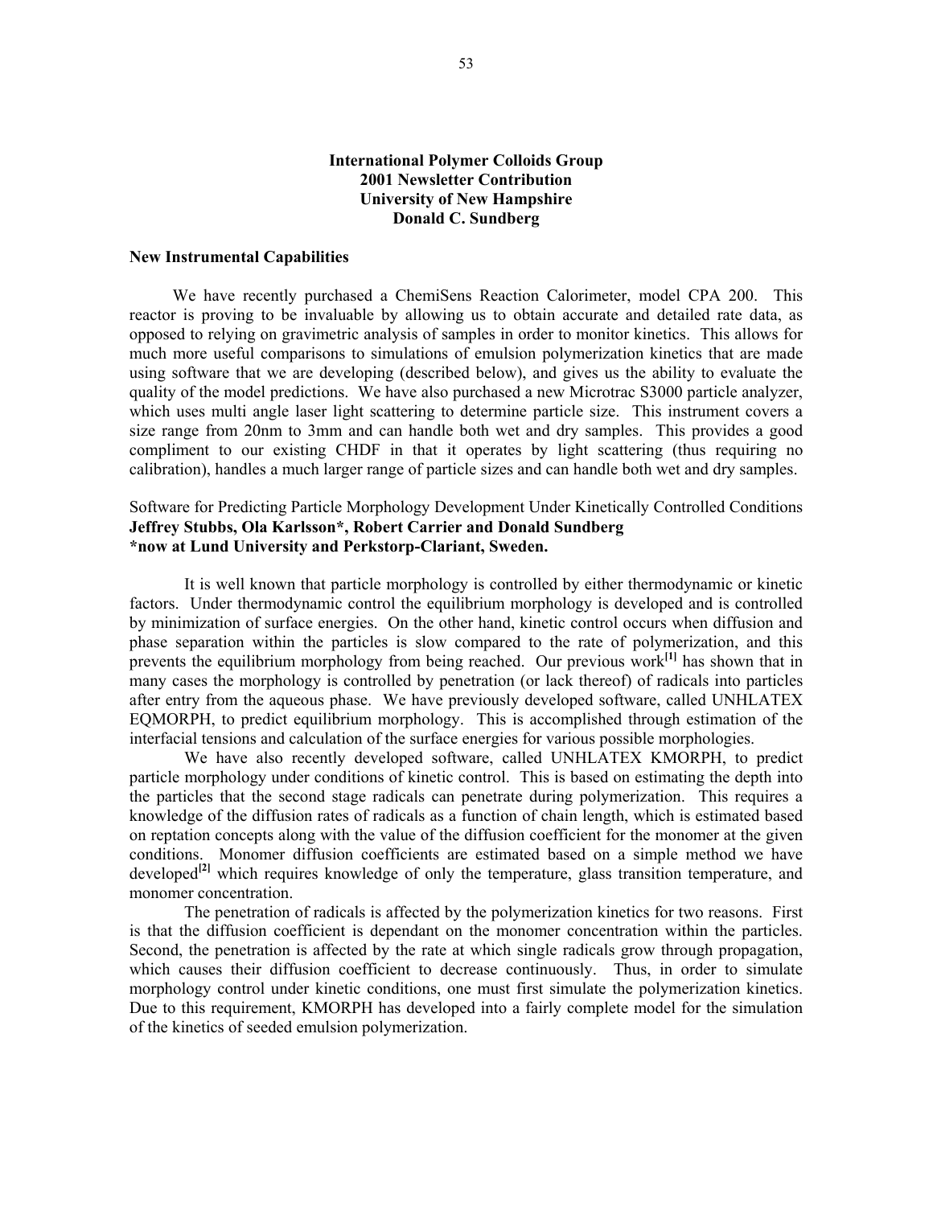**International Polymer Colloids Group**
**2001 Newsletter Contribution**
**University of New Hampshire**
**Donald C. Sundberg**

**New Instrumental Capabilities**

We have recently purchased a ChemiSens Reaction Calorimeter, model CPA 200. This reactor is proving to be invaluable by allowing us to obtain accurate and detailed rate data, as opposed to relying on gravimetric analysis of samples in order to monitor kinetics. This allows for much more useful comparisons to simulations of emulsion polymerization kinetics that are made using software that we are developing (described below), and gives us the ability to evaluate the quality of the model predictions. We have also purchased a new Microtrac S3000 particle analyzer, which uses multi angle laser light scattering to determine particle size. This instrument covers a size range from 20nm to 3mm and can handle both wet and dry samples. This provides a good compliment to our existing CHDF in that it operates by light scattering (thus requiring no calibration), handles a much larger range of particle sizes and can handle both wet and dry samples.

Software for Predicting Particle Morphology Development Under Kinetically Controlled Conditions
**Jeffrey Stubbs, Ola Karlsson*, Robert Carrier and Donald Sundberg**
***now at Lund University and Perkstorp-Clariant, Sweden.**

It is well known that particle morphology is controlled by either thermodynamic or kinetic factors. Under thermodynamic control the equilibrium morphology is developed and is controlled by minimization of surface energies. On the other hand, kinetic control occurs when diffusion and phase separation within the particles is slow compared to the rate of polymerization, and this prevents the equilibrium morphology from being reached. Our previous work[1] has shown that in many cases the morphology is controlled by penetration (or lack thereof) of radicals into particles after entry from the aqueous phase. We have previously developed software, called UNHLATEX EQMORPH, to predict equilibrium morphology. This is accomplished through estimation of the interfacial tensions and calculation of the surface energies for various possible morphologies.

We have also recently developed software, called UNHLATEX KMORPH, to predict particle morphology under conditions of kinetic control. This is based on estimating the depth into the particles that the second stage radicals can penetrate during polymerization. This requires a knowledge of the diffusion rates of radicals as a function of chain length, which is estimated based on reptation concepts along with the value of the diffusion coefficient for the monomer at the given conditions. Monomer diffusion coefficients are estimated based on a simple method we have developed[2] which requires knowledge of only the temperature, glass transition temperature, and monomer concentration.

The penetration of radicals is affected by the polymerization kinetics for two reasons. First is that the diffusion coefficient is dependant on the monomer concentration within the particles. Second, the penetration is affected by the rate at which single radicals grow through propagation, which causes their diffusion coefficient to decrease continuously. Thus, in order to simulate morphology control under kinetic conditions, one must first simulate the polymerization kinetics. Due to this requirement, KMORPH has developed into a fairly complete model for the simulation of the kinetics of seeded emulsion polymerization.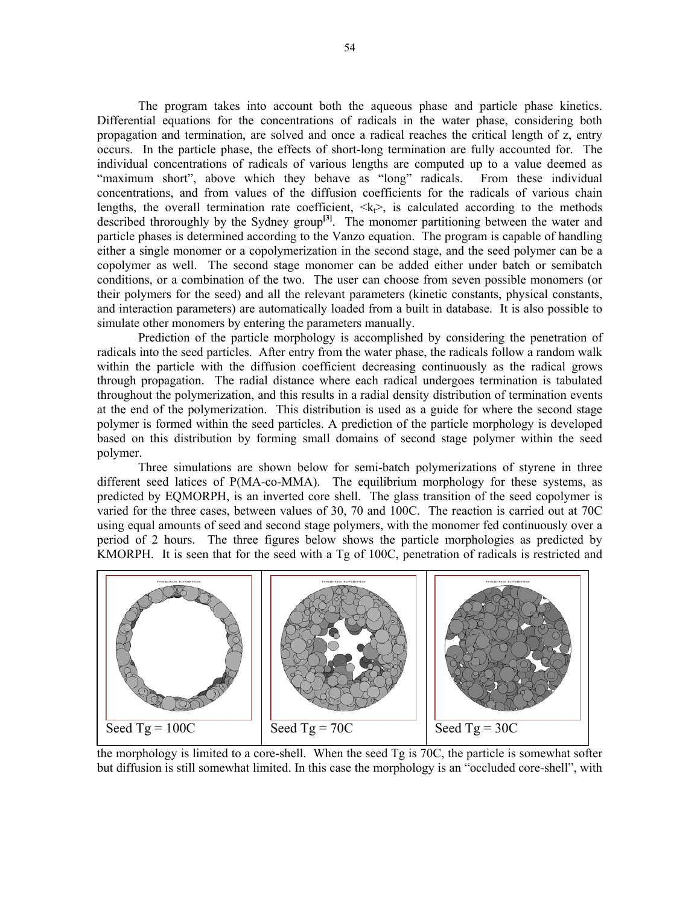The program takes into account both the aqueous phase and particle phase kinetics. Differential equations for the concentrations of radicals in the water phase, considering both propagation and termination, are solved and once a radical reaches the critical length of z, entry occurs. In the particle phase, the effects of short-long termination are fully accounted for. The individual concentrations of radicals of various lengths are computed up to a value deemed as "maximum short", above which they behave as "long" radicals. From these individual concentrations, and from values of the diffusion coefficients for the radicals of various chain lengths, the overall termination rate coefficient, $\langle k_t \rangle$, is calculated according to the methods described throroughly by the Sydney group[3]. The monomer partitioning between the water and particle phases is determined according to the Vanzo equation. The program is capable of handling either a single monomer or a copolymerization in the second stage, and the seed polymer can be a copolymer as well. The second stage monomer can be added either under batch or semibatch conditions, or a combination of the two. The user can choose from seven possible monomers (or their polymers for the seed) and all the relevant parameters (kinetic constants, physical constants, and interaction parameters) are automatically loaded from a built in database. It is also possible to simulate other monomers by entering the parameters manually.

Prediction of the particle morphology is accomplished by considering the penetration of radicals into the seed particles. After entry from the water phase, the radicals follow a random walk within the particle with the diffusion coefficient decreasing continuously as the radical grows through propagation. The radial distance where each radical undergoes termination is tabulated throughout the polymerization, and this results in a radial density distribution of termination events at the end of the polymerization. This distribution is used as a guide for where the second stage polymer is formed within the seed particles. A prediction of the particle morphology is developed based on this distribution by forming small domains of second stage polymer within the seed polymer.

Three simulations are shown below for semi-batch polymerizations of styrene in three different seed latices of P(MA-co-MMA). The equilibrium morphology for these systems, as predicted by EQMORPH, is an inverted core shell. The glass transition of the seed copolymer is varied for the three cases, between values of 30, 70 and 100C. The reaction is carried out at 70C using equal amounts of seed and second stage polymers, with the monomer fed continuously over a period of 2 hours. The three figures below shows the particle morphologies as predicted by KMORPH. It is seen that for the seed with a Tg of 100C, penetration of radicals is restricted and

| Seed Tg = 100C | Seed Tg = 70C | Seed Tg = 30C |
|---|---|---|

the morphology is limited to a core-shell. When the seed Tg is 70C, the particle is somewhat softer but diffusion is still somewhat limited. In this case the morphology is an "occluded core-shell", with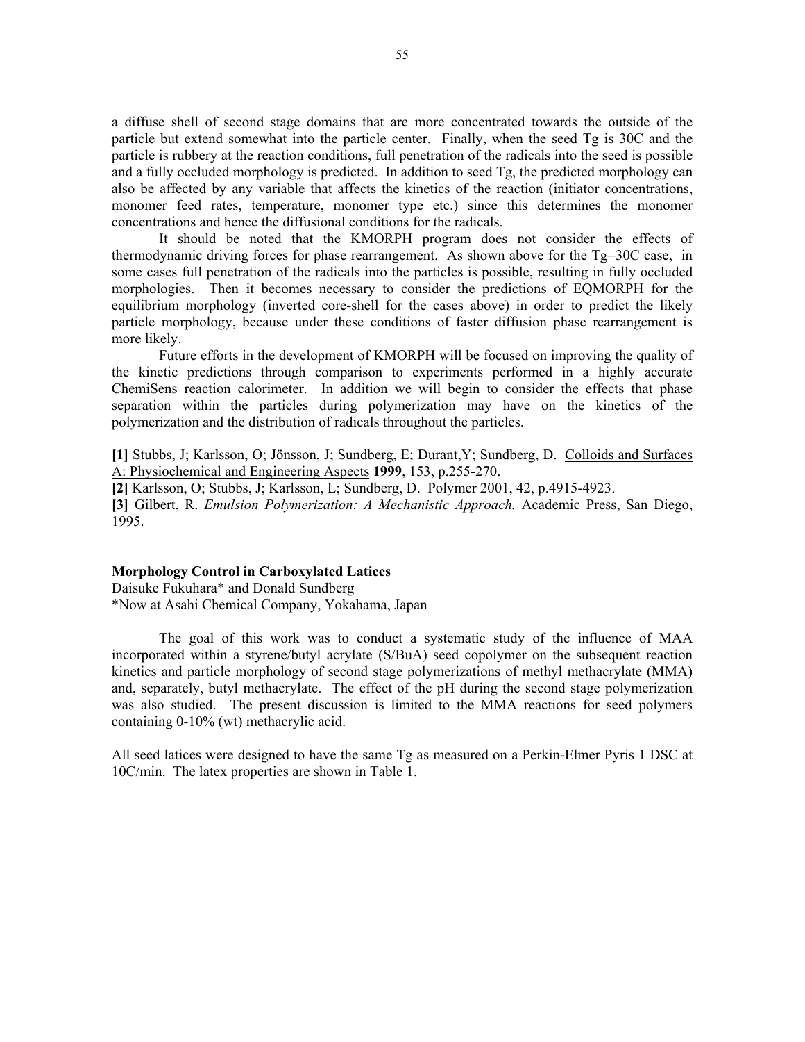a diffuse shell of second stage domains that are more concentrated towards the outside of the particle but extend somewhat into the particle center. Finally, when the seed Tg is 30C and the particle is rubbery at the reaction conditions, full penetration of the radicals into the seed is possible and a fully occluded morphology is predicted. In addition to seed Tg, the predicted morphology can also be affected by any variable that affects the kinetics of the reaction (initiator concentrations, monomer feed rates, temperature, monomer type etc.) since this determines the monomer concentrations and hence the diffusional conditions for the radicals.

It should be noted that the KMORPH program does not consider the effects of thermodynamic driving forces for phase rearrangement. As shown above for the Tg=30C case, in some cases full penetration of the radicals into the particles is possible, resulting in fully occluded morphologies. Then it becomes necessary to consider the predictions of EQMORPH for the equilibrium morphology (inverted core-shell for the cases above) in order to predict the likely particle morphology, because under these conditions of faster diffusion phase rearrangement is more likely.

Future efforts in the development of KMORPH will be focused on improving the quality of the kinetic predictions through comparison to experiments performed in a highly accurate ChemiSens reaction calorimeter. In addition we will begin to consider the effects that phase separation within the particles during polymerization may have on the kinetics of the polymerization and the distribution of radicals throughout the particles.

**[1]** Stubbs, J; Karlsson, O; Jönsson, J; Sundberg, E; Durant,Y; Sundberg, D. Colloids and Surfaces A: Physiochemical and Engineering Aspects **1999**, 153, p.255-270.

**[2]** Karlsson, O; Stubbs, J; Karlsson, L; Sundberg, D. Polymer 2001, 42, p.4915-4923.

**[3]** Gilbert, R. *Emulsion Polymerization: A Mechanistic Approach.* Academic Press, San Diego, 1995.

## Morphology Control in Carboxylated Latices

Daisuke Fukuhara* and Donald Sundberg

*Now at Asahi Chemical Company, Yokahama, Japan

The goal of this work was to conduct a systematic study of the influence of MAA incorporated within a styrene/butyl acrylate (S/BuA) seed copolymer on the subsequent reaction kinetics and particle morphology of second stage polymerizations of methyl methacrylate (MMA) and, separately, butyl methacrylate. The effect of the pH during the second stage polymerization was also studied. The present discussion is limited to the MMA reactions for seed polymers containing 0-10% (wt) methacrylic acid.

All seed latices were designed to have the same Tg as measured on a Perkin-Elmer Pyris 1 DSC at 10C/min. The latex properties are shown in Table 1.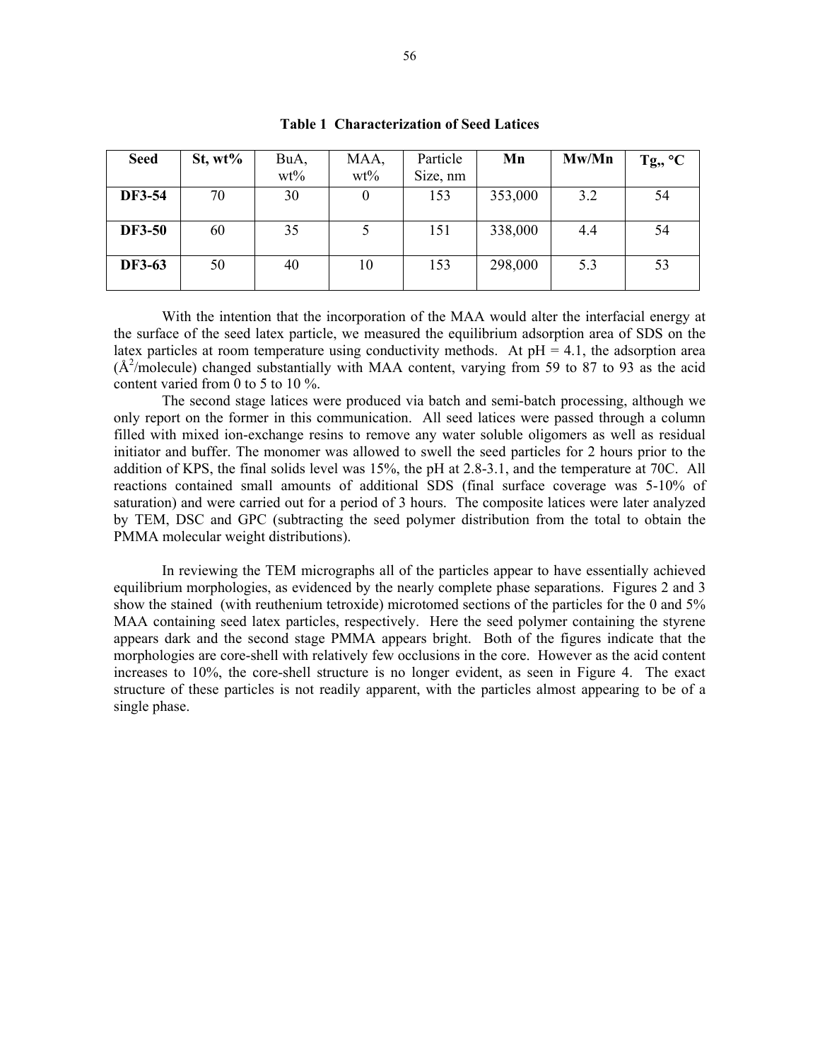**Table 1 Characterization of Seed Latices**

| Seed | St, wt% | BuA, wt% | MAA, wt% | Particle Size, nm | Mn | Mw/Mn | Tg,, °C |
|---|---|---|---|---|---|---|---|
| **DF3-54** | 70 | 30 | 0 | 153 | 353,000 | 3.2 | 54 |
| **DF3-50** | 60 | 35 | 5 | 151 | 338,000 | 4.4 | 54 |
| **DF3-63** | 50 | 40 | 10 | 153 | 298,000 | 5.3 | 53 |

With the intention that the incorporation of the MAA would alter the interfacial energy at the surface of the seed latex particle, we measured the equilibrium adsorption area of SDS on the latex particles at room temperature using conductivity methods. At pH = 4.1, the adsorption area ($Å^2$/molecule) changed substantially with MAA content, varying from 59 to 87 to 93 as the acid content varied from 0 to 5 to 10 %.

The second stage latices were produced via batch and semi-batch processing, although we only report on the former in this communication. All seed latices were passed through a column filled with mixed ion-exchange resins to remove any water soluble oligomers as well as residual initiator and buffer. The monomer was allowed to swell the seed particles for 2 hours prior to the addition of KPS, the final solids level was 15%, the pH at 2.8-3.1, and the temperature at 70C. All reactions contained small amounts of additional SDS (final surface coverage was 5-10% of saturation) and were carried out for a period of 3 hours. The composite latices were later analyzed by TEM, DSC and GPC (subtracting the seed polymer distribution from the total to obtain the PMMA molecular weight distributions).

In reviewing the TEM micrographs all of the particles appear to have essentially achieved equilibrium morphologies, as evidenced by the nearly complete phase separations. Figures 2 and 3 show the stained (with reuthenium tetroxide) microtomed sections of the particles for the 0 and 5% MAA containing seed latex particles, respectively. Here the seed polymer containing the styrene appears dark and the second stage PMMA appears bright. Both of the figures indicate that the morphologies are core-shell with relatively few occlusions in the core. However as the acid content increases to 10%, the core-shell structure is no longer evident, as seen in Figure 4. The exact structure of these particles is not readily apparent, with the particles almost appearing to be of a single phase.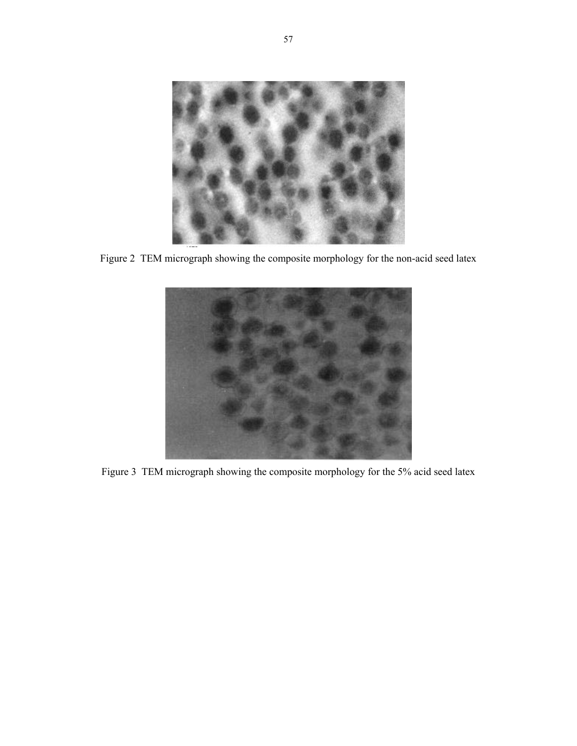Figure 2 TEM micrograph showing the composite morphology for the non-acid seed latex

Figure 3 TEM micrograph showing the composite morphology for the 5% acid seed latex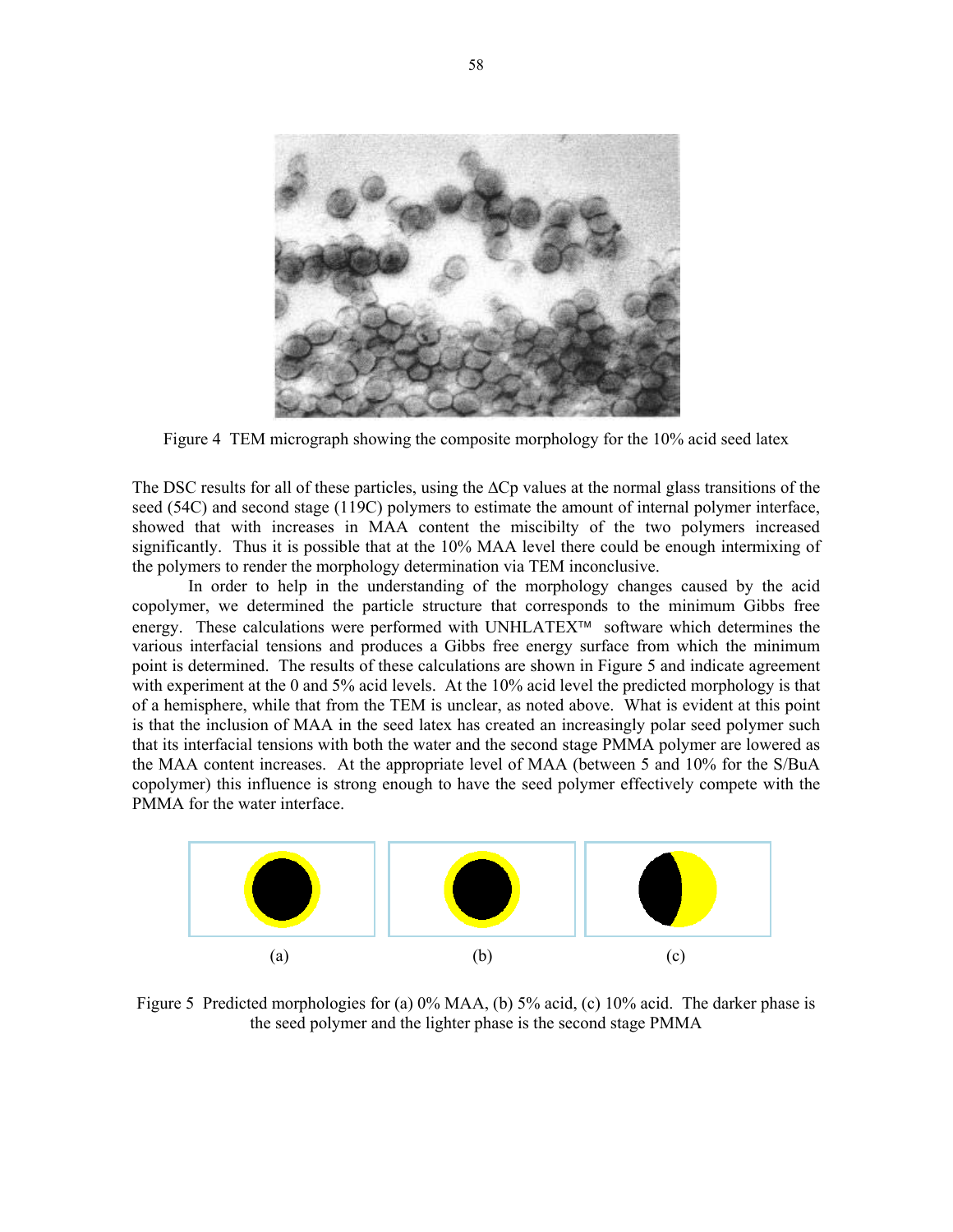Figure 4 TEM micrograph showing the composite morphology for the 10% acid seed latex

The DSC results for all of these particles, using the ΔCp values at the normal glass transitions of the seed (54C) and second stage (119C) polymers to estimate the amount of internal polymer interface, showed that with increases in MAA content the miscibilty of the two polymers increased significantly. Thus it is possible that at the 10% MAA level there could be enough intermixing of the polymers to render the morphology determination via TEM inconclusive.

In order to help in the understanding of the morphology changes caused by the acid copolymer, we determined the particle structure that corresponds to the minimum Gibbs free energy. These calculations were performed with UNHLATEX™ software which determines the various interfacial tensions and produces a Gibbs free energy surface from which the minimum point is determined. The results of these calculations are shown in Figure 5 and indicate agreement with experiment at the 0 and 5% acid levels. At the 10% acid level the predicted morphology is that of a hemisphere, while that from the TEM is unclear, as noted above. What is evident at this point is that the inclusion of MAA in the seed latex has created an increasingly polar seed polymer such that its interfacial tensions with both the water and the second stage PMMA polymer are lowered as the MAA content increases. At the appropriate level of MAA (between 5 and 10% for the S/BuA copolymer) this influence is strong enough to have the seed polymer effectively compete with the PMMA for the water interface.

(a) (b) (c)

Figure 5 Predicted morphologies for (a) 0% MAA, (b) 5% acid, (c) 10% acid. The darker phase is the seed polymer and the lighter phase is the second stage PMMA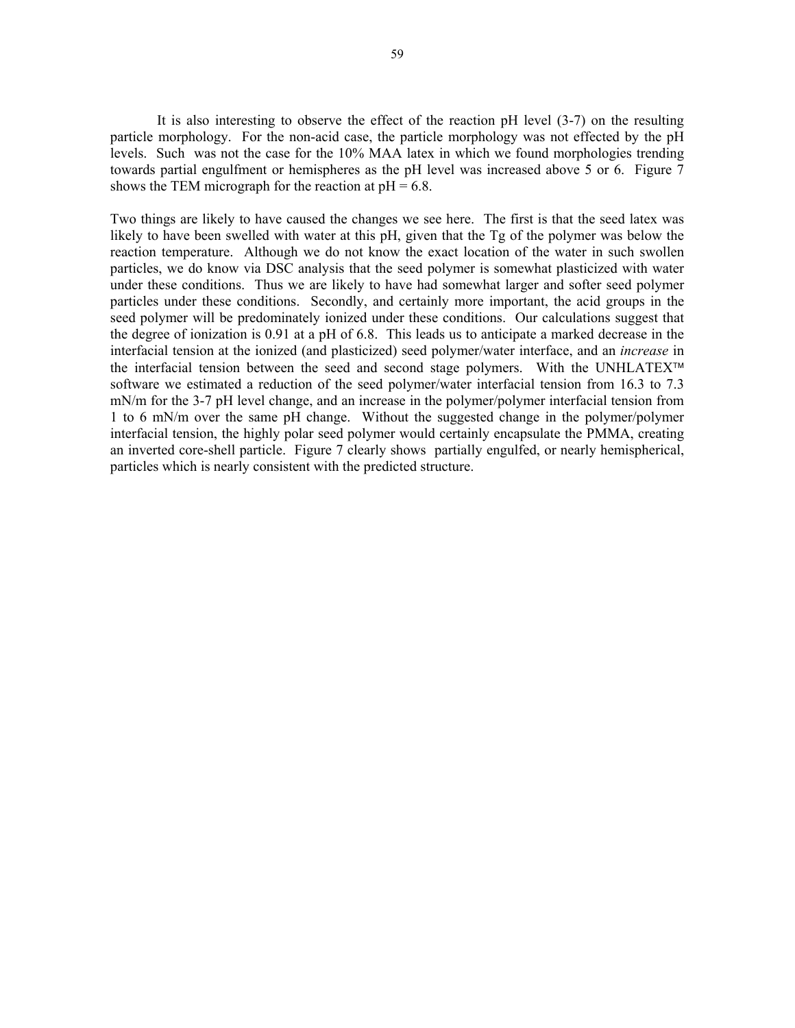It is also interesting to observe the effect of the reaction pH level (3-7) on the resulting particle morphology. For the non-acid case, the particle morphology was not effected by the pH levels. Such was not the case for the 10% MAA latex in which we found morphologies trending towards partial engulfment or hemispheres as the pH level was increased above 5 or 6. Figure 7 shows the TEM micrograph for the reaction at pH = 6.8.

Two things are likely to have caused the changes we see here. The first is that the seed latex was likely to have been swelled with water at this pH, given that the Tg of the polymer was below the reaction temperature. Although we do not know the exact location of the water in such swollen particles, we do know via DSC analysis that the seed polymer is somewhat plasticized with water under these conditions. Thus we are likely to have had somewhat larger and softer seed polymer particles under these conditions. Secondly, and certainly more important, the acid groups in the seed polymer will be predominately ionized under these conditions. Our calculations suggest that the degree of ionization is 0.91 at a pH of 6.8. This leads us to anticipate a marked decrease in the interfacial tension at the ionized (and plasticized) seed polymer/water interface, and an *increase* in the interfacial tension between the seed and second stage polymers. With the UNHLATEX™ software we estimated a reduction of the seed polymer/water interfacial tension from 16.3 to 7.3 mN/m for the 3-7 pH level change, and an increase in the polymer/polymer interfacial tension from 1 to 6 mN/m over the same pH change. Without the suggested change in the polymer/polymer interfacial tension, the highly polar seed polymer would certainly encapsulate the PMMA, creating an inverted core-shell particle. Figure 7 clearly shows partially engulfed, or nearly hemispherical, particles which is nearly consistent with the predicted structure.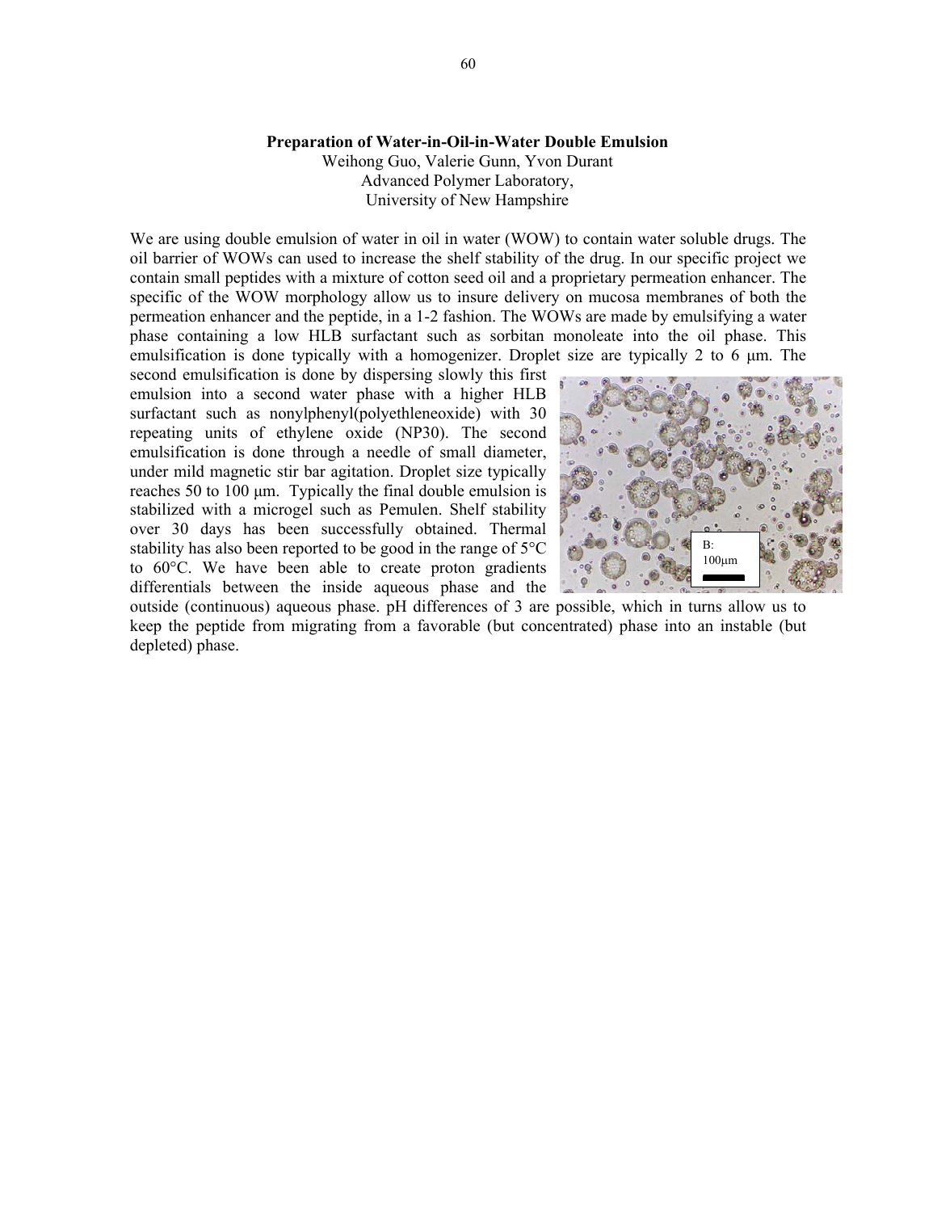**Preparation of Water-in-Oil-in-Water Double Emulsion**

Weihong Guo, Valerie Gunn, Yvon Durant
Advanced Polymer Laboratory,
University of New Hampshire

We are using double emulsion of water in oil in water (WOW) to contain water soluble drugs. The oil barrier of WOWs can used to increase the shelf stability of the drug. In our specific project we contain small peptides with a mixture of cotton seed oil and a proprietary permeation enhancer. The specific of the WOW morphology allow us to insure delivery on mucosa membranes of both the permeation enhancer and the peptide, in a 1-2 fashion. The WOWs are made by emulsifying a water phase containing a low HLB surfactant such as sorbitan monoleate into the oil phase. This emulsification is done typically with a homogenizer. Droplet size are typically 2 to 6 µm. The second emulsification is done by dispersing slowly this first emulsion into a second water phase with a higher HLB surfactant such as nonylphenyl(polyethleneoxide) with 30 repeating units of ethylene oxide (NP30). The second emulsification is done through a needle of small diameter, under mild magnetic stir bar agitation. Droplet size typically reaches 50 to 100 µm. Typically the final double emulsion is stabilized with a microgel such as Pemulen. Shelf stability over 30 days has been successfully obtained. Thermal stability has also been reported to be good in the range of 5°C to 60°C. We have been able to create proton gradients differentials between the inside aqueous phase and the outside (continuous) aqueous phase. pH differences of 3 are possible, which in turns allow us to keep the peptide from migrating from a favorable (but concentrated) phase into an instable (but depleted) phase.

B: 100µm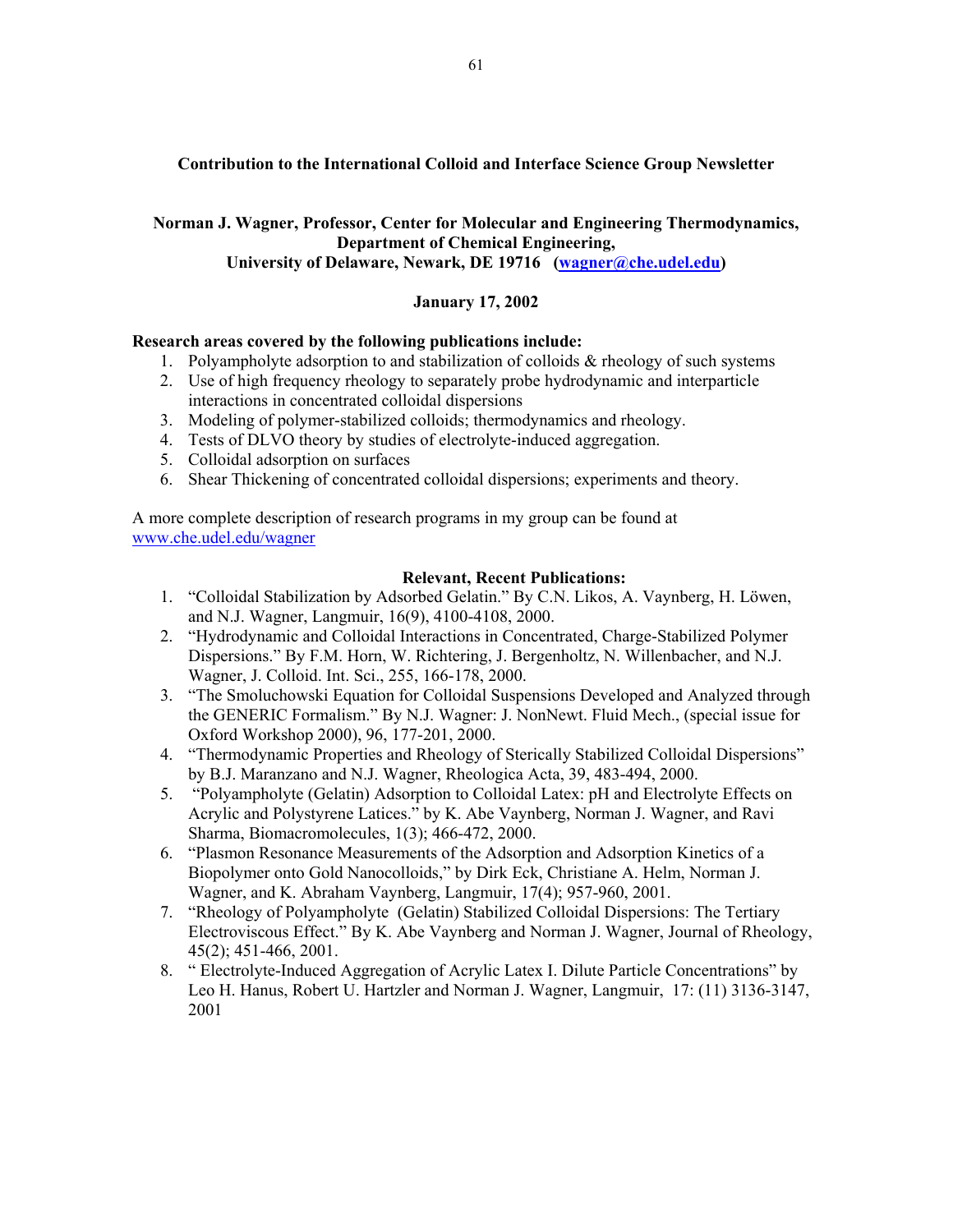**Contribution to the International Colloid and Interface Science Group Newsletter**

**Norman J. Wagner, Professor, Center for Molecular and Engineering Thermodynamics, Department of Chemical Engineering, University of Delaware, Newark, DE 19716 (wagner@che.udel.edu)**

**January 17, 2002**

**Research areas covered by the following publications include:**

1. Polyampholyte adsorption to and stabilization of colloids & rheology of such systems
2. Use of high frequency rheology to separately probe hydrodynamic and interparticle interactions in concentrated colloidal dispersions
3. Modeling of polymer-stabilized colloids; thermodynamics and rheology.
4. Tests of DLVO theory by studies of electrolyte-induced aggregation.
5. Colloidal adsorption on surfaces
6. Shear Thickening of concentrated colloidal dispersions; experiments and theory.

A more complete description of research programs in my group can be found at www.che.udel.edu/wagner

**Relevant, Recent Publications:**

1. "Colloidal Stabilization by Adsorbed Gelatin." By C.N. Likos, A. Vaynberg, H. Löwen, and N.J. Wagner, Langmuir, 16(9), 4100-4108, 2000.
2. "Hydrodynamic and Colloidal Interactions in Concentrated, Charge-Stabilized Polymer Dispersions." By F.M. Horn, W. Richtering, J. Bergenholtz, N. Willenbacher, and N.J. Wagner, J. Colloid. Int. Sci., 255, 166-178, 2000.
3. "The Smoluchowski Equation for Colloidal Suspensions Developed and Analyzed through the GENERIC Formalism." By N.J. Wagner: J. NonNewt. Fluid Mech., (special issue for Oxford Workshop 2000), 96, 177-201, 2000.
4. "Thermodynamic Properties and Rheology of Sterically Stabilized Colloidal Dispersions" by B.J. Maranzano and N.J. Wagner, Rheologica Acta, 39, 483-494, 2000.
5. "Polyampholyte (Gelatin) Adsorption to Colloidal Latex: pH and Electrolyte Effects on Acrylic and Polystyrene Latices." by K. Abe Vaynberg, Norman J. Wagner, and Ravi Sharma, Biomacromolecules, 1(3); 466-472, 2000.
6. "Plasmon Resonance Measurements of the Adsorption and Adsorption Kinetics of a Biopolymer onto Gold Nanocolloids," by Dirk Eck, Christiane A. Helm, Norman J. Wagner, and K. Abraham Vaynberg, Langmuir, 17(4); 957-960, 2001.
7. "Rheology of Polyampholyte (Gelatin) Stabilized Colloidal Dispersions: The Tertiary Electroviscous Effect." By K. Abe Vaynberg and Norman J. Wagner, Journal of Rheology, 45(2); 451-466, 2001.
8. " Electrolyte-Induced Aggregation of Acrylic Latex I. Dilute Particle Concentrations" by Leo H. Hanus, Robert U. Hartzler and Norman J. Wagner, Langmuir, 17: (11) 3136-3147, 2001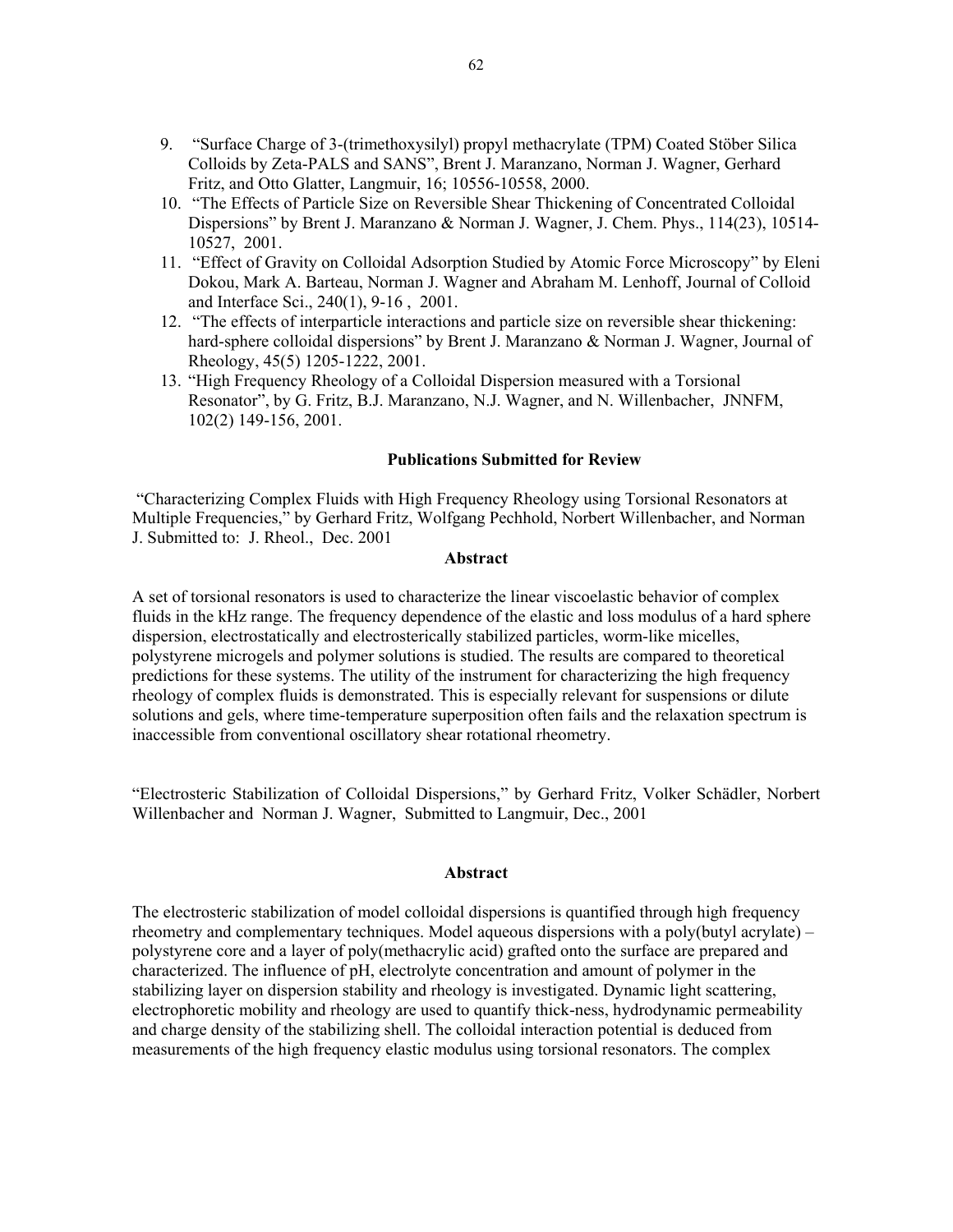9. "Surface Charge of 3-(trimethoxysilyl) propyl methacrylate (TPM) Coated Stöber Silica Colloids by Zeta-PALS and SANS", Brent J. Maranzano, Norman J. Wagner, Gerhard Fritz, and Otto Glatter, Langmuir, 16; 10556-10558, 2000.
10. "The Effects of Particle Size on Reversible Shear Thickening of Concentrated Colloidal Dispersions" by Brent J. Maranzano & Norman J. Wagner, J. Chem. Phys., 114(23), 10514-10527, 2001.
11. "Effect of Gravity on Colloidal Adsorption Studied by Atomic Force Microscopy" by Eleni Dokou, Mark A. Barteau, Norman J. Wagner and Abraham M. Lenhoff, Journal of Colloid and Interface Sci., 240(1), 9-16 , 2001.
12. "The effects of interparticle interactions and particle size on reversible shear thickening: hard-sphere colloidal dispersions" by Brent J. Maranzano & Norman J. Wagner, Journal of Rheology, 45(5) 1205-1222, 2001.
13. "High Frequency Rheology of a Colloidal Dispersion measured with a Torsional Resonator", by G. Fritz, B.J. Maranzano, N.J. Wagner, and N. Willenbacher, JNNFM, 102(2) 149-156, 2001.

**Publications Submitted for Review**

"Characterizing Complex Fluids with High Frequency Rheology using Torsional Resonators at Multiple Frequencies," by Gerhard Fritz, Wolfgang Pechhold, Norbert Willenbacher, and Norman J. Submitted to: J. Rheol., Dec. 2001

**Abstract**

A set of torsional resonators is used to characterize the linear viscoelastic behavior of complex fluids in the kHz range. The frequency dependence of the elastic and loss modulus of a hard sphere dispersion, electrostatically and electrosterically stabilized particles, worm-like micelles, polystyrene microgels and polymer solutions is studied. The results are compared to theoretical predictions for these systems. The utility of the instrument for characterizing the high frequency rheology of complex fluids is demonstrated. This is especially relevant for suspensions or dilute solutions and gels, where time-temperature superposition often fails and the relaxation spectrum is inaccessible from conventional oscillatory shear rotational rheometry.

"Electrosteric Stabilization of Colloidal Dispersions," by Gerhard Fritz, Volker Schädler, Norbert Willenbacher and Norman J. Wagner, Submitted to Langmuir, Dec., 2001

**Abstract**

The electrosteric stabilization of model colloidal dispersions is quantified through high frequency rheometry and complementary techniques. Model aqueous dispersions with a poly(butyl acrylate) – polystyrene core and a layer of poly(methacrylic acid) grafted onto the surface are prepared and characterized. The influence of pH, electrolyte concentration and amount of polymer in the stabilizing layer on dispersion stability and rheology is investigated. Dynamic light scattering, electrophoretic mobility and rheology are used to quantify thick-ness, hydrodynamic permeability and charge density of the stabilizing shell. The colloidal interaction potential is deduced from measurements of the high frequency elastic modulus using torsional resonators. The complex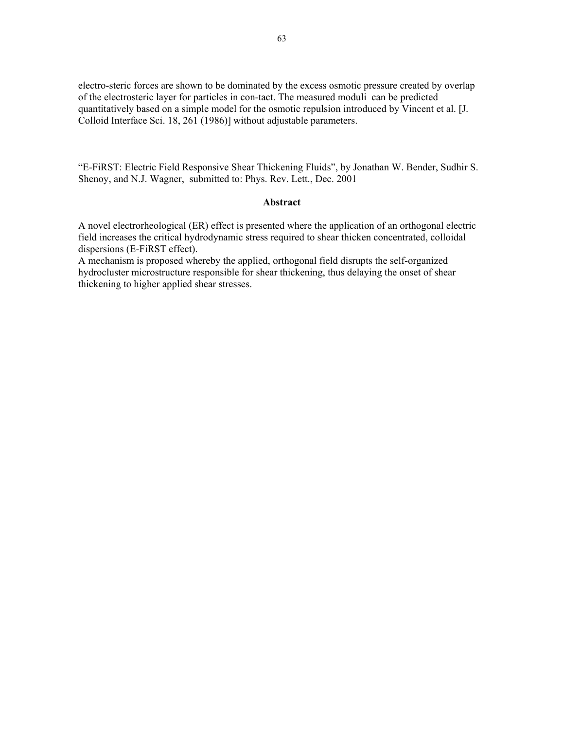electro-steric forces are shown to be dominated by the excess osmotic pressure created by overlap of the electrosteric layer for particles in con-tact. The measured moduli  can be predicted quantitatively based on a simple model for the osmotic repulsion introduced by Vincent et al. [J. Colloid Interface Sci. 18, 261 (1986)] without adjustable parameters.

"E-FiRST: Electric Field Responsive Shear Thickening Fluids", by Jonathan W. Bender, Sudhir S. Shenoy, and N.J. Wagner,  submitted to: Phys. Rev. Lett., Dec. 2001

**Abstract**

A novel electrorheological (ER) effect is presented where the application of an orthogonal electric field increases the critical hydrodynamic stress required to shear thicken concentrated, colloidal dispersions (E-FiRST effect).
A mechanism is proposed whereby the applied, orthogonal field disrupts the self-organized hydrocluster microstructure responsible for shear thickening, thus delaying the onset of shear thickening to higher applied shear stresses.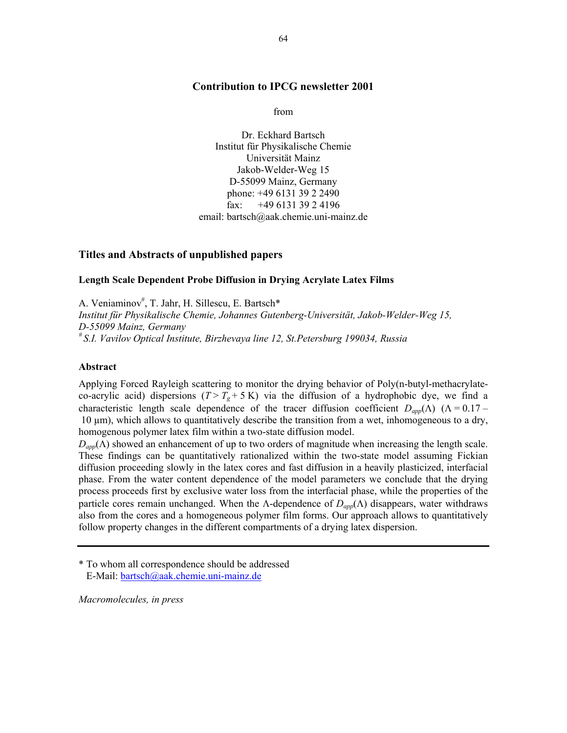## Contribution to IPCG newsletter 2001

from

Dr. Eckhard Bartsch
Institut für Physikalische Chemie
Universität Mainz
Jakob-Welder-Weg 15
D-55099 Mainz, Germany
phone: +49 6131 39 2 2490
fax: +49 6131 39 2 4196
email: bartsch@aak.chemie.uni-mainz.de

### Titles and Abstracts of unpublished papers

#### Length Scale Dependent Probe Diffusion in Drying Acrylate Latex Films

A. Veniaminov[#], T. Jahr, H. Sillescu, E. Bartsch*

*Institut für Physikalische Chemie, Johannes Gutenberg-Universität, Jakob-Welder-Weg 15, D-55099 Mainz, Germany*

*[#] S.I. Vavilov Optical Institute, Birzhevaya line 12, St.Petersburg 199034, Russia*

#### Abstract

Applying Forced Rayleigh scattering to monitor the drying behavior of Poly(n-butyl-methacrylate-co-acrylic acid) dispersions ($T > T_g + 5$ K) via the diffusion of a hydrophobic dye, we find a characteristic length scale dependence of the tracer diffusion coefficient $D_{app}(\Lambda)$ ($\Lambda = 0.17 - 10$ µm), which allows to quantitatively describe the transition from a wet, inhomogeneous to a dry, homogenous polymer latex film within a two-state diffusion model.

$D_{app}(\Lambda)$ showed an enhancement of up to two orders of magnitude when increasing the length scale. These findings can be quantitatively rationalized within the two-state model assuming Fickian diffusion proceeding slowly in the latex cores and fast diffusion in a heavily plasticized, interfacial phase. From the water content dependence of the model parameters we conclude that the drying process proceeds first by exclusive water loss from the interfacial phase, while the properties of the particle cores remain unchanged. When the $\Lambda$-dependence of $D_{app}(\Lambda)$ disappears, water withdraws also from the cores and a homogeneous polymer film forms. Our approach allows to quantitatively follow property changes in the different compartments of a drying latex dispersion.

---

\* To whom all correspondence should be addressed
E-Mail: bartsch@aak.chemie.uni-mainz.de

*Macromolecules, in press*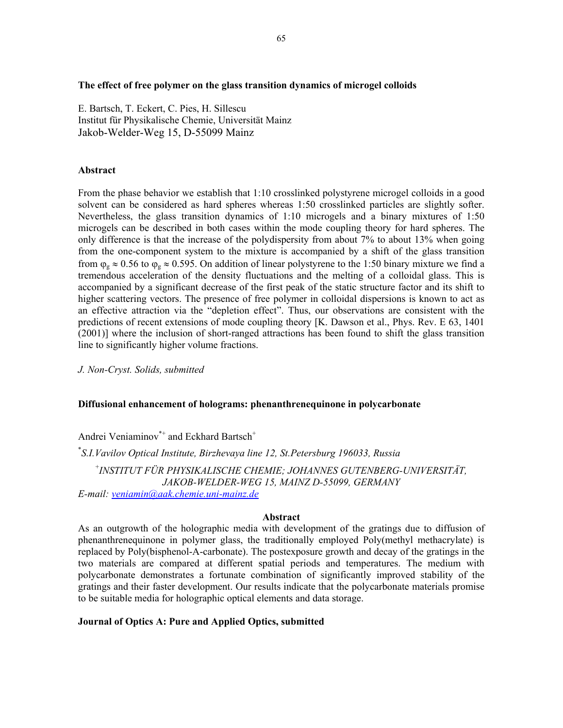### The effect of free polymer on the glass transition dynamics of microgel colloids

E. Bartsch, T. Eckert, C. Pies, H. Sillescu
Institut für Physikalische Chemie, Universität Mainz
Jakob-Welder-Weg 15, D-55099 Mainz

### Abstract

From the phase behavior we establish that 1:10 crosslinked polystyrene microgel colloids in a good solvent can be considered as hard spheres whereas 1:50 crosslinked particles are slightly softer. Nevertheless, the glass transition dynamics of 1:10 microgels and a binary mixtures of 1:50 microgels can be described in both cases within the mode coupling theory for hard spheres. The only difference is that the increase of the polydispersity from about 7% to about 13% when going from the one-component system to the mixture is accompanied by a shift of the glass transition from $\varphi_g \approx 0.56$ to $\varphi_g \approx 0.595$. On addition of linear polystyrene to the 1:50 binary mixture we find a tremendous acceleration of the density fluctuations and the melting of a colloidal glass. This is accompanied by a significant decrease of the first peak of the static structure factor and its shift to higher scattering vectors. The presence of free polymer in colloidal dispersions is known to act as an effective attraction via the "depletion effect". Thus, our observations are consistent with the predictions of recent extensions of mode coupling theory [K. Dawson et al., Phys. Rev. E 63, 1401 (2001)] where the inclusion of short-ranged attractions has been found to shift the glass transition line to significantly higher volume fractions.

*J. Non-Cryst. Solids, submitted*

### Diffusional enhancement of holograms: phenanthrenequinone in polycarbonate

Andrei Veniaminov[*+] and Eckhard Bartsch[+]

[*] *S.I.Vavilov Optical Institute, Birzhevaya line 12, St.Petersburg 196033, Russia*

[+] *INSTITUT FÜR PHYSIKALISCHE CHEMIE; JOHANNES GUTENBERG-UNIVERSITÄT, JAKOB-WELDER-WEG 15, MAINZ D-55099, GERMANY*

*E-mail: veniamin@aak.chemie.uni-mainz.de*

**Abstract**

As an outgrowth of the holographic media with development of the gratings due to diffusion of phenanthrenequinone in polymer glass, the traditionally employed Poly(methyl methacrylate) is replaced by Poly(bisphenol-A-carbonate). The postexposure growth and decay of the gratings in the two materials are compared at different spatial periods and temperatures. The medium with polycarbonate demonstrates a fortunate combination of significantly improved stability of the gratings and their faster development. Our results indicate that the polycarbonate materials promise to be suitable media for holographic optical elements and data storage.

**Journal of Optics A: Pure and Applied Optics, submitted**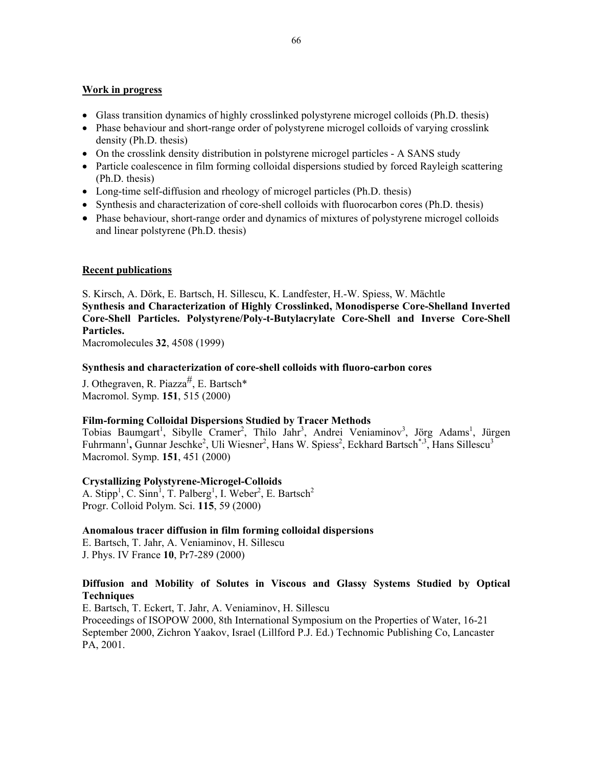## Work in progress

- Glass transition dynamics of highly crosslinked polystyrene microgel colloids (Ph.D. thesis)
- Phase behaviour and short-range order of polystyrene microgel colloids of varying crosslink density (Ph.D. thesis)
- On the crosslink density distribution in polstyrene microgel particles - A SANS study
- Particle coalescence in film forming colloidal dispersions studied by forced Rayleigh scattering (Ph.D. thesis)
- Long-time self-diffusion and rheology of microgel particles (Ph.D. thesis)
- Synthesis and characterization of core-shell colloids with fluorocarbon cores (Ph.D. thesis)
- Phase behaviour, short-range order and dynamics of mixtures of polystyrene microgel colloids and linear polstyrene (Ph.D. thesis)

## Recent publications

S. Kirsch, A. Dörk, E. Bartsch, H. Sillescu, K. Landfester, H.-W. Spiess, W. Mächtle
**Synthesis and Characterization of Highly Crosslinked, Monodisperse Core-Shelland Inverted Core-Shell Particles. Polystyrene/Poly-t-Butylacrylate Core-Shell and Inverse Core-Shell Particles.**
Macromolecules **32**, 4508 (1999)

**Synthesis and characterization of core-shell colloids with fluoro-carbon cores**
J. Othegraven, R. Piazza[#], E. Bartsch*
Macromol. Symp. **151**, 515 (2000)

**Film-forming Colloidal Dispersions Studied by Tracer Methods**
Tobias Baumgart[1], Sibylle Cramer[2], Thilo Jahr[3], Andrei Veniaminov[3], Jörg Adams[1], Jürgen Fuhrmann[1], Gunnar Jeschke[2], Uli Wiesner[2], Hans W. Spiess[2], Eckhard Bartsch[*,3], Hans Sillescu[3]
Macromol. Symp. **151**, 451 (2000)

**Crystallizing Polystyrene-Microgel-Colloids**
A. Stipp[1], C. Sinn[1], T. Palberg[1], I. Weber[2], E. Bartsch[2]
Progr. Colloid Polym. Sci. **115**, 59 (2000)

**Anomalous tracer diffusion in film forming colloidal dispersions**
E. Bartsch, T. Jahr, A. Veniaminov, H. Sillescu
J. Phys. IV France **10**, Pr7-289 (2000)

**Diffusion and Mobility of Solutes in Viscous and Glassy Systems Studied by Optical Techniques**
E. Bartsch, T. Eckert, T. Jahr, A. Veniaminov, H. Sillescu
Proceedings of ISOPOW 2000, 8th International Symposium on the Properties of Water, 16-21 September 2000, Zichron Yaakov, Israel (Lillford P.J. Ed.) Technomic Publishing Co, Lancaster PA, 2001.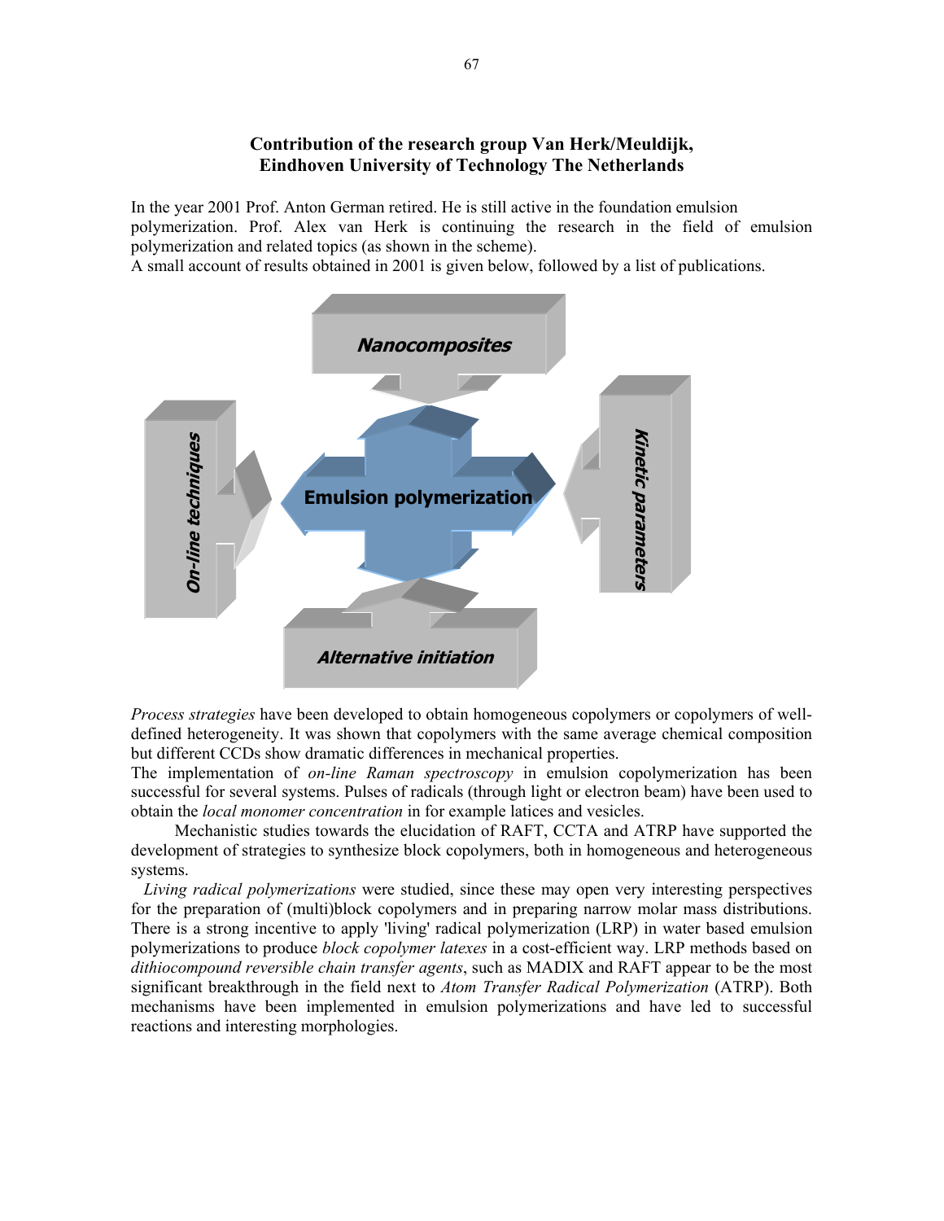## Contribution of the research group Van Herk/Meuldijk, Eindhoven University of Technology The Netherlands

In the year 2001 Prof. Anton German retired. He is still active in the foundation emulsion polymerization. Prof. Alex van Herk is continuing the research in the field of emulsion polymerization and related topics (as shown in the scheme).
A small account of results obtained in 2001 is given below, followed by a list of publications.

Nanocomposites

On-line techniques

Emulsion polymerization

Kinetic parameters

Alternative initiation

*Process strategies* have been developed to obtain homogeneous copolymers or copolymers of well-defined heterogeneity. It was shown that copolymers with the same average chemical composition but different CCDs show dramatic differences in mechanical properties.
The implementation of *on-line Raman spectroscopy* in emulsion copolymerization has been successful for several systems. Pulses of radicals (through light or electron beam) have been used to obtain the *local monomer concentration* in for example latices and vesicles.

Mechanistic studies towards the elucidation of RAFT, CCTA and ATRP have supported the development of strategies to synthesize block copolymers, both in homogeneous and heterogeneous systems.

*Living radical polymerizations* were studied, since these may open very interesting perspectives for the preparation of (multi)block copolymers and in preparing narrow molar mass distributions. There is a strong incentive to apply 'living' radical polymerization (LRP) in water based emulsion polymerizations to produce *block copolymer latexes* in a cost-efficient way. LRP methods based on *dithiocompound reversible chain transfer agents*, such as MADIX and RAFT appear to be the most significant breakthrough in the field next to *Atom Transfer Radical Polymerization* (ATRP). Both mechanisms have been implemented in emulsion polymerizations and have led to successful reactions and interesting morphologies.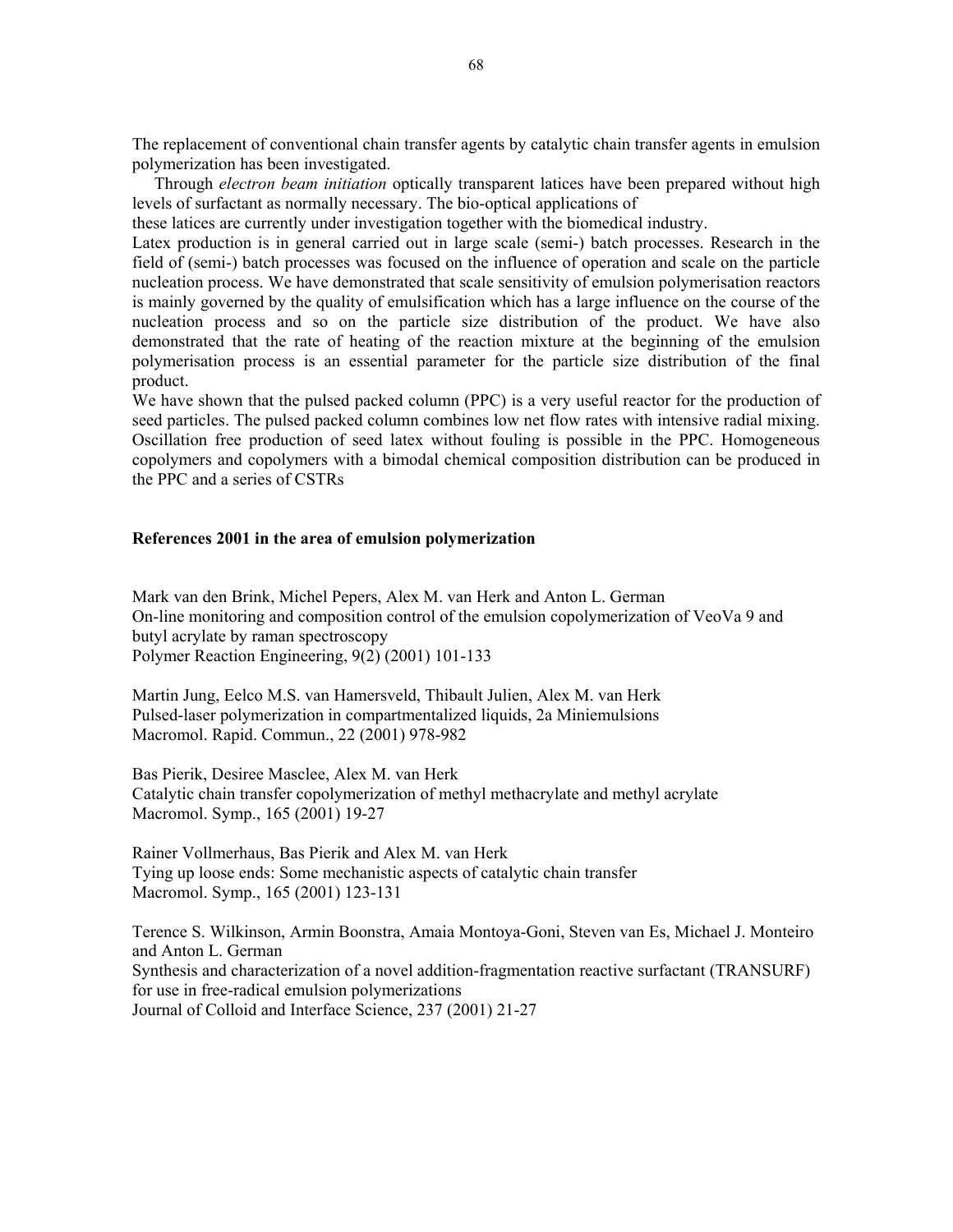The replacement of conventional chain transfer agents by catalytic chain transfer agents in emulsion polymerization has been investigated.

Through *electron beam initiation* optically transparent latices have been prepared without high levels of surfactant as normally necessary. The bio-optical applications of these latices are currently under investigation together with the biomedical industry.

Latex production is in general carried out in large scale (semi-) batch processes. Research in the field of (semi-) batch processes was focused on the influence of operation and scale on the particle nucleation process. We have demonstrated that scale sensitivity of emulsion polymerisation reactors is mainly governed by the quality of emulsification which has a large influence on the course of the nucleation process and so on the particle size distribution of the product. We have also demonstrated that the rate of heating of the reaction mixture at the beginning of the emulsion polymerisation process is an essential parameter for the particle size distribution of the final product.

We have shown that the pulsed packed column (PPC) is a very useful reactor for the production of seed particles. The pulsed packed column combines low net flow rates with intensive radial mixing. Oscillation free production of seed latex without fouling is possible in the PPC. Homogeneous copolymers and copolymers with a bimodal chemical composition distribution can be produced in the PPC and a series of CSTRs

**References 2001 in the area of emulsion polymerization**

Mark van den Brink, Michel Pepers, Alex M. van Herk and Anton L. German
On-line monitoring and composition control of the emulsion copolymerization of VeoVa 9 and butyl acrylate by raman spectroscopy
Polymer Reaction Engineering, 9(2) (2001) 101-133

Martin Jung, Eelco M.S. van Hamersveld, Thibault Julien, Alex M. van Herk
Pulsed-laser polymerization in compartmentalized liquids, 2a Miniemulsions
Macromol. Rapid. Commun., 22 (2001) 978-982

Bas Pierik, Desiree Masclee, Alex M. van Herk
Catalytic chain transfer copolymerization of methyl methacrylate and methyl acrylate
Macromol. Symp., 165 (2001) 19-27

Rainer Vollmerhaus, Bas Pierik and Alex M. van Herk
Tying up loose ends: Some mechanistic aspects of catalytic chain transfer
Macromol. Symp., 165 (2001) 123-131

Terence S. Wilkinson, Armin Boonstra, Amaia Montoya-Goni, Steven van Es, Michael J. Monteiro and Anton L. German
Synthesis and characterization of a novel addition-fragmentation reactive surfactant (TRANSURF) for use in free-radical emulsion polymerizations
Journal of Colloid and Interface Science, 237 (2001) 21-27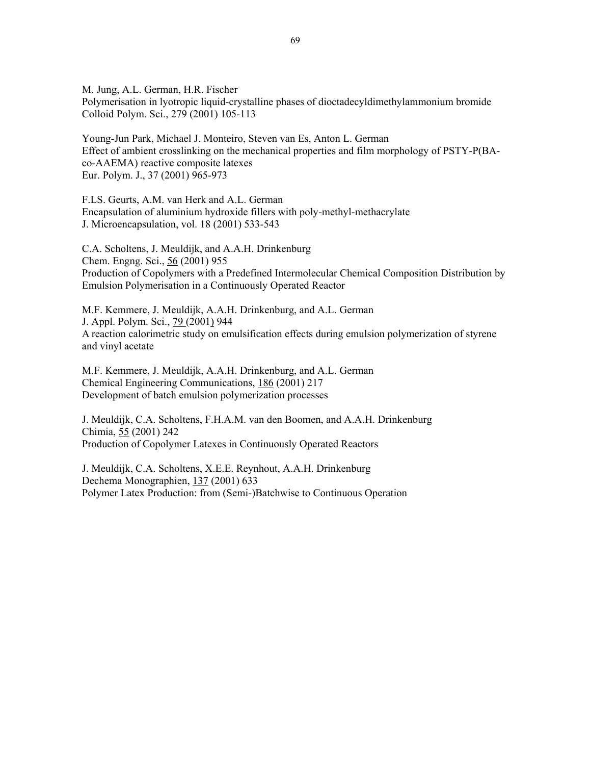M. Jung, A.L. German, H.R. Fischer
Polymerisation in lyotropic liquid-crystalline phases of dioctadecyldimethylammonium bromide
Colloid Polym. Sci., 279 (2001) 105-113

Young-Jun Park, Michael J. Monteiro, Steven van Es, Anton L. German
Effect of ambient crosslinking on the mechanical properties and film morphology of PSTY-P(BA-co-AAEMA) reactive composite latexes
Eur. Polym. J., 37 (2001) 965-973

F.LS. Geurts, A.M. van Herk and A.L. German
Encapsulation of aluminium hydroxide fillers with poly-methyl-methacrylate
J. Microencapsulation, vol. 18 (2001) 533-543

C.A. Scholtens, J. Meuldijk, and A.A.H. Drinkenburg
Chem. Engng. Sci., <u>56</u> (2001) 955
Production of Copolymers with a Predefined Intermolecular Chemical Composition Distribution by Emulsion Polymerisation in a Continuously Operated Reactor

M.F. Kemmere, J. Meuldijk, A.A.H. Drinkenburg, and A.L. German
J. Appl. Polym. Sci., <u>79</u> (2001) 944
A reaction calorimetric study on emulsification effects during emulsion polymerization of styrene and vinyl acetate

M.F. Kemmere, J. Meuldijk, A.A.H. Drinkenburg, and A.L. German
Chemical Engineering Communications, <u>186</u> (2001) 217
Development of batch emulsion polymerization processes

J. Meuldijk, C.A. Scholtens, F.H.A.M. van den Boomen, and A.A.H. Drinkenburg
Chimia, <u>55</u> (2001) 242
Production of Copolymer Latexes in Continuously Operated Reactors

J. Meuldijk, C.A. Scholtens, X.E.E. Reynhout, A.A.H. Drinkenburg
Dechema Monographien, <u>137</u> (2001) 633
Polymer Latex Production: from (Semi-)Batchwise to Continuous Operation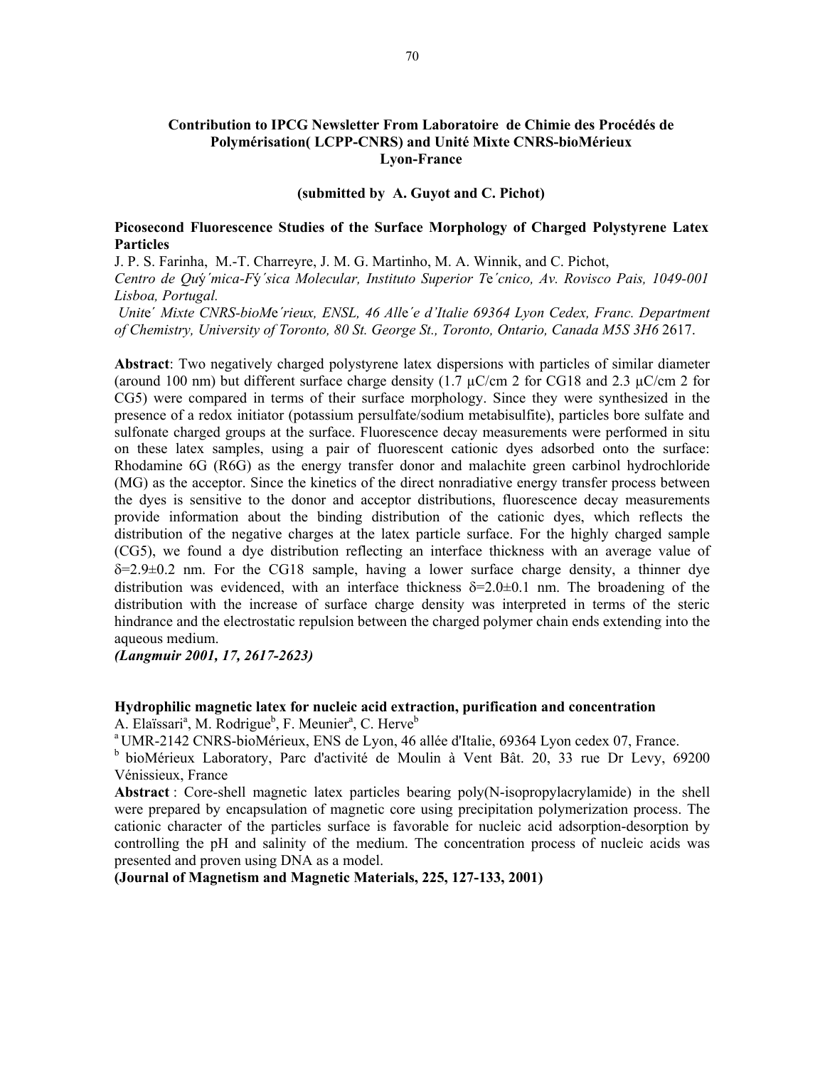**Contribution to IPCG Newsletter From Laboratoire de Chimie des Procédés de Polymérisation( LCPP-CNRS) and Unité Mixte CNRS-bioMérieux Lyon-France**

**(submitted by A. Guyot and C. Pichot)**

**Picosecond Fluorescence Studies of the Surface Morphology of Charged Polystyrene Latex Particles**

J. P. S. Farinha, M.-T. Charreyre, J. M. G. Martinho, M. A. Winnik, and C. Pichot,

*Centro de Quŷ´mica-Fŷ´sica Molecular, Instituto Superior Te´cnico, Av. Rovisco Pais, 1049-001 Lisboa, Portugal.*

*Unite´ Mixte CNRS-bioMe´rieux, ENSL, 46 Alle´e d'Italie 69364 Lyon Cedex, Franc. Department of Chemistry, University of Toronto, 80 St. George St., Toronto, Ontario, Canada M5S 3H6* 2617.

**Abstract**: Two negatively charged polystyrene latex dispersions with particles of similar diameter (around 100 nm) but different surface charge density (1.7 μC/cm 2 for CG18 and 2.3 μC/cm 2 for CG5) were compared in terms of their surface morphology. Since they were synthesized in the presence of a redox initiator (potassium persulfate/sodium metabisulfite), particles bore sulfate and sulfonate charged groups at the surface. Fluorescence decay measurements were performed in situ on these latex samples, using a pair of fluorescent cationic dyes adsorbed onto the surface: Rhodamine 6G (R6G) as the energy transfer donor and malachite green carbinol hydrochloride (MG) as the acceptor. Since the kinetics of the direct nonradiative energy transfer process between the dyes is sensitive to the donor and acceptor distributions, fluorescence decay measurements provide information about the binding distribution of the cationic dyes, which reflects the distribution of the negative charges at the latex particle surface. For the highly charged sample (CG5), we found a dye distribution reflecting an interface thickness with an average value of $\delta=2.9\pm0.2$ nm. For the CG18 sample, having a lower surface charge density, a thinner dye distribution was evidenced, with an interface thickness $\delta=2.0\pm0.1$ nm. The broadening of the distribution with the increase of surface charge density was interpreted in terms of the steric hindrance and the electrostatic repulsion between the charged polymer chain ends extending into the aqueous medium.

***(Langmuir 2001, 17, 2617-2623)***

**Hydrophilic magnetic latex for nucleic acid extraction, purification and concentration**

A. Elaïssari[a], M. Rodrigue[b], F. Meunier[a], C. Herve[b]

[a] UMR-2142 CNRS-bioMérieux, ENS de Lyon, 46 allée d'Italie, 69364 Lyon cedex 07, France.

[b] bioMérieux Laboratory, Parc d'activité de Moulin à Vent Bât. 20, 33 rue Dr Levy, 69200 Vénissieux, France

**Abstract** : Core-shell magnetic latex particles bearing poly(N-isopropylacrylamide) in the shell were prepared by encapsulation of magnetic core using precipitation polymerization process. The cationic character of the particles surface is favorable for nucleic acid adsorption-desorption by controlling the pH and salinity of the medium. The concentration process of nucleic acids was presented and proven using DNA as a model.

**(Journal of Magnetism and Magnetic Materials, 225, 127-133, 2001)**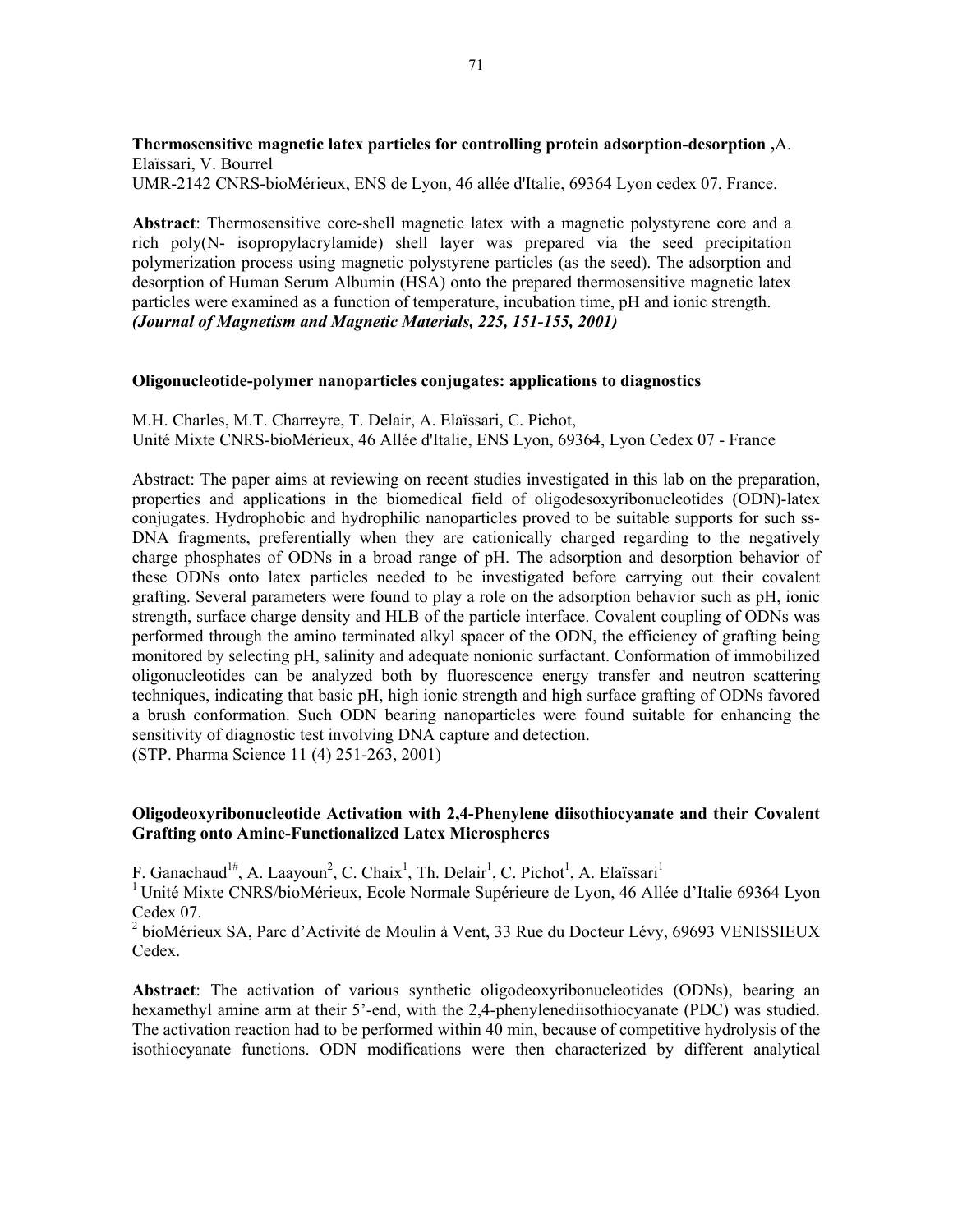**Thermosensitive magnetic latex particles for controlling protein adsorption-desorption ,**A. Elaïssari, V. Bourrel
UMR-2142 CNRS-bioMérieux, ENS de Lyon, 46 allée d'Italie, 69364 Lyon cedex 07, France.

**Abstract**: Thermosensitive core-shell magnetic latex with a magnetic polystyrene core and a rich poly(N- isopropylacrylamide) shell layer was prepared via the seed precipitation polymerization process using magnetic polystyrene particles (as the seed). The adsorption and desorption of Human Serum Albumin (HSA) onto the prepared thermosensitive magnetic latex particles were examined as a function of temperature, incubation time, pH and ionic strength.
***(Journal of Magnetism and Magnetic Materials, 225, 151-155, 2001)***

**Oligonucleotide-polymer nanoparticles conjugates: applications to diagnostics**

M.H. Charles, M.T. Charreyre, T. Delair, A. Elaïssari, C. Pichot,
Unité Mixte CNRS-bioMérieux, 46 Allée d'Italie, ENS Lyon, 69364, Lyon Cedex 07 - France

Abstract: The paper aims at reviewing on recent studies investigated in this lab on the preparation, properties and applications in the biomedical field of oligodesoxyribonucleotides (ODN)-latex conjugates. Hydrophobic and hydrophilic nanoparticles proved to be suitable supports for such ss-DNA fragments, preferentially when they are cationically charged regarding to the negatively charge phosphates of ODNs in a broad range of pH. The adsorption and desorption behavior of these ODNs onto latex particles needed to be investigated before carrying out their covalent grafting. Several parameters were found to play a role on the adsorption behavior such as pH, ionic strength, surface charge density and HLB of the particle interface. Covalent coupling of ODNs was performed through the amino terminated alkyl spacer of the ODN, the efficiency of grafting being monitored by selecting pH, salinity and adequate nonionic surfactant. Conformation of immobilized oligonucleotides can be analyzed both by fluorescence energy transfer and neutron scattering techniques, indicating that basic pH, high ionic strength and high surface grafting of ODNs favored a brush conformation. Such ODN bearing nanoparticles were found suitable for enhancing the sensitivity of diagnostic test involving DNA capture and detection.
(STP. Pharma Science 11 (4) 251-263, 2001)

**Oligodeoxyribonucleotide Activation with 2,4-Phenylene diisothiocyanate and their Covalent Grafting onto Amine-Functionalized Latex Microspheres**

F. Ganachaud[1#], A. Laayoun[2], C. Chaix[1], Th. Delair[1], C. Pichot[1], A. Elaïssari[1]
[1] Unité Mixte CNRS/bioMérieux, Ecole Normale Supérieure de Lyon, 46 Allée d'Italie 69364 Lyon Cedex 07.
[2] bioMérieux SA, Parc d'Activité de Moulin à Vent, 33 Rue du Docteur Lévy, 69693 VENISSIEUX Cedex.

**Abstract**: The activation of various synthetic oligodeoxyribonucleotides (ODNs), bearing an hexamethyl amine arm at their 5'-end, with the 2,4-phenylenediisothiocyanate (PDC) was studied. The activation reaction had to be performed within 40 min, because of competitive hydrolysis of the isothiocyanate functions. ODN modifications were then characterized by different analytical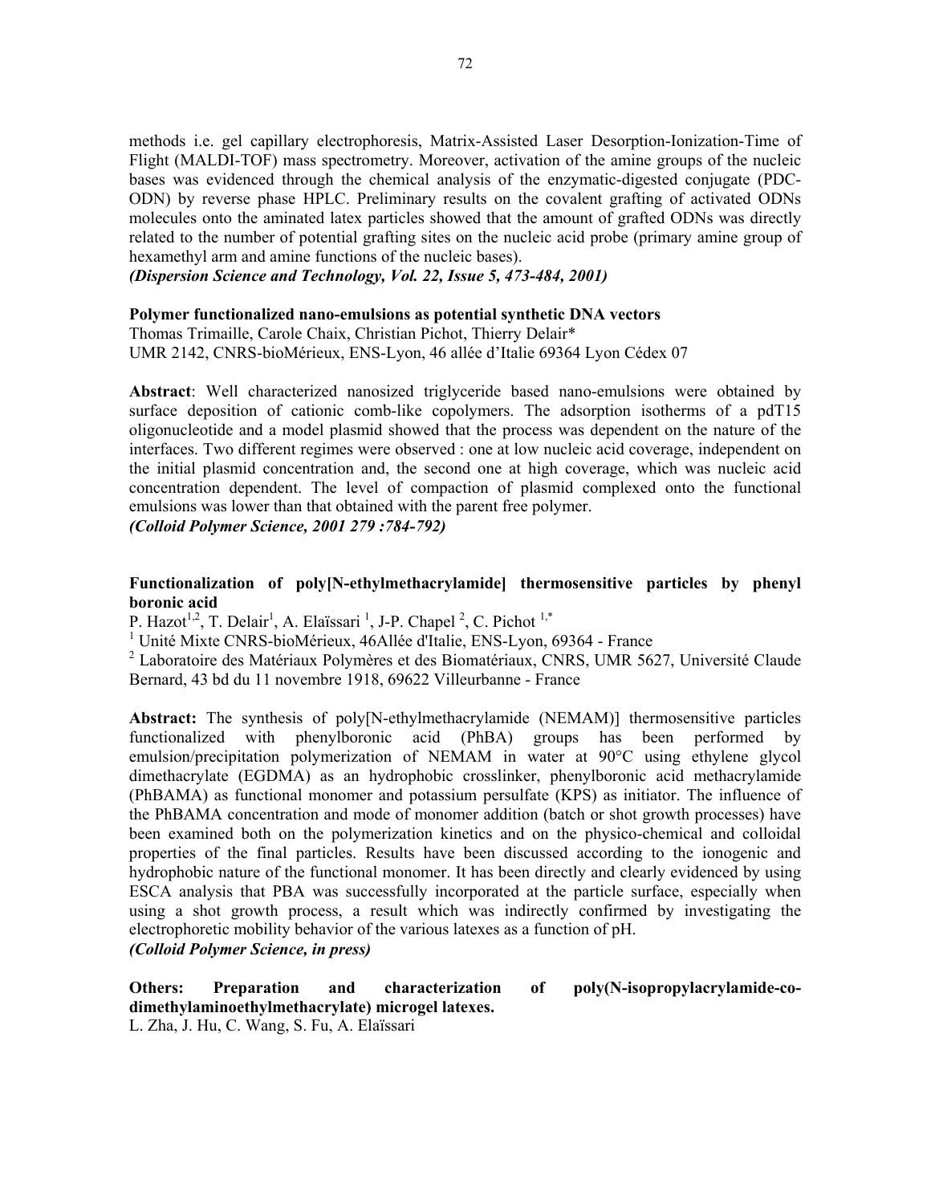methods i.e. gel capillary electrophoresis, Matrix-Assisted Laser Desorption-Ionization-Time of Flight (MALDI-TOF) mass spectrometry. Moreover, activation of the amine groups of the nucleic bases was evidenced through the chemical analysis of the enzymatic-digested conjugate (PDC-ODN) by reverse phase HPLC. Preliminary results on the covalent grafting of activated ODNs molecules onto the aminated latex particles showed that the amount of grafted ODNs was directly related to the number of potential grafting sites on the nucleic acid probe (primary amine group of hexamethyl arm and amine functions of the nucleic bases).

***(Dispersion Science and Technology, Vol. 22, Issue 5, 473-484, 2001)***

**Polymer functionalized nano-emulsions as potential synthetic DNA vectors**

Thomas Trimaille, Carole Chaix, Christian Pichot, Thierry Delair*

UMR 2142, CNRS-bioMérieux, ENS-Lyon, 46 allée d'Italie 69364 Lyon Cédex 07

**Abstract**: Well characterized nanosized triglyceride based nano-emulsions were obtained by surface deposition of cationic comb-like copolymers. The adsorption isotherms of a pdT15 oligonucleotide and a model plasmid showed that the process was dependent on the nature of the interfaces. Two different regimes were observed : one at low nucleic acid coverage, independent on the initial plasmid concentration and, the second one at high coverage, which was nucleic acid concentration dependent. The level of compaction of plasmid complexed onto the functional emulsions was lower than that obtained with the parent free polymer.

***(Colloid Polymer Science, 2001 279 :784-792)***

**Functionalization of poly[N-ethylmethacrylamide] thermosensitive particles by phenyl boronic acid**

P. Hazot[1,2], T. Delair[1], A. Elaïssari [1], J-P. Chapel [2], C. Pichot [1,*]

[1] Unité Mixte CNRS-bioMérieux, 46Allée d'Italie, ENS-Lyon, 69364 - France

[2] Laboratoire des Matériaux Polymères et des Biomatériaux, CNRS, UMR 5627, Université Claude Bernard, 43 bd du 11 novembre 1918, 69622 Villeurbanne - France

**Abstract:** The synthesis of poly[N-ethylmethacrylamide (NEMAM)] thermosensitive particles functionalized with phenylboronic acid (PhBA) groups has been performed by emulsion/precipitation polymerization of NEMAM in water at 90°C using ethylene glycol dimethacrylate (EGDMA) as an hydrophobic crosslinker, phenylboronic acid methacrylamide (PhBAMA) as functional monomer and potassium persulfate (KPS) as initiator. The influence of the PhBAMA concentration and mode of monomer addition (batch or shot growth processes) have been examined both on the polymerization kinetics and on the physico-chemical and colloidal properties of the final particles. Results have been discussed according to the ionogenic and hydrophobic nature of the functional monomer. It has been directly and clearly evidenced by using ESCA analysis that PBA was successfully incorporated at the particle surface, especially when using a shot growth process, a result which was indirectly confirmed by investigating the electrophoretic mobility behavior of the various latexes as a function of pH.

***(Colloid Polymer Science, in press)***

**Others: Preparation and characterization of poly(N-isopropylacrylamide-co-dimethylaminoethylmethacrylate) microgel latexes.**

L. Zha, J. Hu, C. Wang, S. Fu, A. Elaïssari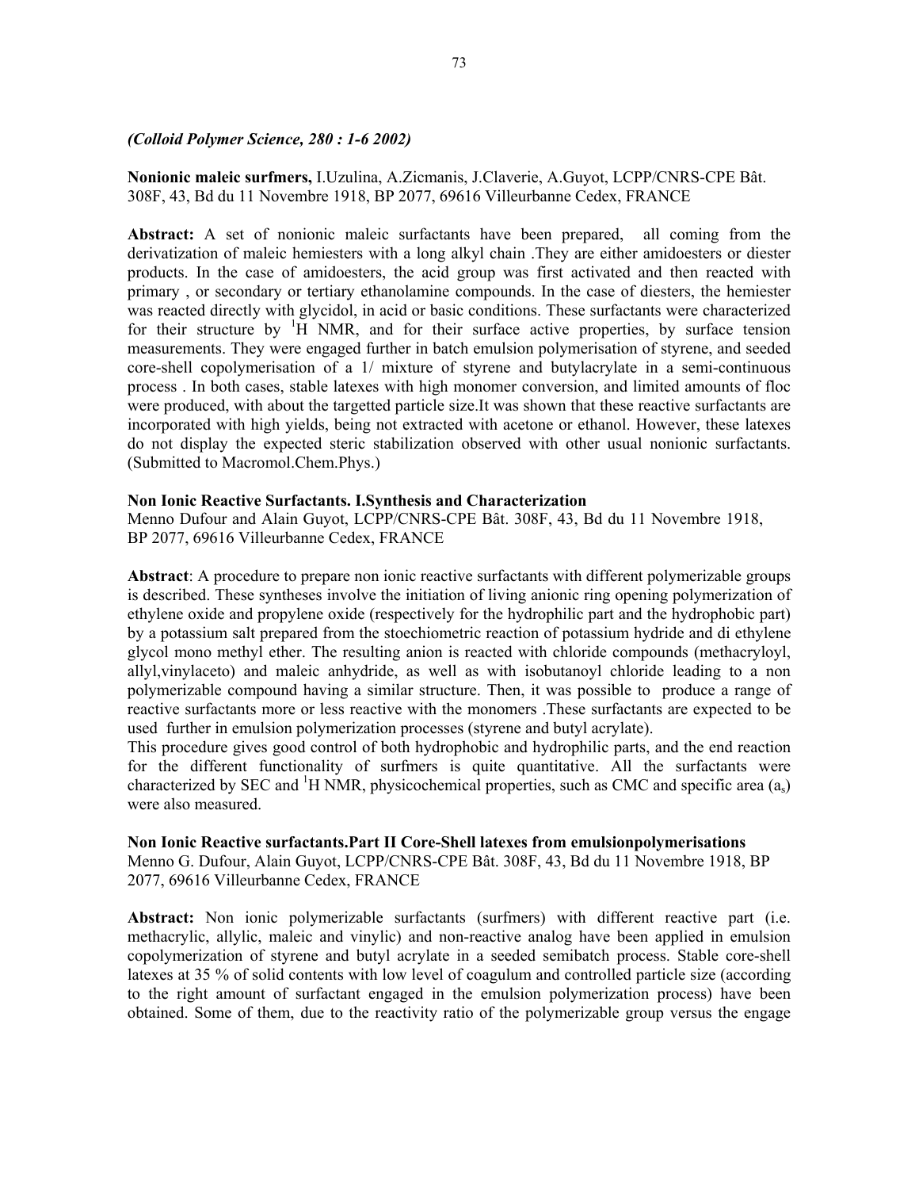*(Colloid Polymer Science, 280 : 1-6 2002)*

**Nonionic maleic surfmers,** I.Uzulina, A.Zicmanis, J.Claverie, A.Guyot, LCPP/CNRS-CPE Bât. 308F, 43, Bd du 11 Novembre 1918, BP 2077, 69616 Villeurbanne Cedex, FRANCE

**Abstract:** A set of nonionic maleic surfactants have been prepared, all coming from the derivatization of maleic hemiesters with a long alkyl chain .They are either amidoesters or diester products. In the case of amidoesters, the acid group was first activated and then reacted with primary , or secondary or tertiary ethanolamine compounds. In the case of diesters, the hemiester was reacted directly with glycidol, in acid or basic conditions. These surfactants were characterized for their structure by $^{1}$H NMR, and for their surface active properties, by surface tension measurements. They were engaged further in batch emulsion polymerisation of styrene, and seeded core-shell copolymerisation of a 1/ mixture of styrene and butylacrylate in a semi-continuous process . In both cases, stable latexes with high monomer conversion, and limited amounts of floc were produced, with about the targetted particle size.It was shown that these reactive surfactants are incorporated with high yields, being not extracted with acetone or ethanol. However, these latexes do not display the expected steric stabilization observed with other usual nonionic surfactants. (Submitted to Macromol.Chem.Phys.)

**Non Ionic Reactive Surfactants. I.Synthesis and Characterization**
Menno Dufour and Alain Guyot, LCPP/CNRS-CPE Bât. 308F, 43, Bd du 11 Novembre 1918, BP 2077, 69616 Villeurbanne Cedex, FRANCE

**Abstract**: A procedure to prepare non ionic reactive surfactants with different polymerizable groups is described. These syntheses involve the initiation of living anionic ring opening polymerization of ethylene oxide and propylene oxide (respectively for the hydrophilic part and the hydrophobic part) by a potassium salt prepared from the stoechiometric reaction of potassium hydride and di ethylene glycol mono methyl ether. The resulting anion is reacted with chloride compounds (methacryloyl, allyl,vinylaceto) and maleic anhydride, as well as with isobutanoyl chloride leading to a non polymerizable compound having a similar structure. Then, it was possible to produce a range of reactive surfactants more or less reactive with the monomers .These surfactants are expected to be used further in emulsion polymerization processes (styrene and butyl acrylate).
This procedure gives good control of both hydrophobic and hydrophilic parts, and the end reaction for the different functionality of surfmers is quite quantitative. All the surfactants were characterized by SEC and $^{1}$H NMR, physicochemical properties, such as CMC and specific area ($a_s$) were also measured.

**Non Ionic Reactive surfactants.Part II Core-Shell latexes from emulsionpolymerisations**
Menno G. Dufour, Alain Guyot, LCPP/CNRS-CPE Bât. 308F, 43, Bd du 11 Novembre 1918, BP 2077, 69616 Villeurbanne Cedex, FRANCE

**Abstract:** Non ionic polymerizable surfactants (surfmers) with different reactive part (i.e. methacrylic, allylic, maleic and vinylic) and non-reactive analog have been applied in emulsion copolymerization of styrene and butyl acrylate in a seeded semibatch process. Stable core-shell latexes at 35 % of solid contents with low level of coagulum and controlled particle size (according to the right amount of surfactant engaged in the emulsion polymerization process) have been obtained. Some of them, due to the reactivity ratio of the polymerizable group versus the engage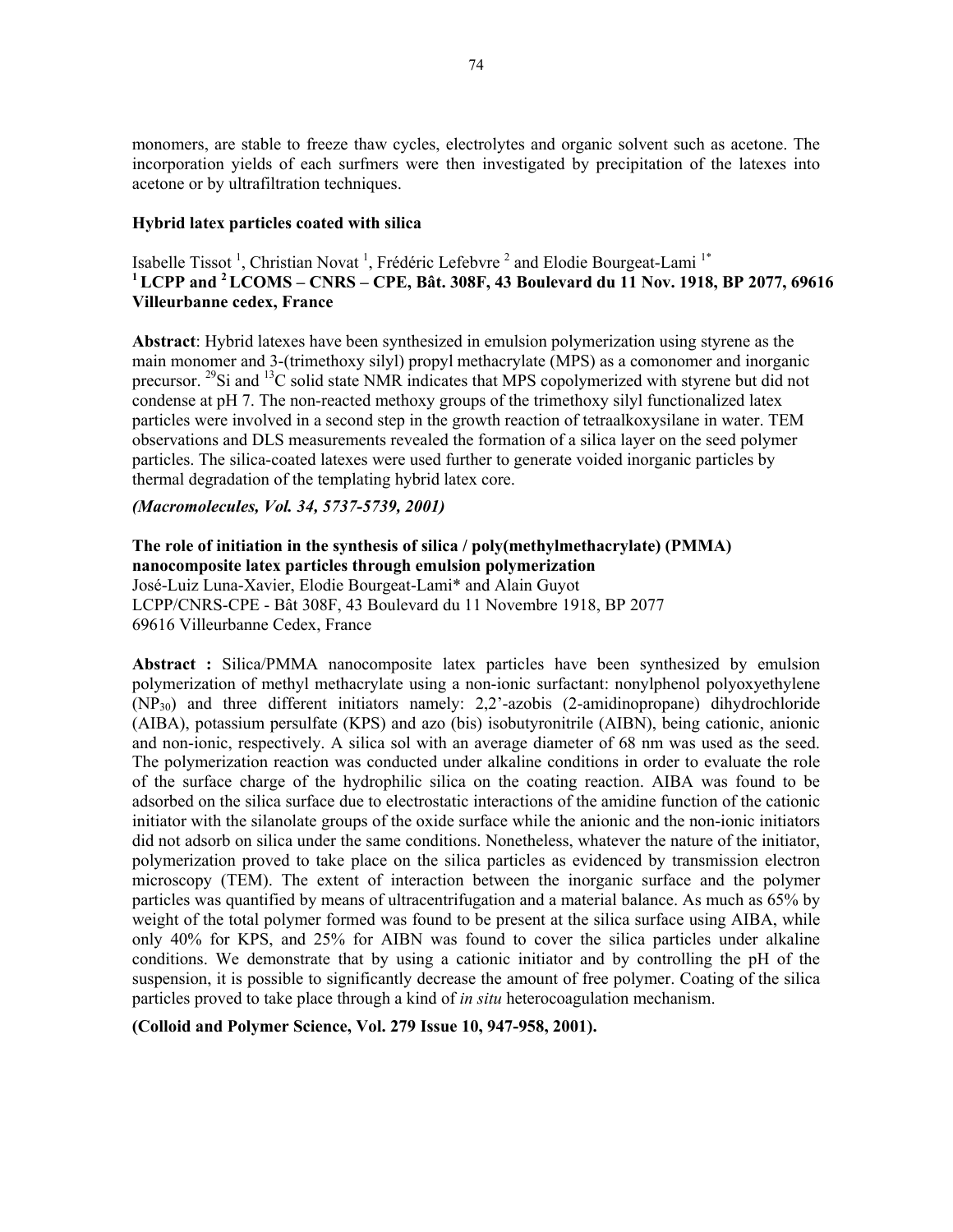monomers, are stable to freeze thaw cycles, electrolytes and organic solvent such as acetone. The incorporation yields of each surfmers were then investigated by precipitation of the latexes into acetone or by ultrafiltration techniques.

**Hybrid latex particles coated with silica**

Isabelle Tissot [1], Christian Novat [1], Frédéric Lefebvre [2] and Elodie Bourgeat-Lami [1*]
**[1] LCPP and [2] LCOMS – CNRS – CPE, Bât. 308F, 43 Boulevard du 11 Nov. 1918, BP 2077, 69616 Villeurbanne cedex, France**

**Abstract**: Hybrid latexes have been synthesized in emulsion polymerization using styrene as the main monomer and 3-(trimethoxy silyl) propyl methacrylate (MPS) as a comonomer and inorganic precursor. $^{29}$Si and $^{13}$C solid state NMR indicates that MPS copolymerized with styrene but did not condense at pH 7. The non-reacted methoxy groups of the trimethoxy silyl functionalized latex particles were involved in a second step in the growth reaction of tetraalkoxysilane in water. TEM observations and DLS measurements revealed the formation of a silica layer on the seed polymer particles. The silica-coated latexes were used further to generate voided inorganic particles by thermal degradation of the templating hybrid latex core.

***(Macromolecules, Vol. 34, 5737-5739, 2001)***

**The role of initiation in the synthesis of silica / poly(methylmethacrylate) (PMMA) nanocomposite latex particles through emulsion polymerization**
José-Luiz Luna-Xavier, Elodie Bourgeat-Lami* and Alain Guyot
LCPP/CNRS-CPE - Bât 308F, 43 Boulevard du 11 Novembre 1918, BP 2077
69616 Villeurbanne Cedex, France

**Abstract :** Silica/PMMA nanocomposite latex particles have been synthesized by emulsion polymerization of methyl methacrylate using a non-ionic surfactant: nonylphenol polyoxyethylene ($NP_{30}$) and three different initiators namely: 2,2'-azobis (2-amidinopropane) dihydrochloride (AIBA), potassium persulfate (KPS) and azo (bis) isobutyronitrile (AIBN), being cationic, anionic and non-ionic, respectively. A silica sol with an average diameter of 68 nm was used as the seed. The polymerization reaction was conducted under alkaline conditions in order to evaluate the role of the surface charge of the hydrophilic silica on the coating reaction. AIBA was found to be adsorbed on the silica surface due to electrostatic interactions of the amidine function of the cationic initiator with the silanolate groups of the oxide surface while the anionic and the non-ionic initiators did not adsorb on silica under the same conditions. Nonetheless, whatever the nature of the initiator, polymerization proved to take place on the silica particles as evidenced by transmission electron microscopy (TEM). The extent of interaction between the inorganic surface and the polymer particles was quantified by means of ultracentrifugation and a material balance. As much as 65% by weight of the total polymer formed was found to be present at the silica surface using AIBA, while only 40% for KPS, and 25% for AIBN was found to cover the silica particles under alkaline conditions. We demonstrate that by using a cationic initiator and by controlling the pH of the suspension, it is possible to significantly decrease the amount of free polymer. Coating of the silica particles proved to take place through a kind of *in situ* heterocoagulation mechanism.

**(Colloid and Polymer Science, Vol. 279 Issue 10, 947-958, 2001).**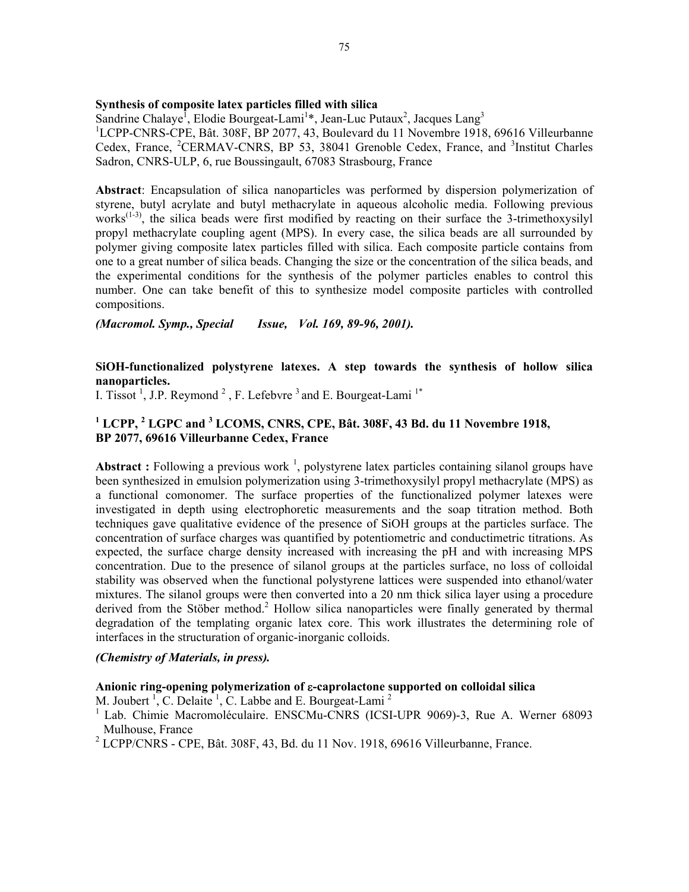**Synthesis of composite latex particles filled with silica**

Sandrine Chalaye[1], Elodie Bourgeat-Lami[1]*, Jean-Luc Putaux[2], Jacques Lang[3]

[1]LCPP-CNRS-CPE, Bât. 308F, BP 2077, 43, Boulevard du 11 Novembre 1918, 69616 Villeurbanne Cedex, France, [2]CERMAV-CNRS, BP 53, 38041 Grenoble Cedex, France, and [3]Institut Charles Sadron, CNRS-ULP, 6, rue Boussingault, 67083 Strasbourg, France

**Abstract**: Encapsulation of silica nanoparticles was performed by dispersion polymerization of styrene, butyl acrylate and butyl methacrylate in aqueous alcoholic media. Following previous works[(1-3)], the silica beads were first modified by reacting on their surface the 3-trimethoxysilyl propyl methacrylate coupling agent (MPS). In every case, the silica beads are all surrounded by polymer giving composite latex particles filled with silica. Each composite particle contains from one to a great number of silica beads. Changing the size or the concentration of the silica beads, and the experimental conditions for the synthesis of the polymer particles enables to control this number. One can take benefit of this to synthesize model composite particles with controlled compositions.

***(Macromol. Symp., Special Issue, Vol. 169, 89-96, 2001).***

**SiOH-functionalized polystyrene latexes. A step towards the synthesis of hollow silica nanoparticles.**

I. Tissot [1], J.P. Reymond [2], F. Lefebvre [3] and E. Bourgeat-Lami [1*]

**[1] LCPP, [2] LGPC and [3] LCOMS, CNRS, CPE, Bât. 308F, 43 Bd. du 11 Novembre 1918, BP 2077, 69616 Villeurbanne Cedex, France**

**Abstract :** Following a previous work [1], polystyrene latex particles containing silanol groups have been synthesized in emulsion polymerization using 3-trimethoxysilyl propyl methacrylate (MPS) as a functional comonomer. The surface properties of the functionalized polymer latexes were investigated in depth using electrophoretic measurements and the soap titration method. Both techniques gave qualitative evidence of the presence of SiOH groups at the particles surface. The concentration of surface charges was quantified by potentiometric and conductimetric titrations. As expected, the surface charge density increased with increasing the pH and with increasing MPS concentration. Due to the presence of silanol groups at the particles surface, no loss of colloidal stability was observed when the functional polystyrene lattices were suspended into ethanol/water mixtures. The silanol groups were then converted into a 20 nm thick silica layer using a procedure derived from the Stöber method.[2] Hollow silica nanoparticles were finally generated by thermal degradation of the templating organic latex core. This work illustrates the determining role of interfaces in the structuration of organic-inorganic colloids.

***(Chemistry of Materials, in press).***

**Anionic ring-opening polymerization of ε-caprolactone supported on colloidal silica**

M. Joubert [1], C. Delaite [1], C. Labbe and E. Bourgeat-Lami [2]

[1] Lab. Chimie Macromoléculaire. ENSCMu-CNRS (ICSI-UPR 9069)-3, Rue A. Werner 68093 Mulhouse, France

[2] LCPP/CNRS - CPE, Bât. 308F, 43, Bd. du 11 Nov. 1918, 69616 Villeurbanne, France.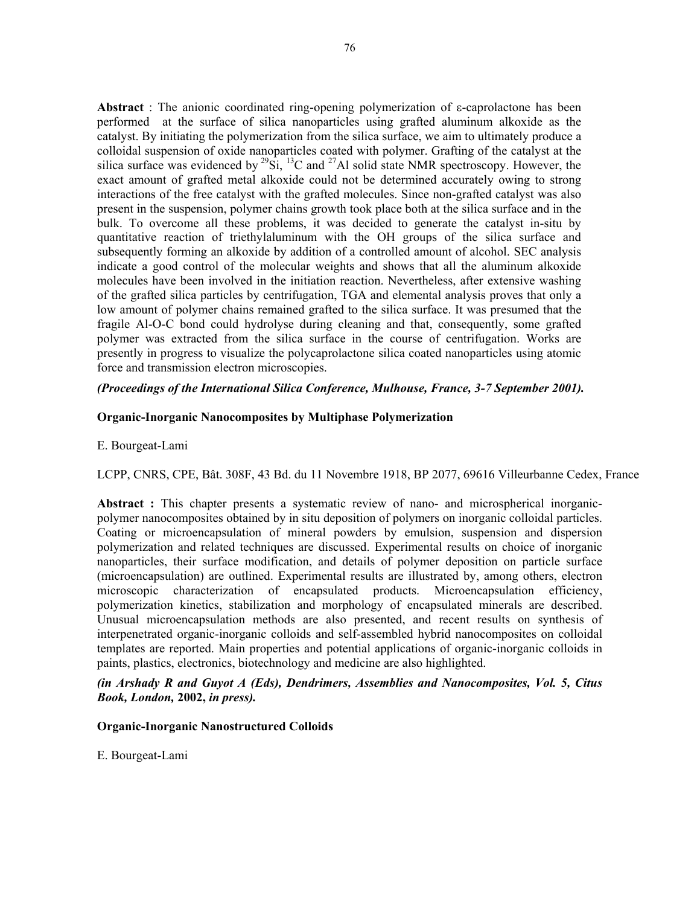**Abstract** : The anionic coordinated ring-opening polymerization of ε-caprolactone has been performed at the surface of silica nanoparticles using grafted aluminum alkoxide as the catalyst. By initiating the polymerization from the silica surface, we aim to ultimately produce a colloidal suspension of oxide nanoparticles coated with polymer. Grafting of the catalyst at the silica surface was evidenced by $^{29}$Si, $^{13}$C and $^{27}$Al solid state NMR spectroscopy. However, the exact amount of grafted metal alkoxide could not be determined accurately owing to strong interactions of the free catalyst with the grafted molecules. Since non-grafted catalyst was also present in the suspension, polymer chains growth took place both at the silica surface and in the bulk. To overcome all these problems, it was decided to generate the catalyst in-situ by quantitative reaction of triethylaluminum with the OH groups of the silica surface and subsequently forming an alkoxide by addition of a controlled amount of alcohol. SEC analysis indicate a good control of the molecular weights and shows that all the aluminum alkoxide molecules have been involved in the initiation reaction. Nevertheless, after extensive washing of the grafted silica particles by centrifugation, TGA and elemental analysis proves that only a low amount of polymer chains remained grafted to the silica surface. It was presumed that the fragile Al-O-C bond could hydrolyse during cleaning and that, consequently, some grafted polymer was extracted from the silica surface in the course of centrifugation. Works are presently in progress to visualize the polycaprolactone silica coated nanoparticles using atomic force and transmission electron microscopies.

***(Proceedings of the International Silica Conference, Mulhouse, France, 3-7 September 2001).***

**Organic-Inorganic Nanocomposites by Multiphase Polymerization**

E. Bourgeat-Lami

LCPP, CNRS, CPE, Bât. 308F, 43 Bd. du 11 Novembre 1918, BP 2077, 69616 Villeurbanne Cedex, France

**Abstract :** This chapter presents a systematic review of nano- and microspherical inorganic-polymer nanocomposites obtained by in situ deposition of polymers on inorganic colloidal particles. Coating or microencapsulation of mineral powders by emulsion, suspension and dispersion polymerization and related techniques are discussed. Experimental results on choice of inorganic nanoparticles, their surface modification, and details of polymer deposition on particle surface (microencapsulation) are outlined. Experimental results are illustrated by, among others, electron microscopic characterization of encapsulated products. Microencapsulation efficiency, polymerization kinetics, stabilization and morphology of encapsulated minerals are described. Unusual microencapsulation methods are also presented, and recent results on synthesis of interpenetrated organic-inorganic colloids and self-assembled hybrid nanocomposites on colloidal templates are reported. Main properties and potential applications of organic-inorganic colloids in paints, plastics, electronics, biotechnology and medicine are also highlighted.

***(in Arshady R and Guyot A (Eds), Dendrimers, Assemblies and Nanocomposites, Vol. 5, Citus Book, London,* 2002, *in press).***

**Organic-Inorganic Nanostructured Colloids**

E. Bourgeat-Lami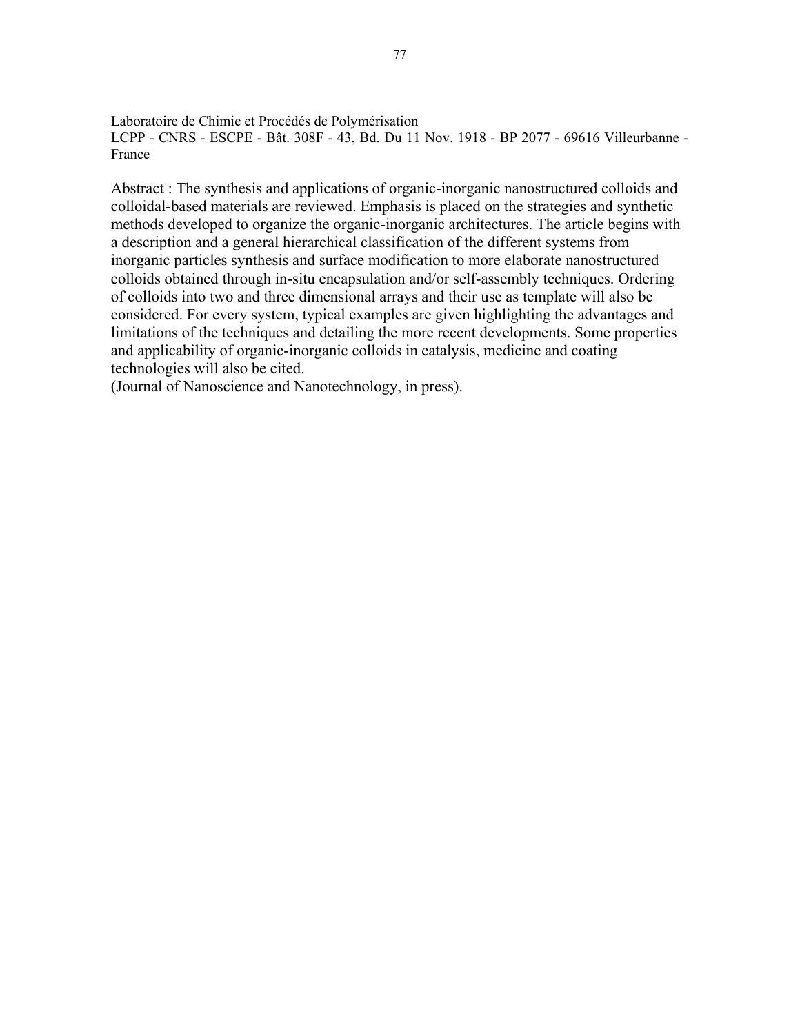Laboratoire de Chimie et Procédés de Polymérisation
LCPP - CNRS - ESCPE - Bât. 308F - 43, Bd. Du 11 Nov. 1918 - BP 2077 - 69616 Villeurbanne - France

Abstract : The synthesis and applications of organic-inorganic nanostructured colloids and colloidal-based materials are reviewed. Emphasis is placed on the strategies and synthetic methods developed to organize the organic-inorganic architectures. The article begins with a description and a general hierarchical classification of the different systems from inorganic particles synthesis and surface modification to more elaborate nanostructured colloids obtained through in-situ encapsulation and/or self-assembly techniques. Ordering of colloids into two and three dimensional arrays and their use as template will also be considered. For every system, typical examples are given highlighting the advantages and limitations of the techniques and detailing the more recent developments. Some properties and applicability of organic-inorganic colloids in catalysis, medicine and coating technologies will also be cited.
(Journal of Nanoscience and Nanotechnology, in press).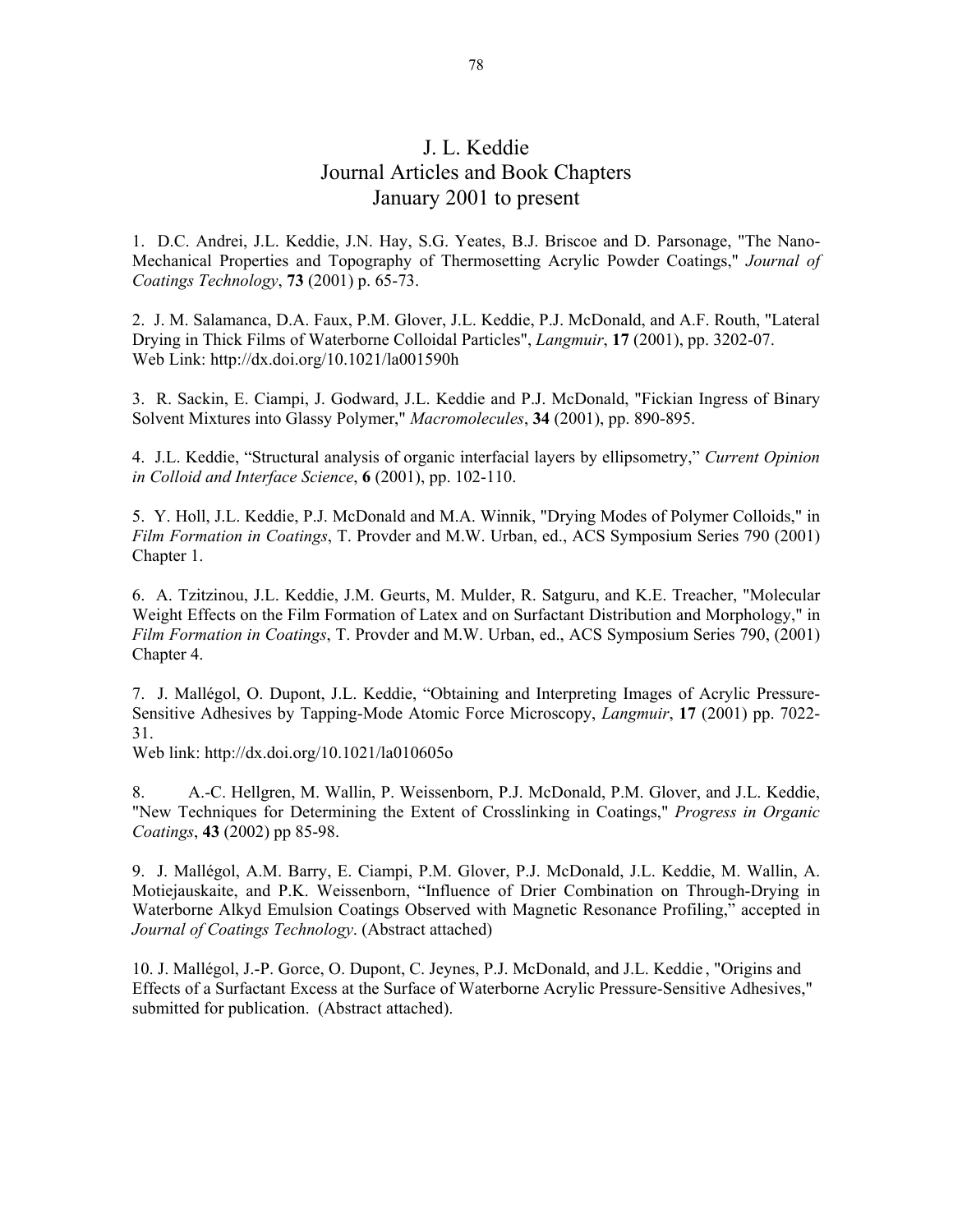# J. L. Keddie
## Journal Articles and Book Chapters
## January 2001 to present

1. D.C. Andrei, J.L. Keddie, J.N. Hay, S.G. Yeates, B.J. Briscoe and D. Parsonage, "The Nano-Mechanical Properties and Topography of Thermosetting Acrylic Powder Coatings," *Journal of Coatings Technology*, **73** (2001) p. 65-73.

2. J. M. Salamanca, D.A. Faux, P.M. Glover, J.L. Keddie, P.J. McDonald, and A.F. Routh, "Lateral Drying in Thick Films of Waterborne Colloidal Particles", *Langmuir*, **17** (2001), pp. 3202-07.
Web Link: http://dx.doi.org/10.1021/la001590h

3. R. Sackin, E. Ciampi, J. Godward, J.L. Keddie and P.J. McDonald, "Fickian Ingress of Binary Solvent Mixtures into Glassy Polymer," *Macromolecules*, **34** (2001), pp. 890-895.

4. J.L. Keddie, "Structural analysis of organic interfacial layers by ellipsometry," *Current Opinion in Colloid and Interface Science*, **6** (2001), pp. 102-110.

5. Y. Holl, J.L. Keddie, P.J. McDonald and M.A. Winnik, "Drying Modes of Polymer Colloids," in *Film Formation in Coatings*, T. Provder and M.W. Urban, ed., ACS Symposium Series 790 (2001) Chapter 1.

6. A. Tzitzinou, J.L. Keddie, J.M. Geurts, M. Mulder, R. Satguru, and K.E. Treacher, "Molecular Weight Effects on the Film Formation of Latex and on Surfactant Distribution and Morphology," in *Film Formation in Coatings*, T. Provder and M.W. Urban, ed., ACS Symposium Series 790, (2001) Chapter 4.

7. J. Mallégol, O. Dupont, J.L. Keddie, "Obtaining and Interpreting Images of Acrylic Pressure-Sensitive Adhesives by Tapping-Mode Atomic Force Microscopy, *Langmuir*, **17** (2001) pp. 7022-31.
Web link: http://dx.doi.org/10.1021/la010605o

8. A.-C. Hellgren, M. Wallin, P. Weissenborn, P.J. McDonald, P.M. Glover, and J.L. Keddie, "New Techniques for Determining the Extent of Crosslinking in Coatings," *Progress in Organic Coatings*, **43** (2002) pp 85-98.

9. J. Mallégol, A.M. Barry, E. Ciampi, P.M. Glover, P.J. McDonald, J.L. Keddie, M. Wallin, A. Motiejauskaite, and P.K. Weissenborn, "Influence of Drier Combination on Through-Drying in Waterborne Alkyd Emulsion Coatings Observed with Magnetic Resonance Profiling," accepted in *Journal of Coatings Technology*. (Abstract attached)

10. J. Mallégol, J.-P. Gorce, O. Dupont, C. Jeynes, P.J. McDonald, and J.L. Keddie, "Origins and Effects of a Surfactant Excess at the Surface of Waterborne Acrylic Pressure-Sensitive Adhesives," submitted for publication. (Abstract attached).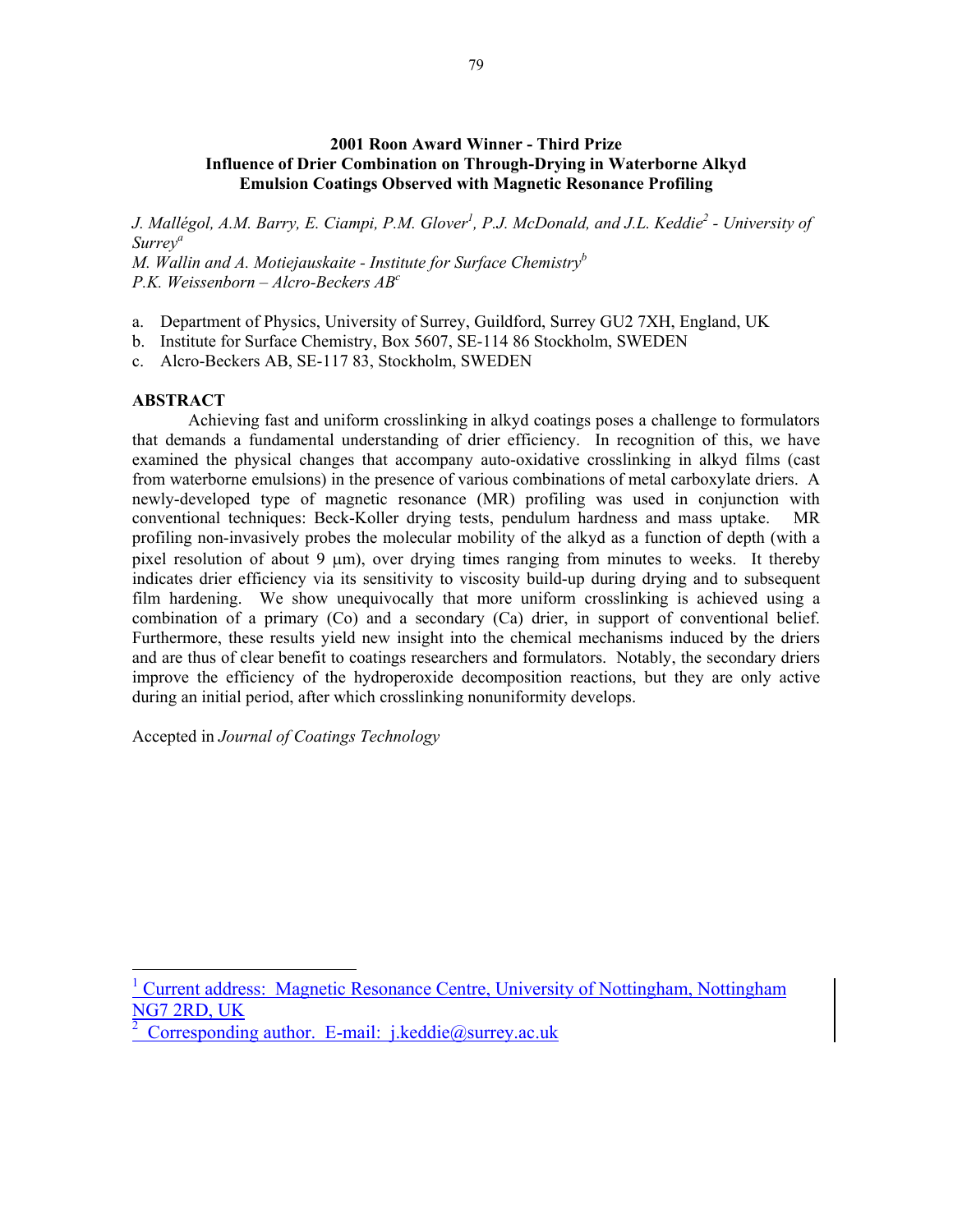# 2001 Roon Award Winner - Third Prize
# Influence of Drier Combination on Through-Drying in Waterborne Alkyd Emulsion Coatings Observed with Magnetic Resonance Profiling

*J. Mallégol, A.M. Barry, E. Ciampi, P.M. Glover[1], P.J. McDonald, and J.L. Keddie[2] - University of Surrey[a]*
*M. Wallin and A. Motiejauskaite - Institute for Surface Chemistry[b]*
*P.K. Weissenborn – Alcro-Beckers AB[c]*

a. Department of Physics, University of Surrey, Guildford, Surrey GU2 7XH, England, UK
b. Institute for Surface Chemistry, Box 5607, SE-114 86 Stockholm, SWEDEN
c. Alcro-Beckers AB, SE-117 83, Stockholm, SWEDEN

## ABSTRACT

Achieving fast and uniform crosslinking in alkyd coatings poses a challenge to formulators that demands a fundamental understanding of drier efficiency. In recognition of this, we have examined the physical changes that accompany auto-oxidative crosslinking in alkyd films (cast from waterborne emulsions) in the presence of various combinations of metal carboxylate driers. A newly-developed type of magnetic resonance (MR) profiling was used in conjunction with conventional techniques: Beck-Koller drying tests, pendulum hardness and mass uptake. MR profiling non-invasively probes the molecular mobility of the alkyd as a function of depth (with a pixel resolution of about 9 μm), over drying times ranging from minutes to weeks. It thereby indicates drier efficiency via its sensitivity to viscosity build-up during drying and to subsequent film hardening. We show unequivocally that more uniform crosslinking is achieved using a combination of a primary (Co) and a secondary (Ca) drier, in support of conventional belief. Furthermore, these results yield new insight into the chemical mechanisms induced by the driers and are thus of clear benefit to coatings researchers and formulators. Notably, the secondary driers improve the efficiency of the hydroperoxide decomposition reactions, but they are only active during an initial period, after which crosslinking nonuniformity develops.

Accepted in *Journal of Coatings Technology*

---

[1] Current address: Magnetic Resonance Centre, University of Nottingham, Nottingham NG7 2RD, UK

[2] Corresponding author. E-mail: j.keddie@surrey.ac.uk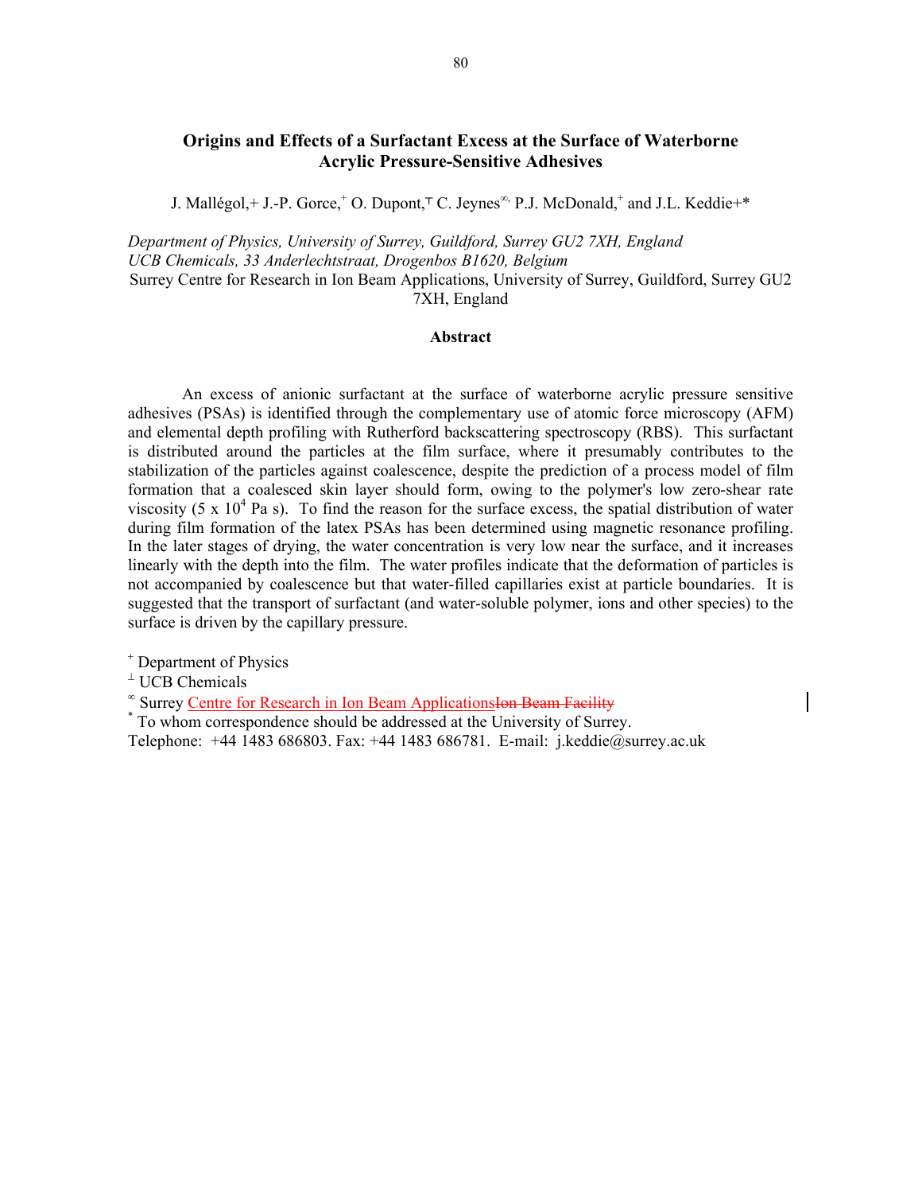# Origins and Effects of a Surfactant Excess at the Surface of Waterborne Acrylic Pressure-Sensitive Adhesives

J. Mallégol,+ J.-P. Gorce,[+] O. Dupont,[⊤] C. Jeynes[∞,] P.J. McDonald,[+] and J.L. Keddie+*

*Department of Physics, University of Surrey, Guildford, Surrey GU2 7XH, England*
*UCB Chemicals, 33 Anderlechtstraat, Drogenbos B1620, Belgium*
Surrey Centre for Research in Ion Beam Applications, University of Surrey, Guildford, Surrey GU2 7XH, England

## Abstract

An excess of anionic surfactant at the surface of waterborne acrylic pressure sensitive adhesives (PSAs) is identified through the complementary use of atomic force microscopy (AFM) and elemental depth profiling with Rutherford backscattering spectroscopy (RBS). This surfactant is distributed around the particles at the film surface, where it presumably contributes to the stabilization of the particles against coalescence, despite the prediction of a process model of film formation that a coalesced skin layer should form, owing to the polymer's low zero-shear rate viscosity (5 x $10^4$ Pa s). To find the reason for the surface excess, the spatial distribution of water during film formation of the latex PSAs has been determined using magnetic resonance profiling. In the later stages of drying, the water concentration is very low near the surface, and it increases linearly with the depth into the film. The water profiles indicate that the deformation of particles is not accompanied by coalescence but that water-filled capillaries exist at particle boundaries. It is suggested that the transport of surfactant (and water-soluble polymer, ions and other species) to the surface is driven by the capillary pressure.

[+] Department of Physics
[⊥] UCB Chemicals
[∞] Surrey Centre for Research in Ion Beam Applications~~Ion Beam Facility~~
[*] To whom correspondence should be addressed at the University of Surrey.
Telephone: +44 1483 686803. Fax: +44 1483 686781. E-mail: j.keddie@surrey.ac.uk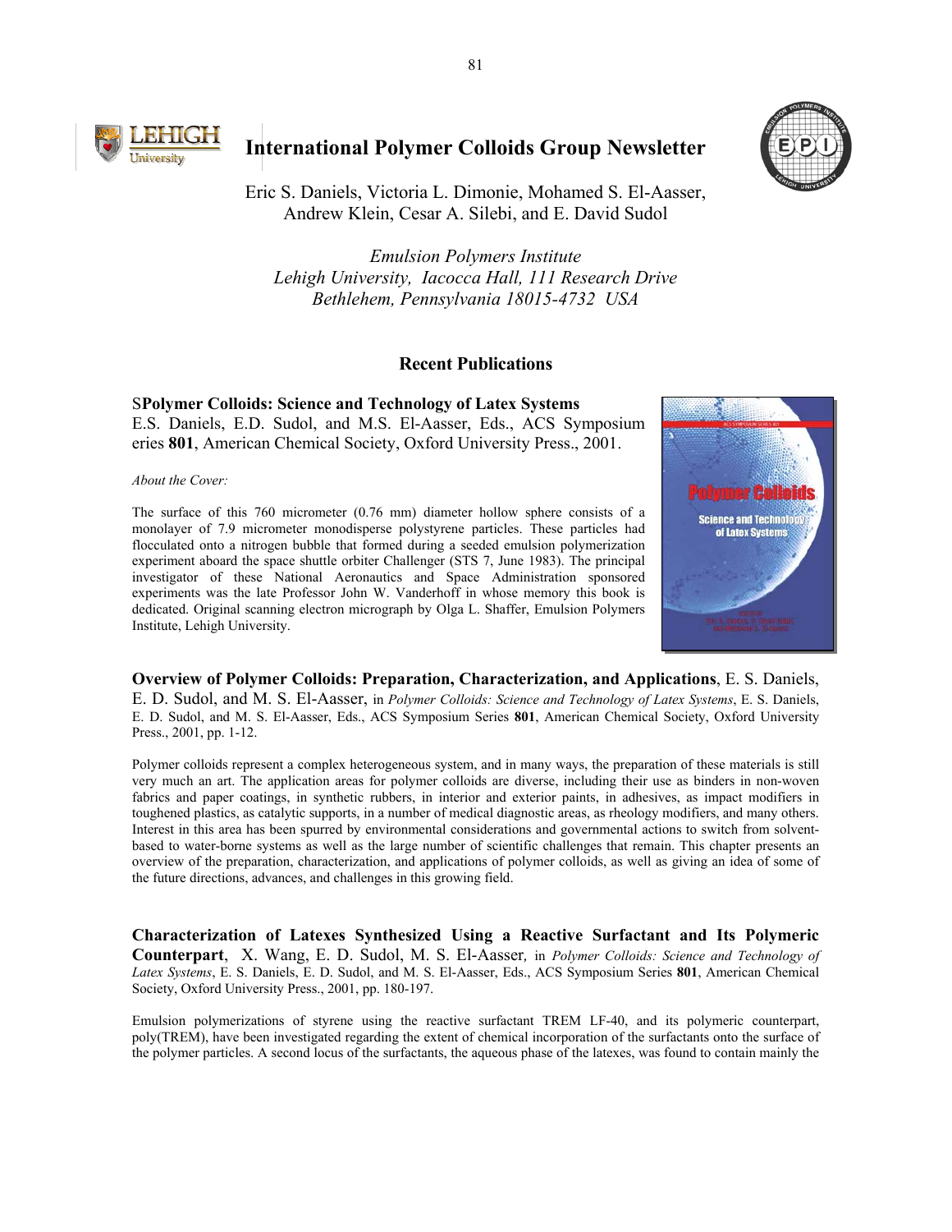# International Polymer Colloids Group Newsletter

Eric S. Daniels, Victoria L. Dimonie, Mohamed S. El-Aasser, Andrew Klein, Cesar A. Silebi, and E. David Sudol

*Emulsion Polymers Institute*
*Lehigh University, Iacocca Hall, 111 Research Drive*
*Bethlehem, Pennsylvania 18015-4732 USA*

## Recent Publications

S**Polymer Colloids: Science and Technology of Latex Systems**
E.S. Daniels, E.D. Sudol, and M.S. El-Aasser, Eds., ACS Symposium eries **801**, American Chemical Society, Oxford University Press., 2001.

*About the Cover:*

The surface of this 760 micrometer (0.76 mm) diameter hollow sphere consists of a monolayer of 7.9 micrometer monodisperse polystyrene particles. These particles had flocculated onto a nitrogen bubble that formed during a seeded emulsion polymerization experiment aboard the space shuttle orbiter Challenger (STS 7, June 1983). The principal investigator of these National Aeronautics and Space Administration sponsored experiments was the late Professor John W. Vanderhoff in whose memory this book is dedicated. Original scanning electron micrograph by Olga L. Shaffer, Emulsion Polymers Institute, Lehigh University.

**Overview of Polymer Colloids: Preparation, Characterization, and Applications**, E. S. Daniels, E. D. Sudol, and M. S. El-Aasser, in *Polymer Colloids: Science and Technology of Latex Systems*, E. S. Daniels, E. D. Sudol, and M. S. El-Aasser, Eds., ACS Symposium Series **801**, American Chemical Society, Oxford University Press., 2001, pp. 1-12.

Polymer colloids represent a complex heterogeneous system, and in many ways, the preparation of these materials is still very much an art. The application areas for polymer colloids are diverse, including their use as binders in non-woven fabrics and paper coatings, in synthetic rubbers, in interior and exterior paints, in adhesives, as impact modifiers in toughened plastics, as catalytic supports, in a number of medical diagnostic areas, as rheology modifiers, and many others. Interest in this area has been spurred by environmental considerations and governmental actions to switch from solvent-based to water-borne systems as well as the large number of scientific challenges that remain. This chapter presents an overview of the preparation, characterization, and applications of polymer colloids, as well as giving an idea of some of the future directions, advances, and challenges in this growing field.

**Characterization of Latexes Synthesized Using a Reactive Surfactant and Its Polymeric Counterpart**, X. Wang, E. D. Sudol, M. S. El-Aasser, in *Polymer Colloids: Science and Technology of Latex Systems*, E. S. Daniels, E. D. Sudol, and M. S. El-Aasser, Eds., ACS Symposium Series **801**, American Chemical Society, Oxford University Press., 2001, pp. 180-197.

Emulsion polymerizations of styrene using the reactive surfactant TREM LF-40, and its polymeric counterpart, poly(TREM), have been investigated regarding the extent of chemical incorporation of the surfactants onto the surface of the polymer particles. A second locus of the surfactants, the aqueous phase of the latexes, was found to contain mainly the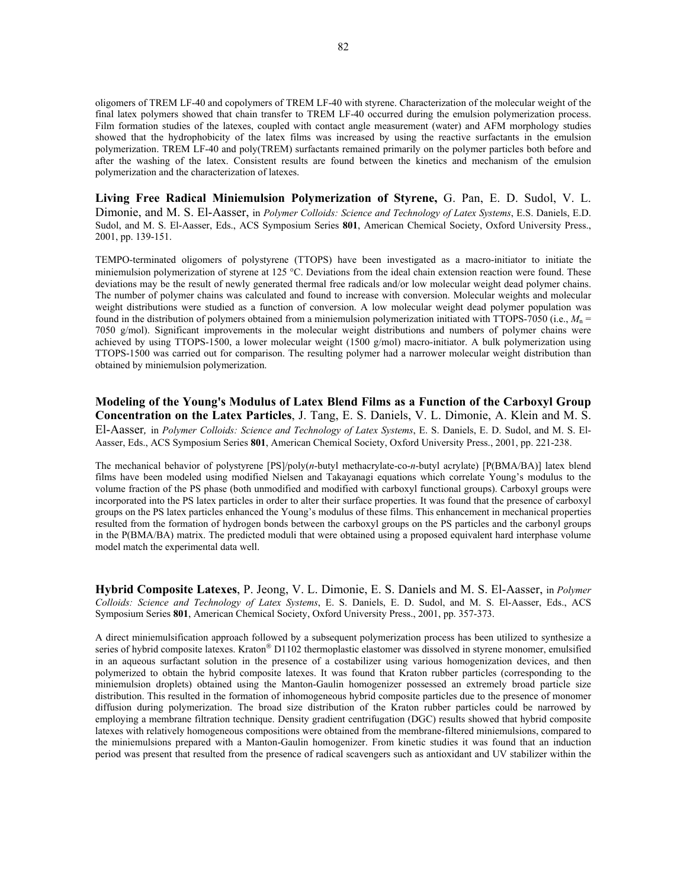oligomers of TREM LF-40 and copolymers of TREM LF-40 with styrene. Characterization of the molecular weight of the final latex polymers showed that chain transfer to TREM LF-40 occurred during the emulsion polymerization process. Film formation studies of the latexes, coupled with contact angle measurement (water) and AFM morphology studies showed that the hydrophobicity of the latex films was increased by using the reactive surfactants in the emulsion polymerization. TREM LF-40 and poly(TREM) surfactants remained primarily on the polymer particles both before and after the washing of the latex. Consistent results are found between the kinetics and mechanism of the emulsion polymerization and the characterization of latexes.

**Living Free Radical Miniemulsion Polymerization of Styrene,** G. Pan, E. D. Sudol, V. L. Dimonie, and M. S. El-Aasser, in *Polymer Colloids: Science and Technology of Latex Systems*, E.S. Daniels, E.D. Sudol, and M. S. El-Aasser, Eds., ACS Symposium Series **801**, American Chemical Society, Oxford University Press., 2001, pp. 139-151.

TEMPO-terminated oligomers of polystyrene (TTOPS) have been investigated as a macro-initiator to initiate the miniemulsion polymerization of styrene at 125 °C. Deviations from the ideal chain extension reaction were found. These deviations may be the result of newly generated thermal free radicals and/or low molecular weight dead polymer chains. The number of polymer chains was calculated and found to increase with conversion. Molecular weights and molecular weight distributions were studied as a function of conversion. A low molecular weight dead polymer population was found in the distribution of polymers obtained from a miniemulsion polymerization initiated with TTOPS-7050 (i.e., $M_n$ = 7050 g/mol). Significant improvements in the molecular weight distributions and numbers of polymer chains were achieved by using TTOPS-1500, a lower molecular weight (1500 g/mol) macro-initiator. A bulk polymerization using TTOPS-1500 was carried out for comparison. The resulting polymer had a narrower molecular weight distribution than obtained by miniemulsion polymerization.

**Modeling of the Young's Modulus of Latex Blend Films as a Function of the Carboxyl Group Concentration on the Latex Particles**, J. Tang, E. S. Daniels, V. L. Dimonie, A. Klein and M. S. El-Aasser*,* in *Polymer Colloids: Science and Technology of Latex Systems*, E. S. Daniels, E. D. Sudol, and M. S. El-Aasser, Eds., ACS Symposium Series **801**, American Chemical Society, Oxford University Press., 2001, pp. 221-238.

The mechanical behavior of polystyrene [PS]/poly(*n*-butyl methacrylate-co-*n*-butyl acrylate) [P(BMA/BA)] latex blend films have been modeled using modified Nielsen and Takayanagi equations which correlate Young's modulus to the volume fraction of the PS phase (both unmodified and modified with carboxyl functional groups). Carboxyl groups were incorporated into the PS latex particles in order to alter their surface properties. It was found that the presence of carboxyl groups on the PS latex particles enhanced the Young's modulus of these films. This enhancement in mechanical properties resulted from the formation of hydrogen bonds between the carboxyl groups on the PS particles and the carbonyl groups in the P(BMA/BA) matrix. The predicted moduli that were obtained using a proposed equivalent hard interphase volume model match the experimental data well.

**Hybrid Composite Latexes**, P. Jeong, V. L. Dimonie, E. S. Daniels and M. S. El-Aasser, in *Polymer Colloids: Science and Technology of Latex Systems*, E. S. Daniels, E. D. Sudol, and M. S. El-Aasser, Eds., ACS Symposium Series **801**, American Chemical Society, Oxford University Press., 2001, pp. 357-373.

A direct miniemulsification approach followed by a subsequent polymerization process has been utilized to synthesize a series of hybrid composite latexes. Kraton® D1102 thermoplastic elastomer was dissolved in styrene monomer, emulsified in an aqueous surfactant solution in the presence of a costabilizer using various homogenization devices, and then polymerized to obtain the hybrid composite latexes. It was found that Kraton rubber particles (corresponding to the miniemulsion droplets) obtained using the Manton-Gaulin homogenizer possessed an extremely broad particle size distribution. This resulted in the formation of inhomogeneous hybrid composite particles due to the presence of monomer diffusion during polymerization. The broad size distribution of the Kraton rubber particles could be narrowed by employing a membrane filtration technique. Density gradient centrifugation (DGC) results showed that hybrid composite latexes with relatively homogeneous compositions were obtained from the membrane-filtered miniemulsions, compared to the miniemulsions prepared with a Manton-Gaulin homogenizer. From kinetic studies it was found that an induction period was present that resulted from the presence of radical scavengers such as antioxidant and UV stabilizer within the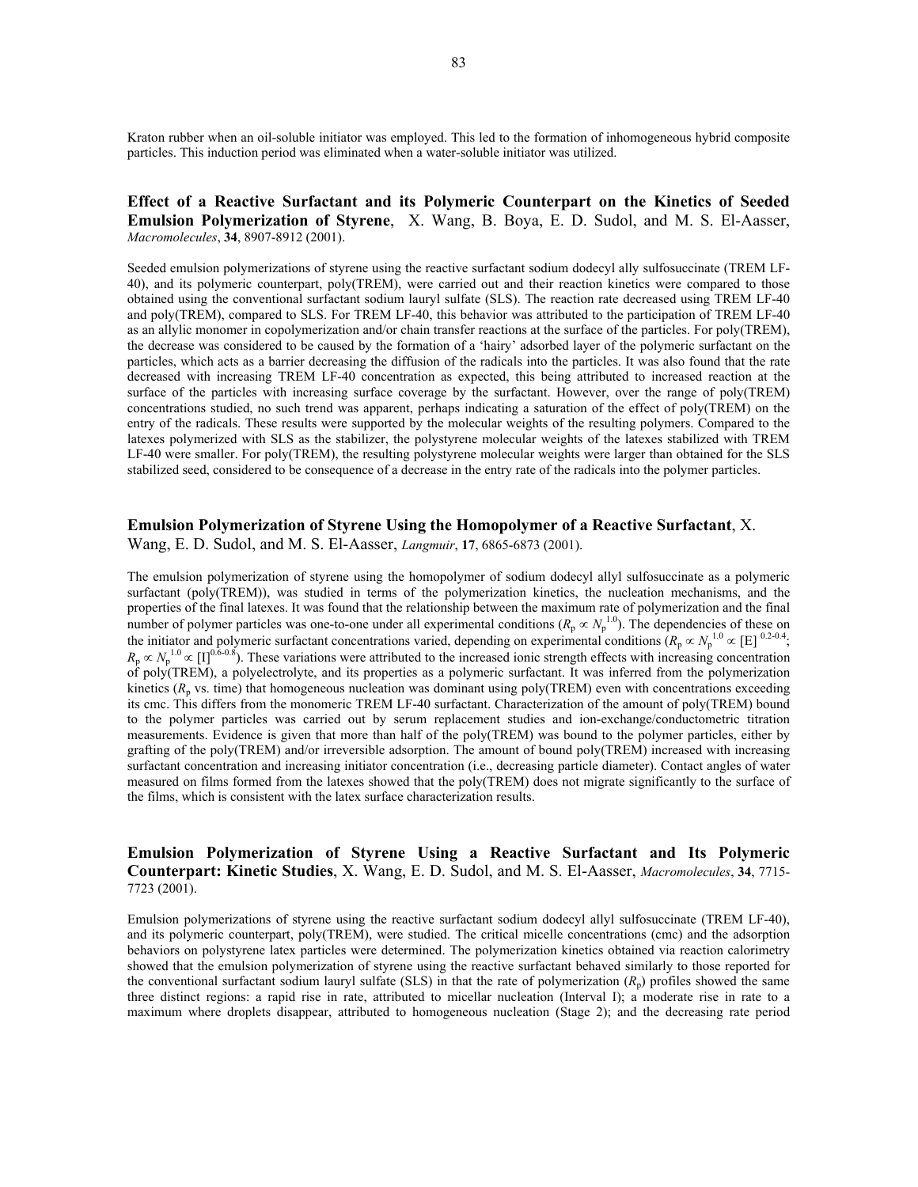Kraton rubber when an oil-soluble initiator was employed. This led to the formation of inhomogeneous hybrid composite particles. This induction period was eliminated when a water-soluble initiator was utilized.

**Effect of a Reactive Surfactant and its Polymeric Counterpart on the Kinetics of Seeded Emulsion Polymerization of Styrene**, X. Wang, B. Boya, E. D. Sudol, and M. S. El-Aasser, *Macromolecules*, **34**, 8907-8912 (2001).

Seeded emulsion polymerizations of styrene using the reactive surfactant sodium dodecyl ally sulfosuccinate (TREM LF-40), and its polymeric counterpart, poly(TREM), were carried out and their reaction kinetics were compared to those obtained using the conventional surfactant sodium lauryl sulfate (SLS). The reaction rate decreased using TREM LF-40 and poly(TREM), compared to SLS. For TREM LF-40, this behavior was attributed to the participation of TREM LF-40 as an allylic monomer in copolymerization and/or chain transfer reactions at the surface of the particles. For poly(TREM), the decrease was considered to be caused by the formation of a 'hairy' adsorbed layer of the polymeric surfactant on the particles, which acts as a barrier decreasing the diffusion of the radicals into the particles. It was also found that the rate decreased with increasing TREM LF-40 concentration as expected, this being attributed to increased reaction at the surface of the particles with increasing surface coverage by the surfactant. However, over the range of poly(TREM) concentrations studied, no such trend was apparent, perhaps indicating a saturation of the effect of poly(TREM) on the entry of the radicals. These results were supported by the molecular weights of the resulting polymers. Compared to the latexes polymerized with SLS as the stabilizer, the polystyrene molecular weights of the latexes stabilized with TREM LF-40 were smaller. For poly(TREM), the resulting polystyrene molecular weights were larger than obtained for the SLS stabilized seed, considered to be consequence of a decrease in the entry rate of the radicals into the polymer particles.

**Emulsion Polymerization of Styrene Using the Homopolymer of a Reactive Surfactant**, X. Wang, E. D. Sudol, and M. S. El-Aasser, *Langmuir*, **17**, 6865-6873 (2001).

The emulsion polymerization of styrene using the homopolymer of sodium dodecyl allyl sulfosuccinate as a polymeric surfactant (poly(TREM)), was studied in terms of the polymerization kinetics, the nucleation mechanisms, and the properties of the final latexes. It was found that the relationship between the maximum rate of polymerization and the final number of polymer particles was one-to-one under all experimental conditions ($R_p \propto N_p^{1.0}$). The dependencies of these on the initiator and polymeric surfactant concentrations varied, depending on experimental conditions ($R_p \propto N_p^{1.0} \propto [E]^{0.2\text{-}0.4}$; $R_p \propto N_p^{1.0} \propto [I]^{0.6\text{-}0.8}$). These variations were attributed to the increased ionic strength effects with increasing concentration of poly(TREM), a polyelectrolyte, and its properties as a polymeric surfactant. It was inferred from the polymerization kinetics ($R_p$ vs. time) that homogeneous nucleation was dominant using poly(TREM) even with concentrations exceeding its cmc. This differs from the monomeric TREM LF-40 surfactant. Characterization of the amount of poly(TREM) bound to the polymer particles was carried out by serum replacement studies and ion-exchange/conductometric titration measurements. Evidence is given that more than half of the poly(TREM) was bound to the polymer particles, either by grafting of the poly(TREM) and/or irreversible adsorption. The amount of bound poly(TREM) increased with increasing surfactant concentration and increasing initiator concentration (i.e., decreasing particle diameter). Contact angles of water measured on films formed from the latexes showed that the poly(TREM) does not migrate significantly to the surface of the films, which is consistent with the latex surface characterization results.

**Emulsion Polymerization of Styrene Using a Reactive Surfactant and Its Polymeric Counterpart: Kinetic Studies**, X. Wang, E. D. Sudol, and M. S. El-Aasser, *Macromolecules*, **34**, 7715-7723 (2001).

Emulsion polymerizations of styrene using the reactive surfactant sodium dodecyl allyl sulfosuccinate (TREM LF-40), and its polymeric counterpart, poly(TREM), were studied. The critical micelle concentrations (cmc) and the adsorption behaviors on polystyrene latex particles were determined. The polymerization kinetics obtained via reaction calorimetry showed that the emulsion polymerization of styrene using the reactive surfactant behaved similarly to those reported for the conventional surfactant sodium lauryl sulfate (SLS) in that the rate of polymerization ($R_p$) profiles showed the same three distinct regions: a rapid rise in rate, attributed to micellar nucleation (Interval I); a moderate rise in rate to a maximum where droplets disappear, attributed to homogeneous nucleation (Stage 2); and the decreasing rate period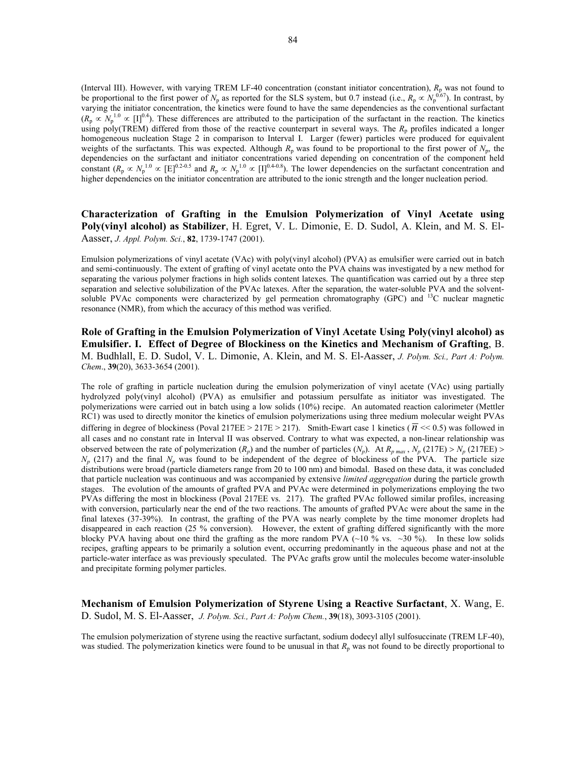(Interval III). However, with varying TREM LF-40 concentration (constant initiator concentration), $R_p$ was not found to be proportional to the first power of $N_p$ as reported for the SLS system, but 0.7 instead (i.e., $R_p \propto N_p^{0.67}$). In contrast, by varying the initiator concentration, the kinetics were found to have the same dependencies as the conventional surfactant ($R_p \propto N_p^{1.0} \propto [I]^{0.4}$). These differences are attributed to the participation of the surfactant in the reaction. The kinetics using poly(TREM) differed from those of the reactive counterpart in several ways. The $R_p$ profiles indicated a longer homogeneous nucleation Stage 2 in comparison to Interval I. Larger (fewer) particles were produced for equivalent weights of the surfactants. This was expected. Although $R_p$ was found to be proportional to the first power of $N_p$, the dependencies on the surfactant and initiator concentrations varied depending on concentration of the component held constant ($R_p \propto N_p^{1.0} \propto [E]^{0.2\text{-}0.5}$ and $R_p \propto N_p^{1.0} \propto [I]^{0.4\text{-}0.8}$). The lower dependencies on the surfactant concentration and higher dependencies on the initiator concentration are attributed to the ionic strength and the longer nucleation period.

**Characterization of Grafting in the Emulsion Polymerization of Vinyl Acetate using Poly(vinyl alcohol) as Stabilizer**, H. Egret, V. L. Dimonie, E. D. Sudol, A. Klein, and M. S. El-Aasser, *J. Appl. Polym. Sci.*, **82**, 1739-1747 (2001).

Emulsion polymerizations of vinyl acetate (VAc) with poly(vinyl alcohol) (PVA) as emulsifier were carried out in batch and semi-continuously. The extent of grafting of vinyl acetate onto the PVA chains was investigated by a new method for separating the various polymer fractions in high solids content latexes. The quantification was carried out by a three step separation and selective solubilization of the PVAc latexes. After the separation, the water-soluble PVA and the solvent-soluble PVAc components were characterized by gel permeation chromatography (GPC) and $^{13}C$ nuclear magnetic resonance (NMR), from which the accuracy of this method was verified.

**Role of Grafting in the Emulsion Polymerization of Vinyl Acetate Using Poly(vinyl alcohol) as Emulsifier. I. Effect of Degree of Blockiness on the Kinetics and Mechanism of Grafting**, B. M. Budhlall, E. D. Sudol, V. L. Dimonie, A. Klein, and M. S. El-Aasser, *J. Polym. Sci., Part A: Polym. Chem*., **39**(20), 3633-3654 (2001).

The role of grafting in particle nucleation during the emulsion polymerization of vinyl acetate (VAc) using partially hydrolyzed poly(vinyl alcohol) (PVA) as emulsifier and potassium persulfate as initiator was investigated. The polymerizations were carried out in batch using a low solids (10%) recipe. An automated reaction calorimeter (Mettler RC1) was used to directly monitor the kinetics of emulsion polymerizations using three medium molecular weight PVAs differing in degree of blockiness (Poval 217EE > 217E > 217). Smith-Ewart case 1 kinetics ($\bar{n} << 0.5$) was followed in all cases and no constant rate in Interval II was observed. Contrary to what was expected, a non-linear relationship was observed between the rate of polymerization ($R_p$) and the number of particles ($N_p$). At $R_{p\ max}$, $N_p$ (217E) > $N_p$ (217EE) > $N_p$ (217) and the final $N_p$ was found to be independent of the degree of blockiness of the PVA. The particle size distributions were broad (particle diameters range from 20 to 100 nm) and bimodal. Based on these data, it was concluded that particle nucleation was continuous and was accompanied by extensive *limited aggregation* during the particle growth stages. The evolution of the amounts of grafted PVA and PVAc were determined in polymerizations employing the two PVAs differing the most in blockiness (Poval 217EE vs. 217). The grafted PVAc followed similar profiles, increasing with conversion, particularly near the end of the two reactions. The amounts of grafted PVAc were about the same in the final latexes (37-39%). In contrast, the grafting of the PVA was nearly complete by the time monomer droplets had disappeared in each reaction (25 % conversion). However, the extent of grafting differed significantly with the more blocky PVA having about one third the grafting as the more random PVA (~10 % vs. ~30 %). In these low solids recipes, grafting appears to be primarily a solution event, occurring predominantly in the aqueous phase and not at the particle-water interface as was previously speculated. The PVAc grafts grow until the molecules become water-insoluble and precipitate forming polymer particles.

**Mechanism of Emulsion Polymerization of Styrene Using a Reactive Surfactant**, X. Wang, E. D. Sudol, M. S. El-Aasser, *J. Polym. Sci., Part A: Polym Chem.*, **39**(18), 3093-3105 (2001).

The emulsion polymerization of styrene using the reactive surfactant, sodium dodecyl allyl sulfosuccinate (TREM LF-40), was studied. The polymerization kinetics were found to be unusual in that $R_p$ was not found to be directly proportional to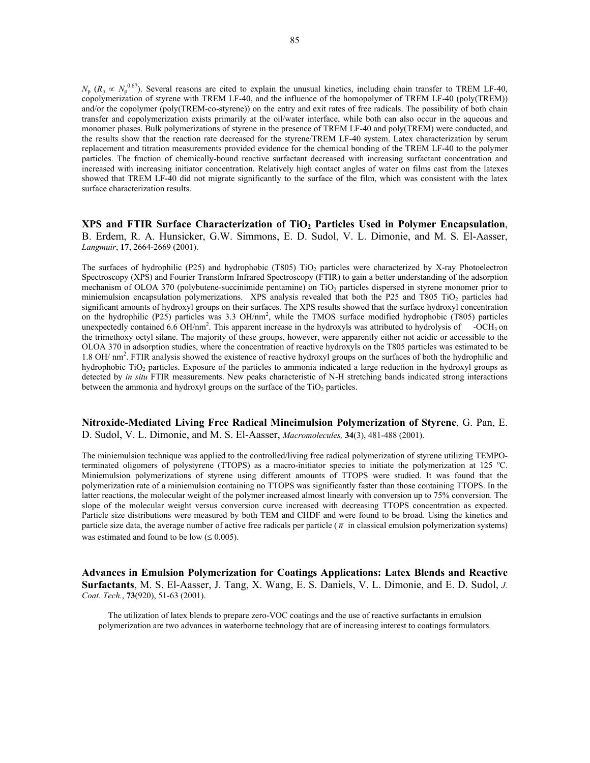$N_p$ ($R_p \propto N_p^{0.67}$). Several reasons are cited to explain the unusual kinetics, including chain transfer to TREM LF-40, copolymerization of styrene with TREM LF-40, and the influence of the homopolymer of TREM LF-40 (poly(TREM)) and/or the copolymer (poly(TREM-co-styrene)) on the entry and exit rates of free radicals. The possibility of both chain transfer and copolymerization exists primarily at the oil/water interface, while both can also occur in the aqueous and monomer phases. Bulk polymerizations of styrene in the presence of TREM LF-40 and poly(TREM) were conducted, and the results show that the reaction rate decreased for the styrene/TREM LF-40 system. Latex characterization by serum replacement and titration measurements provided evidence for the chemical bonding of the TREM LF-40 to the polymer particles. The fraction of chemically-bound reactive surfactant decreased with increasing surfactant concentration and increased with increasing initiator concentration. Relatively high contact angles of water on films cast from the latexes showed that TREM LF-40 did not migrate significantly to the surface of the film, which was consistent with the latex surface characterization results.

**XPS and FTIR Surface Characterization of $TiO_2$ Particles Used in Polymer Encapsulation**, B. Erdem, R. A. Hunsicker, G.W. Simmons, E. D. Sudol, V. L. Dimonie, and M. S. El-Aasser, *Langmuir*, **17**, 2664-2669 (2001).

The surfaces of hydrophilic (P25) and hydrophobic (T805) $TiO_2$ particles were characterized by X-ray Photoelectron Spectroscopy (XPS) and Fourier Transform Infrared Spectroscopy (FTIR) to gain a better understanding of the adsorption mechanism of OLOA 370 (polybutene-succinimide pentamine) on $TiO_2$ particles dispersed in styrene monomer prior to miniemulsion encapsulation polymerizations. XPS analysis revealed that both the P25 and T805 $TiO_2$ particles had significant amounts of hydroxyl groups on their surfaces. The XPS results showed that the surface hydroxyl concentration on the hydrophilic (P25) particles was 3.3 OH/nm$^2$, while the TMOS surface modified hydrophobic (T805) particles unexpectedly contained 6.6 OH/nm$^2$. This apparent increase in the hydroxyls was attributed to hydrolysis of -$OCH_3$ on the trimethoxy octyl silane. The majority of these groups, however, were apparently either not acidic or accessible to the OLOA 370 in adsorption studies, where the concentration of reactive hydroxyls on the T805 particles was estimated to be 1.8 OH/ nm$^2$. FTIR analysis showed the existence of reactive hydroxyl groups on the surfaces of both the hydrophilic and hydrophobic $TiO_2$ particles. Exposure of the particles to ammonia indicated a large reduction in the hydroxyl groups as detected by *in situ* FTIR measurements. New peaks characteristic of N-H stretching bands indicated strong interactions between the ammonia and hydroxyl groups on the surface of the $TiO_2$ particles.

**Nitroxide-Mediated Living Free Radical Mineimulsion Polymerization of Styrene**, G. Pan, E. D. Sudol, V. L. Dimonie, and M. S. El-Aasser, *Macromolecules,* **34**(3), 481-488 (2001).

The miniemulsion technique was applied to the controlled/living free radical polymerization of styrene utilizing TEMPO-terminated oligomers of polystyrene (TTOPS) as a macro-initiator species to initiate the polymerization at 125 °C. Miniemulsion polymerizations of styrene using different amounts of TTOPS were studied. It was found that the polymerization rate of a miniemulsion containing no TTOPS was significantly faster than those containing TTOPS. In the latter reactions, the molecular weight of the polymer increased almost linearly with conversion up to 75% conversion. The slope of the molecular weight versus conversion curve increased with decreasing TTOPS concentration as expected. Particle size distributions were measured by both TEM and CHDF and were found to be broad. Using the kinetics and particle size data, the average number of active free radicals per particle ($\bar{n}$ in classical emulsion polymerization systems) was estimated and found to be low ($\leq 0.005$).

**Advances in Emulsion Polymerization for Coatings Applications: Latex Blends and Reactive Surfactants**, M. S. El-Aasser, J. Tang, X. Wang, E. S. Daniels, V. L. Dimonie, and E. D. Sudol, *J. Coat. Tech.*, **73**(920), 51-63 (2001).

The utilization of latex blends to prepare zero-VOC coatings and the use of reactive surfactants in emulsion polymerization are two advances in waterborne technology that are of increasing interest to coatings formulators.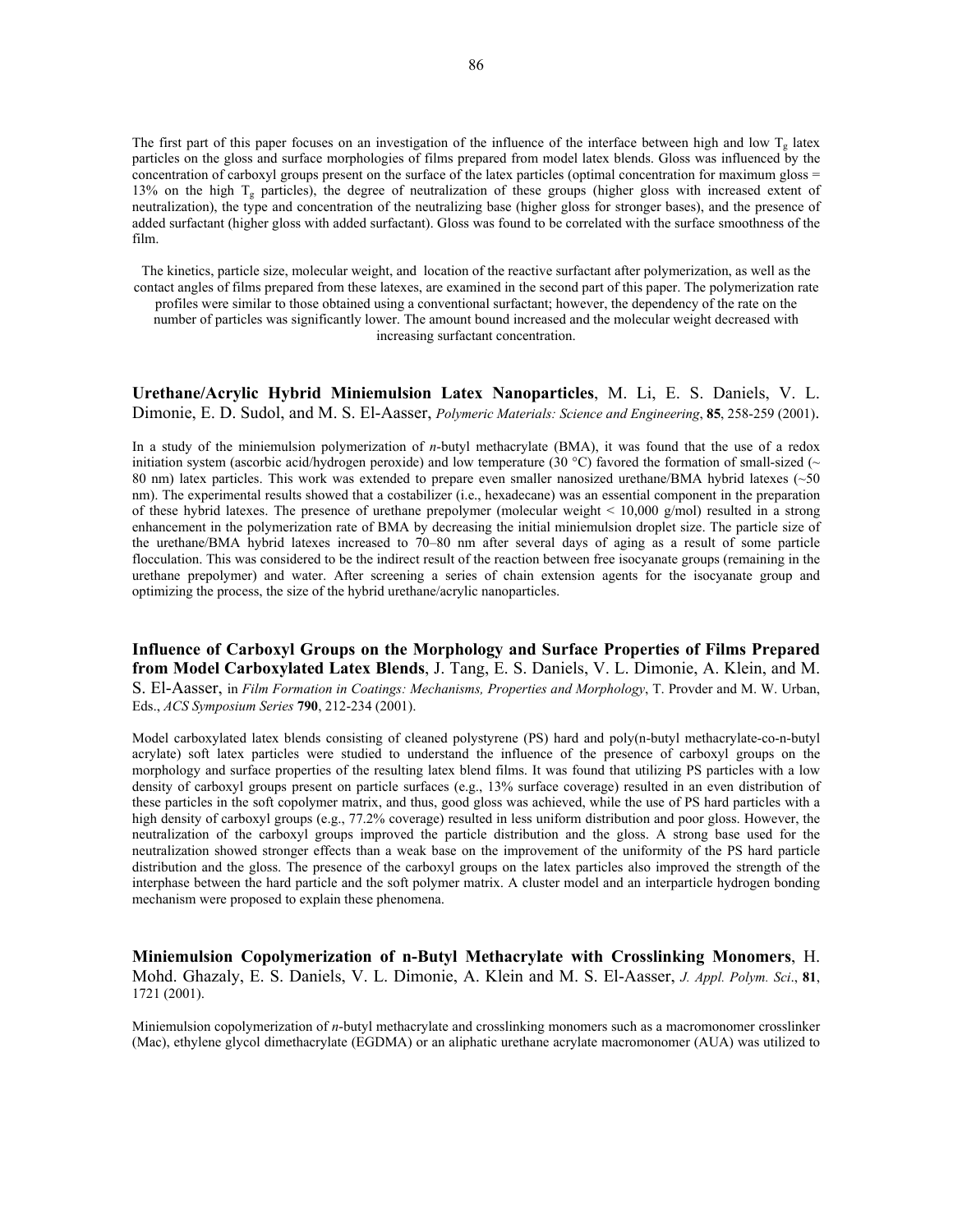The first part of this paper focuses on an investigation of the influence of the interface between high and low $T_g$ latex particles on the gloss and surface morphologies of films prepared from model latex blends. Gloss was influenced by the concentration of carboxyl groups present on the surface of the latex particles (optimal concentration for maximum gloss = 13% on the high $T_g$ particles), the degree of neutralization of these groups (higher gloss with increased extent of neutralization), the type and concentration of the neutralizing base (higher gloss for stronger bases), and the presence of added surfactant (higher gloss with added surfactant). Gloss was found to be correlated with the surface smoothness of the film.

The kinetics, particle size, molecular weight, and location of the reactive surfactant after polymerization, as well as the contact angles of films prepared from these latexes, are examined in the second part of this paper. The polymerization rate profiles were similar to those obtained using a conventional surfactant; however, the dependency of the rate on the number of particles was significantly lower. The amount bound increased and the molecular weight decreased with increasing surfactant concentration.

**Urethane/Acrylic Hybrid Miniemulsion Latex Nanoparticles**, M. Li, E. S. Daniels, V. L. Dimonie, E. D. Sudol, and M. S. El-Aasser, *Polymeric Materials: Science and Engineering*, **85**, 258-259 (2001).

In a study of the miniemulsion polymerization of *n*-butyl methacrylate (BMA), it was found that the use of a redox initiation system (ascorbic acid/hydrogen peroxide) and low temperature (30 °C) favored the formation of small-sized (~ 80 nm) latex particles. This work was extended to prepare even smaller nanosized urethane/BMA hybrid latexes (~50 nm). The experimental results showed that a costabilizer (i.e., hexadecane) was an essential component in the preparation of these hybrid latexes. The presence of urethane prepolymer (molecular weight < 10,000 g/mol) resulted in a strong enhancement in the polymerization rate of BMA by decreasing the initial miniemulsion droplet size. The particle size of the urethane/BMA hybrid latexes increased to 70–80 nm after several days of aging as a result of some particle flocculation. This was considered to be the indirect result of the reaction between free isocyanate groups (remaining in the urethane prepolymer) and water. After screening a series of chain extension agents for the isocyanate group and optimizing the process, the size of the hybrid urethane/acrylic nanoparticles.

**Influence of Carboxyl Groups on the Morphology and Surface Properties of Films Prepared from Model Carboxylated Latex Blends**, J. Tang, E. S. Daniels, V. L. Dimonie, A. Klein, and M. S. El-Aasser, in *Film Formation in Coatings: Mechanisms, Properties and Morphology*, T. Provder and M. W. Urban, Eds., *ACS Symposium Series* **790**, 212-234 (2001).

Model carboxylated latex blends consisting of cleaned polystyrene (PS) hard and poly(n-butyl methacrylate-co-n-butyl acrylate) soft latex particles were studied to understand the influence of the presence of carboxyl groups on the morphology and surface properties of the resulting latex blend films. It was found that utilizing PS particles with a low density of carboxyl groups present on particle surfaces (e.g., 13% surface coverage) resulted in an even distribution of these particles in the soft copolymer matrix, and thus, good gloss was achieved, while the use of PS hard particles with a high density of carboxyl groups (e.g., 77.2% coverage) resulted in less uniform distribution and poor gloss. However, the neutralization of the carboxyl groups improved the particle distribution and the gloss. A strong base used for the neutralization showed stronger effects than a weak base on the improvement of the uniformity of the PS hard particle distribution and the gloss. The presence of the carboxyl groups on the latex particles also improved the strength of the interphase between the hard particle and the soft polymer matrix. A cluster model and an interparticle hydrogen bonding mechanism were proposed to explain these phenomena.

**Miniemulsion Copolymerization of n-Butyl Methacrylate with Crosslinking Monomers**, H. Mohd. Ghazaly, E. S. Daniels, V. L. Dimonie, A. Klein and M. S. El-Aasser, *J. Appl. Polym. Sci*., **81**, 1721 (2001).

Miniemulsion copolymerization of *n*-butyl methacrylate and crosslinking monomers such as a macromonomer crosslinker (Mac), ethylene glycol dimethacrylate (EGDMA) or an aliphatic urethane acrylate macromonomer (AUA) was utilized to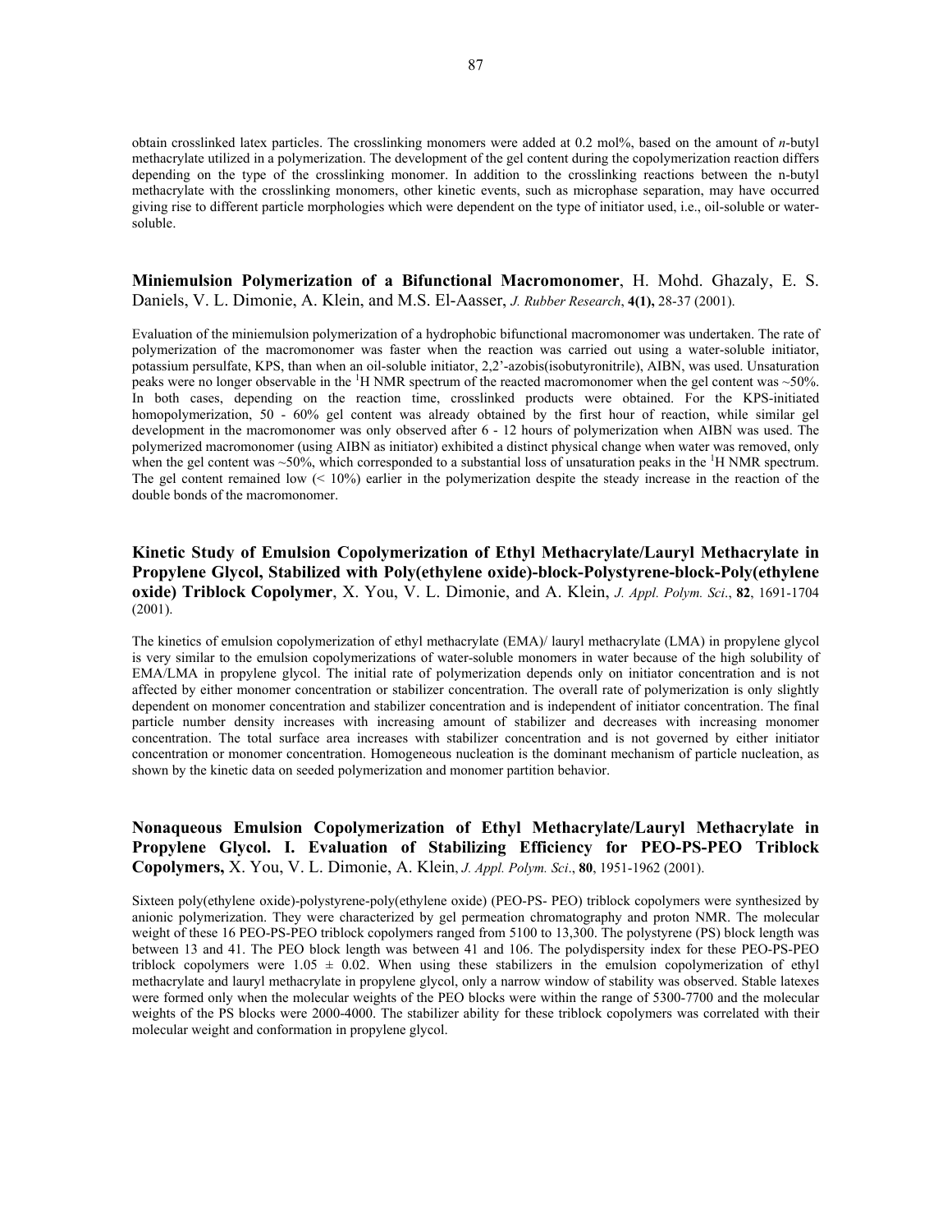obtain crosslinked latex particles. The crosslinking monomers were added at 0.2 mol%, based on the amount of *n*-butyl methacrylate utilized in a polymerization. The development of the gel content during the copolymerization reaction differs depending on the type of the crosslinking monomer. In addition to the crosslinking reactions between the n-butyl methacrylate with the crosslinking monomers, other kinetic events, such as microphase separation, may have occurred giving rise to different particle morphologies which were dependent on the type of initiator used, i.e., oil-soluble or water-soluble.

**Miniemulsion Polymerization of a Bifunctional Macromonomer**, H. Mohd. Ghazaly, E. S. Daniels, V. L. Dimonie, A. Klein, and M.S. El-Aasser, *J. Rubber Research*, **4(1),** 28-37 (2001).

Evaluation of the miniemulsion polymerization of a hydrophobic bifunctional macromonomer was undertaken. The rate of polymerization of the macromonomer was faster when the reaction was carried out using a water-soluble initiator, potassium persulfate, KPS, than when an oil-soluble initiator, 2,2'-azobis(isobutyronitrile), AIBN, was used. Unsaturation peaks were no longer observable in the $^1$H NMR spectrum of the reacted macromonomer when the gel content was ~50%. In both cases, depending on the reaction time, crosslinked products were obtained. For the KPS-initiated homopolymerization, 50 - 60% gel content was already obtained by the first hour of reaction, while similar gel development in the macromonomer was only observed after 6 - 12 hours of polymerization when AIBN was used. The polymerized macromonomer (using AIBN as initiator) exhibited a distinct physical change when water was removed, only when the gel content was ~50%, which corresponded to a substantial loss of unsaturation peaks in the $^1$H NMR spectrum. The gel content remained low (< 10%) earlier in the polymerization despite the steady increase in the reaction of the double bonds of the macromonomer.

**Kinetic Study of Emulsion Copolymerization of Ethyl Methacrylate/Lauryl Methacrylate in Propylene Glycol, Stabilized with Poly(ethylene oxide)-block-Polystyrene-block-Poly(ethylene oxide) Triblock Copolymer**, X. You, V. L. Dimonie, and A. Klein, *J. Appl. Polym. Sci*., **82**, 1691-1704 (2001).

The kinetics of emulsion copolymerization of ethyl methacrylate (EMA)/ lauryl methacrylate (LMA) in propylene glycol is very similar to the emulsion copolymerizations of water-soluble monomers in water because of the high solubility of EMA/LMA in propylene glycol. The initial rate of polymerization depends only on initiator concentration and is not affected by either monomer concentration or stabilizer concentration. The overall rate of polymerization is only slightly dependent on monomer concentration and stabilizer concentration and is independent of initiator concentration. The final particle number density increases with increasing amount of stabilizer and decreases with increasing monomer concentration. The total surface area increases with stabilizer concentration and is not governed by either initiator concentration or monomer concentration. Homogeneous nucleation is the dominant mechanism of particle nucleation, as shown by the kinetic data on seeded polymerization and monomer partition behavior.

**Nonaqueous Emulsion Copolymerization of Ethyl Methacrylate/Lauryl Methacrylate in Propylene Glycol. I. Evaluation of Stabilizing Efficiency for PEO-PS-PEO Triblock Copolymers,** X. You, V. L. Dimonie, A. Klein, *J. Appl. Polym. Sci*., **80**, 1951-1962 (2001).

Sixteen poly(ethylene oxide)-polystyrene-poly(ethylene oxide) (PEO-PS- PEO) triblock copolymers were synthesized by anionic polymerization. They were characterized by gel permeation chromatography and proton NMR. The molecular weight of these 16 PEO-PS-PEO triblock copolymers ranged from 5100 to 13,300. The polystyrene (PS) block length was between 13 and 41. The PEO block length was between 41 and 106. The polydispersity index for these PEO-PS-PEO triblock copolymers were $1.05 \pm 0.02$. When using these stabilizers in the emulsion copolymerization of ethyl methacrylate and lauryl methacrylate in propylene glycol, only a narrow window of stability was observed. Stable latexes were formed only when the molecular weights of the PEO blocks were within the range of 5300-7700 and the molecular weights of the PS blocks were 2000-4000. The stabilizer ability for these triblock copolymers was correlated with their molecular weight and conformation in propylene glycol.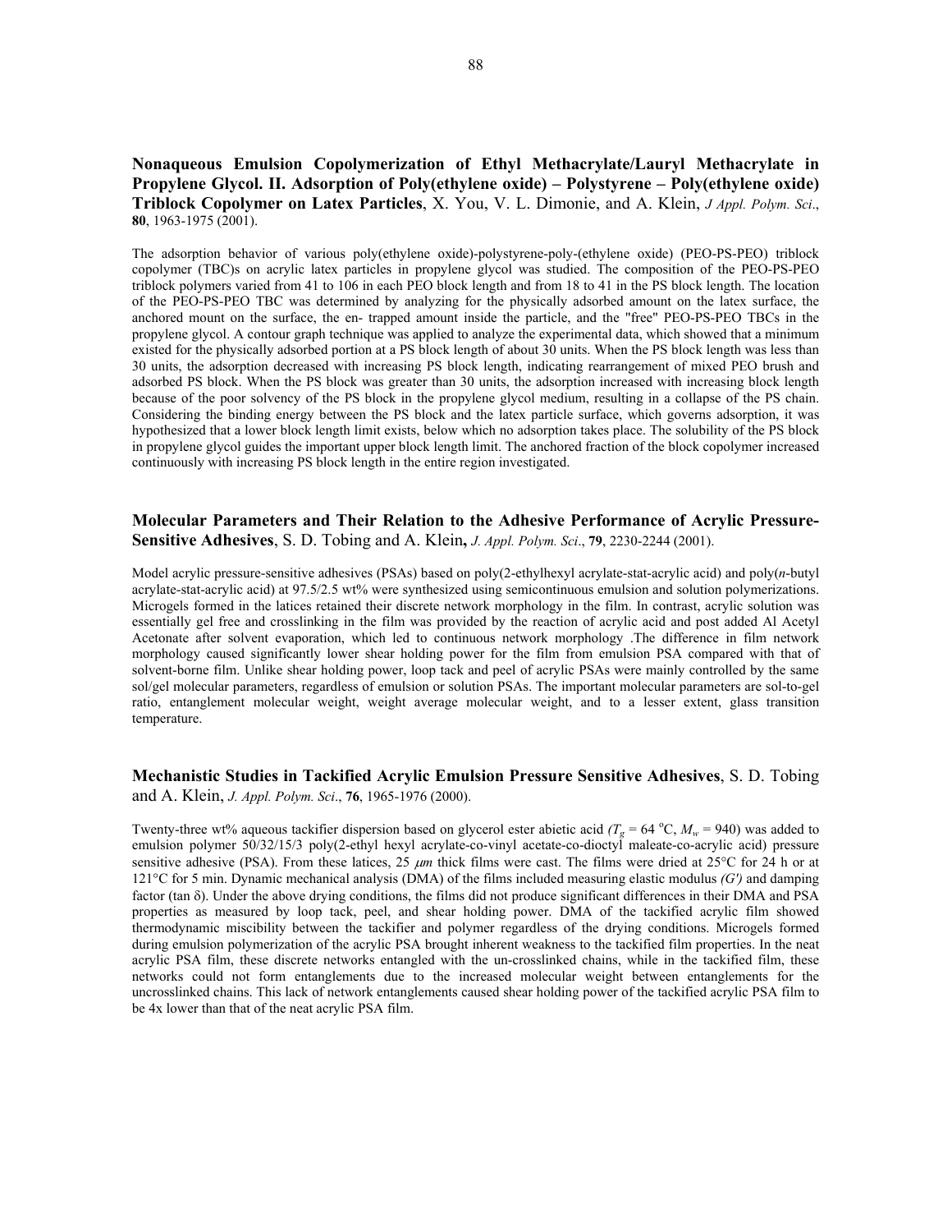**Nonaqueous Emulsion Copolymerization of Ethyl Methacrylate/Lauryl Methacrylate in Propylene Glycol. II. Adsorption of Poly(ethylene oxide) – Polystyrene – Poly(ethylene oxide) Triblock Copolymer on Latex Particles**, X. You, V. L. Dimonie, and A. Klein, *J Appl. Polym. Sci*., **80**, 1963-1975 (2001).

The adsorption behavior of various poly(ethylene oxide)-polystyrene-poly-(ethylene oxide) (PEO-PS-PEO) triblock copolymer (TBC)s on acrylic latex particles in propylene glycol was studied. The composition of the PEO-PS-PEO triblock polymers varied from 41 to 106 in each PEO block length and from 18 to 41 in the PS block length. The location of the PEO-PS-PEO TBC was determined by analyzing for the physically adsorbed amount on the latex surface, the anchored mount on the surface, the en- trapped amount inside the particle, and the "free" PEO-PS-PEO TBCs in the propylene glycol. A contour graph technique was applied to analyze the experimental data, which showed that a minimum existed for the physically adsorbed portion at a PS block length of about 30 units. When the PS block length was less than 30 units, the adsorption decreased with increasing PS block length, indicating rearrangement of mixed PEO brush and adsorbed PS block. When the PS block was greater than 30 units, the adsorption increased with increasing block length because of the poor solvency of the PS block in the propylene glycol medium, resulting in a collapse of the PS chain. Considering the binding energy between the PS block and the latex particle surface, which governs adsorption, it was hypothesized that a lower block length limit exists, below which no adsorption takes place. The solubility of the PS block in propylene glycol guides the important upper block length limit. The anchored fraction of the block copolymer increased continuously with increasing PS block length in the entire region investigated.

**Molecular Parameters and Their Relation to the Adhesive Performance of Acrylic Pressure-Sensitive Adhesives**, S. D. Tobing and A. Klein**,** *J. Appl. Polym. Sci*., **79**, 2230-2244 (2001).

Model acrylic pressure-sensitive adhesives (PSAs) based on poly(2-ethylhexyl acrylate-stat-acrylic acid) and poly(*n*-butyl acrylate-stat-acrylic acid) at 97.5/2.5 wt% were synthesized using semicontinuous emulsion and solution polymerizations. Microgels formed in the latices retained their discrete network morphology in the film. In contrast, acrylic solution was essentially gel free and crosslinking in the film was provided by the reaction of acrylic acid and post added Al Acetyl Acetonate after solvent evaporation, which led to continuous network morphology .The difference in film network morphology caused significantly lower shear holding power for the film from emulsion PSA compared with that of solvent-borne film. Unlike shear holding power, loop tack and peel of acrylic PSAs were mainly controlled by the same sol/gel molecular parameters, regardless of emulsion or solution PSAs. The important molecular parameters are sol-to-gel ratio, entanglement molecular weight, weight average molecular weight, and to a lesser extent, glass transition temperature.

**Mechanistic Studies in Tackified Acrylic Emulsion Pressure Sensitive Adhesives**, S. D. Tobing and A. Klein, *J. Appl. Polym. Sci*., **76**, 1965-1976 (2000).

Twenty-three wt% aqueous tackifier dispersion based on glycerol ester abietic acid *($T_g$ = 64 °C, $M_w$ = 940)* was added to emulsion polymer 50/32/15/3 poly(2-ethyl hexyl acrylate-co-vinyl acetate-co-dioctyl maleate-co-acrylic acid) pressure sensitive adhesive (PSA). From these latices, 25 $\mu m$ thick films were cast. The films were dried at 25°C for 24 h or at 121°C for 5 min. Dynamic mechanical analysis (DMA) of the films included measuring elastic modulus *(G')* and damping factor (tan δ). Under the above drying conditions, the films did not produce significant differences in their DMA and PSA properties as measured by loop tack, peel, and shear holding power. DMA of the tackified acrylic film showed thermodynamic miscibility between the tackifier and polymer regardless of the drying conditions. Microgels formed during emulsion polymerization of the acrylic PSA brought inherent weakness to the tackified film properties. In the neat acrylic PSA film, these discrete networks entangled with the un-crosslinked chains, while in the tackified film, these networks could not form entanglements due to the increased molecular weight between entanglements for the uncrosslinked chains. This lack of network entanglements caused shear holding power of the tackified acrylic PSA film to be 4x lower than that of the neat acrylic PSA film.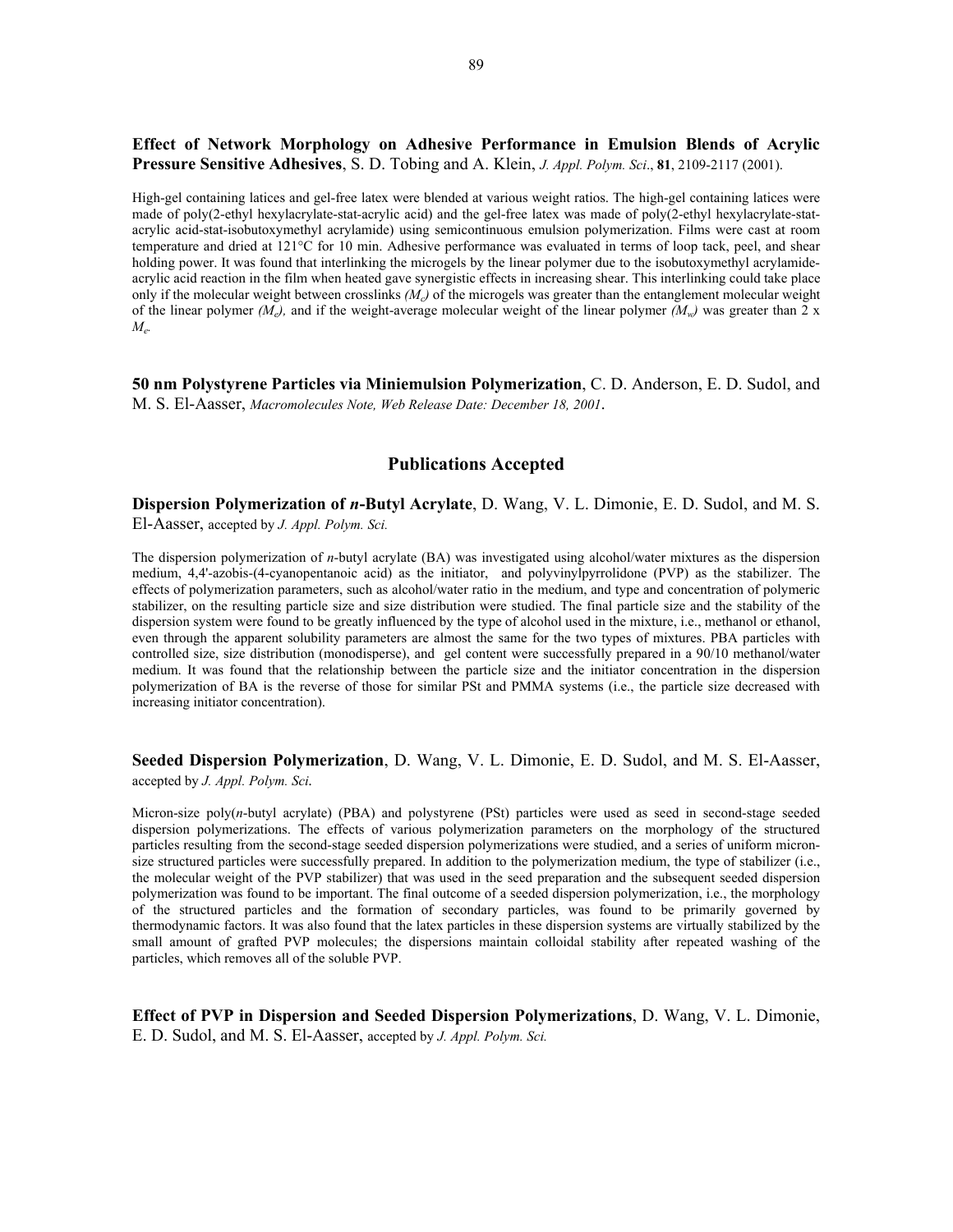**Effect of Network Morphology on Adhesive Performance in Emulsion Blends of Acrylic Pressure Sensitive Adhesives**, S. D. Tobing and A. Klein, *J. Appl. Polym. Sci*., **81**, 2109-2117 (2001).

High-gel containing latices and gel-free latex were blended at various weight ratios. The high-gel containing latices were made of poly(2-ethyl hexylacrylate-stat-acrylic acid) and the gel-free latex was made of poly(2-ethyl hexylacrylate-stat-acrylic acid-stat-isobutoxymethyl acrylamide) using semicontinuous emulsion polymerization. Films were cast at room temperature and dried at 121°C for 10 min. Adhesive performance was evaluated in terms of loop tack, peel, and shear holding power. It was found that interlinking the microgels by the linear polymer due to the isobutoxymethyl acrylamide-acrylic acid reaction in the film when heated gave synergistic effects in increasing shear. This interlinking could take place only if the molecular weight between crosslinks *($M_c$)* of the microgels was greater than the entanglement molecular weight of the linear polymer *($M_e$)*, and if the weight-average molecular weight of the linear polymer *($M_w$)* was greater than 2 x $M_e$.

**50 nm Polystyrene Particles via Miniemulsion Polymerization**, C. D. Anderson, E. D. Sudol, and M. S. El-Aasser, *Macromolecules Note, Web Release Date: December 18, 2001*.

## Publications Accepted

**Dispersion Polymerization of *n*-Butyl Acrylate**, D. Wang, V. L. Dimonie, E. D. Sudol, and M. S. El-Aasser, accepted by *J. Appl. Polym. Sci.*

The dispersion polymerization of *n*-butyl acrylate (BA) was investigated using alcohol/water mixtures as the dispersion medium, 4,4'-azobis-(4-cyanopentanoic acid) as the initiator, and polyvinylpyrrolidone (PVP) as the stabilizer. The effects of polymerization parameters, such as alcohol/water ratio in the medium, and type and concentration of polymeric stabilizer, on the resulting particle size and size distribution were studied. The final particle size and the stability of the dispersion system were found to be greatly influenced by the type of alcohol used in the mixture, i.e., methanol or ethanol, even through the apparent solubility parameters are almost the same for the two types of mixtures. PBA particles with controlled size, size distribution (monodisperse), and gel content were successfully prepared in a 90/10 methanol/water medium. It was found that the relationship between the particle size and the initiator concentration in the dispersion polymerization of BA is the reverse of those for similar PSt and PMMA systems (i.e., the particle size decreased with increasing initiator concentration).

**Seeded Dispersion Polymerization**, D. Wang, V. L. Dimonie, E. D. Sudol, and M. S. El-Aasser, accepted by *J. Appl. Polym. Sci*.

Micron-size poly(*n*-butyl acrylate) (PBA) and polystyrene (PSt) particles were used as seed in second-stage seeded dispersion polymerizations. The effects of various polymerization parameters on the morphology of the structured particles resulting from the second-stage seeded dispersion polymerizations were studied, and a series of uniform micron-size structured particles were successfully prepared. In addition to the polymerization medium, the type of stabilizer (i.e., the molecular weight of the PVP stabilizer) that was used in the seed preparation and the subsequent seeded dispersion polymerization was found to be important. The final outcome of a seeded dispersion polymerization, i.e., the morphology of the structured particles and the formation of secondary particles, was found to be primarily governed by thermodynamic factors. It was also found that the latex particles in these dispersion systems are virtually stabilized by the small amount of grafted PVP molecules; the dispersions maintain colloidal stability after repeated washing of the particles, which removes all of the soluble PVP.

**Effect of PVP in Dispersion and Seeded Dispersion Polymerizations**, D. Wang, V. L. Dimonie, E. D. Sudol, and M. S. El-Aasser, accepted by *J. Appl. Polym. Sci.*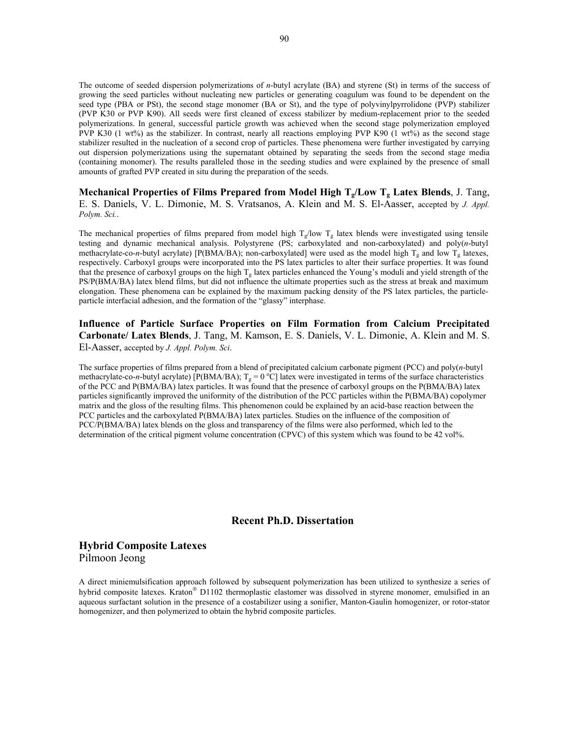The outcome of seeded dispersion polymerizations of *n*-butyl acrylate (BA) and styrene (St) in terms of the success of growing the seed particles without nucleating new particles or generating coagulum was found to be dependent on the seed type (PBA or PSt), the second stage monomer (BA or St), and the type of polyvinylpyrrolidone (PVP) stabilizer (PVP K30 or PVP K90). All seeds were first cleaned of excess stabilizer by medium-replacement prior to the seeded polymerizations. In general, successful particle growth was achieved when the second stage polymerization employed PVP K30 (1 wt%) as the stabilizer. In contrast, nearly all reactions employing PVP K90 (1 wt%) as the second stage stabilizer resulted in the nucleation of a second crop of particles. These phenomena were further investigated by carrying out dispersion polymerizations using the supernatant obtained by separating the seeds from the second stage media (containing monomer). The results paralleled those in the seeding studies and were explained by the presence of small amounts of grafted PVP created in situ during the preparation of the seeds.

**Mechanical Properties of Films Prepared from Model High $T_g$/Low $T_g$ Latex Blends**, J. Tang, E. S. Daniels, V. L. Dimonie, M. S. Vratsanos, A. Klein and M. S. El-Aasser, accepted by *J. Appl. Polym. Sci.*.

The mechanical properties of films prepared from model high $T_g$/low $T_g$ latex blends were investigated using tensile testing and dynamic mechanical analysis. Polystyrene (PS; carboxylated and non-carboxylated) and poly(*n*-butyl methacrylate-co-*n*-butyl acrylate) [P(BMA/BA); non-carboxylated] were used as the model high $T_g$ and low $T_g$ latexes, respectively. Carboxyl groups were incorporated into the PS latex particles to alter their surface properties. It was found that the presence of carboxyl groups on the high $T_g$ latex particles enhanced the Young's moduli and yield strength of the PS/P(BMA/BA) latex blend films, but did not influence the ultimate properties such as the stress at break and maximum elongation. These phenomena can be explained by the maximum packing density of the PS latex particles, the particle-particle interfacial adhesion, and the formation of the "glassy" interphase.

**Influence of Particle Surface Properties on Film Formation from Calcium Precipitated Carbonate/ Latex Blends**, J. Tang, M. Kamson, E. S. Daniels, V. L. Dimonie, A. Klein and M. S. El-Aasser, accepted by *J. Appl. Polym. Sci*.

The surface properties of films prepared from a blend of precipitated calcium carbonate pigment (PCC) and poly(*n*-butyl methacrylate-co-*n*-butyl acrylate) [P(BMA/BA); $T_g = 0$ ºC] latex were investigated in terms of the surface characteristics of the PCC and P(BMA/BA) latex particles. It was found that the presence of carboxyl groups on the P(BMA/BA) latex particles significantly improved the uniformity of the distribution of the PCC particles within the P(BMA/BA) copolymer matrix and the gloss of the resulting films. This phenomenon could be explained by an acid-base reaction between the PCC particles and the carboxylated P(BMA/BA) latex particles. Studies on the influence of the composition of PCC/P(BMA/BA) latex blends on the gloss and transparency of the films were also performed, which led to the determination of the critical pigment volume concentration (CPVC) of this system which was found to be 42 vol%.

## Recent Ph.D. Dissertation

### Hybrid Composite Latexes
Pilmoon Jeong

A direct miniemulsification approach followed by subsequent polymerization has been utilized to synthesize a series of hybrid composite latexes. Kraton® D1102 thermoplastic elastomer was dissolved in styrene monomer, emulsified in an aqueous surfactant solution in the presence of a costabilizer using a sonifier, Manton-Gaulin homogenizer, or rotor-stator homogenizer, and then polymerized to obtain the hybrid composite particles.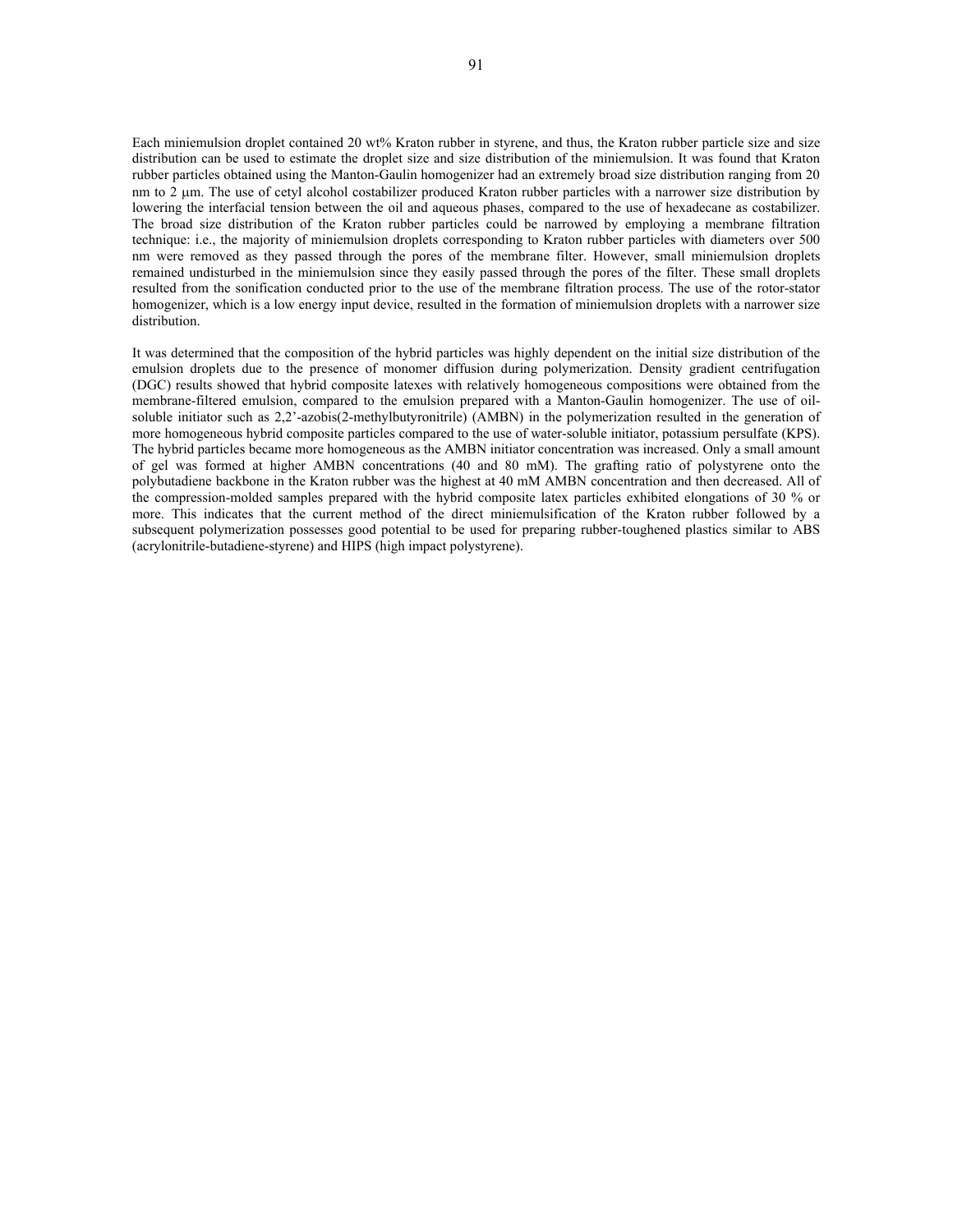Each miniemulsion droplet contained 20 wt% Kraton rubber in styrene, and thus, the Kraton rubber particle size and size distribution can be used to estimate the droplet size and size distribution of the miniemulsion. It was found that Kraton rubber particles obtained using the Manton-Gaulin homogenizer had an extremely broad size distribution ranging from 20 nm to 2 μm. The use of cetyl alcohol costabilizer produced Kraton rubber particles with a narrower size distribution by lowering the interfacial tension between the oil and aqueous phases, compared to the use of hexadecane as costabilizer. The broad size distribution of the Kraton rubber particles could be narrowed by employing a membrane filtration technique: i.e., the majority of miniemulsion droplets corresponding to Kraton rubber particles with diameters over 500 nm were removed as they passed through the pores of the membrane filter. However, small miniemulsion droplets remained undisturbed in the miniemulsion since they easily passed through the pores of the filter. These small droplets resulted from the sonification conducted prior to the use of the membrane filtration process. The use of the rotor-stator homogenizer, which is a low energy input device, resulted in the formation of miniemulsion droplets with a narrower size distribution.

It was determined that the composition of the hybrid particles was highly dependent on the initial size distribution of the emulsion droplets due to the presence of monomer diffusion during polymerization. Density gradient centrifugation (DGC) results showed that hybrid composite latexes with relatively homogeneous compositions were obtained from the membrane-filtered emulsion, compared to the emulsion prepared with a Manton-Gaulin homogenizer. The use of oil-soluble initiator such as 2,2'-azobis(2-methylbutyronitrile) (AMBN) in the polymerization resulted in the generation of more homogeneous hybrid composite particles compared to the use of water-soluble initiator, potassium persulfate (KPS). The hybrid particles became more homogeneous as the AMBN initiator concentration was increased. Only a small amount of gel was formed at higher AMBN concentrations (40 and 80 mM). The grafting ratio of polystyrene onto the polybutadiene backbone in the Kraton rubber was the highest at 40 mM AMBN concentration and then decreased. All of the compression-molded samples prepared with the hybrid composite latex particles exhibited elongations of 30 % or more. This indicates that the current method of the direct miniemulsification of the Kraton rubber followed by a subsequent polymerization possesses good potential to be used for preparing rubber-toughened plastics similar to ABS (acrylonitrile-butadiene-styrene) and HIPS (high impact polystyrene).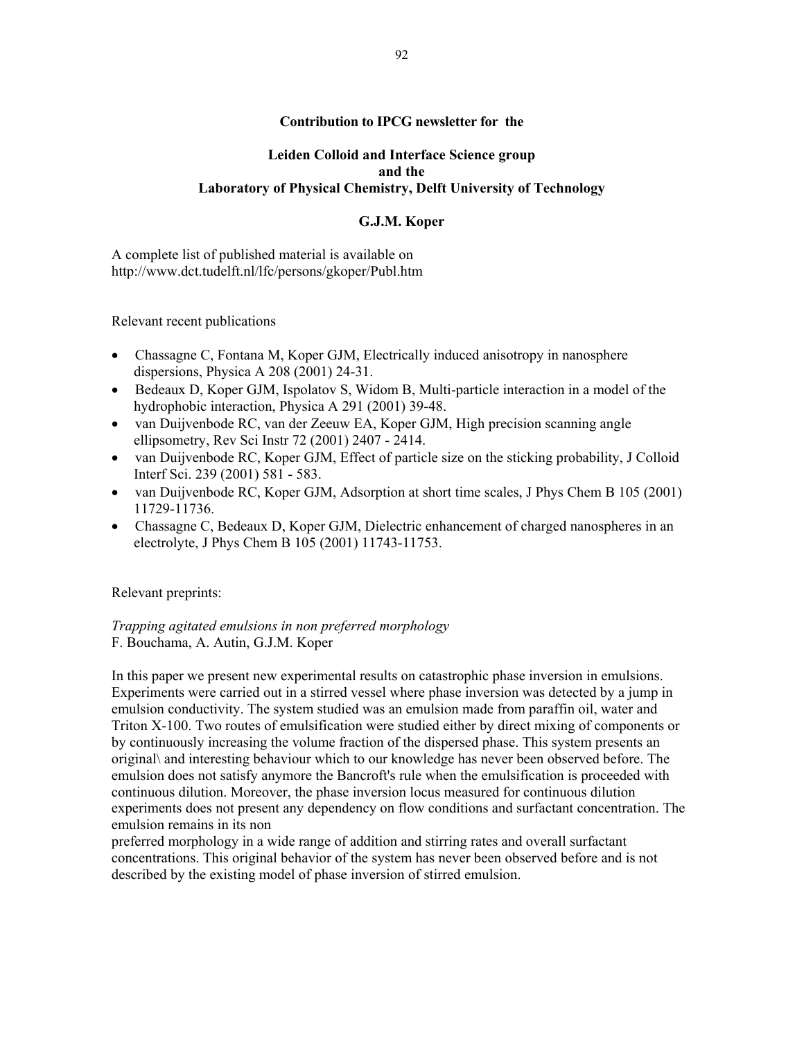**Contribution to IPCG newsletter for the**

**Leiden Colloid and Interface Science group**
**and the**
**Laboratory of Physical Chemistry, Delft University of Technology**

**G.J.M. Koper**

A complete list of published material is available on
http://www.dct.tudelft.nl/lfc/persons/gkoper/Publ.htm

Relevant recent publications

- Chassagne C, Fontana M, Koper GJM, Electrically induced anisotropy in nanosphere dispersions, Physica A 208 (2001) 24-31.
- Bedeaux D, Koper GJM, Ispolatov S, Widom B, Multi-particle interaction in a model of the hydrophobic interaction, Physica A 291 (2001) 39-48.
- van Duijvenbode RC, van der Zeeuw EA, Koper GJM, High precision scanning angle ellipsometry, Rev Sci Instr 72 (2001) 2407 - 2414.
- van Duijvenbode RC, Koper GJM, Effect of particle size on the sticking probability, J Colloid Interf Sci. 239 (2001) 581 - 583.
- van Duijvenbode RC, Koper GJM, Adsorption at short time scales, J Phys Chem B 105 (2001) 11729-11736.
- Chassagne C, Bedeaux D, Koper GJM, Dielectric enhancement of charged nanospheres in an electrolyte, J Phys Chem B 105 (2001) 11743-11753.

Relevant preprints:

*Trapping agitated emulsions in non preferred morphology*
F. Bouchama, A. Autin, G.J.M. Koper

In this paper we present new experimental results on catastrophic phase inversion in emulsions. Experiments were carried out in a stirred vessel where phase inversion was detected by a jump in emulsion conductivity. The system studied was an emulsion made from paraffin oil, water and Triton X-100. Two routes of emulsification were studied either by direct mixing of components or by continuously increasing the volume fraction of the dispersed phase. This system presents an original\ and interesting behaviour which to our knowledge has never been observed before. The emulsion does not satisfy anymore the Bancroft's rule when the emulsification is proceeded with continuous dilution. Moreover, the phase inversion locus measured for continuous dilution experiments does not present any dependency on flow conditions and surfactant concentration. The emulsion remains in its non
preferred morphology in a wide range of addition and stirring rates and overall surfactant concentrations. This original behavior of the system has never been observed before and is not described by the existing model of phase inversion of stirred emulsion.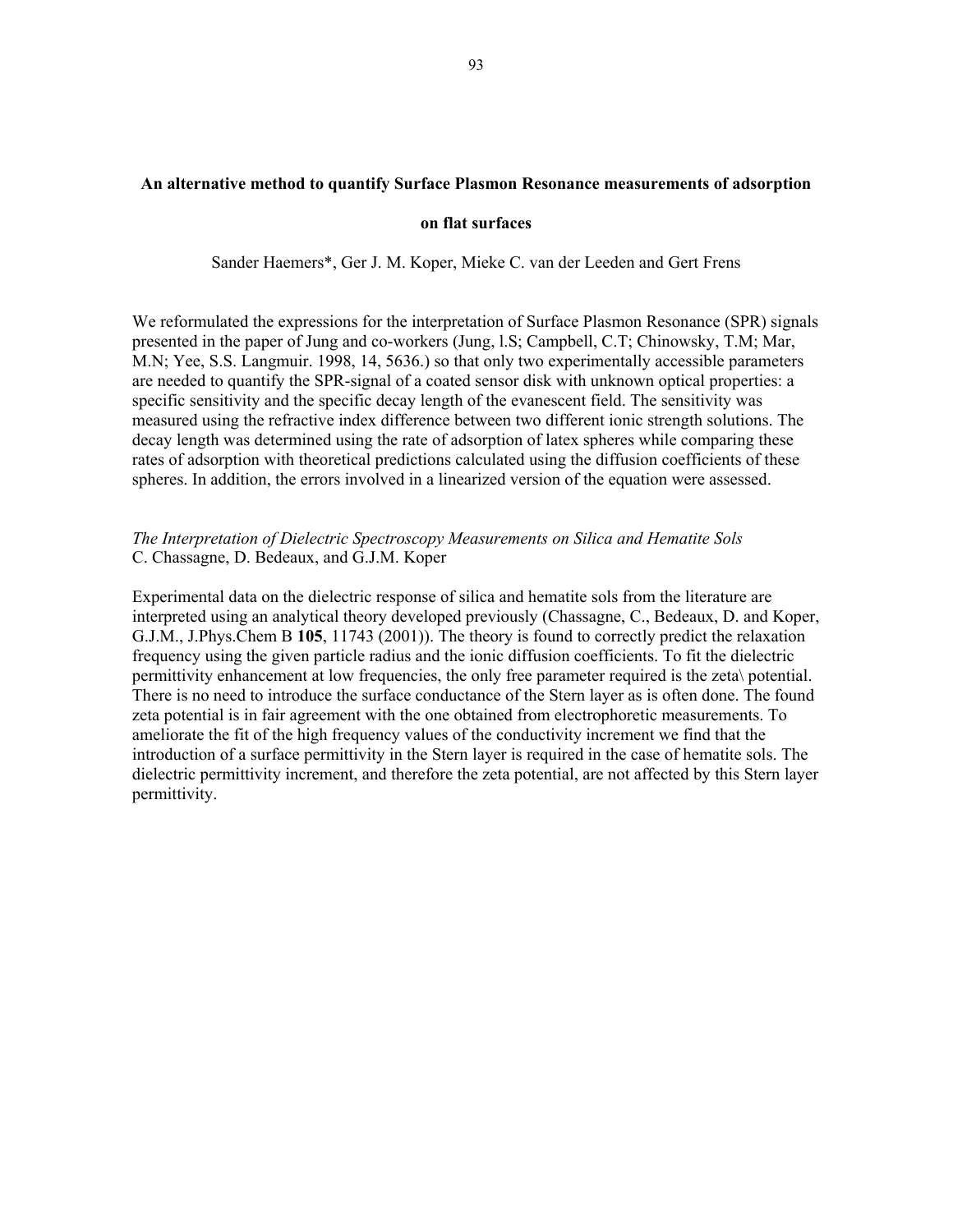**An alternative method to quantify Surface Plasmon Resonance measurements of adsorption on flat surfaces**

Sander Haemers*, Ger J. M. Koper, Mieke C. van der Leeden and Gert Frens

We reformulated the expressions for the interpretation of Surface Plasmon Resonance (SPR) signals presented in the paper of Jung and co-workers (Jung, l.S; Campbell, C.T; Chinowsky, T.M; Mar, M.N; Yee, S.S. Langmuir. 1998, 14, 5636.) so that only two experimentally accessible parameters are needed to quantify the SPR-signal of a coated sensor disk with unknown optical properties: a specific sensitivity and the specific decay length of the evanescent field. The sensitivity was measured using the refractive index difference between two different ionic strength solutions. The decay length was determined using the rate of adsorption of latex spheres while comparing these rates of adsorption with theoretical predictions calculated using the diffusion coefficients of these spheres. In addition, the errors involved in a linearized version of the equation were assessed.

*The Interpretation of Dielectric Spectroscopy Measurements on Silica and Hematite Sols*
C. Chassagne, D. Bedeaux, and G.J.M. Koper

Experimental data on the dielectric response of silica and hematite sols from the literature are interpreted using an analytical theory developed previously (Chassagne, C., Bedeaux, D. and Koper, G.J.M., J.Phys.Chem B **105**, 11743 (2001)). The theory is found to correctly predict the relaxation frequency using the given particle radius and the ionic diffusion coefficients. To fit the dielectric permittivity enhancement at low frequencies, the only free parameter required is the zeta\ potential. There is no need to introduce the surface conductance of the Stern layer as is often done. The found zeta potential is in fair agreement with the one obtained from electrophoretic measurements. To ameliorate the fit of the high frequency values of the conductivity increment we find that the introduction of a surface permittivity in the Stern layer is required in the case of hematite sols. The dielectric permittivity increment, and therefore the zeta potential, are not affected by this Stern layer permittivity.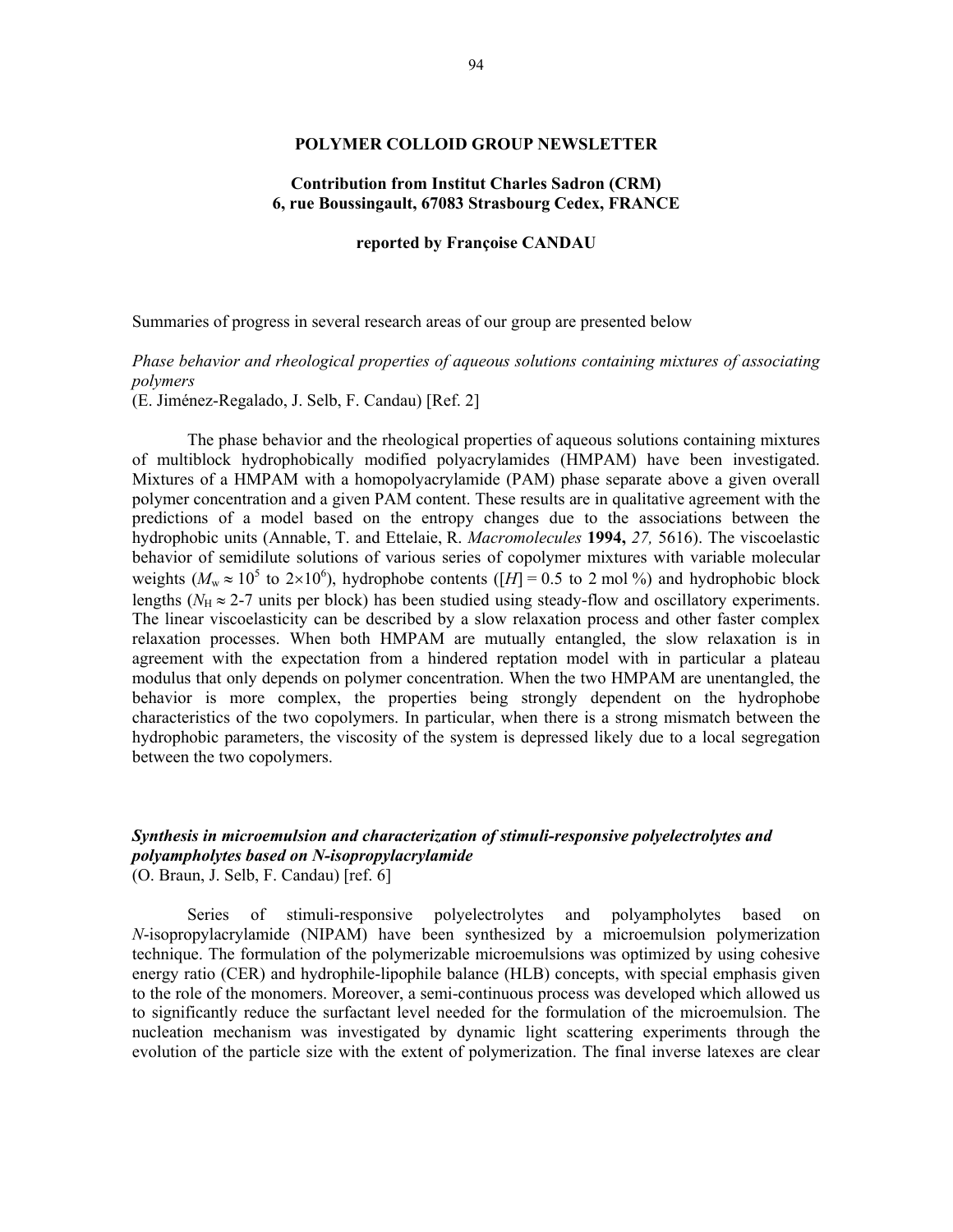**POLYMER COLLOID GROUP NEWSLETTER**

**Contribution from Institut Charles Sadron (CRM)**
**6, rue Boussingault, 67083 Strasbourg Cedex, FRANCE**

**reported by Françoise CANDAU**

Summaries of progress in several research areas of our group are presented below

*Phase behavior and rheological properties of aqueous solutions containing mixtures of associating polymers*
(E. Jiménez-Regalado, J. Selb, F. Candau) [Ref. 2]

The phase behavior and the rheological properties of aqueous solutions containing mixtures of multiblock hydrophobically modified polyacrylamides (HMPAM) have been investigated. Mixtures of a HMPAM with a homopolyacrylamide (PAM) phase separate above a given overall polymer concentration and a given PAM content. These results are in qualitative agreement with the predictions of a model based on the entropy changes due to the associations between the hydrophobic units (Annable, T. and Ettelaie, R. *Macromolecules* **1994,** *27,* 5616). The viscoelastic behavior of semidilute solutions of various series of copolymer mixtures with variable molecular weights ($M_w \approx 10^5$ to $2{\times}10^6$), hydrophobe contents ($[H] = 0.5$ to 2 mol %) and hydrophobic block lengths ($N_H \approx 2$-7 units per block) has been studied using steady-flow and oscillatory experiments. The linear viscoelasticity can be described by a slow relaxation process and other faster complex relaxation processes. When both HMPAM are mutually entangled, the slow relaxation is in agreement with the expectation from a hindered reptation model with in particular a plateau modulus that only depends on polymer concentration. When the two HMPAM are unentangled, the behavior is more complex, the properties being strongly dependent on the hydrophobe characteristics of the two copolymers. In particular, when there is a strong mismatch between the hydrophobic parameters, the viscosity of the system is depressed likely due to a local segregation between the two copolymers.

***Synthesis in microemulsion and characterization of stimuli-responsive polyelectrolytes and polyampholytes based on N-isopropylacrylamide***
(O. Braun, J. Selb, F. Candau) [ref. 6]

Series of stimuli-responsive polyelectrolytes and polyampholytes based on *N*-isopropylacrylamide (NIPAM) have been synthesized by a microemulsion polymerization technique. The formulation of the polymerizable microemulsions was optimized by using cohesive energy ratio (CER) and hydrophile-lipophile balance (HLB) concepts, with special emphasis given to the role of the monomers. Moreover, a semi-continuous process was developed which allowed us to significantly reduce the surfactant level needed for the formulation of the microemulsion. The nucleation mechanism was investigated by dynamic light scattering experiments through the evolution of the particle size with the extent of polymerization. The final inverse latexes are clear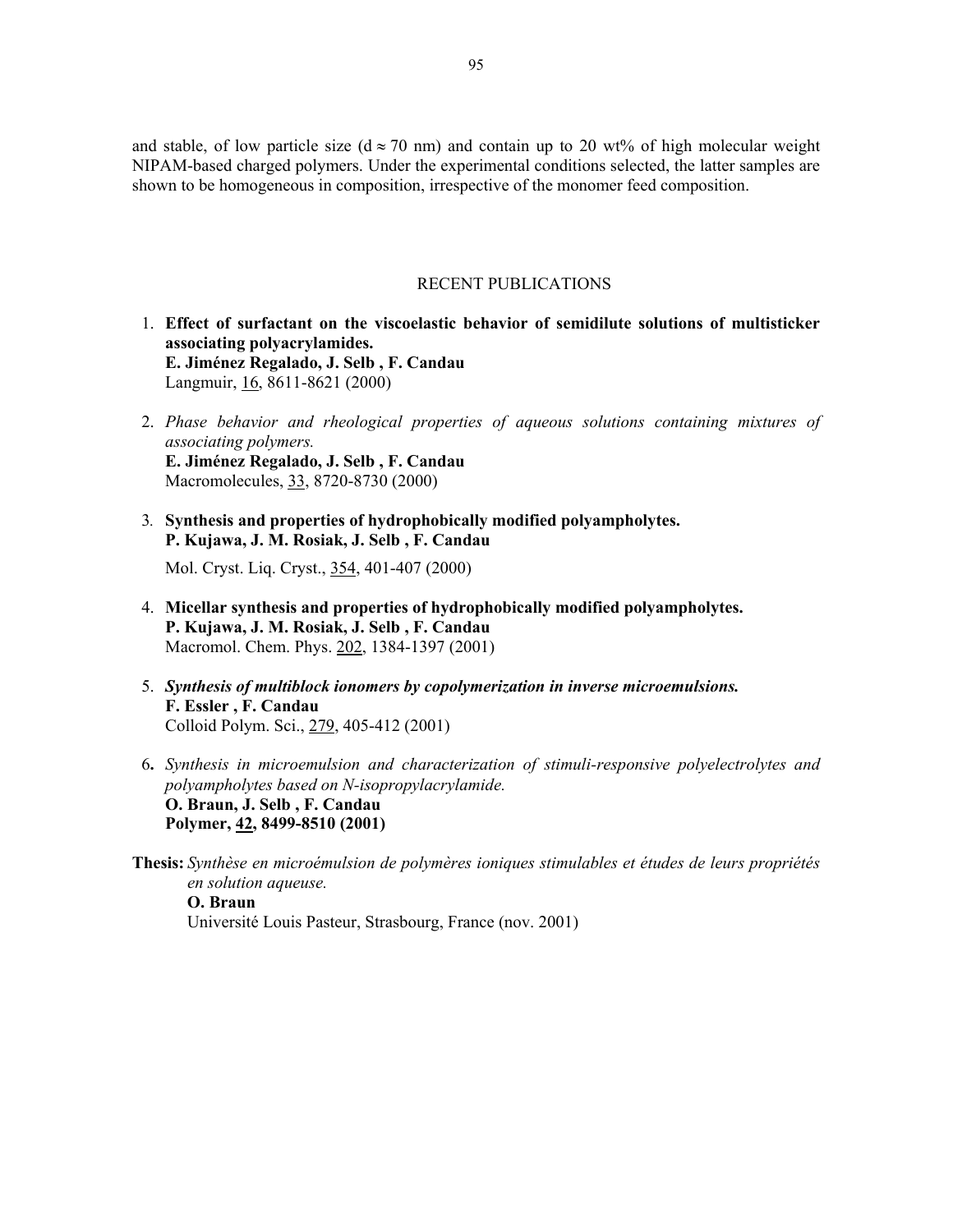and stable, of low particle size (d ≈ 70 nm) and contain up to 20 wt% of high molecular weight NIPAM-based charged polymers. Under the experimental conditions selected, the latter samples are shown to be homogeneous in composition, irrespective of the monomer feed composition.

## RECENT PUBLICATIONS

1. **Effect of surfactant on the viscoelastic behavior of semidilute solutions of multisticker associating polyacrylamides.**
   **E. Jiménez Regalado, J. Selb , F. Candau**
   Langmuir, 16, 8611-8621 (2000)

2. *Phase behavior and rheological properties of aqueous solutions containing mixtures of associating polymers.*
   **E. Jiménez Regalado, J. Selb , F. Candau**
   Macromolecules, 33, 8720-8730 (2000)

3. **Synthesis and properties of hydrophobically modified polyampholytes.**
   **P. Kujawa, J. M. Rosiak, J. Selb , F. Candau**
   Mol. Cryst. Liq. Cryst., 354, 401-407 (2000)

4. **Micellar synthesis and properties of hydrophobically modified polyampholytes.**
   **P. Kujawa, J. M. Rosiak, J. Selb , F. Candau**
   Macromol. Chem. Phys. 202, 1384-1397 (2001)

5. ***Synthesis of multiblock ionomers by copolymerization in inverse microemulsions.***
   **F. Essler , F. Candau**
   Colloid Polym. Sci., 279, 405-412 (2001)

6. *Synthesis in microemulsion and characterization of stimuli-responsive polyelectrolytes and polyampholytes based on N-isopropylacrylamide.*
   **O. Braun, J. Selb , F. Candau**
   **Polymer, 42, 8499-8510 (2001)**

**Thesis:** *Synthèse en microémulsion de polymères ioniques stimulables et études de leurs propriétés en solution aqueuse.*
**O. Braun**
Université Louis Pasteur, Strasbourg, France (nov. 2001)